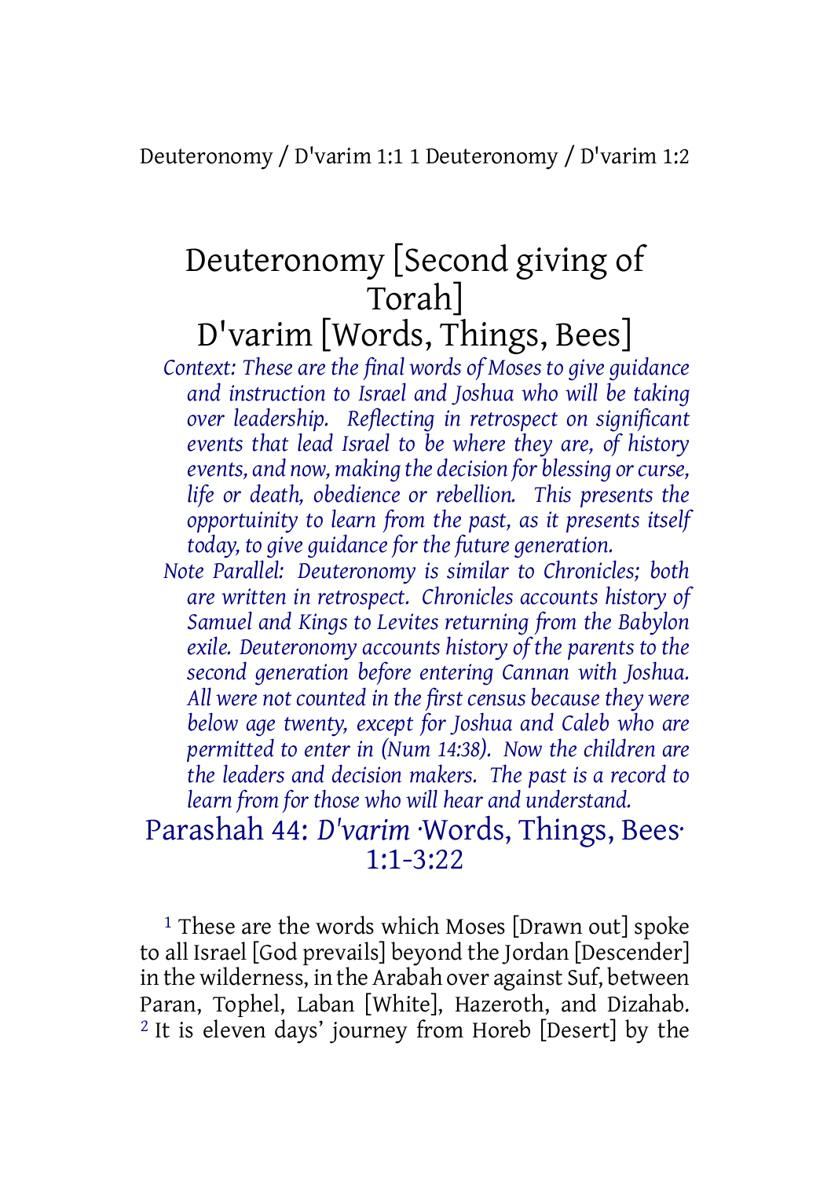# Deuteronomy [Second giving of Torah]
# D'varim [Words, Things, Bees]

*Context: These are the final words of Moses to give guidance and instruction to Israel and Joshua who will be taking over leadership. Reflecting in retrospect on significant events that lead Israel to be where they are, of history events, and now, making the decision for blessing or curse, life or death, obedience or rebellion. This presents the opportuinity to learn from the past, as it presents itself today, to give guidance for the future generation.*

*Note Parallel: Deuteronomy is similar to Chronicles; both are written in retrospect. Chronicles accounts history of Samuel and Kings to Levites returning from the Babylon exile. Deuteronomy accounts history of the parents to the second generation before entering Cannan with Joshua. All were not counted in the first census because they were below age twenty, except for Joshua and Caleb who are permitted to enter in (Num 14:38). Now the children are the leaders and decision makers. The past is a record to learn from for those who will hear and understand.*

## Parashah 44: *D'varim* ·Words, Things, Bees· 1:1-3:22

[1] These are the words which Moses [Drawn out] spoke to all Israel [God prevails] beyond the Jordan [Descender] in the wilderness, in the Arabah over against Suf, between Paran, Tophel, Laban [White], Hazeroth, and Dizahab. [2] It is eleven days' journey from Horeb [Desert] by the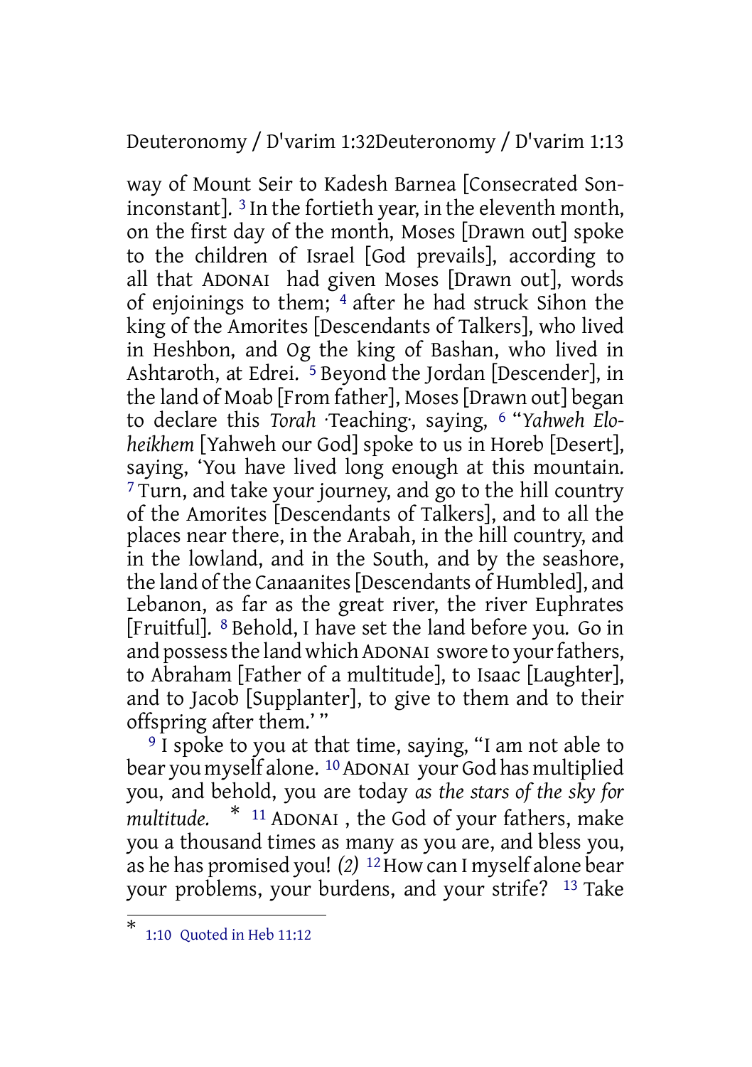way of Mount Seir to Kadesh Barnea [Consecrated Son-inconstant]. [3] In the fortieth year, in the eleventh month, on the first day of the month, Moses [Drawn out] spoke to the children of Israel [God prevails], according to all that ADONAI had given Moses [Drawn out], words of enjoinings to them; [4] after he had struck Sihon the king of the Amorites [Descendants of Talkers], who lived in Heshbon, and Og the king of Bashan, who lived in Ashtaroth, at Edrei. [5] Beyond the Jordan [Descender], in the land of Moab [From father], Moses [Drawn out] began to declare this *Torah* ·Teaching·, saying, [6] "*Yahweh Eloheikhem* [Yahweh our God] spoke to us in Horeb [Desert], saying, 'You have lived long enough at this mountain. [7] Turn, and take your journey, and go to the hill country of the Amorites [Descendants of Talkers], and to all the places near there, in the Arabah, in the hill country, and in the lowland, and in the South, and by the seashore, the land of the Canaanites [Descendants of Humbled], and Lebanon, as far as the great river, the river Euphrates [Fruitful]. [8] Behold, I have set the land before you. Go in and possess the land which ADONAI swore to your fathers, to Abraham [Father of a multitude], to Isaac [Laughter], and to Jacob [Supplanter], to give to them and to their offspring after them.' "

[9] I spoke to you at that time, saying, "I am not able to bear you myself alone. [10] ADONAI your God has multiplied you, and behold, you are today *as the stars of the sky for multitude.* * [11] ADONAI , the God of your fathers, make you a thousand times as many as you are, and bless you, as he has promised you! *(2)* [12] How can I myself alone bear your problems, your burdens, and your strife? [13] Take

---

* 1:10 Quoted in Heb 11:12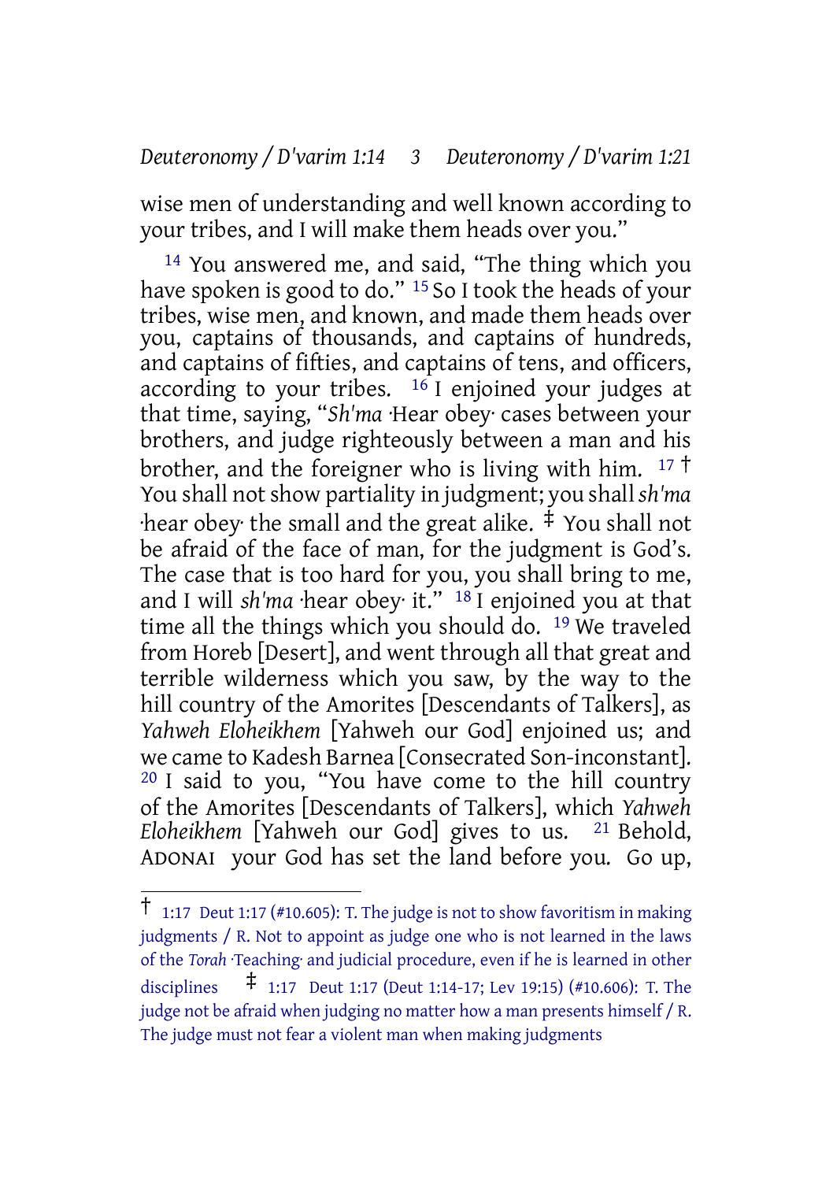wise men of understanding and well known according to your tribes, and I will make them heads over you."

[14] You answered me, and said, "The thing which you have spoken is good to do." [15] So I took the heads of your tribes, wise men, and known, and made them heads over you, captains of thousands, and captains of hundreds, and captains of fifties, and captains of tens, and officers, according to your tribes. [16] I enjoined your judges at that time, saying, "*Sh'ma* ·Hear obey· cases between your brothers, and judge righteously between a man and his brother, and the foreigner who is living with him. [17] † You shall not show partiality in judgment; you shall *sh'ma* ·hear obey· the small and the great alike. ‡ You shall not be afraid of the face of man, for the judgment is God's. The case that is too hard for you, you shall bring to me, and I will *sh'ma* ·hear obey· it." [18] I enjoined you at that time all the things which you should do. [19] We traveled from Horeb [Desert], and went through all that great and terrible wilderness which you saw, by the way to the hill country of the Amorites [Descendants of Talkers], as *Yahweh Eloheikhem* [Yahweh our God] enjoined us; and we came to Kadesh Barnea [Consecrated Son-inconstant]. [20] I said to you, "You have come to the hill country of the Amorites [Descendants of Talkers], which *Yahweh Eloheikhem* [Yahweh our God] gives to us. [21] Behold, ADONAI your God has set the land before you. Go up,

---

† 1:17 Deut 1:17 (#10.605): T. The judge is not to show favoritism in making judgments / R. Not to appoint as judge one who is not learned in the laws of the *Torah* ·Teaching· and judicial procedure, even if he is learned in other disciplines ‡ 1:17 Deut 1:17 (Deut 1:14-17; Lev 19:15) (#10.606): T. The judge not be afraid when judging no matter how a man presents himself / R. The judge must not fear a violent man when making judgments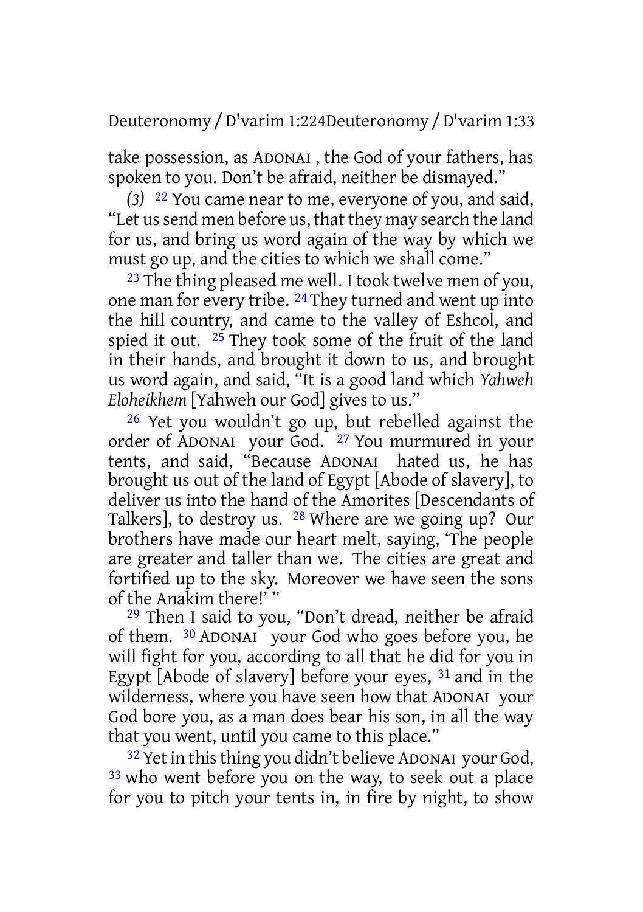take possession, as ADONAI , the God of your fathers, has spoken to you. Don't be afraid, neither be dismayed."

*(3)* 22 You came near to me, everyone of you, and said, "Let us send men before us, that they may search the land for us, and bring us word again of the way by which we must go up, and the cities to which we shall come."

23 The thing pleased me well. I took twelve men of you, one man for every tribe. 24 They turned and went up into the hill country, and came to the valley of Eshcol, and spied it out. 25 They took some of the fruit of the land in their hands, and brought it down to us, and brought us word again, and said, "It is a good land which *Yahweh Eloheikhem* [Yahweh our God] gives to us."

26 Yet you wouldn't go up, but rebelled against the order of ADONAI your God. 27 You murmured in your tents, and said, "Because ADONAI hated us, he has brought us out of the land of Egypt [Abode of slavery], to deliver us into the hand of the Amorites [Descendants of Talkers], to destroy us. 28 Where are we going up? Our brothers have made our heart melt, saying, 'The people are greater and taller than we. The cities are great and fortified up to the sky. Moreover we have seen the sons of the Anakim there!' "

29 Then I said to you, "Don't dread, neither be afraid of them. 30 ADONAI your God who goes before you, he will fight for you, according to all that he did for you in Egypt [Abode of slavery] before your eyes, 31 and in the wilderness, where you have seen how that ADONAI your God bore you, as a man does bear his son, in all the way that you went, until you came to this place."

32 Yet in this thing you didn't believe ADONAI your God, 33 who went before you on the way, to seek out a place for you to pitch your tents in, in fire by night, to show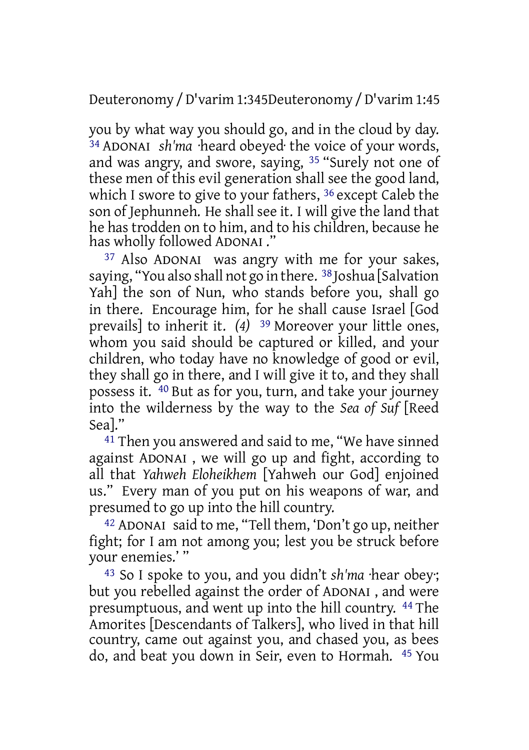you by what way you should go, and in the cloud by day. 34 ADONAI *sh'ma* ·heard obeyed· the voice of your words, and was angry, and swore, saying, 35 "Surely not one of these men of this evil generation shall see the good land, which I swore to give to your fathers, 36 except Caleb the son of Jephunneh. He shall see it. I will give the land that he has trodden on to him, and to his children, because he has wholly followed ADONAI ."

37 Also ADONAI was angry with me for your sakes, saying, "You also shall not go in there. 38 Joshua [Salvation Yah] the son of Nun, who stands before you, shall go in there. Encourage him, for he shall cause Israel [God prevails] to inherit it. *(4)* 39 Moreover your little ones, whom you said should be captured or killed, and your children, who today have no knowledge of good or evil, they shall go in there, and I will give it to, and they shall possess it. 40 But as for you, turn, and take your journey into the wilderness by the way to the *Sea of Suf* [Reed Sea]."

41 Then you answered and said to me, "We have sinned against ADONAI , we will go up and fight, according to all that *Yahweh Eloheikhem* [Yahweh our God] enjoined us." Every man of you put on his weapons of war, and presumed to go up into the hill country.

42 ADONAI said to me, "Tell them, 'Don't go up, neither fight; for I am not among you; lest you be struck before your enemies.' "

43 So I spoke to you, and you didn't *sh'ma* ·hear obey·; but you rebelled against the order of ADONAI , and were presumptuous, and went up into the hill country. 44 The Amorites [Descendants of Talkers], who lived in that hill country, came out against you, and chased you, as bees do, and beat you down in Seir, even to Hormah. 45 You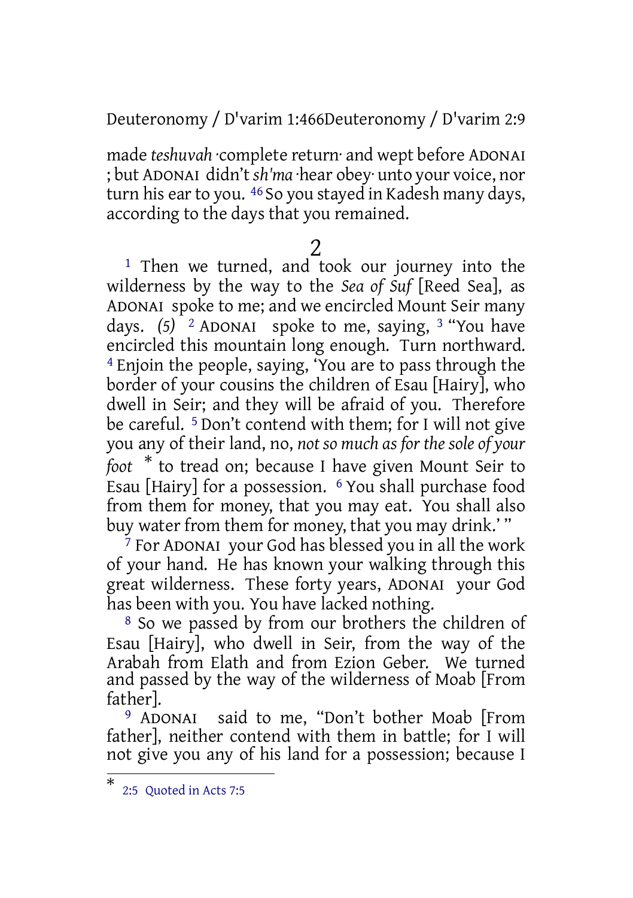made *teshuvah* ·complete return· and wept before ADONAI ; but ADONAI didn't *sh'ma* ·hear obey· unto your voice, nor turn his ear to you. [46] So you stayed in Kadesh many days, according to the days that you remained.

## 2

[1] Then we turned, and took our journey into the wilderness by the way to the *Sea of Suf* [Reed Sea], as ADONAI spoke to me; and we encircled Mount Seir many days. *(5)* [2] ADONAI spoke to me, saying, [3] "You have encircled this mountain long enough. Turn northward. [4] Enjoin the people, saying, 'You are to pass through the border of your cousins the children of Esau [Hairy], who dwell in Seir; and they will be afraid of you. Therefore be careful. [5] Don't contend with them; for I will not give you any of their land, no, *not so much as for the sole of your foot* * to tread on; because I have given Mount Seir to Esau [Hairy] for a possession. [6] You shall purchase food from them for money, that you may eat. You shall also buy water from them for money, that you may drink.' "

[7] For ADONAI your God has blessed you in all the work of your hand. He has known your walking through this great wilderness. These forty years, ADONAI your God has been with you. You have lacked nothing.

[8] So we passed by from our brothers the children of Esau [Hairy], who dwell in Seir, from the way of the Arabah from Elath and from Ezion Geber. We turned and passed by the way of the wilderness of Moab [From father].

[9] ADONAI said to me, "Don't bother Moab [From father], neither contend with them in battle; for I will not give you any of his land for a possession; because I

---

* 2:5 Quoted in Acts 7:5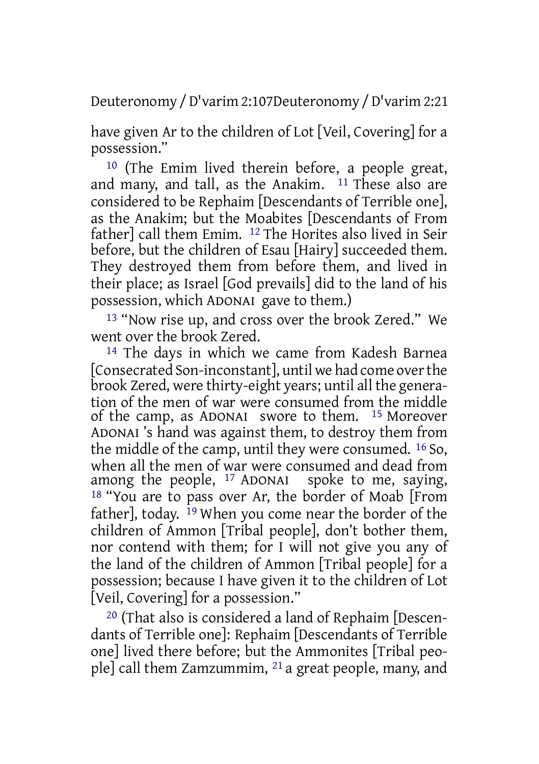have given Ar to the children of Lot [Veil, Covering] for a possession."

10 (The Emim lived therein before, a people great, and many, and tall, as the Anakim. 11 These also are considered to be Rephaim [Descendants of Terrible one], as the Anakim; but the Moabites [Descendants of From father] call them Emim. 12 The Horites also lived in Seir before, but the children of Esau [Hairy] succeeded them. They destroyed them from before them, and lived in their place; as Israel [God prevails] did to the land of his possession, which ADONAI gave to them.)

13 "Now rise up, and cross over the brook Zered." We went over the brook Zered.

14 The days in which we came from Kadesh Barnea [Consecrated Son-inconstant], until we had come over the brook Zered, were thirty-eight years; until all the generation of the men of war were consumed from the middle of the camp, as ADONAI swore to them. 15 Moreover ADONAI 's hand was against them, to destroy them from the middle of the camp, until they were consumed. 16 So, when all the men of war were consumed and dead from among the people, 17 ADONAI spoke to me, saying, 18 "You are to pass over Ar, the border of Moab [From father], today. 19 When you come near the border of the children of Ammon [Tribal people], don't bother them, nor contend with them; for I will not give you any of the land of the children of Ammon [Tribal people] for a possession; because I have given it to the children of Lot [Veil, Covering] for a possession."

20 (That also is considered a land of Rephaim [Descendants of Terrible one]: Rephaim [Descendants of Terrible one] lived there before; but the Ammonites [Tribal people] call them Zamzummim, 21 a great people, many, and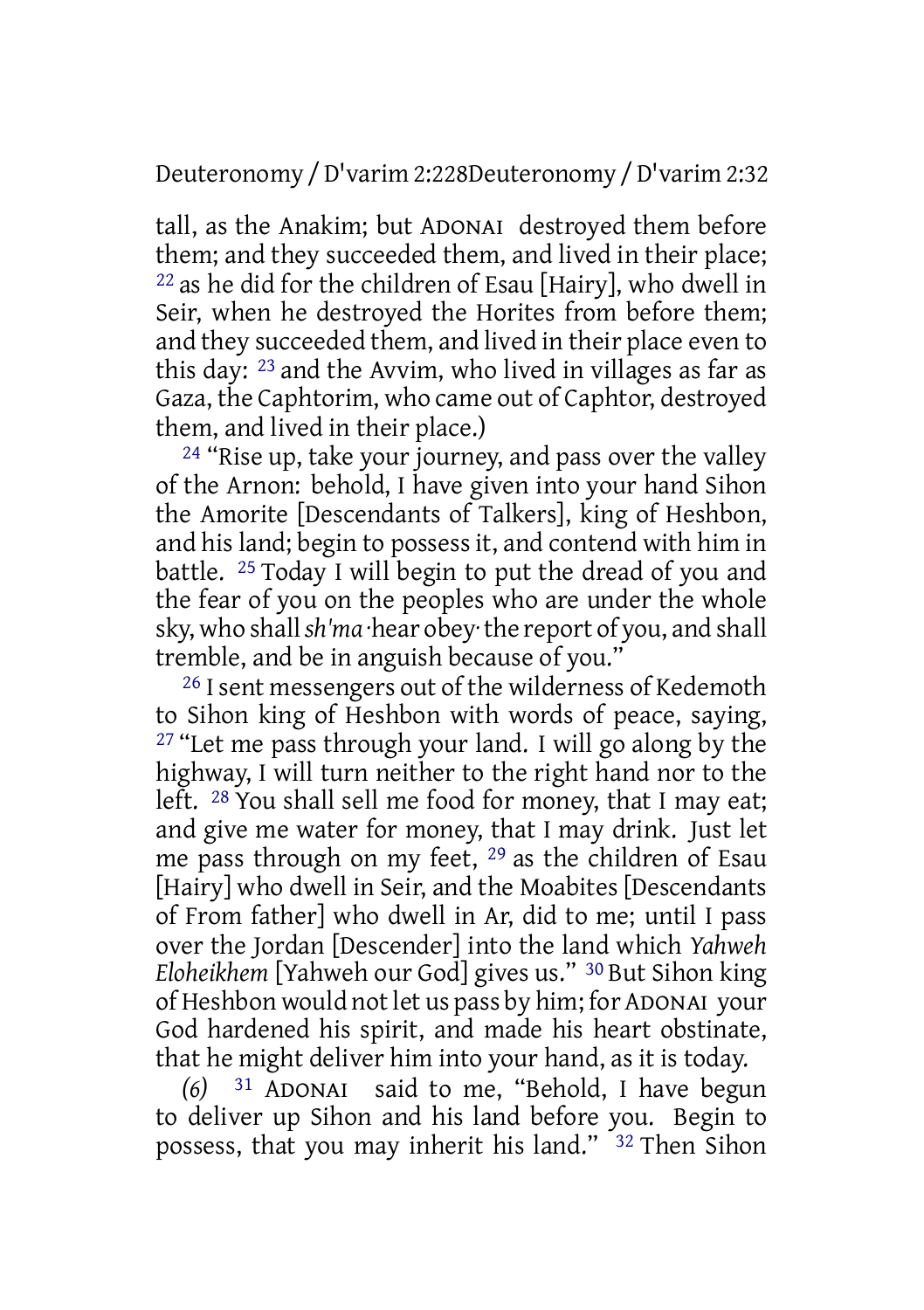tall, as the Anakim; but ADONAI destroyed them before them; and they succeeded them, and lived in their place; [22] as he did for the children of Esau [Hairy], who dwell in Seir, when he destroyed the Horites from before them; and they succeeded them, and lived in their place even to this day: [23] and the Avvim, who lived in villages as far as Gaza, the Caphtorim, who came out of Caphtor, destroyed them, and lived in their place.)

[24] "Rise up, take your journey, and pass over the valley of the Arnon: behold, I have given into your hand Sihon the Amorite [Descendants of Talkers], king of Heshbon, and his land; begin to possess it, and contend with him in battle. [25] Today I will begin to put the dread of you and the fear of you on the peoples who are under the whole sky, who shall *sh'ma* ·hear obey· the report of you, and shall tremble, and be in anguish because of you."

[26] I sent messengers out of the wilderness of Kedemoth to Sihon king of Heshbon with words of peace, saying, [27] "Let me pass through your land. I will go along by the highway, I will turn neither to the right hand nor to the left. [28] You shall sell me food for money, that I may eat; and give me water for money, that I may drink. Just let me pass through on my feet, [29] as the children of Esau [Hairy] who dwell in Seir, and the Moabites [Descendants of From father] who dwell in Ar, did to me; until I pass over the Jordan [Descender] into the land which *Yahweh Eloheikhem* [Yahweh our God] gives us." [30] But Sihon king of Heshbon would not let us pass by him; for ADONAI your God hardened his spirit, and made his heart obstinate, that he might deliver him into your hand, as it is today.

*(6)* [31] ADONAI said to me, "Behold, I have begun to deliver up Sihon and his land before you. Begin to possess, that you may inherit his land." [32] Then Sihon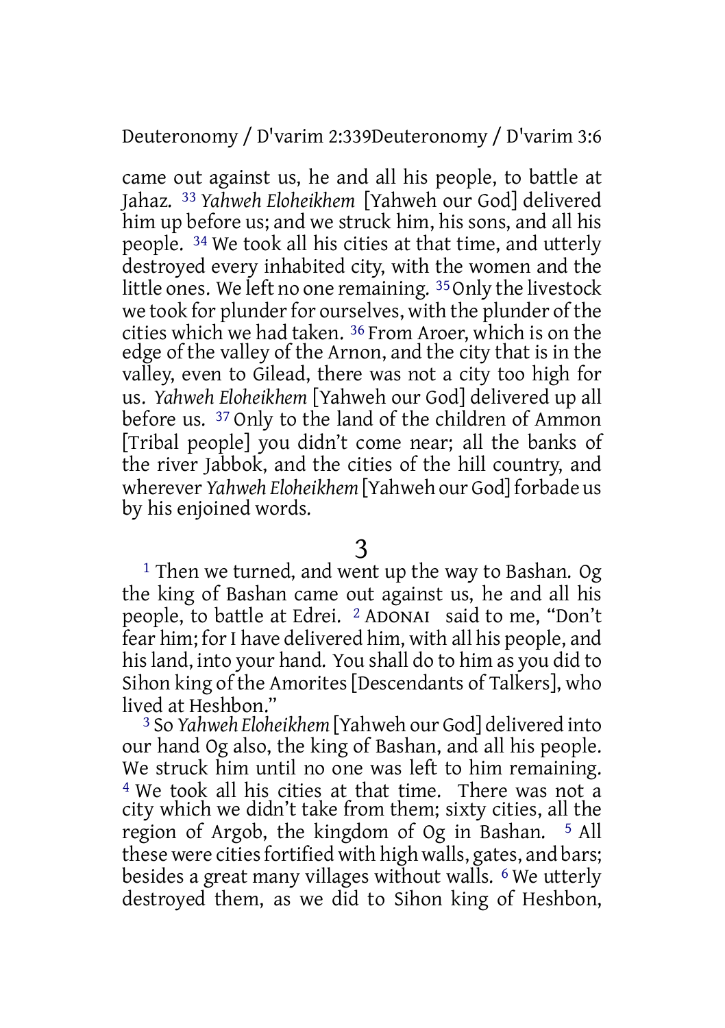came out against us, he and all his people, to battle at Jahaz. [33] *Yahweh Eloheikhem* [Yahweh our God] delivered him up before us; and we struck him, his sons, and all his people. [34] We took all his cities at that time, and utterly destroyed every inhabited city, with the women and the little ones. We left no one remaining. [35] Only the livestock we took for plunder for ourselves, with the plunder of the cities which we had taken. [36] From Aroer, which is on the edge of the valley of the Arnon, and the city that is in the valley, even to Gilead, there was not a city too high for us. *Yahweh Eloheikhem* [Yahweh our God] delivered up all before us. [37] Only to the land of the children of Ammon [Tribal people] you didn't come near; all the banks of the river Jabbok, and the cities of the hill country, and wherever *Yahweh Eloheikhem* [Yahweh our God] forbade us by his enjoined words.

# 3

[1] Then we turned, and went up the way to Bashan. Og the king of Bashan came out against us, he and all his people, to battle at Edrei. [2] ADONAI said to me, "Don't fear him; for I have delivered him, with all his people, and his land, into your hand. You shall do to him as you did to Sihon king of the Amorites [Descendants of Talkers], who lived at Heshbon."

[3] So *Yahweh Eloheikhem* [Yahweh our God] delivered into our hand Og also, the king of Bashan, and all his people. We struck him until no one was left to him remaining. [4] We took all his cities at that time. There was not a city which we didn't take from them; sixty cities, all the region of Argob, the kingdom of Og in Bashan. [5] All these were cities fortified with high walls, gates, and bars; besides a great many villages without walls. [6] We utterly destroyed them, as we did to Sihon king of Heshbon,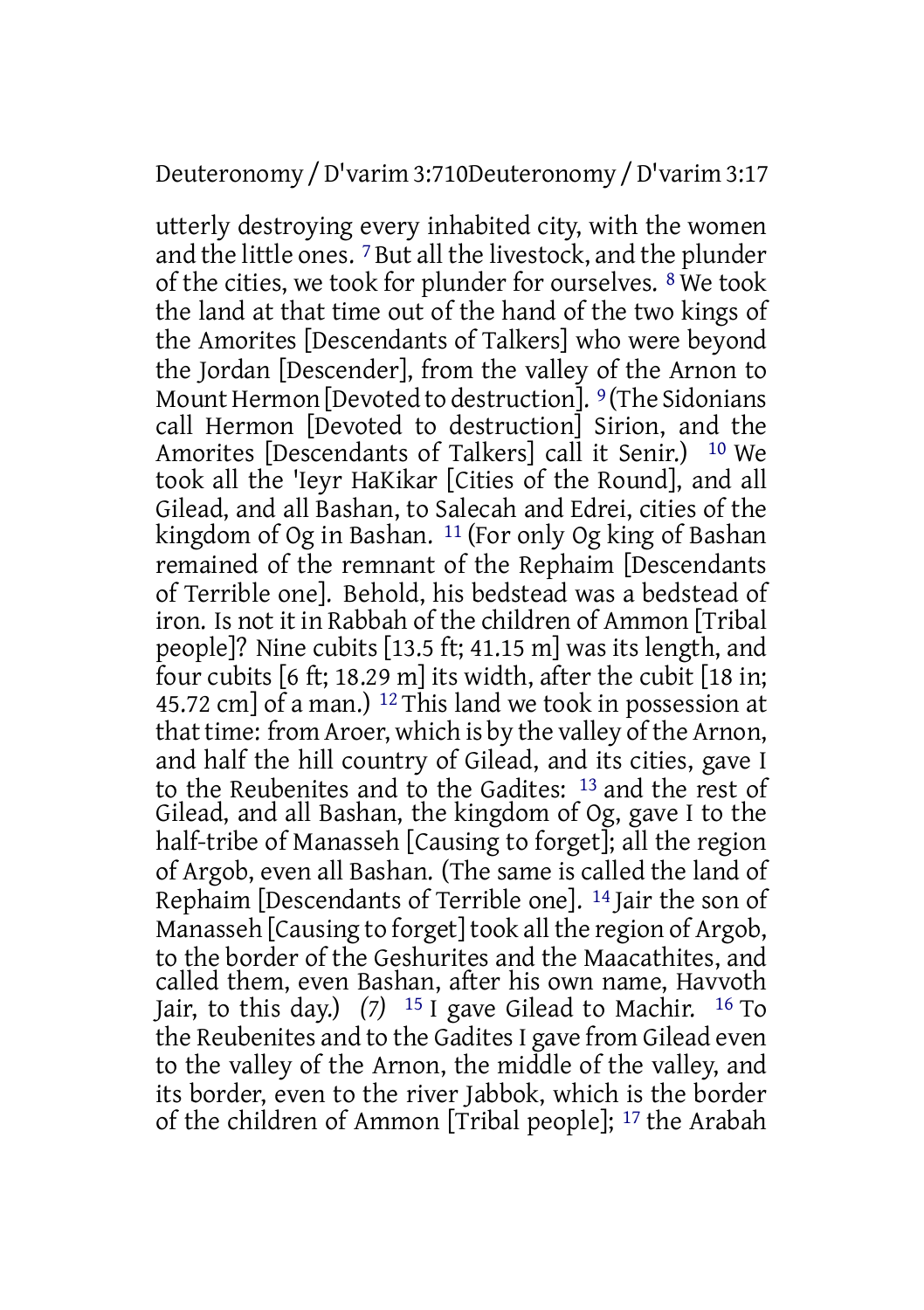utterly destroying every inhabited city, with the women and the little ones. [7] But all the livestock, and the plunder of the cities, we took for plunder for ourselves. [8] We took the land at that time out of the hand of the two kings of the Amorites [Descendants of Talkers] who were beyond the Jordan [Descender], from the valley of the Arnon to Mount Hermon [Devoted to destruction]. [9] (The Sidonians call Hermon [Devoted to destruction] Sirion, and the Amorites [Descendants of Talkers] call it Senir.) [10] We took all the 'Ieyr HaKikar [Cities of the Round], and all Gilead, and all Bashan, to Salecah and Edrei, cities of the kingdom of Og in Bashan. [11] (For only Og king of Bashan remained of the remnant of the Rephaim [Descendants of Terrible one]. Behold, his bedstead was a bedstead of iron. Is not it in Rabbah of the children of Ammon [Tribal people]? Nine cubits [13.5 ft; 41.15 m] was its length, and four cubits [6 ft; 18.29 m] its width, after the cubit [18 in; 45.72 cm] of a man.) [12] This land we took in possession at that time: from Aroer, which is by the valley of the Arnon, and half the hill country of Gilead, and its cities, gave I to the Reubenites and to the Gadites: [13] and the rest of Gilead, and all Bashan, the kingdom of Og, gave I to the half-tribe of Manasseh [Causing to forget]; all the region of Argob, even all Bashan. (The same is called the land of Rephaim [Descendants of Terrible one]. [14] Jair the son of Manasseh [Causing to forget] took all the region of Argob, to the border of the Geshurites and the Maacathites, and called them, even Bashan, after his own name, Havvoth Jair, to this day.) *(7)* [15] I gave Gilead to Machir. [16] To the Reubenites and to the Gadites I gave from Gilead even to the valley of the Arnon, the middle of the valley, and its border, even to the river Jabbok, which is the border of the children of Ammon [Tribal people]; [17] the Arabah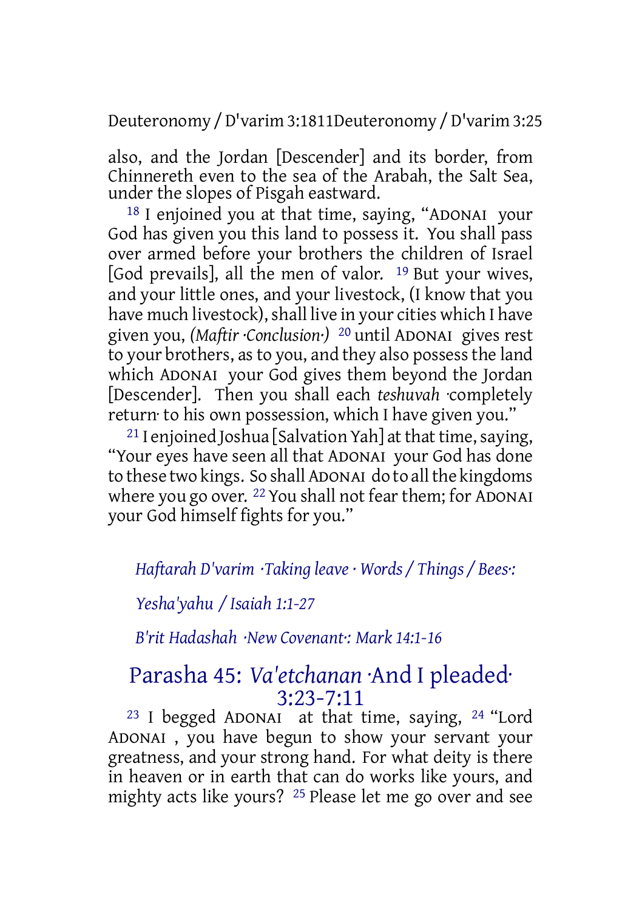also, and the Jordan [Descender] and its border, from Chinnereth even to the sea of the Arabah, the Salt Sea, under the slopes of Pisgah eastward.

18 I enjoined you at that time, saying, "ADONAI your God has given you this land to possess it. You shall pass over armed before your brothers the children of Israel [God prevails], all the men of valor. 19 But your wives, and your little ones, and your livestock, (I know that you have much livestock), shall live in your cities which I have given you, *(Maftir ·Conclusion·)* 20 until ADONAI gives rest to your brothers, as to you, and they also possess the land which ADONAI your God gives them beyond the Jordan [Descender]. Then you shall each *teshuvah* ·completely return· to his own possession, which I have given you."

21 I enjoined Joshua [Salvation Yah] at that time, saying, "Your eyes have seen all that ADONAI your God has done to these two kings. So shall ADONAI do to all the kingdoms where you go over. 22 You shall not fear them; for ADONAI your God himself fights for you."

*Haftarah D'varim ·Taking leave · Words / Things / Bees·:*

*Yesha'yahu / Isaiah 1:1-27*

*B'rit Hadashah ·New Covenant·: Mark 14:1-16*

## Parasha 45: *Va'etchanan* ·And I pleaded· 3:23-7:11

23 I begged ADONAI at that time, saying, 24 "Lord ADONAI , you have begun to show your servant your greatness, and your strong hand. For what deity is there in heaven or in earth that can do works like yours, and mighty acts like yours? 25 Please let me go over and see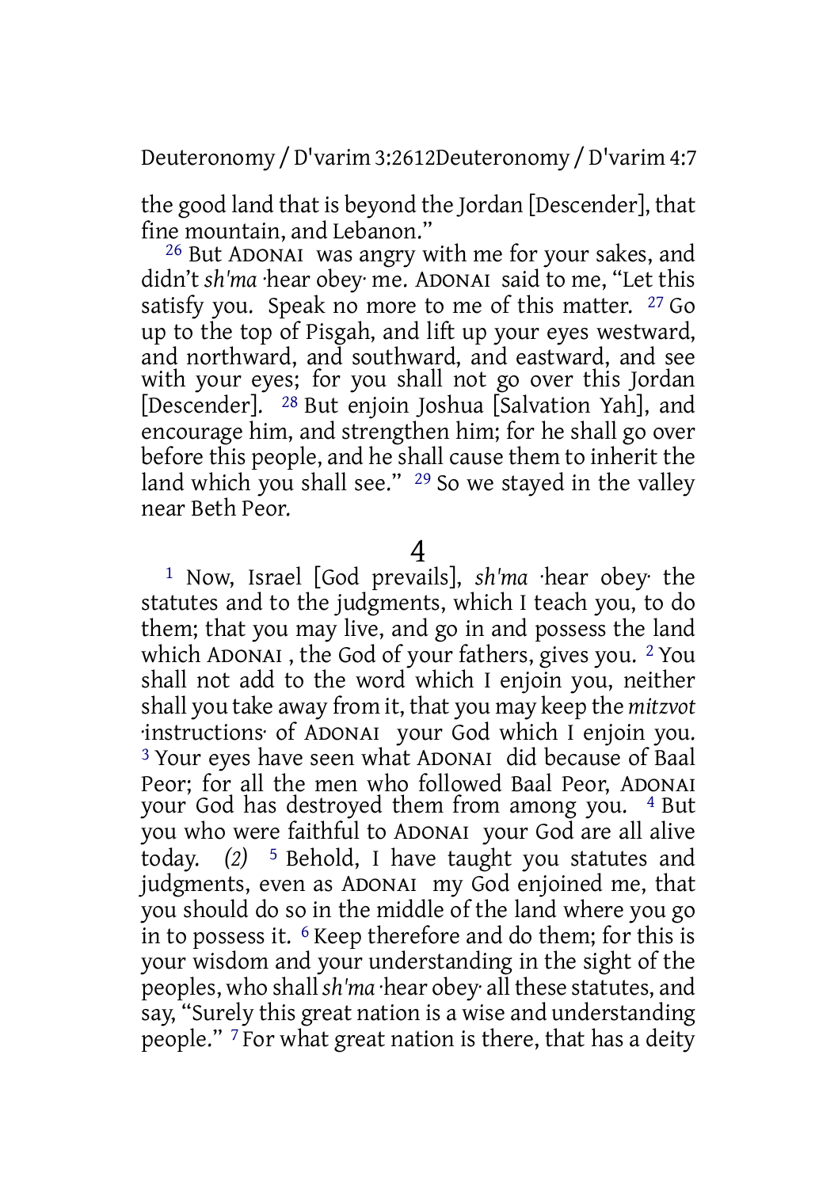the good land that is beyond the Jordan [Descender], that fine mountain, and Lebanon."

[26] But ADONAI was angry with me for your sakes, and didn't *sh'ma* ·hear obey· me. ADONAI said to me, "Let this satisfy you. Speak no more to me of this matter. [27] Go up to the top of Pisgah, and lift up your eyes westward, and northward, and southward, and eastward, and see with your eyes; for you shall not go over this Jordan [Descender]. [28] But enjoin Joshua [Salvation Yah], and encourage him, and strengthen him; for he shall go over before this people, and he shall cause them to inherit the land which you shall see." [29] So we stayed in the valley near Beth Peor.

## 4

[1] Now, Israel [God prevails], *sh'ma* ·hear obey· the statutes and to the judgments, which I teach you, to do them; that you may live, and go in and possess the land which ADONAI , the God of your fathers, gives you. [2] You shall not add to the word which I enjoin you, neither shall you take away from it, that you may keep the *mitzvot* ·instructions· of ADONAI your God which I enjoin you. [3] Your eyes have seen what ADONAI did because of Baal Peor; for all the men who followed Baal Peor, ADONAI your God has destroyed them from among you. [4] But you who were faithful to ADONAI your God are all alive today. *(2)* [5] Behold, I have taught you statutes and judgments, even as ADONAI my God enjoined me, that you should do so in the middle of the land where you go in to possess it. [6] Keep therefore and do them; for this is your wisdom and your understanding in the sight of the peoples, who shall *sh'ma* ·hear obey· all these statutes, and say, "Surely this great nation is a wise and understanding people." [7] For what great nation is there, that has a deity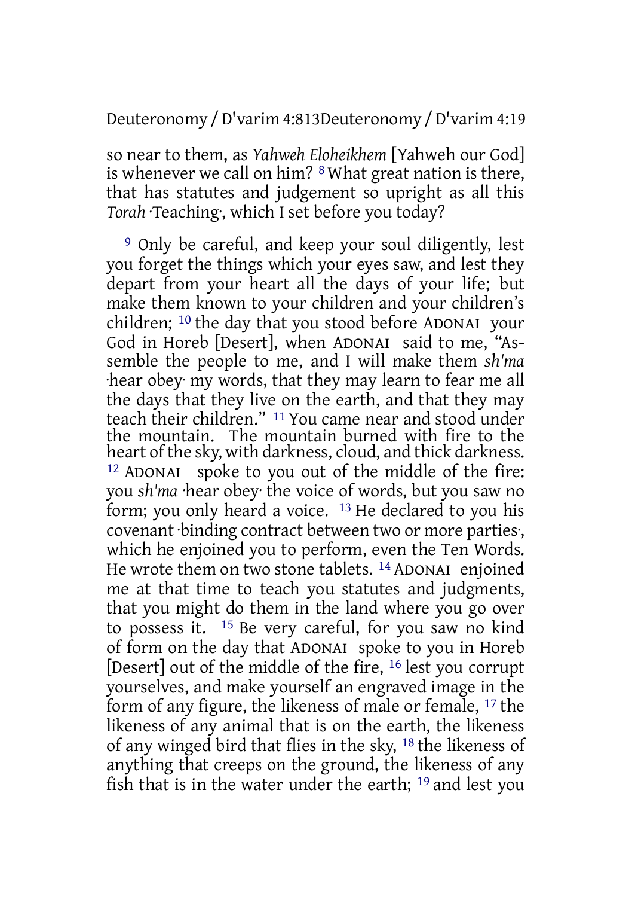so near to them, as *Yahweh Eloheikhem* [Yahweh our God] is whenever we call on him? [8] What great nation is there, that has statutes and judgement so upright as all this *Torah* ·Teaching·, which I set before you today?

[9] Only be careful, and keep your soul diligently, lest you forget the things which your eyes saw, and lest they depart from your heart all the days of your life; but make them known to your children and your children's children; [10] the day that you stood before ADONAI your God in Horeb [Desert], when ADONAI said to me, "Assemble the people to me, and I will make them *sh'ma* ·hear obey· my words, that they may learn to fear me all the days that they live on the earth, and that they may teach their children." [11] You came near and stood under the mountain. The mountain burned with fire to the heart of the sky, with darkness, cloud, and thick darkness. [12] ADONAI spoke to you out of the middle of the fire: you *sh'ma* ·hear obey· the voice of words, but you saw no form; you only heard a voice. [13] He declared to you his covenant ·binding contract between two or more parties·, which he enjoined you to perform, even the Ten Words. He wrote them on two stone tablets. [14] ADONAI enjoined me at that time to teach you statutes and judgments, that you might do them in the land where you go over to possess it. [15] Be very careful, for you saw no kind of form on the day that ADONAI spoke to you in Horeb [Desert] out of the middle of the fire, [16] lest you corrupt yourselves, and make yourself an engraved image in the form of any figure, the likeness of male or female, [17] the likeness of any animal that is on the earth, the likeness of any winged bird that flies in the sky, [18] the likeness of anything that creeps on the ground, the likeness of any fish that is in the water under the earth; [19] and lest you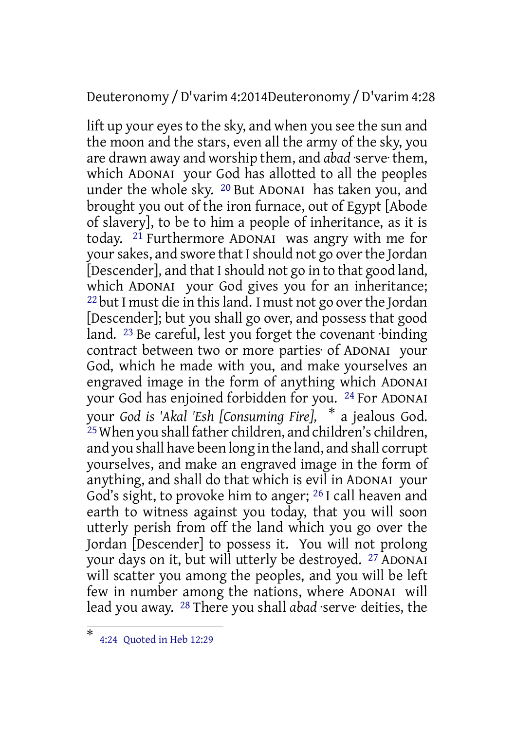lift up your eyes to the sky, and when you see the sun and the moon and the stars, even all the army of the sky, you are drawn away and worship them, and *abad* ·serve· them, which ADONAI your God has allotted to all the peoples under the whole sky. [20] But ADONAI has taken you, and brought you out of the iron furnace, out of Egypt [Abode of slavery], to be to him a people of inheritance, as it is today. [21] Furthermore ADONAI was angry with me for your sakes, and swore that I should not go over the Jordan [Descender], and that I should not go in to that good land, which ADONAI your God gives you for an inheritance; [22] but I must die in this land. I must not go over the Jordan [Descender]; but you shall go over, and possess that good land. [23] Be careful, lest you forget the covenant ·binding contract between two or more parties· of ADONAI your God, which he made with you, and make yourselves an engraved image in the form of anything which ADONAI your God has enjoined forbidden for you. [24] For ADONAI your *God is 'Akal 'Esh [Consuming Fire],* * a jealous God. [25] When you shall father children, and children's children, and you shall have been long in the land, and shall corrupt yourselves, and make an engraved image in the form of anything, and shall do that which is evil in ADONAI your God's sight, to provoke him to anger; [26] I call heaven and earth to witness against you today, that you will soon utterly perish from off the land which you go over the Jordan [Descender] to possess it. You will not prolong your days on it, but will utterly be destroyed. [27] ADONAI will scatter you among the peoples, and you will be left few in number among the nations, where ADONAI will lead you away. [28] There you shall *abad* ·serve· deities, the

---

* 4:24 Quoted in Heb 12:29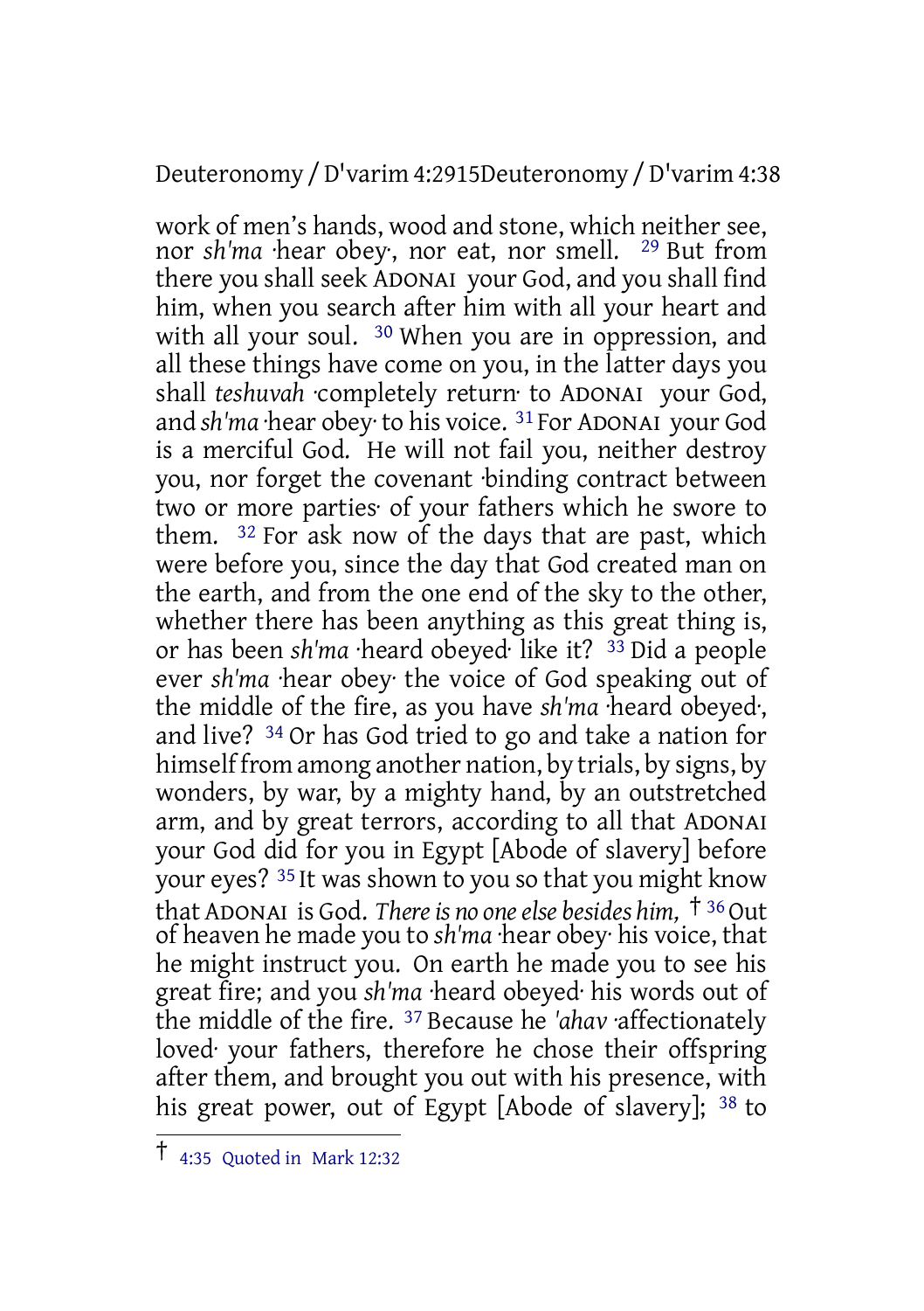work of men's hands, wood and stone, which neither see, nor *sh'ma* ·hear obey·, nor eat, nor smell. 29 But from there you shall seek ADONAI your God, and you shall find him, when you search after him with all your heart and with all your soul. 30 When you are in oppression, and all these things have come on you, in the latter days you shall *teshuvah* ·completely return· to ADONAI your God, and *sh'ma* ·hear obey· to his voice. 31 For ADONAI your God is a merciful God. He will not fail you, neither destroy you, nor forget the covenant ·binding contract between two or more parties· of your fathers which he swore to them. 32 For ask now of the days that are past, which were before you, since the day that God created man on the earth, and from the one end of the sky to the other, whether there has been anything as this great thing is, or has been *sh'ma* ·heard obeyed· like it? 33 Did a people ever *sh'ma* ·hear obey· the voice of God speaking out of the middle of the fire, as you have *sh'ma* ·heard obeyed·, and live? 34 Or has God tried to go and take a nation for himself from among another nation, by trials, by signs, by wonders, by war, by a mighty hand, by an outstretched arm, and by great terrors, according to all that ADONAI your God did for you in Egypt [Abode of slavery] before your eyes? 35 It was shown to you so that you might know that ADONAI is God. *There is no one else besides him,* † 36 Out of heaven he made you to *sh'ma* ·hear obey· his voice, that he might instruct you. On earth he made you to see his great fire; and you *sh'ma* ·heard obeyed· his words out of the middle of the fire. 37 Because he *'ahav* ·affectionately loved· your fathers, therefore he chose their offspring after them, and brought you out with his presence, with his great power, out of Egypt [Abode of slavery]; 38 to

† 4:35 Quoted in Mark 12:32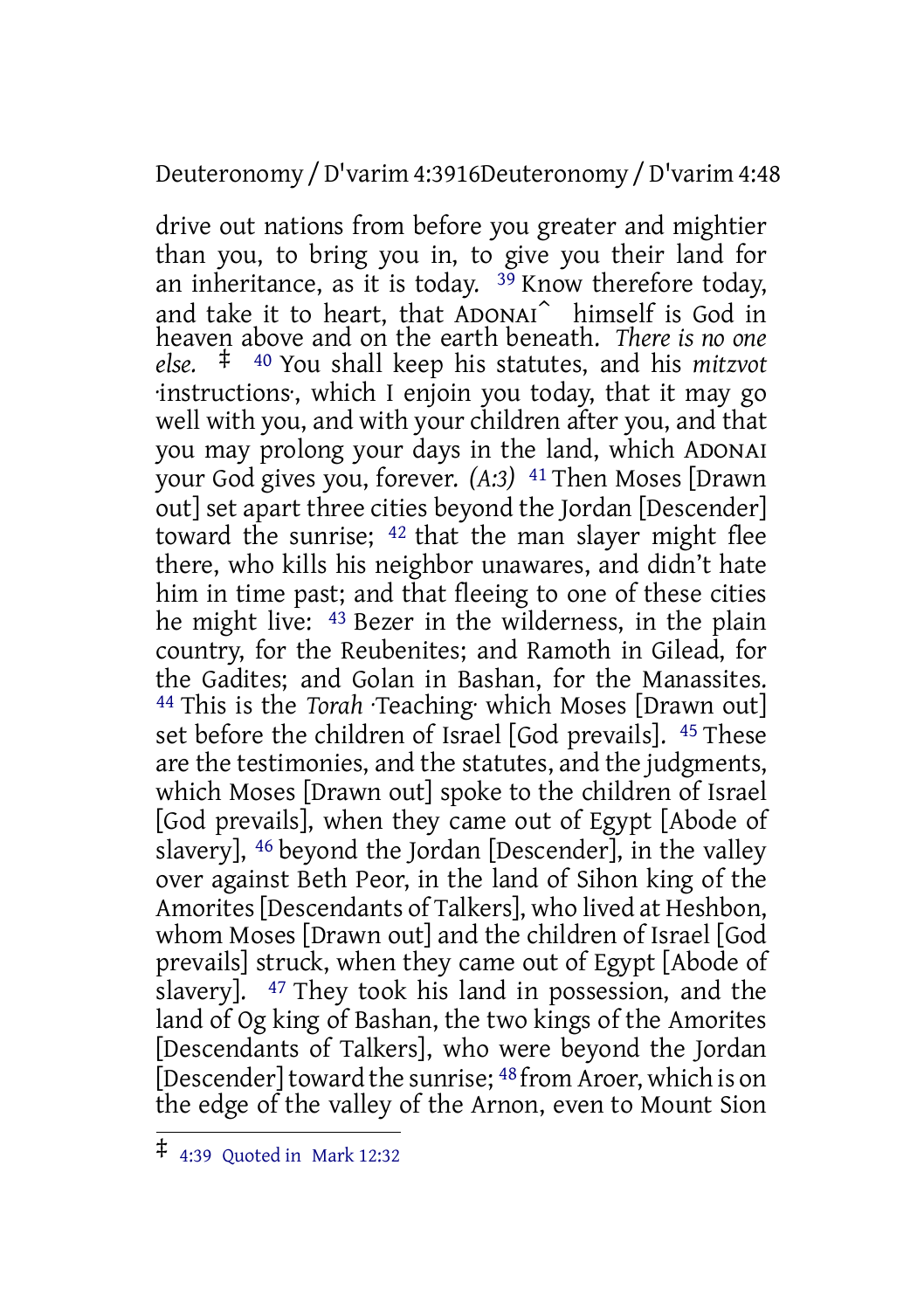drive out nations from before you greater and mightier than you, to bring you in, to give you their land for an inheritance, as it is today. [39] Know therefore today, and take it to heart, that ADONAI^ himself is God in heaven above and on the earth beneath. *There is no one else.* ‡ [40] You shall keep his statutes, and his *mitzvot* ·instructions·, which I enjoin you today, that it may go well with you, and with your children after you, and that you may prolong your days in the land, which ADONAI your God gives you, forever. *(A:3)* [41] Then Moses [Drawn out] set apart three cities beyond the Jordan [Descender] toward the sunrise; [42] that the man slayer might flee there, who kills his neighbor unawares, and didn't hate him in time past; and that fleeing to one of these cities he might live: [43] Bezer in the wilderness, in the plain country, for the Reubenites; and Ramoth in Gilead, for the Gadites; and Golan in Bashan, for the Manassites. [44] This is the *Torah* ·Teaching· which Moses [Drawn out] set before the children of Israel [God prevails]. [45] These are the testimonies, and the statutes, and the judgments, which Moses [Drawn out] spoke to the children of Israel [God prevails], when they came out of Egypt [Abode of slavery], [46] beyond the Jordan [Descender], in the valley over against Beth Peor, in the land of Sihon king of the Amorites [Descendants of Talkers], who lived at Heshbon, whom Moses [Drawn out] and the children of Israel [God prevails] struck, when they came out of Egypt [Abode of slavery]. [47] They took his land in possession, and the land of Og king of Bashan, the two kings of the Amorites [Descendants of Talkers], who were beyond the Jordan [Descender] toward the sunrise; [48] from Aroer, which is on the edge of the valley of the Arnon, even to Mount Sion

---

‡ 4:39 Quoted in Mark 12:32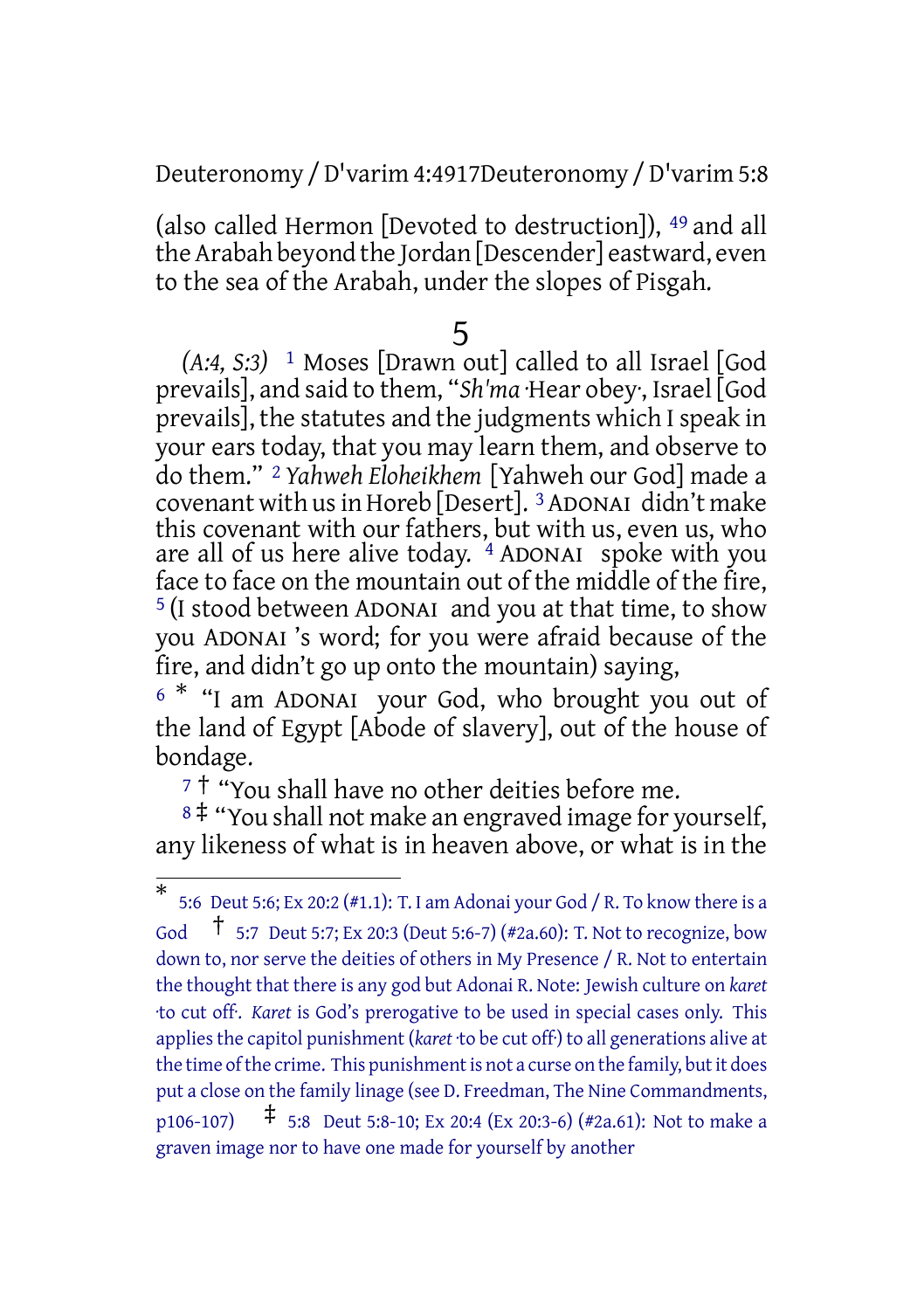(also called Hermon [Devoted to destruction]), [49] and all the Arabah beyond the Jordan [Descender] eastward, even to the sea of the Arabah, under the slopes of Pisgah.

## 5

*(A:4, S:3)* [1] Moses [Drawn out] called to all Israel [God prevails], and said to them, "*Sh'ma* ·Hear obey·, Israel [God prevails], the statutes and the judgments which I speak in your ears today, that you may learn them, and observe to do them." [2] *Yahweh Eloheikhem* [Yahweh our God] made a covenant with us in Horeb [Desert]. [3] ADONAI didn't make this covenant with our fathers, but with us, even us, who are all of us here alive today. [4] ADONAI spoke with you face to face on the mountain out of the middle of the fire, [5] (I stood between ADONAI and you at that time, to show you ADONAI 's word; for you were afraid because of the fire, and didn't go up onto the mountain) saying,

[6] * "I am ADONAI your God, who brought you out of the land of Egypt [Abode of slavery], out of the house of bondage.

[7] † "You shall have no other deities before me.

[8] ‡ "You shall not make an engraved image for yourself, any likeness of what is in heaven above, or what is in the

---

* 5:6 Deut 5:6; Ex 20:2 (#1.1): T. I am Adonai your God / R. To know there is a God † 5:7 Deut 5:7; Ex 20:3 (Deut 5:6-7) (#2a.60): T. Not to recognize, bow down to, nor serve the deities of others in My Presence / R. Not to entertain the thought that there is any god but Adonai R. Note: Jewish culture on *karet* ·to cut off·. *Karet* is God's prerogative to be used in special cases only. This applies the capitol punishment (*karet* ·to be cut off·) to all generations alive at the time of the crime. This punishment is not a curse on the family, but it does put a close on the family linage (see D. Freedman, The Nine Commandments, p106-107) ‡ 5:8 Deut 5:8-10; Ex 20:4 (Ex 20:3-6) (#2a.61): Not to make a graven image nor to have one made for yourself by another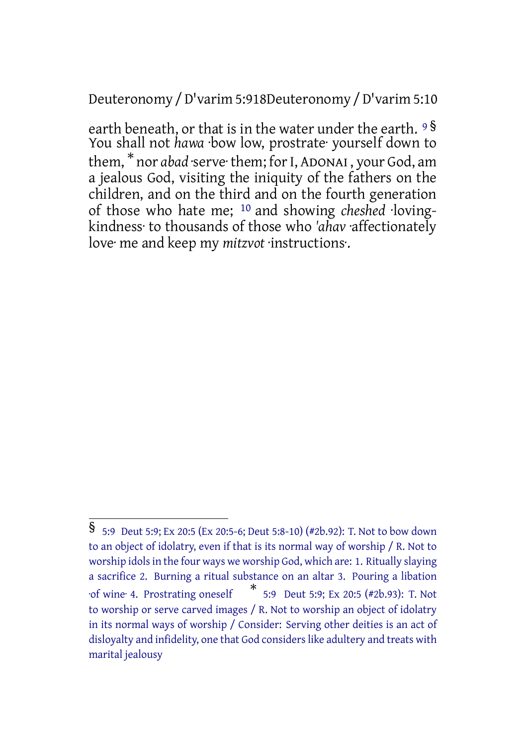earth beneath, or that is in the water under the earth. [9] § You shall not *hawa* ·bow low, prostrate· yourself down to them, * nor *abad* ·serve· them; for I, ADONAI , your God, am a jealous God, visiting the iniquity of the fathers on the children, and on the third and on the fourth generation of those who hate me; [10] and showing *cheshed* ·loving-kindness· to thousands of those who *'ahav* ·affectionately love· me and keep my *mitzvot* ·instructions·.

---

§ 5:9 Deut 5:9; Ex 20:5 (Ex 20:5-6; Deut 5:8-10) (#2b.92): T. Not to bow down to an object of idolatry, even if that is its normal way of worship / R. Not to worship idols in the four ways we worship God, which are: 1. Ritually slaying a sacrifice 2. Burning a ritual substance on an altar 3. Pouring a libation ·of wine· 4. Prostrating oneself

* 5:9 Deut 5:9; Ex 20:5 (#2b.93): T. Not to worship or serve carved images / R. Not to worship an object of idolatry in its normal ways of worship / Consider: Serving other deities is an act of disloyalty and infidelity, one that God considers like adultery and treats with marital jealousy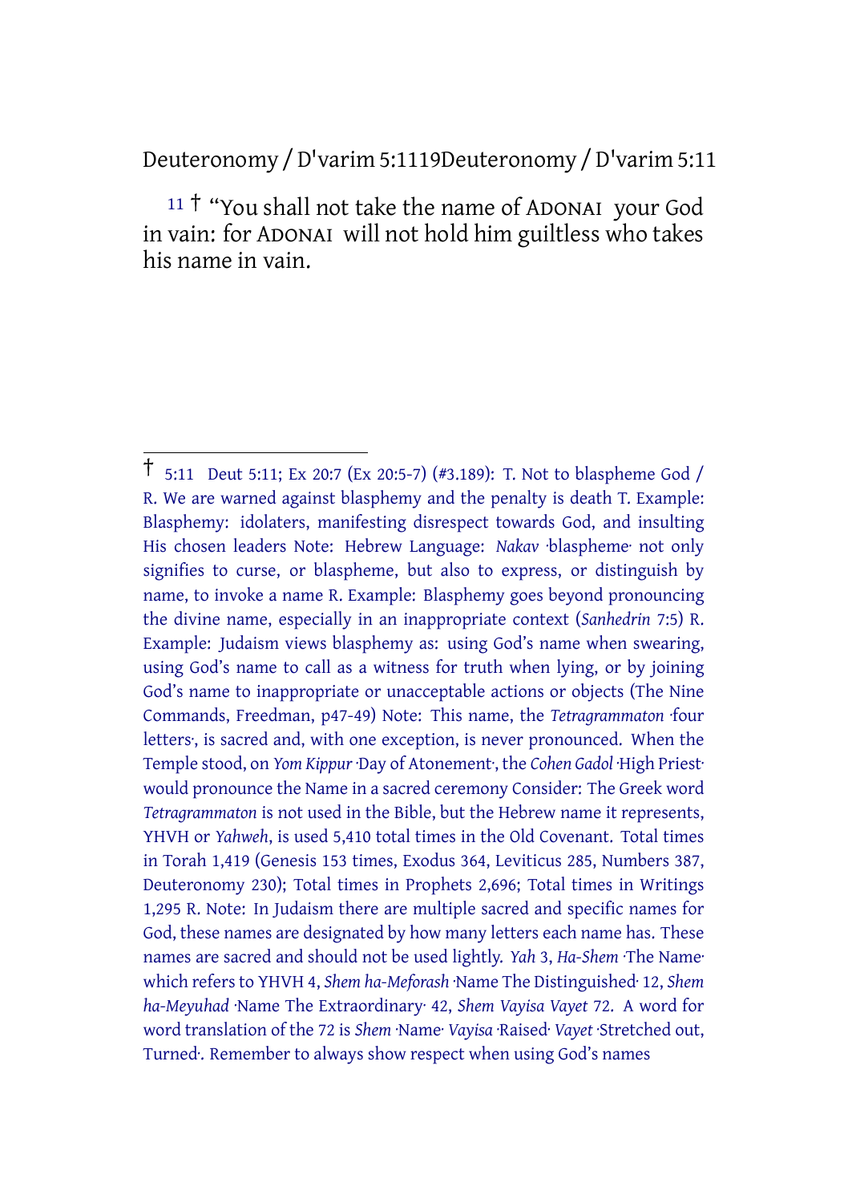Deuteronomy / D'varim 5:11

[11] † "You shall not take the name of ADONAI your God in vain: for ADONAI will not hold him guiltless who takes his name in vain.

---

† 5:11 Deut 5:11; Ex 20:7 (Ex 20:5-7) (#3.189): T. Not to blaspheme God / R. We are warned against blasphemy and the penalty is death T. Example: Blasphemy: idolaters, manifesting disrespect towards God, and insulting His chosen leaders Note: Hebrew Language: *Nakav* ·blaspheme· not only signifies to curse, or blaspheme, but also to express, or distinguish by name, to invoke a name R. Example: Blasphemy goes beyond pronouncing the divine name, especially in an inappropriate context (*Sanhedrin* 7:5) R. Example: Judaism views blasphemy as: using God's name when swearing, using God's name to call as a witness for truth when lying, or by joining God's name to inappropriate or unacceptable actions or objects (The Nine Commands, Freedman, p47-49) Note: This name, the *Tetragrammaton* ·four letters·, is sacred and, with one exception, is never pronounced. When the Temple stood, on *Yom Kippur* ·Day of Atonement·, the *Cohen Gadol* ·High Priest· would pronounce the Name in a sacred ceremony Consider: The Greek word *Tetragrammaton* is not used in the Bible, but the Hebrew name it represents, YHVH or *Yahweh*, is used 5,410 total times in the Old Covenant. Total times in Torah 1,419 (Genesis 153 times, Exodus 364, Leviticus 285, Numbers 387, Deuteronomy 230); Total times in Prophets 2,696; Total times in Writings 1,295 R. Note: In Judaism there are multiple sacred and specific names for God, these names are designated by how many letters each name has. These names are sacred and should not be used lightly. *Yah* 3, *Ha-Shem* ·The Name· which refers to YHVH 4, *Shem ha-Meforash* ·Name The Distinguished· 12, *Shem ha-Meyuhad* ·Name The Extraordinary· 42, *Shem Vayisa Vayet* 72. A word for word translation of the 72 is *Shem* ·Name· *Vayisa* ·Raised· *Vayet* ·Stretched out, Turned·. Remember to always show respect when using God's names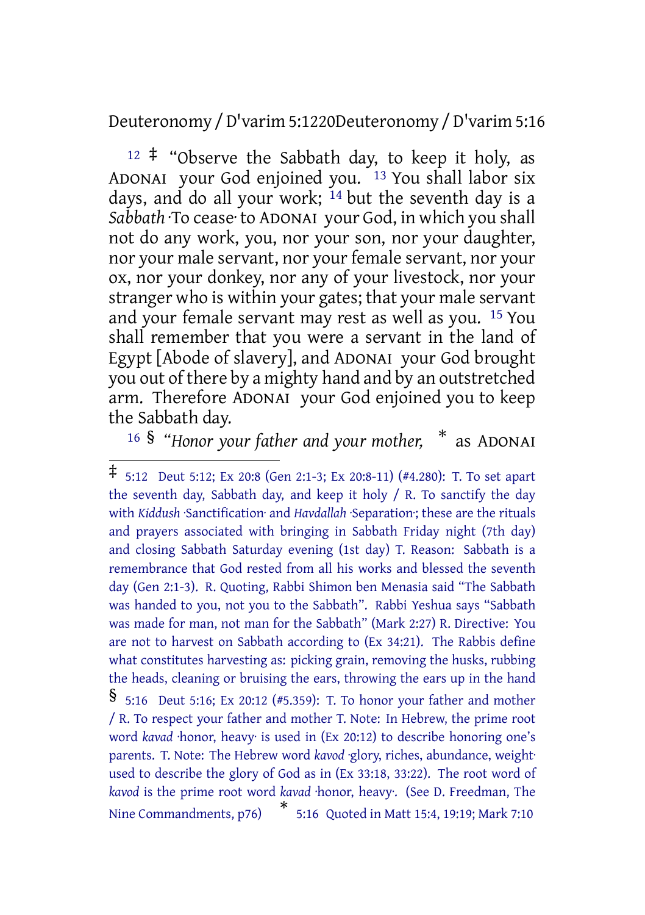[12] ‡ "Observe the Sabbath day, to keep it holy, as ADONAI your God enjoined you. [13] You shall labor six days, and do all your work; [14] but the seventh day is a *Sabbath* ·To cease· to ADONAI your God, in which you shall not do any work, you, nor your son, nor your daughter, nor your male servant, nor your female servant, nor your ox, nor your donkey, nor any of your livestock, nor your stranger who is within your gates; that your male servant and your female servant may rest as well as you. [15] You shall remember that you were a servant in the land of Egypt [Abode of slavery], and ADONAI your God brought you out of there by a mighty hand and by an outstretched arm. Therefore ADONAI your God enjoined you to keep the Sabbath day.

[16] § *"Honor your father and your mother,* * as ADONAI

---

‡ 5:12 Deut 5:12; Ex 20:8 (Gen 2:1-3; Ex 20:8-11) (#4.280): T. To set apart the seventh day, Sabbath day, and keep it holy / R. To sanctify the day with *Kiddush* ·Sanctification· and *Havdallah* ·Separation·; these are the rituals and prayers associated with bringing in Sabbath Friday night (7th day) and closing Sabbath Saturday evening (1st day) T. Reason: Sabbath is a remembrance that God rested from all his works and blessed the seventh day (Gen 2:1-3). R. Quoting, Rabbi Shimon ben Menasia said "The Sabbath was handed to you, not you to the Sabbath". Rabbi Yeshua says "Sabbath was made for man, not man for the Sabbath" (Mark 2:27) R. Directive: You are not to harvest on Sabbath according to (Ex 34:21). The Rabbis define what constitutes harvesting as: picking grain, removing the husks, rubbing the heads, cleaning or bruising the ears, throwing the ears up in the hand

§ 5:16 Deut 5:16; Ex 20:12 (#5.359): T. To honor your father and mother / R. To respect your father and mother T. Note: In Hebrew, the prime root word *kavad* ·honor, heavy· is used in (Ex 20:12) to describe honoring one's parents. T. Note: The Hebrew word *kavod* ·glory, riches, abundance, weight· used to describe the glory of God as in (Ex 33:18, 33:22). The root word of *kavod* is the prime root word *kavad* ·honor, heavy·. (See D. Freedman, The Nine Commandments, p76)

* 5:16 Quoted in Matt 15:4, 19:19; Mark 7:10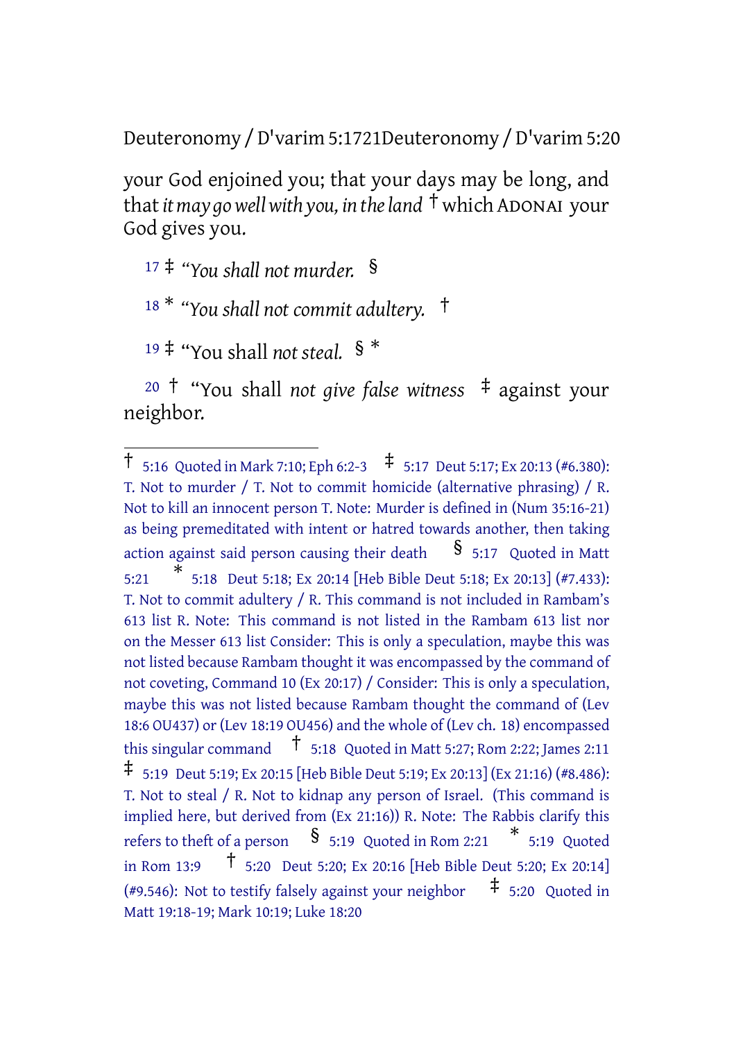your God enjoined you; that your days may be long, and that *it may go well with you, in the land* † which ADONAI your God gives you.

17 ‡ “*You shall not murder.* §

18 * “*You shall not commit adultery.* †

19 ‡ “You shall *not steal.* § *

20 † “You shall *not give false witness* ‡ against your neighbor.

---

† 5:16 Quoted in Mark 7:10; Eph 6:2-3 ‡ 5:17 Deut 5:17; Ex 20:13 (#6.380): T. Not to murder / T. Not to commit homicide (alternative phrasing) / R. Not to kill an innocent person T. Note: Murder is defined in (Num 35:16-21) as being premeditated with intent or hatred towards another, then taking action against said person causing their death § 5:17 Quoted in Matt 5:21 * 5:18 Deut 5:18; Ex 20:14 [Heb Bible Deut 5:18; Ex 20:13] (#7.433): T. Not to commit adultery / R. This command is not included in Rambam's 613 list R. Note: This command is not listed in the Rambam 613 list nor on the Messer 613 list Consider: This is only a speculation, maybe this was not listed because Rambam thought it was encompassed by the command of not coveting, Command 10 (Ex 20:17) / Consider: This is only a speculation, maybe this was not listed because Rambam thought the command of (Lev 18:6 OU437) or (Lev 18:19 OU456) and the whole of (Lev ch. 18) encompassed this singular command † 5:18 Quoted in Matt 5:27; Rom 2:22; James 2:11 ‡ 5:19 Deut 5:19; Ex 20:15 [Heb Bible Deut 5:19; Ex 20:13] (Ex 21:16) (#8.486): T. Not to steal / R. Not to kidnap any person of Israel. (This command is implied here, but derived from (Ex 21:16)) R. Note: The Rabbis clarify this refers to theft of a person § 5:19 Quoted in Rom 2:21 * 5:19 Quoted in Rom 13:9 † 5:20 Deut 5:20; Ex 20:16 [Heb Bible Deut 5:20; Ex 20:14] (#9.546): Not to testify falsely against your neighbor ‡ 5:20 Quoted in Matt 19:18-19; Mark 10:19; Luke 18:20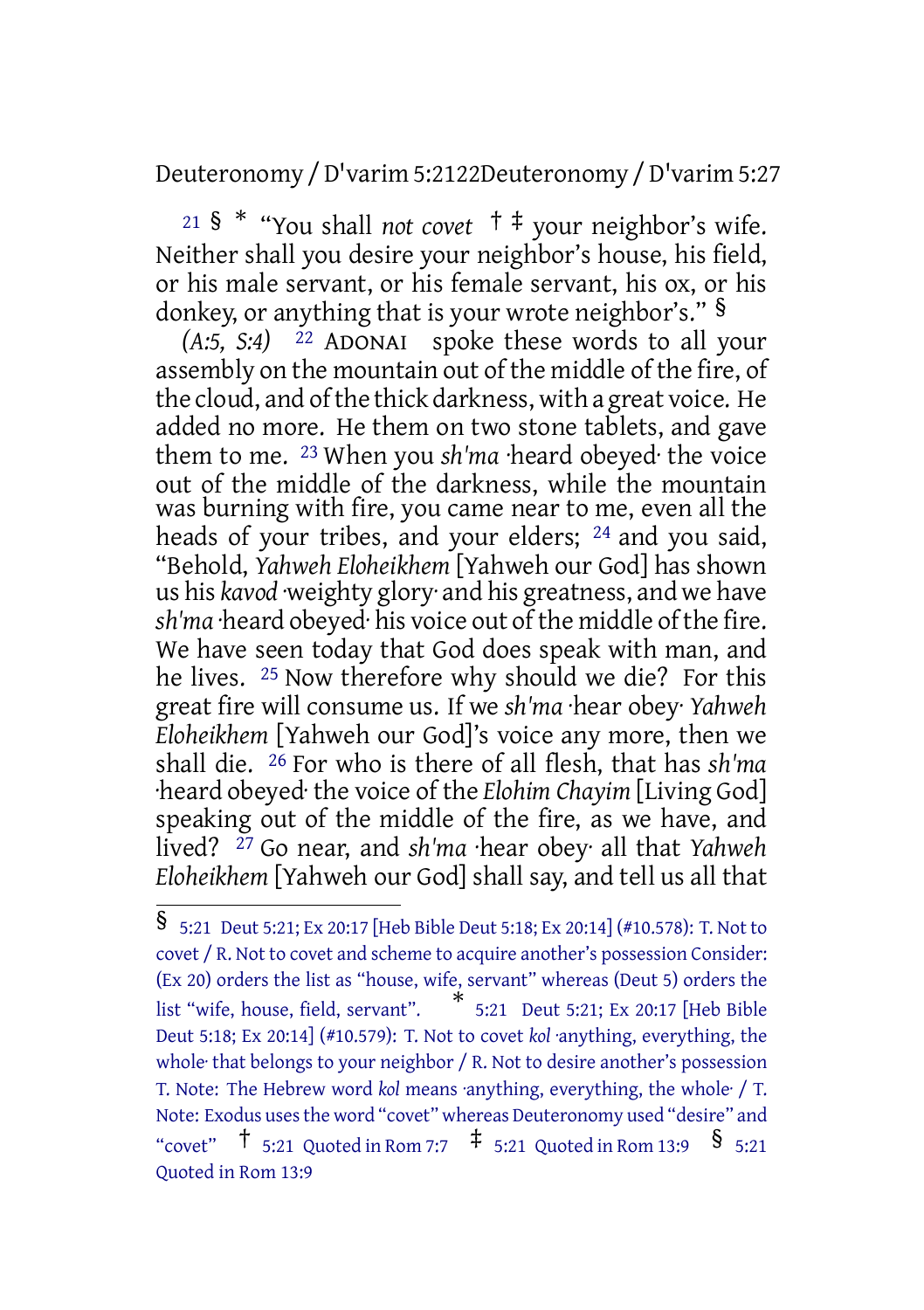[21] § * “You shall *not covet* † ‡ your neighbor’s wife. Neither shall you desire your neighbor’s house, his field, or his male servant, or his female servant, his ox, or his donkey, or anything that is your wrote neighbor’s.” §

*(A:5, S:4)* [22] ADONAI spoke these words to all your assembly on the mountain out of the middle of the fire, of the cloud, and of the thick darkness, with a great voice. He added no more. He them on two stone tablets, and gave them to me. [23] When you *sh'ma* ·heard obeyed· the voice out of the middle of the darkness, while the mountain was burning with fire, you came near to me, even all the heads of your tribes, and your elders; [24] and you said, “Behold, *Yahweh Eloheikhem* [Yahweh our God] has shown us his *kavod* ·weighty glory· and his greatness, and we have *sh'ma* ·heard obeyed· his voice out of the middle of the fire. We have seen today that God does speak with man, and he lives. [25] Now therefore why should we die? For this great fire will consume us. If we *sh'ma* ·hear obey· *Yahweh Eloheikhem* [Yahweh our God]’s voice any more, then we shall die. [26] For who is there of all flesh, that has *sh'ma* ·heard obeyed· the voice of the *Elohim Chayim* [Living God] speaking out of the middle of the fire, as we have, and lived? [27] Go near, and *sh'ma* ·hear obey· all that *Yahweh Eloheikhem* [Yahweh our God] shall say, and tell us all that

---

§ 5:21 Deut 5:21; Ex 20:17 [Heb Bible Deut 5:18; Ex 20:14] (#10.578): T. Not to covet / R. Not to covet and scheme to acquire another’s possession Consider: (Ex 20) orders the list as “house, wife, servant” whereas (Deut 5) orders the list “wife, house, field, servant”. * 5:21 Deut 5:21; Ex 20:17 [Heb Bible Deut 5:18; Ex 20:14] (#10.579): T. Not to covet *kol* ·anything, everything, the whole· that belongs to your neighbor / R. Not to desire another’s possession T. Note: The Hebrew word *kol* means ·anything, everything, the whole· / T. Note: Exodus uses the word “covet” whereas Deuteronomy used “desire” and “covet” † 5:21 Quoted in Rom 7:7 ‡ 5:21 Quoted in Rom 13:9 § 5:21 Quoted in Rom 13:9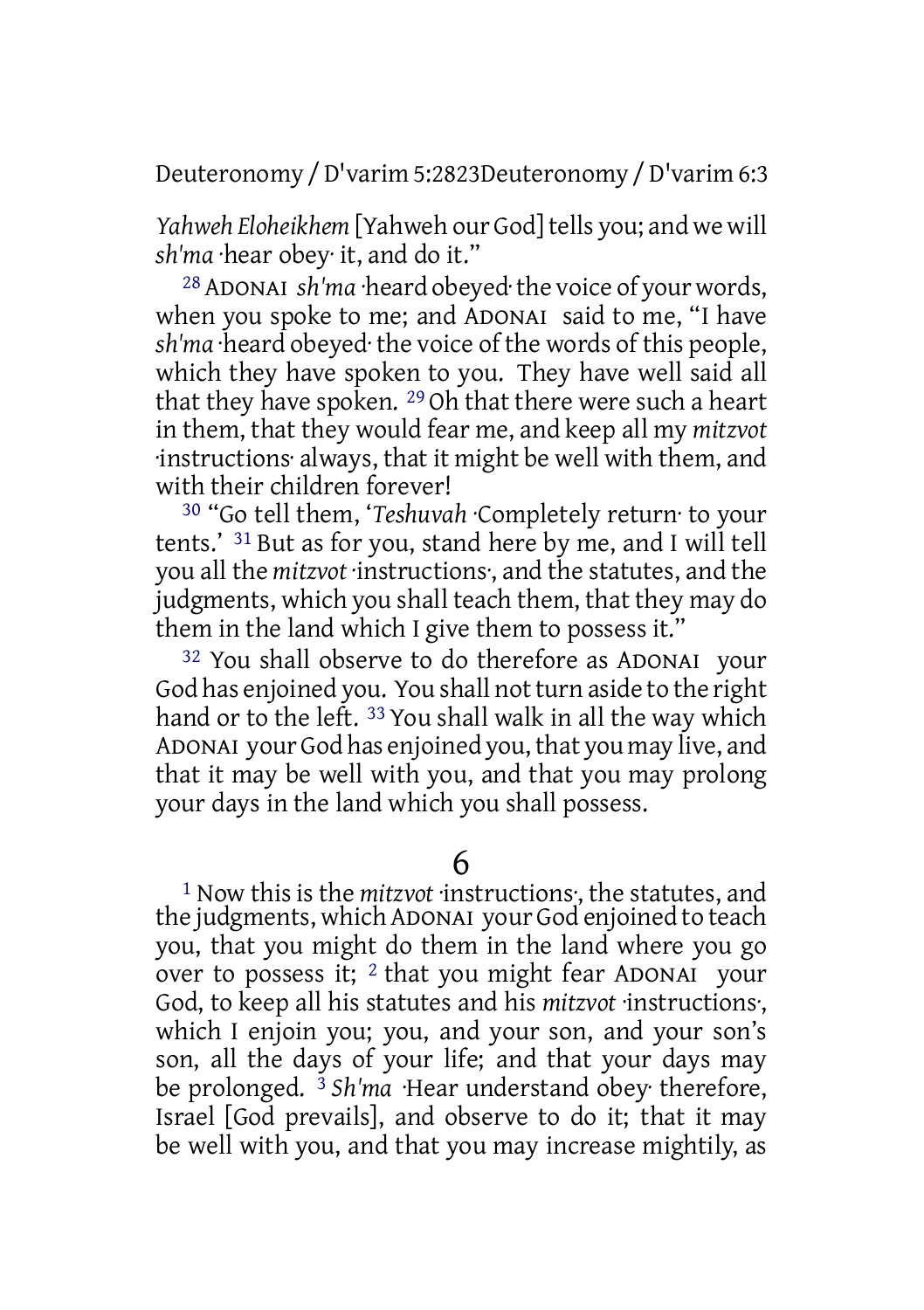*Yahweh Eloheikhem* [Yahweh our God] tells you; and we will *sh'ma* ·hear obey· it, and do it."

[28] ADONAI *sh'ma* ·heard obeyed· the voice of your words, when you spoke to me; and ADONAI said to me, "I have *sh'ma* ·heard obeyed· the voice of the words of this people, which they have spoken to you. They have well said all that they have spoken. [29] Oh that there were such a heart in them, that they would fear me, and keep all my *mitzvot* ·instructions· always, that it might be well with them, and with their children forever!

[30] "Go tell them, '*Teshuvah* ·Completely return· to your tents.' [31] But as for you, stand here by me, and I will tell you all the *mitzvot* ·instructions·, and the statutes, and the judgments, which you shall teach them, that they may do them in the land which I give them to possess it."

[32] You shall observe to do therefore as ADONAI your God has enjoined you. You shall not turn aside to the right hand or to the left. [33] You shall walk in all the way which ADONAI your God has enjoined you, that you may live, and that it may be well with you, and that you may prolong your days in the land which you shall possess.

## 6

[1] Now this is the *mitzvot* ·instructions·, the statutes, and the judgments, which ADONAI your God enjoined to teach you, that you might do them in the land where you go over to possess it; [2] that you might fear ADONAI your God, to keep all his statutes and his *mitzvot* ·instructions·, which I enjoin you; you, and your son, and your son's son, all the days of your life; and that your days may be prolonged. [3] *Sh'ma* ·Hear understand obey· therefore, Israel [God prevails], and observe to do it; that it may be well with you, and that you may increase mightily, as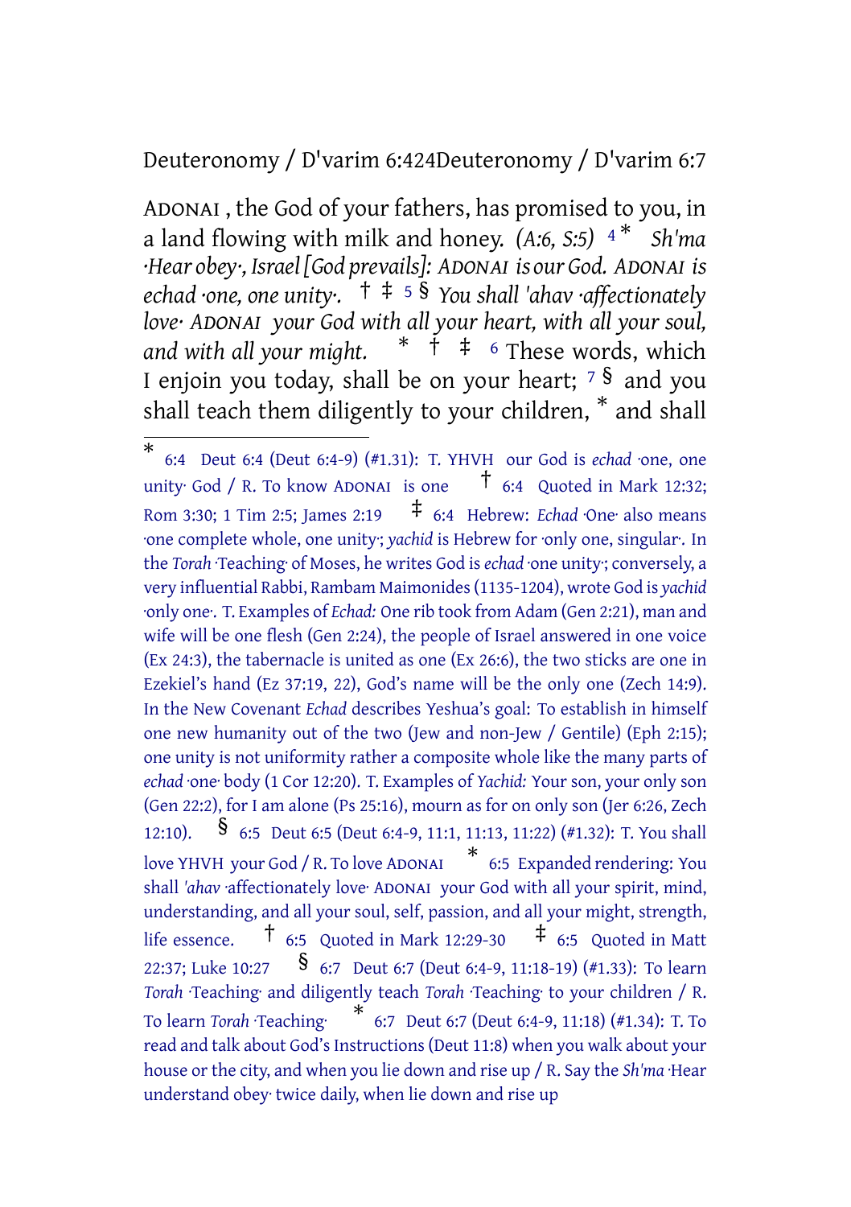ADONAI , the God of your fathers, has promised to you, in a land flowing with milk and honey. *(A:6, S:5)* 4 * *Sh'ma ·Hear obey·, Israel [God prevails]: ADONAI is our God. ADONAI is echad ·one, one unity·.* † ‡ 5 § *You shall 'ahav ·affectionately love· ADONAI your God with all your heart, with all your soul, and with all your might.* * † ‡ 6 These words, which I enjoin you today, shall be on your heart; 7 § and you shall teach them diligently to your children, * and shall

---

\* 6:4 Deut 6:4 (Deut 6:4-9) (#1.31): T. YHVH our God is *echad* ·one, one unity· God / R. To know ADONAI is one † 6:4 Quoted in Mark 12:32; Rom 3:30; 1 Tim 2:5; James 2:19 ‡ 6:4 Hebrew: *Echad* ·One· also means ·one complete whole, one unity·; *yachid* is Hebrew for ·only one, singular·. In the *Torah* ·Teaching· of Moses, he writes God is *echad* ·one unity·; conversely, a very influential Rabbi, Rambam Maimonides (1135-1204), wrote God is *yachid* ·only one·. T. Examples of *Echad:* One rib took from Adam (Gen 2:21), man and wife will be one flesh (Gen 2:24), the people of Israel answered in one voice (Ex 24:3), the tabernacle is united as one (Ex 26:6), the two sticks are one in Ezekiel's hand (Ez 37:19, 22), God's name will be the only one (Zech 14:9). In the New Covenant *Echad* describes Yeshua's goal: To establish in himself one new humanity out of the two (Jew and non-Jew / Gentile) (Eph 2:15); one unity is not uniformity rather a composite whole like the many parts of *echad* ·one· body (1 Cor 12:20). T. Examples of *Yachid:* Your son, your only son (Gen 22:2), for I am alone (Ps 25:16), mourn as for on only son (Jer 6:26, Zech 12:10). § 6:5 Deut 6:5 (Deut 6:4-9, 11:1, 11:13, 11:22) (#1.32): T. You shall love YHVH your God / R. To love ADONAI * 6:5 Expanded rendering: You shall *'ahav* ·affectionately love· ADONAI your God with all your spirit, mind, understanding, and all your soul, self, passion, and all your might, strength, life essence. † 6:5 Quoted in Mark 12:29-30 ‡ 6:5 Quoted in Matt 22:37; Luke 10:27 § 6:7 Deut 6:7 (Deut 6:4-9, 11:18-19) (#1.33): To learn *Torah* ·Teaching· and diligently teach *Torah* ·Teaching· to your children / R. To learn *Torah* ·Teaching· * 6:7 Deut 6:7 (Deut 6:4-9, 11:18) (#1.34): T. To read and talk about God's Instructions (Deut 11:8) when you walk about your house or the city, and when you lie down and rise up / R. Say the *Sh'ma* ·Hear understand obey· twice daily, when lie down and rise up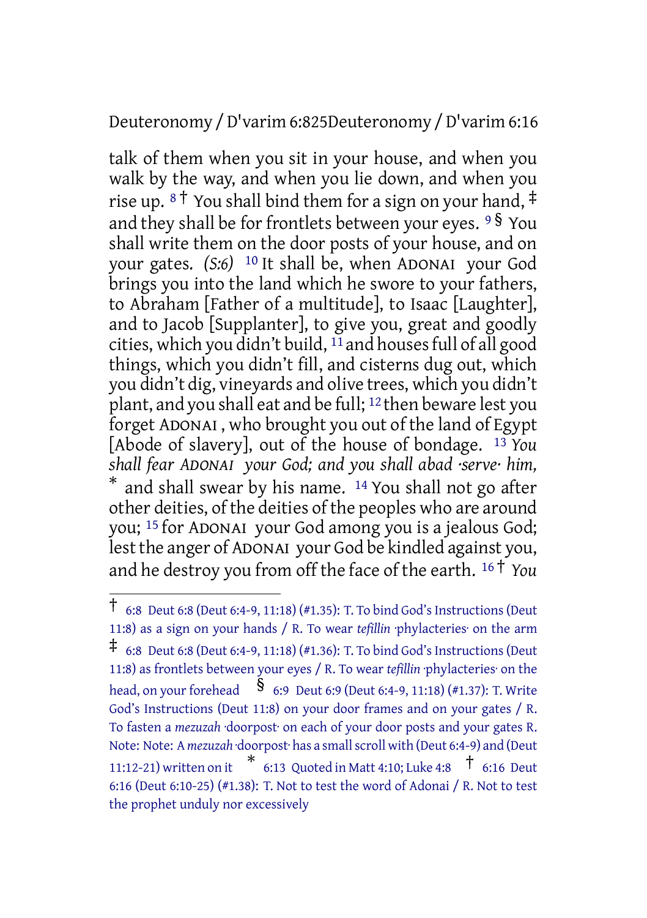talk of them when you sit in your house, and when you walk by the way, and when you lie down, and when you rise up. [8] † You shall bind them for a sign on your hand, ‡ and they shall be for frontlets between your eyes. [9] § You shall write them on the door posts of your house, and on your gates. *(S:6)* [10] It shall be, when ADONAI your God brings you into the land which he swore to your fathers, to Abraham [Father of a multitude], to Isaac [Laughter], and to Jacob [Supplanter], to give you, great and goodly cities, which you didn't build, [11] and houses full of all good things, which you didn't fill, and cisterns dug out, which you didn't dig, vineyards and olive trees, which you didn't plant, and you shall eat and be full; [12] then beware lest you forget ADONAI, who brought you out of the land of Egypt [Abode of slavery], out of the house of bondage. [13] *You shall fear ADONAI your God; and you shall abad ·serve· him,* * and shall swear by his name. [14] You shall not go after other deities, of the deities of the peoples who are around you; [15] for ADONAI your God among you is a jealous God; lest the anger of ADONAI your God be kindled against you, and he destroy you from off the face of the earth. [16] † *You*

---

† 6:8 Deut 6:8 (Deut 6:4-9, 11:18) (#1.35): T. To bind God's Instructions (Deut 11:8) as a sign on your hands / R. To wear *tefillin* ·phylacteries· on the arm ‡ 6:8 Deut 6:8 (Deut 6:4-9, 11:18) (#1.36): T. To bind God's Instructions (Deut 11:8) as frontlets between your eyes / R. To wear *tefillin* ·phylacteries· on the head, on your forehead § 6:9 Deut 6:9 (Deut 6:4-9, 11:18) (#1.37): T. Write God's Instructions (Deut 11:8) on your door frames and on your gates / R. To fasten a *mezuzah* ·doorpost· on each of your door posts and your gates R. Note: Note: A *mezuzah* ·doorpost· has a small scroll with (Deut 6:4-9) and (Deut 11:12-21) written on it * 6:13 Quoted in Matt 4:10; Luke 4:8 † 6:16 Deut 6:16 (Deut 6:10-25) (#1.38): T. Not to test the word of Adonai / R. Not to test the prophet unduly nor excessively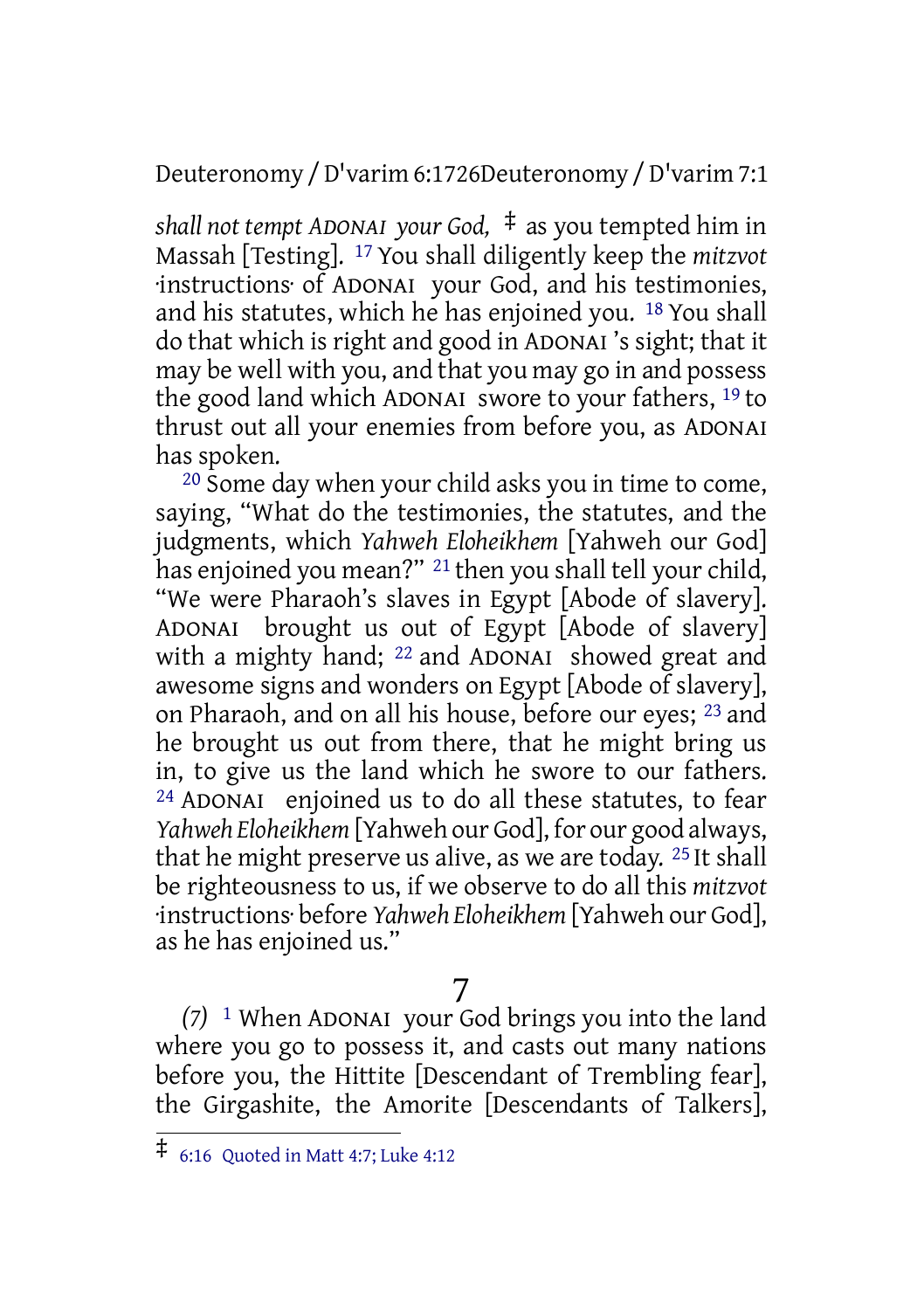*shall not tempt ADONAI your God,* ‡ as you tempted him in Massah [Testing]. 17 You shall diligently keep the *mitzvot* ·instructions· of ADONAI your God, and his testimonies, and his statutes, which he has enjoined you. 18 You shall do that which is right and good in ADONAI 's sight; that it may be well with you, and that you may go in and possess the good land which ADONAI swore to your fathers, 19 to thrust out all your enemies from before you, as ADONAI has spoken.

20 Some day when your child asks you in time to come, saying, "What do the testimonies, the statutes, and the judgments, which *Yahweh Eloheikhem* [Yahweh our God] has enjoined you mean?" 21 then you shall tell your child, "We were Pharaoh's slaves in Egypt [Abode of slavery]. ADONAI brought us out of Egypt [Abode of slavery] with a mighty hand; 22 and ADONAI showed great and awesome signs and wonders on Egypt [Abode of slavery], on Pharaoh, and on all his house, before our eyes; 23 and he brought us out from there, that he might bring us in, to give us the land which he swore to our fathers. 24 ADONAI enjoined us to do all these statutes, to fear *Yahweh Eloheikhem* [Yahweh our God], for our good always, that he might preserve us alive, as we are today. 25 It shall be righteousness to us, if we observe to do all this *mitzvot* ·instructions· before *Yahweh Eloheikhem* [Yahweh our God], as he has enjoined us."

# 7

*(7)* 1 When ADONAI your God brings you into the land where you go to possess it, and casts out many nations before you, the Hittite [Descendant of Trembling fear], the Girgashite, the Amorite [Descendants of Talkers],

---

‡ 6:16 Quoted in Matt 4:7; Luke 4:12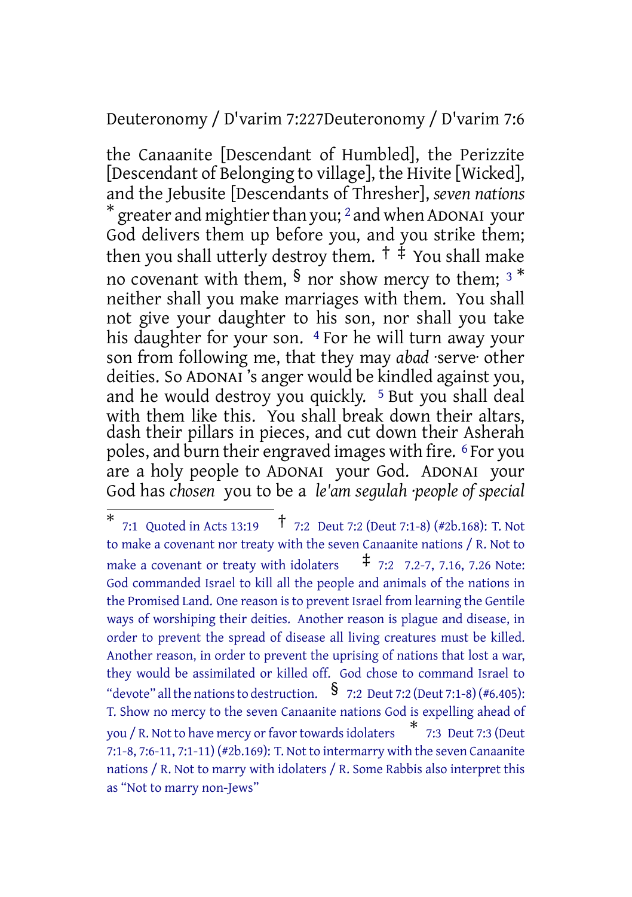the Canaanite [Descendant of Humbled], the Perizzite [Descendant of Belonging to village], the Hivite [Wicked], and the Jebusite [Descendants of Thresher], *seven nations* * greater and mightier than you; [2] and when ADONAI your God delivers them up before you, and you strike them; then you shall utterly destroy them. † ‡ You shall make no covenant with them, § nor show mercy to them; [3] * neither shall you make marriages with them. You shall not give your daughter to his son, nor shall you take his daughter for your son. [4] For he will turn away your son from following me, that they may *abad* ·serve· other deities. So ADONAI 's anger would be kindled against you, and he would destroy you quickly. [5] But you shall deal with them like this. You shall break down their altars, dash their pillars in pieces, and cut down their Asherah poles, and burn their engraved images with fire. [6] For you are a holy people to ADONAI your God. ADONAI your God has *chosen* you to be a *le'am segulah ·people of special*

---

\* 7:1 Quoted in Acts 13:19 † 7:2 Deut 7:2 (Deut 7:1-8) (#2b.168): T. Not to make a covenant nor treaty with the seven Canaanite nations / R. Not to make a covenant or treaty with idolaters ‡ 7:2 7.2-7, 7.16, 7.26 Note: God commanded Israel to kill all the people and animals of the nations in the Promised Land. One reason is to prevent Israel from learning the Gentile ways of worshiping their deities. Another reason is plague and disease, in order to prevent the spread of disease all living creatures must be killed. Another reason, in order to prevent the uprising of nations that lost a war, they would be assimilated or killed off. God chose to command Israel to "devote" all the nations to destruction. § 7:2 Deut 7:2 (Deut 7:1-8) (#6.405): T. Show no mercy to the seven Canaanite nations God is expelling ahead of you / R. Not to have mercy or favor towards idolaters \* 7:3 Deut 7:3 (Deut 7:1-8, 7:6-11, 7:1-11) (#2b.169): T. Not to intermarry with the seven Canaanite nations / R. Not to marry with idolaters / R. Some Rabbis also interpret this as "Not to marry non-Jews"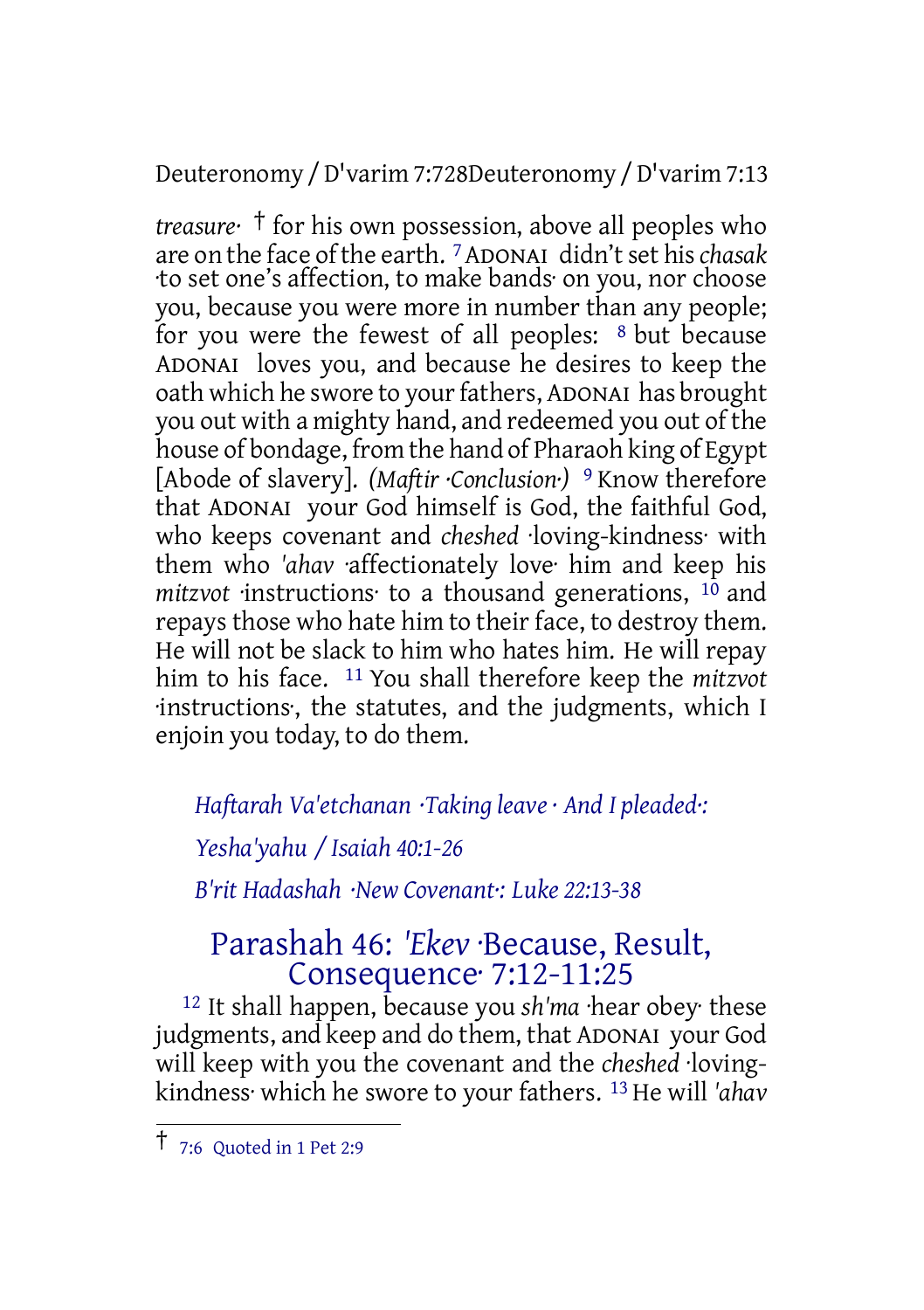*treasure·* † for his own possession, above all peoples who are on the face of the earth. [7] ADONAI didn't set his *chasak* ·to set one's affection, to make bands· on you, nor choose you, because you were more in number than any people; for you were the fewest of all peoples: [8] but because ADONAI loves you, and because he desires to keep the oath which he swore to your fathers, ADONAI has brought you out with a mighty hand, and redeemed you out of the house of bondage, from the hand of Pharaoh king of Egypt [Abode of slavery]. *(Maftir ·Conclusion·)* [9] Know therefore that ADONAI your God himself is God, the faithful God, who keeps covenant and *cheshed* ·loving-kindness· with them who *'ahav* ·affectionately love· him and keep his *mitzvot* ·instructions· to a thousand generations, [10] and repays those who hate him to their face, to destroy them. He will not be slack to him who hates him. He will repay him to his face. [11] You shall therefore keep the *mitzvot* ·instructions·, the statutes, and the judgments, which I enjoin you today, to do them.

*Haftarah Va'etchanan ·Taking leave · And I pleaded·:*

*Yesha'yahu / Isaiah 40:1-26*

*B'rit Hadashah ·New Covenant·: Luke 22:13-38*

## Parashah 46: *'Ekev* ·Because, Result, Consequence· 7:12-11:25

[12] It shall happen, because you *sh'ma* ·hear obey· these judgments, and keep and do them, that ADONAI your God will keep with you the covenant and the *cheshed* ·loving-kindness· which he swore to your fathers. [13] He will *'ahav*

---

† 7:6 Quoted in 1 Pet 2:9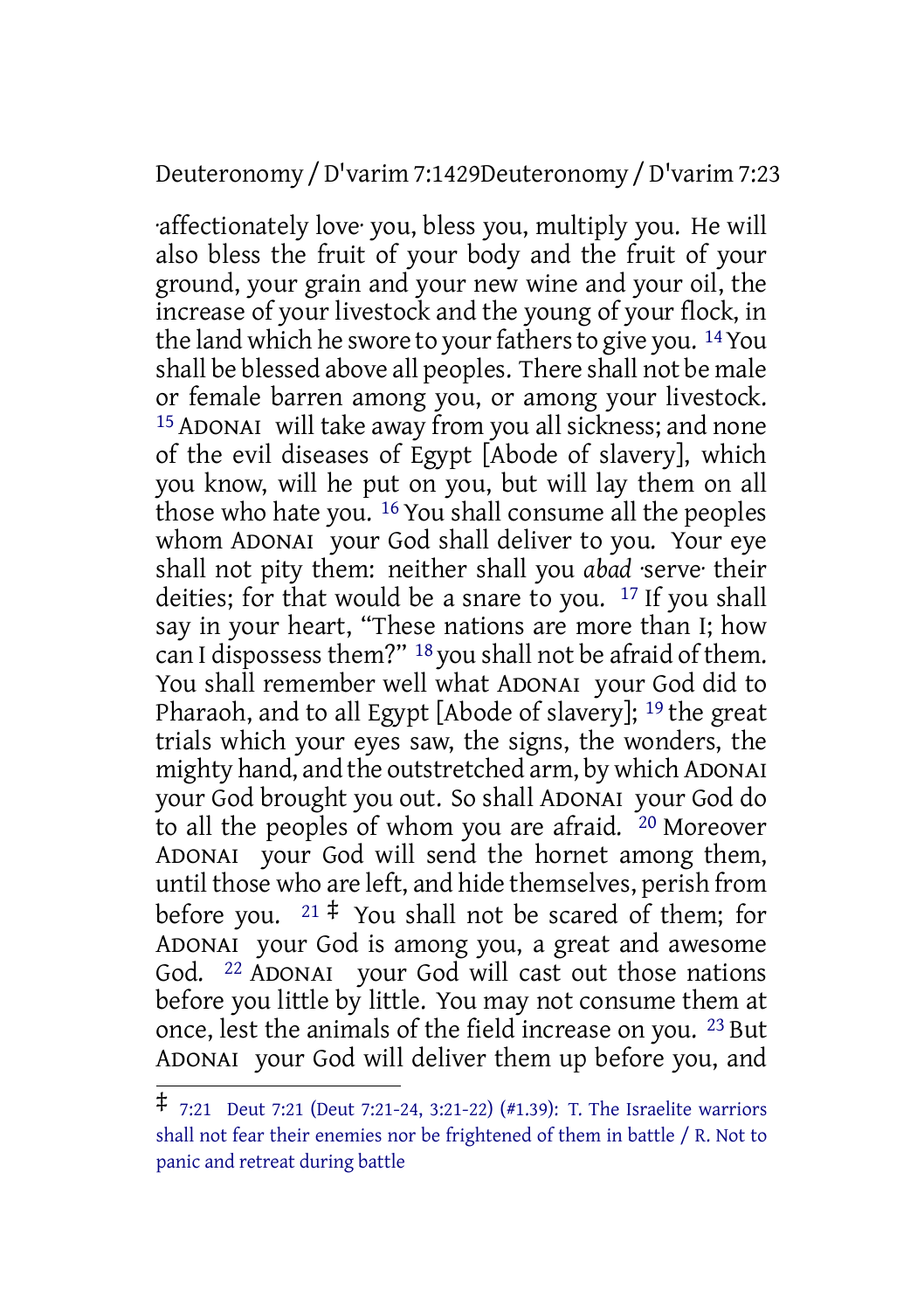·affectionately love· you, bless you, multiply you. He will also bless the fruit of your body and the fruit of your ground, your grain and your new wine and your oil, the increase of your livestock and the young of your flock, in the land which he swore to your fathers to give you. [14] You shall be blessed above all peoples. There shall not be male or female barren among you, or among your livestock. [15] ADONAI will take away from you all sickness; and none of the evil diseases of Egypt [Abode of slavery], which you know, will he put on you, but will lay them on all those who hate you. [16] You shall consume all the peoples whom ADONAI your God shall deliver to you. Your eye shall not pity them: neither shall you *abad* ·serve· their deities; for that would be a snare to you. [17] If you shall say in your heart, "These nations are more than I; how can I dispossess them?" [18] you shall not be afraid of them. You shall remember well what ADONAI your God did to Pharaoh, and to all Egypt [Abode of slavery]; [19] the great trials which your eyes saw, the signs, the wonders, the mighty hand, and the outstretched arm, by which ADONAI your God brought you out. So shall ADONAI your God do to all the peoples of whom you are afraid. [20] Moreover ADONAI your God will send the hornet among them, until those who are left, and hide themselves, perish from before you. [21] ‡ You shall not be scared of them; for ADONAI your God is among you, a great and awesome God. [22] ADONAI your God will cast out those nations before you little by little. You may not consume them at once, lest the animals of the field increase on you. [23] But ADONAI your God will deliver them up before you, and

---

‡ 7:21 Deut 7:21 (Deut 7:21-24, 3:21-22) (#1.39): T. The Israelite warriors shall not fear their enemies nor be frightened of them in battle / R. Not to panic and retreat during battle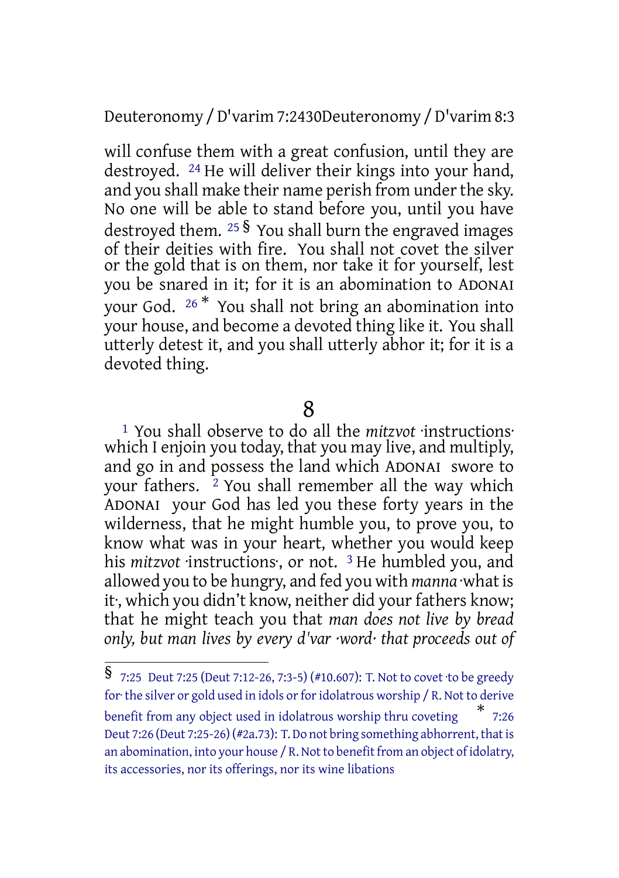will confuse them with a great confusion, until they are destroyed. [24] He will deliver their kings into your hand, and you shall make their name perish from under the sky. No one will be able to stand before you, until you have destroyed them. [25] § You shall burn the engraved images of their deities with fire. You shall not covet the silver or the gold that is on them, nor take it for yourself, lest you be snared in it; for it is an abomination to ADONAI your God. [26] * You shall not bring an abomination into your house, and become a devoted thing like it. You shall utterly detest it, and you shall utterly abhor it; for it is a devoted thing.

# 8

[1] You shall observe to do all the *mitzvot* ·instructions· which I enjoin you today, that you may live, and multiply, and go in and possess the land which ADONAI swore to your fathers. [2] You shall remember all the way which ADONAI your God has led you these forty years in the wilderness, that he might humble you, to prove you, to know what was in your heart, whether you would keep his *mitzvot* ·instructions·, or not. [3] He humbled you, and allowed you to be hungry, and fed you with *manna* ·what is it·, which you didn't know, neither did your fathers know; that he might teach you that *man does not live by bread only, but man lives by every d'var ·word· that proceeds out of*

---

§ 7:25 Deut 7:25 (Deut 7:12-26, 7:3-5) (#10.607): T. Not to covet ·to be greedy for· the silver or gold used in idols or for idolatrous worship / R. Not to derive benefit from any object used in idolatrous worship thru coveting

* 7:26 Deut 7:26 (Deut 7:25-26) (#2a.73): T. Do not bring something abhorrent, that is an abomination, into your house / R. Not to benefit from an object of idolatry, its accessories, nor its offerings, nor its wine libations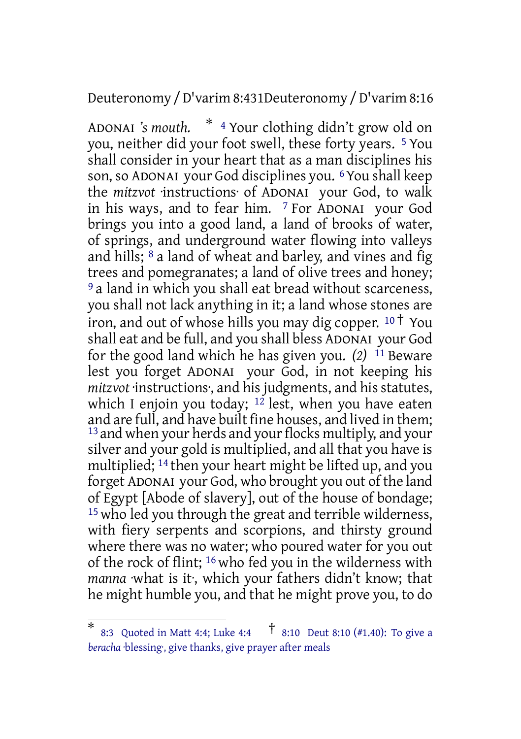ADONAI *'s mouth.* * [4] Your clothing didn't grow old on you, neither did your foot swell, these forty years. [5] You shall consider in your heart that as a man disciplines his son, so ADONAI your God disciplines you. [6] You shall keep the *mitzvot* ·instructions· of ADONAI your God, to walk in his ways, and to fear him. [7] For ADONAI your God brings you into a good land, a land of brooks of water, of springs, and underground water flowing into valleys and hills; [8] a land of wheat and barley, and vines and fig trees and pomegranates; a land of olive trees and honey; [9] a land in which you shall eat bread without scarceness, you shall not lack anything in it; a land whose stones are iron, and out of whose hills you may dig copper. [10] † You shall eat and be full, and you shall bless ADONAI your God for the good land which he has given you. *(2)* [11] Beware lest you forget ADONAI your God, in not keeping his *mitzvot* ·instructions·, and his judgments, and his statutes, which I enjoin you today; [12] lest, when you have eaten and are full, and have built fine houses, and lived in them; [13] and when your herds and your flocks multiply, and your silver and your gold is multiplied, and all that you have is multiplied; [14] then your heart might be lifted up, and you forget ADONAI your God, who brought you out of the land of Egypt [Abode of slavery], out of the house of bondage; [15] who led you through the great and terrible wilderness, with fiery serpents and scorpions, and thirsty ground where there was no water; who poured water for you out of the rock of flint; [16] who fed you in the wilderness with *manna* ·what is it·, which your fathers didn't know; that he might humble you, and that he might prove you, to do

---

\* 8:3 Quoted in Matt 4:4; Luke 4:4 † 8:10 Deut 8:10 (#1.40): To give a *beracha* ·blessing·, give thanks, give prayer after meals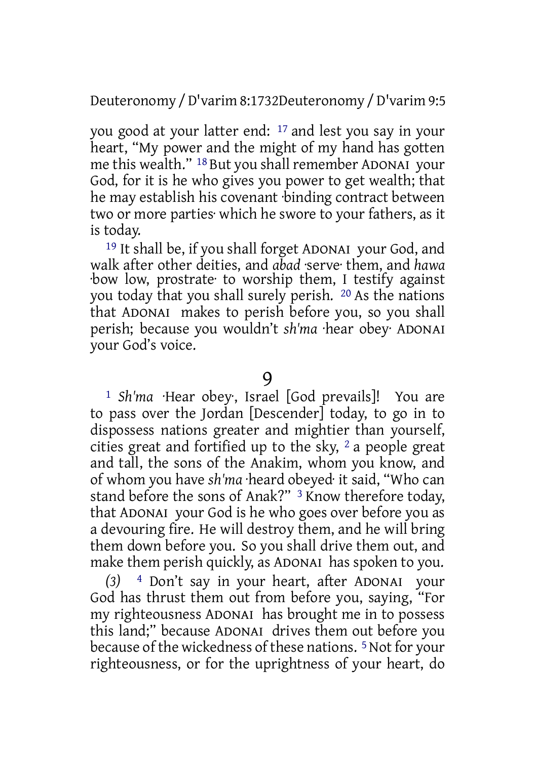you good at your latter end: [17] and lest you say in your heart, “My power and the might of my hand has gotten me this wealth.” [18] But you shall remember ADONAI your God, for it is he who gives you power to get wealth; that he may establish his covenant ·binding contract between two or more parties· which he swore to your fathers, as it is today.

[19] It shall be, if you shall forget ADONAI your God, and walk after other deities, and *abad* ·serve· them, and *hawa* ·bow low, prostrate· to worship them, I testify against you today that you shall surely perish. [20] As the nations that ADONAI makes to perish before you, so you shall perish; because you wouldn’t *sh'ma* ·hear obey· ADONAI your God’s voice.

## 9

[1] *Sh'ma* ·Hear obey·, Israel [God prevails]! You are to pass over the Jordan [Descender] today, to go in to dispossess nations greater and mightier than yourself, cities great and fortified up to the sky, [2] a people great and tall, the sons of the Anakim, whom you know, and of whom you have *sh'ma* ·heard obeyed· it said, “Who can stand before the sons of Anak?” [3] Know therefore today, that ADONAI your God is he who goes over before you as a devouring fire. He will destroy them, and he will bring them down before you. So you shall drive them out, and make them perish quickly, as ADONAI has spoken to you.

*(3)* [4] Don’t say in your heart, after ADONAI your God has thrust them out from before you, saying, “For my righteousness ADONAI has brought me in to possess this land;” because ADONAI drives them out before you because of the wickedness of these nations. [5] Not for your righteousness, or for the uprightness of your heart, do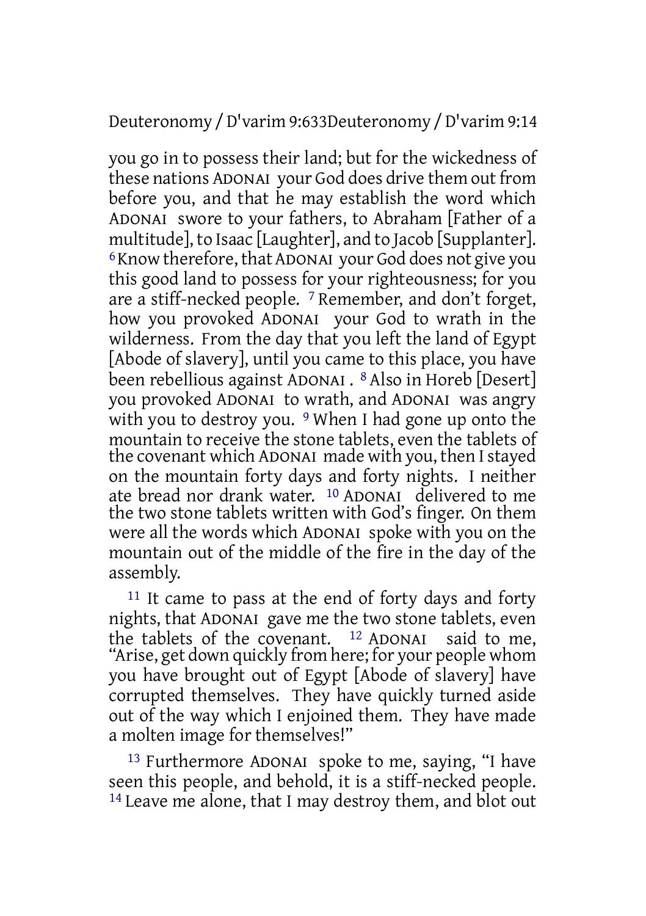you go in to possess their land; but for the wickedness of these nations ADONAI your God does drive them out from before you, and that he may establish the word which ADONAI swore to your fathers, to Abraham [Father of a multitude], to Isaac [Laughter], and to Jacob [Supplanter]. 6 Know therefore, that ADONAI your God does not give you this good land to possess for your righteousness; for you are a stiff-necked people. 7 Remember, and don't forget, how you provoked ADONAI your God to wrath in the wilderness. From the day that you left the land of Egypt [Abode of slavery], until you came to this place, you have been rebellious against ADONAI . 8 Also in Horeb [Desert] you provoked ADONAI to wrath, and ADONAI was angry with you to destroy you. 9 When I had gone up onto the mountain to receive the stone tablets, even the tablets of the covenant which ADONAI made with you, then I stayed on the mountain forty days and forty nights. I neither ate bread nor drank water. 10 ADONAI delivered to me the two stone tablets written with God's finger. On them were all the words which ADONAI spoke with you on the mountain out of the middle of the fire in the day of the assembly.

11 It came to pass at the end of forty days and forty nights, that ADONAI gave me the two stone tablets, even the tablets of the covenant. 12 ADONAI said to me, "Arise, get down quickly from here; for your people whom you have brought out of Egypt [Abode of slavery] have corrupted themselves. They have quickly turned aside out of the way which I enjoined them. They have made a molten image for themselves!"

13 Furthermore ADONAI spoke to me, saying, "I have seen this people, and behold, it is a stiff-necked people. 14 Leave me alone, that I may destroy them, and blot out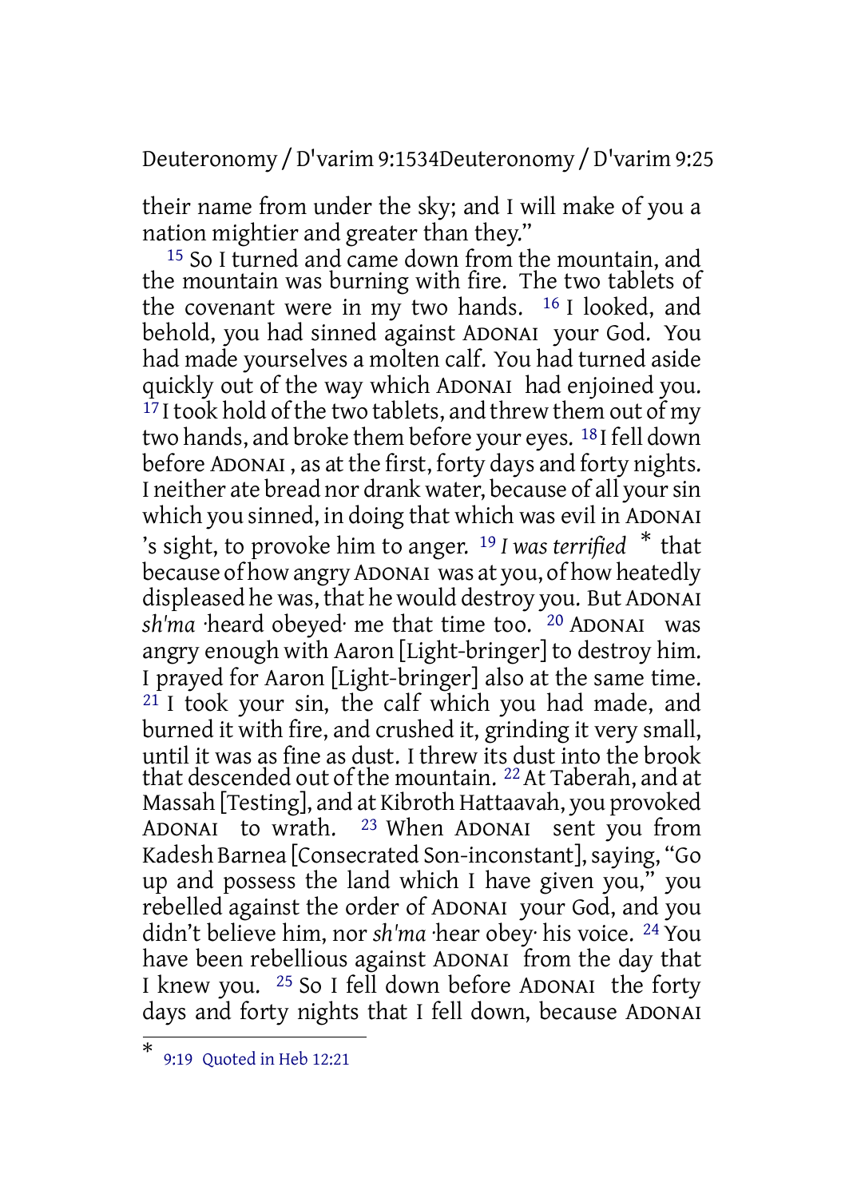their name from under the sky; and I will make of you a nation mightier and greater than they."

[15] So I turned and came down from the mountain, and the mountain was burning with fire. The two tablets of the covenant were in my two hands. [16] I looked, and behold, you had sinned against ADONAI your God. You had made yourselves a molten calf. You had turned aside quickly out of the way which ADONAI had enjoined you. [17] I took hold of the two tablets, and threw them out of my two hands, and broke them before your eyes. [18] I fell down before ADONAI , as at the first, forty days and forty nights. I neither ate bread nor drank water, because of all your sin which you sinned, in doing that which was evil in ADONAI 's sight, to provoke him to anger. [19] *I was terrified* * that because of how angry ADONAI was at you, of how heatedly displeased he was, that he would destroy you. But ADONAI *sh'ma* ·heard obeyed· me that time too. [20] ADONAI was angry enough with Aaron [Light-bringer] to destroy him. I prayed for Aaron [Light-bringer] also at the same time. [21] I took your sin, the calf which you had made, and burned it with fire, and crushed it, grinding it very small, until it was as fine as dust. I threw its dust into the brook that descended out of the mountain. [22] At Taberah, and at Massah [Testing], and at Kibroth Hattaavah, you provoked ADONAI to wrath. [23] When ADONAI sent you from Kadesh Barnea [Consecrated Son-inconstant], saying, "Go up and possess the land which I have given you," you rebelled against the order of ADONAI your God, and you didn't believe him, nor *sh'ma* ·hear obey· his voice. [24] You have been rebellious against ADONAI from the day that I knew you. [25] So I fell down before ADONAI the forty days and forty nights that I fell down, because ADONAI

---

* 9:19 Quoted in Heb 12:21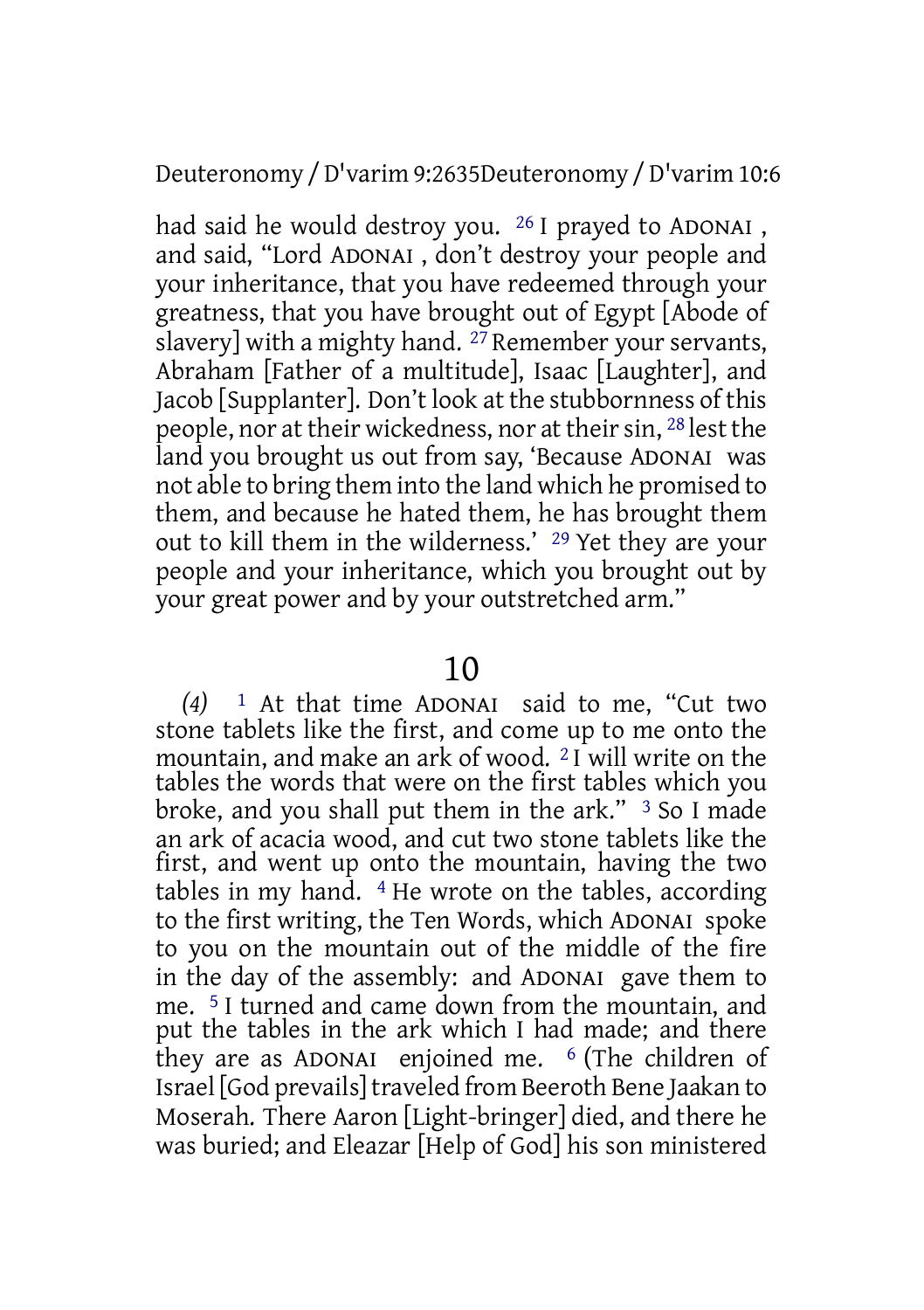had said he would destroy you. 26 I prayed to ADONAI , and said, "Lord ADONAI , don't destroy your people and your inheritance, that you have redeemed through your greatness, that you have brought out of Egypt [Abode of slavery] with a mighty hand. 27 Remember your servants, Abraham [Father of a multitude], Isaac [Laughter], and Jacob [Supplanter]. Don't look at the stubbornness of this people, nor at their wickedness, nor at their sin, 28 lest the land you brought us out from say, 'Because ADONAI was not able to bring them into the land which he promised to them, and because he hated them, he has brought them out to kill them in the wilderness.' 29 Yet they are your people and your inheritance, which you brought out by your great power and by your outstretched arm."

# 10

*(4)* 1 At that time ADONAI said to me, "Cut two stone tablets like the first, and come up to me onto the mountain, and make an ark of wood. 2 I will write on the tables the words that were on the first tables which you broke, and you shall put them in the ark." 3 So I made an ark of acacia wood, and cut two stone tablets like the first, and went up onto the mountain, having the two tables in my hand. 4 He wrote on the tables, according to the first writing, the Ten Words, which ADONAI spoke to you on the mountain out of the middle of the fire in the day of the assembly: and ADONAI gave them to me. 5 I turned and came down from the mountain, and put the tables in the ark which I had made; and there they are as ADONAI enjoined me. 6 (The children of Israel [God prevails] traveled from Beeroth Bene Jaakan to Moserah. There Aaron [Light-bringer] died, and there he was buried; and Eleazar [Help of God] his son ministered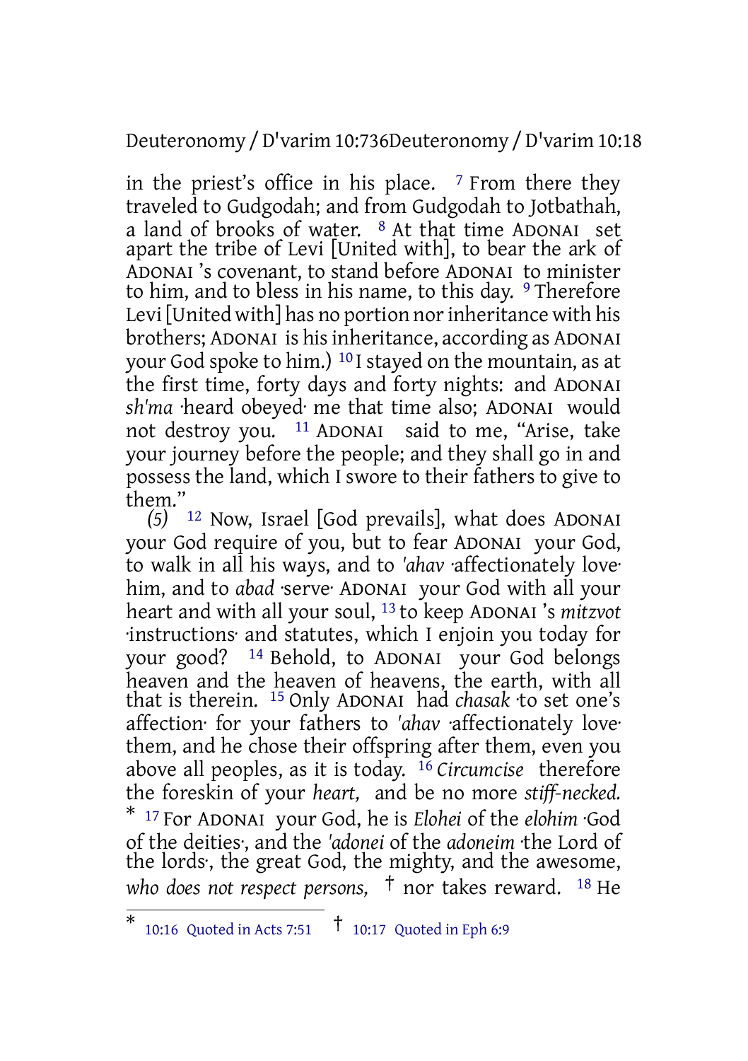in the priest's office in his place. [7] From there they traveled to Gudgodah; and from Gudgodah to Jotbathah, a land of brooks of water. [8] At that time ADONAI set apart the tribe of Levi [United with], to bear the ark of ADONAI 's covenant, to stand before ADONAI to minister to him, and to bless in his name, to this day. [9] Therefore Levi [United with] has no portion nor inheritance with his brothers; ADONAI is his inheritance, according as ADONAI your God spoke to him.) [10] I stayed on the mountain, as at the first time, forty days and forty nights: and ADONAI *sh'ma* ·heard obeyed· me that time also; ADONAI would not destroy you. [11] ADONAI said to me, "Arise, take your journey before the people; and they shall go in and possess the land, which I swore to their fathers to give to them."

*(5)* [12] Now, Israel [God prevails], what does ADONAI your God require of you, but to fear ADONAI your God, to walk in all his ways, and to *'ahav* ·affectionately love· him, and to *abad* ·serve· ADONAI your God with all your heart and with all your soul, [13] to keep ADONAI 's *mitzvot* ·instructions· and statutes, which I enjoin you today for your good? [14] Behold, to ADONAI your God belongs heaven and the heaven of heavens, the earth, with all that is therein. [15] Only ADONAI had *chasak* ·to set one's affection· for your fathers to *'ahav* ·affectionately love· them, and he chose their offspring after them, even you above all peoples, as it is today. [16] *Circumcise* therefore the foreskin of your *heart,* and be no more *stiff-necked.* * [17] For ADONAI your God, he is *Elohei* of the *elohim* ·God of the deities·, and the *'adonei* of the *adoneim* ·the Lord of the lords·, the great God, the mighty, and the awesome, *who does not respect persons,* † nor takes reward. [18] He

---

\* 10:16 Quoted in Acts 7:51 † 10:17 Quoted in Eph 6:9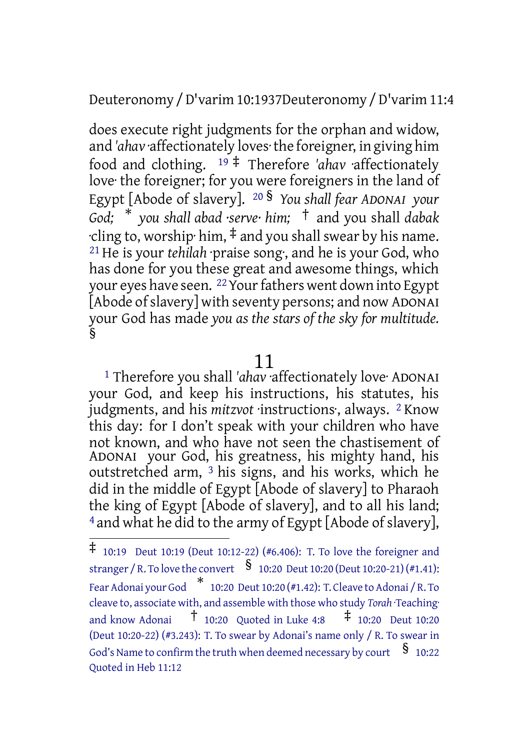does execute right judgments for the orphan and widow, and *'ahav* ·affectionately loves· the foreigner, in giving him food and clothing. [19] ‡ Therefore *'ahav* ·affectionately love· the foreigner; for you were foreigners in the land of Egypt [Abode of slavery]. [20] § *You shall fear ADONAI your God;* * *you shall abad ·serve· him;* † and you shall *dabak* ·cling to, worship· him, ‡ and you shall swear by his name. [21] He is your *tehilah* ·praise song·, and he is your God, who has done for you these great and awesome things, which your eyes have seen. [22] Your fathers went down into Egypt [Abode of slavery] with seventy persons; and now ADONAI your God has made *you as the stars of the sky for multitude.* §

# 11

[1] Therefore you shall *'ahav* ·affectionately love· ADONAI your God, and keep his instructions, his statutes, his judgments, and his *mitzvot* ·instructions·, always. [2] Know this day: for I don't speak with your children who have not known, and who have not seen the chastisement of ADONAI your God, his greatness, his mighty hand, his outstretched arm, [3] his signs, and his works, which he did in the middle of Egypt [Abode of slavery] to Pharaoh the king of Egypt [Abode of slavery], and to all his land; [4] and what he did to the army of Egypt [Abode of slavery],

---

‡ 10:19 Deut 10:19 (Deut 10:12-22) (#6.406): T. To love the foreigner and stranger / R. To love the convert § 10:20 Deut 10:20 (Deut 10:20-21) (#1.41): Fear Adonai your God * 10:20 Deut 10:20 (#1.42): T. Cleave to Adonai / R. To cleave to, associate with, and assemble with those who study *Torah* ·Teaching· and know Adonai † 10:20 Quoted in Luke 4:8 ‡ 10:20 Deut 10:20 (Deut 10:20-22) (#3.243): T. To swear by Adonai's name only / R. To swear in God's Name to confirm the truth when deemed necessary by court § 10:22 Quoted in Heb 11:12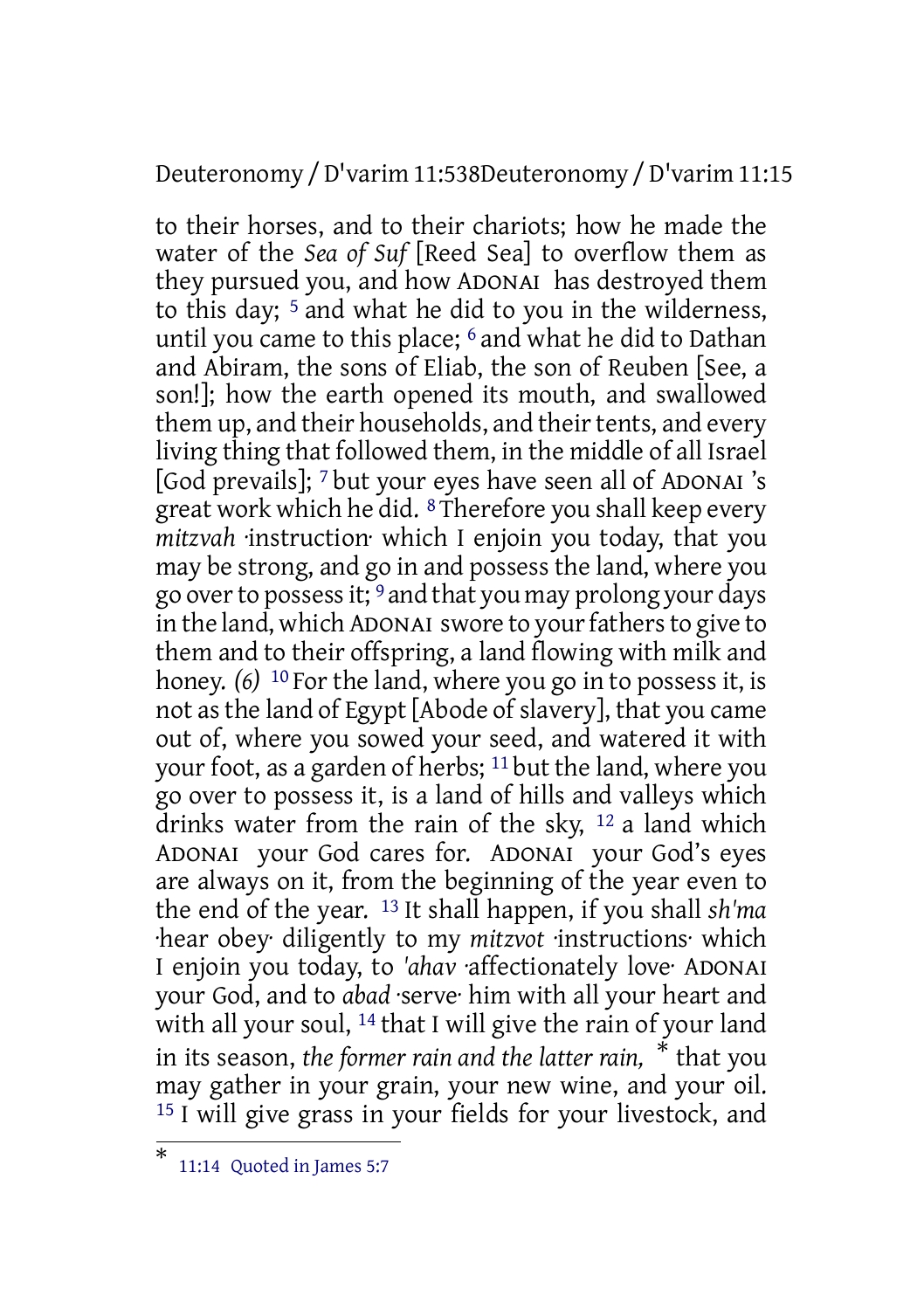to their horses, and to their chariots; how he made the water of the *Sea of Suf* [Reed Sea] to overflow them as they pursued you, and how ADONAI has destroyed them to this day; [5] and what he did to you in the wilderness, until you came to this place; [6] and what he did to Dathan and Abiram, the sons of Eliab, the son of Reuben [See, a son!]; how the earth opened its mouth, and swallowed them up, and their households, and their tents, and every living thing that followed them, in the middle of all Israel [God prevails]; [7] but your eyes have seen all of ADONAI 's great work which he did. [8] Therefore you shall keep every *mitzvah* ·instruction· which I enjoin you today, that you may be strong, and go in and possess the land, where you go over to possess it; [9] and that you may prolong your days in the land, which ADONAI swore to your fathers to give to them and to their offspring, a land flowing with milk and honey. *(6)* [10] For the land, where you go in to possess it, is not as the land of Egypt [Abode of slavery], that you came out of, where you sowed your seed, and watered it with your foot, as a garden of herbs; [11] but the land, where you go over to possess it, is a land of hills and valleys which drinks water from the rain of the sky, [12] a land which ADONAI your God cares for. ADONAI your God's eyes are always on it, from the beginning of the year even to the end of the year. [13] It shall happen, if you shall *sh'ma* ·hear obey· diligently to my *mitzvot* ·instructions· which I enjoin you today, to *'ahav* ·affectionately love· ADONAI your God, and to *abad* ·serve· him with all your heart and with all your soul, [14] that I will give the rain of your land in its season, *the former rain and the latter rain,* [*] that you may gather in your grain, your new wine, and your oil. [15] I will give grass in your fields for your livestock, and

---

[*] 11:14 Quoted in James 5:7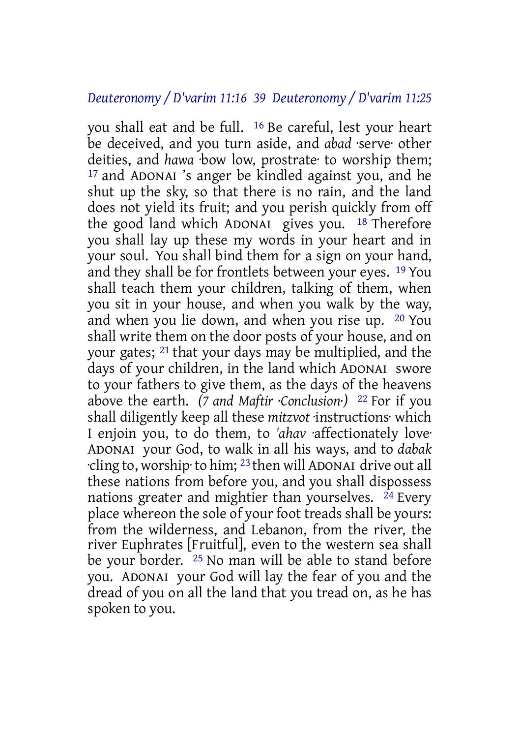you shall eat and be full. 16 Be careful, lest your heart be deceived, and you turn aside, and *abad* ·serve· other deities, and *hawa* ·bow low, prostrate· to worship them; 17 and ADONAI 's anger be kindled against you, and he shut up the sky, so that there is no rain, and the land does not yield its fruit; and you perish quickly from off the good land which ADONAI gives you. 18 Therefore you shall lay up these my words in your heart and in your soul. You shall bind them for a sign on your hand, and they shall be for frontlets between your eyes. 19 You shall teach them your children, talking of them, when you sit in your house, and when you walk by the way, and when you lie down, and when you rise up. 20 You shall write them on the door posts of your house, and on your gates; 21 that your days may be multiplied, and the days of your children, in the land which ADONAI swore to your fathers to give them, as the days of the heavens above the earth. *(7 and Maftir ·Conclusion·)* 22 For if you shall diligently keep all these *mitzvot* ·instructions· which I enjoin you, to do them, to *'ahav* ·affectionately love· ADONAI your God, to walk in all his ways, and to *dabak* ·cling to, worship· to him; 23 then will ADONAI drive out all these nations from before you, and you shall dispossess nations greater and mightier than yourselves. 24 Every place whereon the sole of your foot treads shall be yours: from the wilderness, and Lebanon, from the river, the river Euphrates [Fruitful], even to the western sea shall be your border. 25 No man will be able to stand before you. ADONAI your God will lay the fear of you and the dread of you on all the land that you tread on, as he has spoken to you.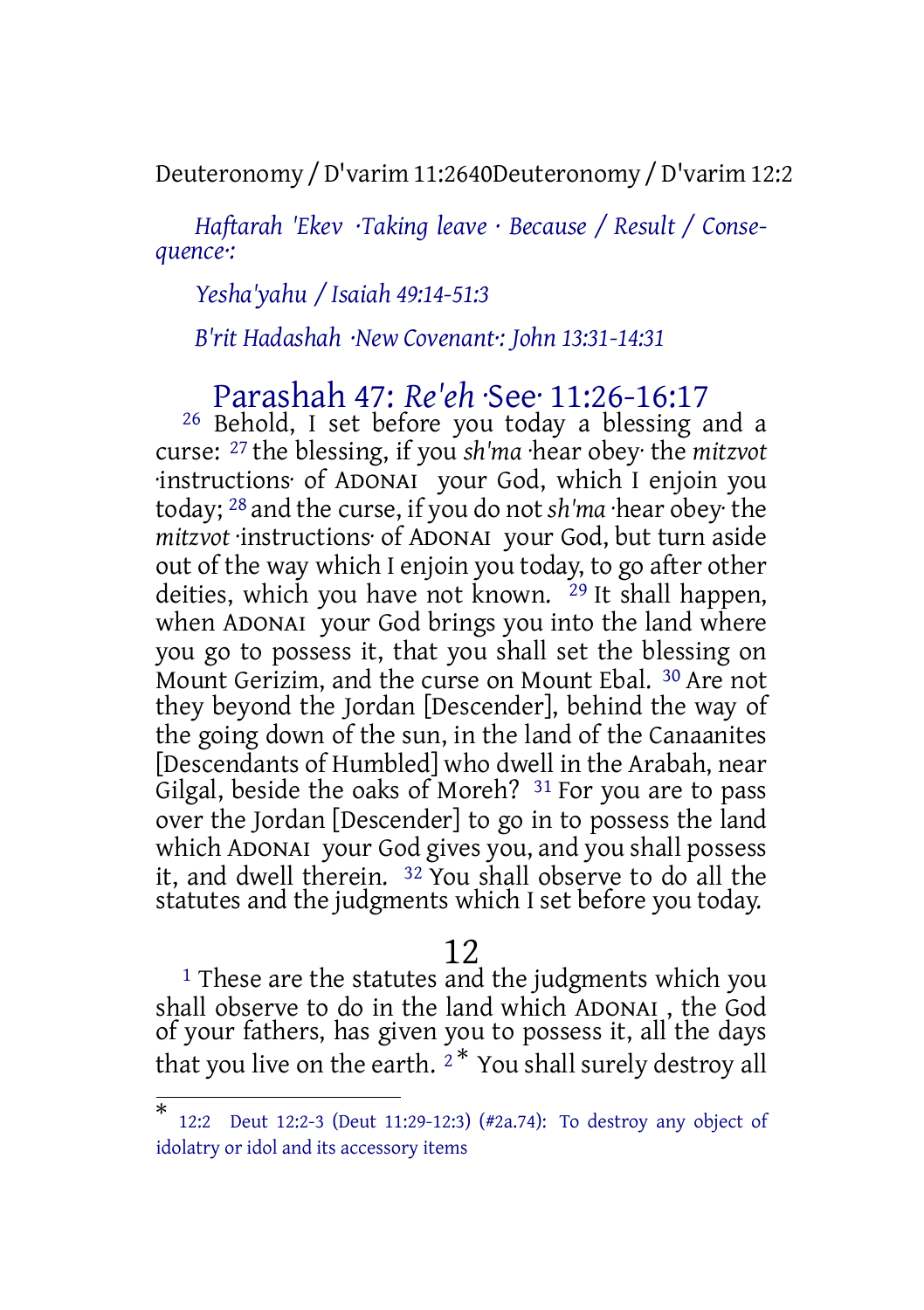*Haftarah 'Ekev ·Taking leave · Because / Result / Consequence·:*

*Yesha'yahu / Isaiah 49:14-51:3*

*B'rit Hadashah ·New Covenant·: John 13:31-14:31*

## Parashah 47: *Re'eh* ·See· 11:26-16:17

[26] Behold, I set before you today a blessing and a curse: [27] the blessing, if you *sh'ma* ·hear obey· the *mitzvot* ·instructions· of ADONAI your God, which I enjoin you today; [28] and the curse, if you do not *sh'ma* ·hear obey· the *mitzvot* ·instructions· of ADONAI your God, but turn aside out of the way which I enjoin you today, to go after other deities, which you have not known. [29] It shall happen, when ADONAI your God brings you into the land where you go to possess it, that you shall set the blessing on Mount Gerizim, and the curse on Mount Ebal. [30] Are not they beyond the Jordan [Descender], behind the way of the going down of the sun, in the land of the Canaanites [Descendants of Humbled] who dwell in the Arabah, near Gilgal, beside the oaks of Moreh? [31] For you are to pass over the Jordan [Descender] to go in to possess the land which ADONAI your God gives you, and you shall possess it, and dwell therein. [32] You shall observe to do all the statutes and the judgments which I set before you today.

# 12

[1] These are the statutes and the judgments which you shall observe to do in the land which ADONAI, the God of your fathers, has given you to possess it, all the days that you live on the earth. [2]* You shall surely destroy all

---

* 12:2 Deut 12:2-3 (Deut 11:29-12:3) (#2a.74): To destroy any object of idolatry or idol and its accessory items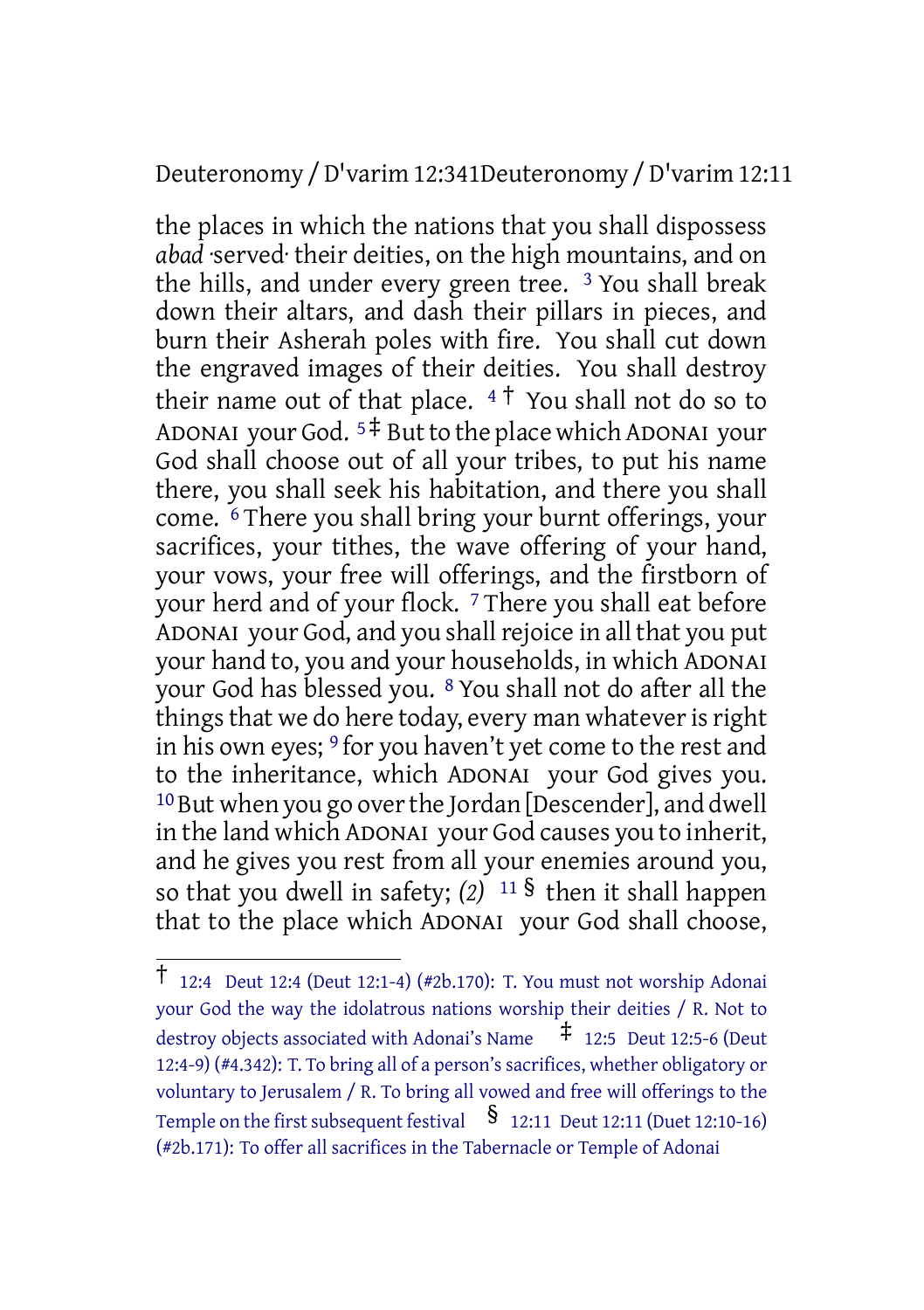the places in which the nations that you shall dispossess *abad* ·served· their deities, on the high mountains, and on the hills, and under every green tree. [3] You shall break down their altars, and dash their pillars in pieces, and burn their Asherah poles with fire. You shall cut down the engraved images of their deities. You shall destroy their name out of that place. [4] † You shall not do so to ADONAI your God. [5] ‡ But to the place which ADONAI your God shall choose out of all your tribes, to put his name there, you shall seek his habitation, and there you shall come. [6] There you shall bring your burnt offerings, your sacrifices, your tithes, the wave offering of your hand, your vows, your free will offerings, and the firstborn of your herd and of your flock. [7] There you shall eat before ADONAI your God, and you shall rejoice in all that you put your hand to, you and your households, in which ADONAI your God has blessed you. [8] You shall not do after all the things that we do here today, every man whatever is right in his own eyes; [9] for you haven't yet come to the rest and to the inheritance, which ADONAI your God gives you. [10] But when you go over the Jordan [Descender], and dwell in the land which ADONAI your God causes you to inherit, and he gives you rest from all your enemies around you, so that you dwell in safety; *(2)* [11] § then it shall happen that to the place which ADONAI your God shall choose,

---

† 12:4 Deut 12:4 (Deut 12:1-4) (#2b.170): T. You must not worship Adonai your God the way the idolatrous nations worship their deities / R. Not to destroy objects associated with Adonai's Name ‡ 12:5 Deut 12:5-6 (Deut 12:4-9) (#4.342): T. To bring all of a person's sacrifices, whether obligatory or voluntary to Jerusalem / R. To bring all vowed and free will offerings to the Temple on the first subsequent festival § 12:11 Deut 12:11 (Duet 12:10-16) (#2b.171): To offer all sacrifices in the Tabernacle or Temple of Adonai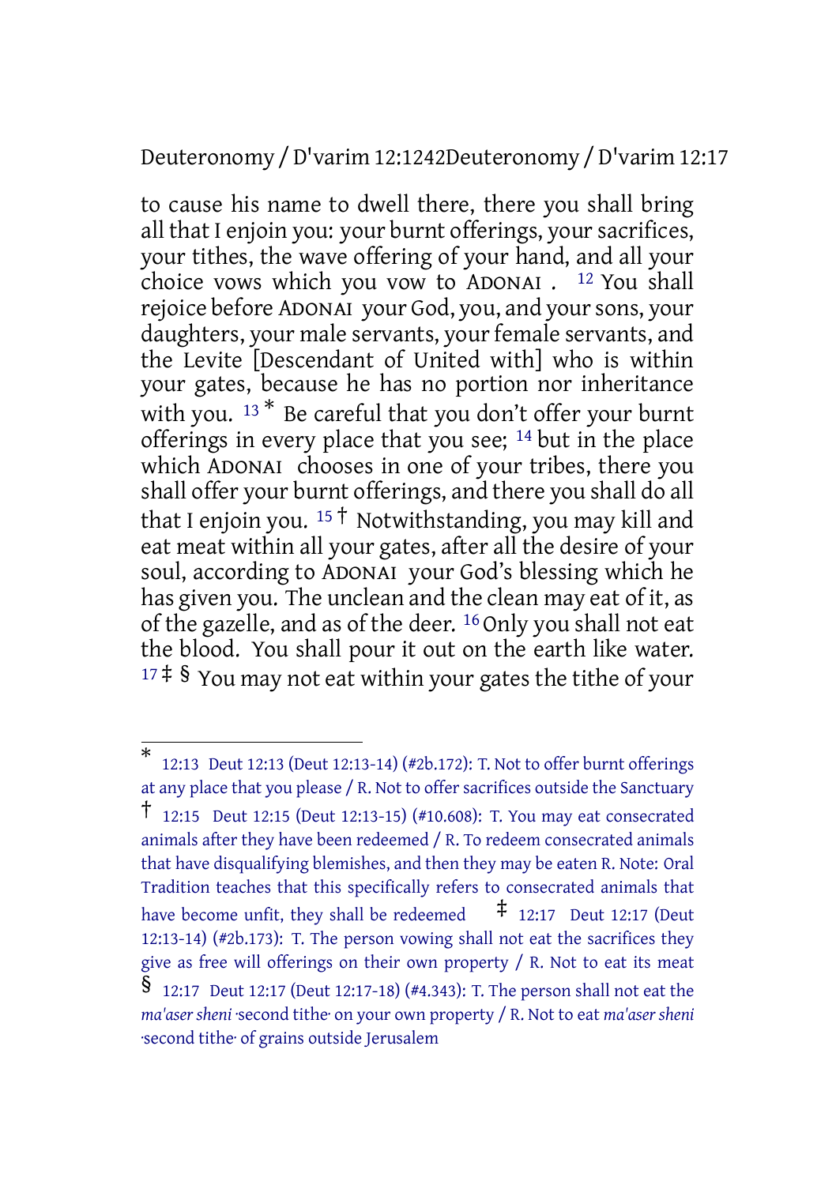to cause his name to dwell there, there you shall bring all that I enjoin you: your burnt offerings, your sacrifices, your tithes, the wave offering of your hand, and all your choice vows which you vow to ADONAI . [12] You shall rejoice before ADONAI your God, you, and your sons, your daughters, your male servants, your female servants, and the Levite [Descendant of United with] who is within your gates, because he has no portion nor inheritance with you. [13] * Be careful that you don't offer your burnt offerings in every place that you see; [14] but in the place which ADONAI chooses in one of your tribes, there you shall offer your burnt offerings, and there you shall do all that I enjoin you. [15] † Notwithstanding, you may kill and eat meat within all your gates, after all the desire of your soul, according to ADONAI your God's blessing which he has given you. The unclean and the clean may eat of it, as of the gazelle, and as of the deer. [16] Only you shall not eat the blood. You shall pour it out on the earth like water. [17] ‡ § You may not eat within your gates the tithe of your

---

\* 12:13 Deut 12:13 (Deut 12:13-14) (#2b.172): T. Not to offer burnt offerings at any place that you please / R. Not to offer sacrifices outside the Sanctuary

† 12:15 Deut 12:15 (Deut 12:13-15) (#10.608): T. You may eat consecrated animals after they have been redeemed / R. To redeem consecrated animals that have disqualifying blemishes, and then they may be eaten R. Note: Oral Tradition teaches that this specifically refers to consecrated animals that have become unfit, they shall be redeemed

‡ 12:17 Deut 12:17 (Deut 12:13-14) (#2b.173): T. The person vowing shall not eat the sacrifices they give as free will offerings on their own property / R. Not to eat its meat

§ 12:17 Deut 12:17 (Deut 12:17-18) (#4.343): T. The person shall not eat the *ma'aser sheni* ·second tithe· on your own property / R. Not to eat *ma'aser sheni* ·second tithe· of grains outside Jerusalem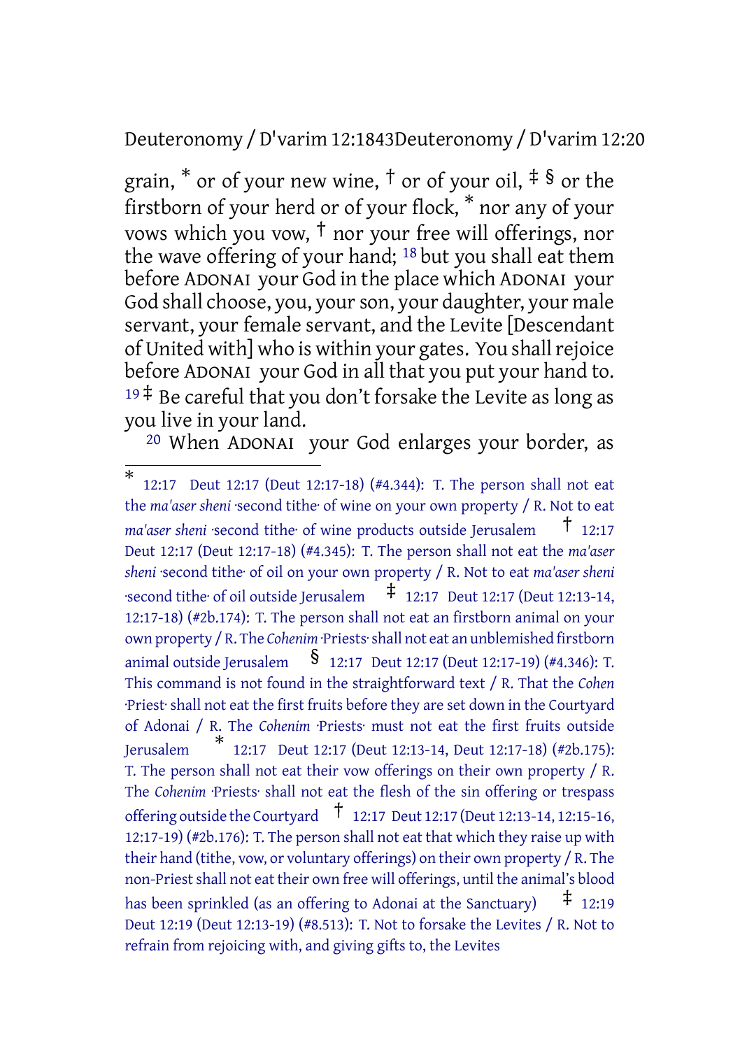grain, * or of your new wine, † or of your oil, ‡ § or the firstborn of your herd or of your flock, * nor any of your vows which you vow, † nor your free will offerings, nor the wave offering of your hand; [18] but you shall eat them before ADONAI your God in the place which ADONAI your God shall choose, you, your son, your daughter, your male servant, your female servant, and the Levite [Descendant of United with] who is within your gates. You shall rejoice before ADONAI your God in all that you put your hand to. [19] ‡ Be careful that you don't forsake the Levite as long as you live in your land.

[20] When ADONAI your God enlarges your border, as

---

* 12:17 Deut 12:17 (Deut 12:17-18) (#4.344): T. The person shall not eat the *ma'aser sheni* ·second tithe· of wine on your own property / R. Not to eat *ma'aser sheni* ·second tithe· of wine products outside Jerusalem † 12:17 Deut 12:17 (Deut 12:17-18) (#4.345): T. The person shall not eat the *ma'aser sheni* ·second tithe· of oil on your own property / R. Not to eat *ma'aser sheni* ·second tithe· of oil outside Jerusalem ‡ 12:17 Deut 12:17 (Deut 12:13-14, 12:17-18) (#2b.174): T. The person shall not eat an firstborn animal on your own property / R. The *Cohenim* ·Priests· shall not eat an unblemished firstborn animal outside Jerusalem § 12:17 Deut 12:17 (Deut 12:17-19) (#4.346): T. This command is not found in the straightforward text / R. That the *Cohen* ·Priest· shall not eat the first fruits before they are set down in the Courtyard of Adonai / R. The *Cohenim* ·Priests· must not eat the first fruits outside Jerusalem * 12:17 Deut 12:17 (Deut 12:13-14, Deut 12:17-18) (#2b.175): T. The person shall not eat their vow offerings on their own property / R. The *Cohenim* ·Priests· shall not eat the flesh of the sin offering or trespass offering outside the Courtyard † 12:17 Deut 12:17 (Deut 12:13-14, 12:15-16, 12:17-19) (#2b.176): T. The person shall not eat that which they raise up with their hand (tithe, vow, or voluntary offerings) on their own property / R. The non-Priest shall not eat their own free will offerings, until the animal's blood has been sprinkled (as an offering to Adonai at the Sanctuary) ‡ 12:19 Deut 12:19 (Deut 12:13-19) (#8.513): T. Not to forsake the Levites / R. Not to refrain from rejoicing with, and giving gifts to, the Levites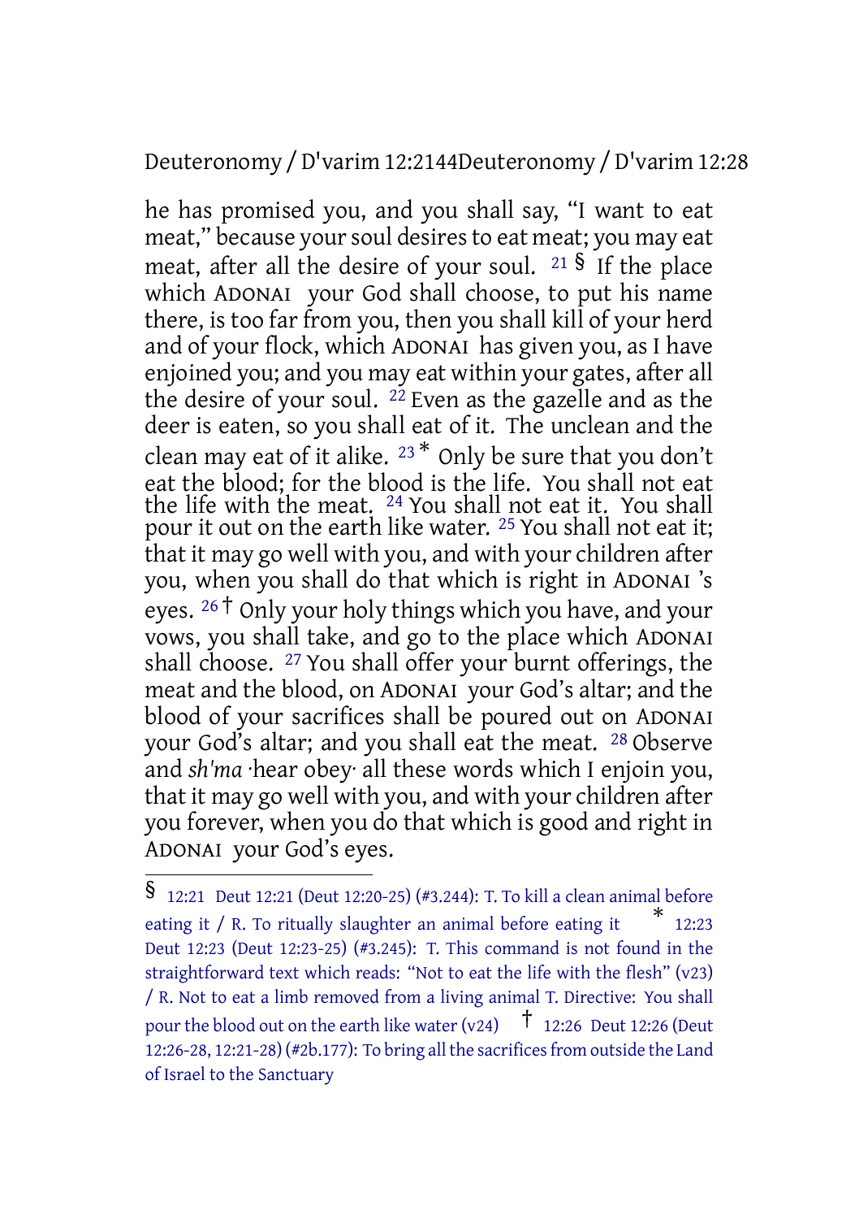he has promised you, and you shall say, "I want to eat meat," because your soul desires to eat meat; you may eat meat, after all the desire of your soul. [21] [§] If the place which ADONAI your God shall choose, to put his name there, is too far from you, then you shall kill of your herd and of your flock, which ADONAI has given you, as I have enjoined you; and you may eat within your gates, after all the desire of your soul. [22] Even as the gazelle and as the deer is eaten, so you shall eat of it. The unclean and the clean may eat of it alike. [23] [*] Only be sure that you don't eat the blood; for the blood is the life. You shall not eat the life with the meat. [24] You shall not eat it. You shall pour it out on the earth like water. [25] You shall not eat it; that it may go well with you, and with your children after you, when you shall do that which is right in ADONAI 's eyes. [26] [†] Only your holy things which you have, and your vows, you shall take, and go to the place which ADONAI shall choose. [27] You shall offer your burnt offerings, the meat and the blood, on ADONAI your God's altar; and the blood of your sacrifices shall be poured out on ADONAI your God's altar; and you shall eat the meat. [28] Observe and *sh'ma* ·hear obey· all these words which I enjoin you, that it may go well with you, and with your children after you forever, when you do that which is good and right in ADONAI your God's eyes.

---

§ 12:21 Deut 12:21 (Deut 12:20-25) (#3.244): T. To kill a clean animal before eating it / R. To ritually slaughter an animal before eating it * 12:23 Deut 12:23 (Deut 12:23-25) (#3.245): T. This command is not found in the straightforward text which reads: "Not to eat the life with the flesh" (v23) / R. Not to eat a limb removed from a living animal T. Directive: You shall pour the blood out on the earth like water (v24) † 12:26 Deut 12:26 (Deut 12:26-28, 12:21-28) (#2b.177): To bring all the sacrifices from outside the Land of Israel to the Sanctuary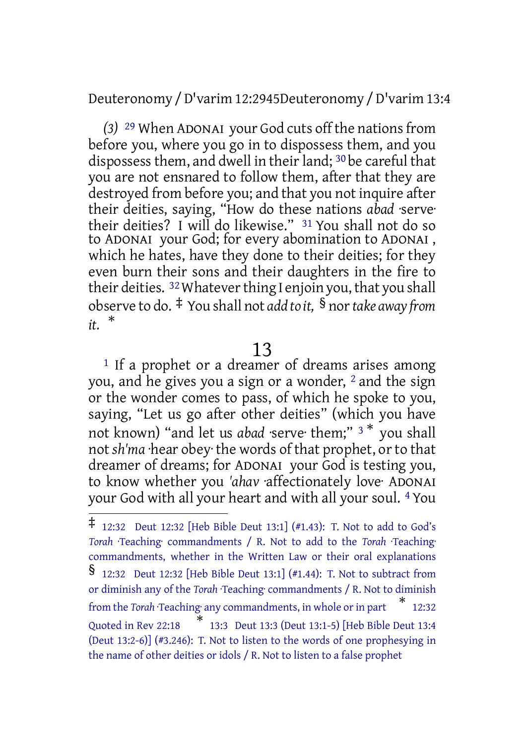*(3)* [29] When ADONAI your God cuts off the nations from before you, where you go in to dispossess them, and you dispossess them, and dwell in their land; [30] be careful that you are not ensnared to follow them, after that they are destroyed from before you; and that you not inquire after their deities, saying, "How do these nations *abad* ·serve· their deities? I will do likewise." [31] You shall not do so to ADONAI your God; for every abomination to ADONAI, which he hates, have they done to their deities; for they even burn their sons and their daughters in the fire to their deities. [32] Whatever thing I enjoin you, that you shall observe to do. ‡ You shall not *add to it,* § nor *take away from it.* *

# 13

[1] If a prophet or a dreamer of dreams arises among you, and he gives you a sign or a wonder, [2] and the sign or the wonder comes to pass, of which he spoke to you, saying, "Let us go after other deities" (which you have not known) "and let us *abad* ·serve· them;" [3] * you shall not *sh'ma* ·hear obey· the words of that prophet, or to that dreamer of dreams; for ADONAI your God is testing you, to know whether you *'ahav* ·affectionately love· ADONAI your God with all your heart and with all your soul. [4] You

---

‡ 12:32 Deut 12:32 [Heb Bible Deut 13:1] (#1.43): T. Not to add to God's *Torah* ·Teaching· commandments / R. Not to add to the *Torah* ·Teaching· commandments, whether in the Written Law or their oral explanations

§ 12:32 Deut 12:32 [Heb Bible Deut 13:1] (#1.44): T. Not to subtract from or diminish any of the *Torah* ·Teaching· commandments / R. Not to diminish from the *Torah* ·Teaching· any commandments, in whole or in part

\* 12:32 Quoted in Rev 22:18

\* 13:3 Deut 13:3 (Deut 13:1-5) [Heb Bible Deut 13:4 (Deut 13:2-6)] (#3.246): T. Not to listen to the words of one prophesying in the name of other deities or idols / R. Not to listen to a false prophet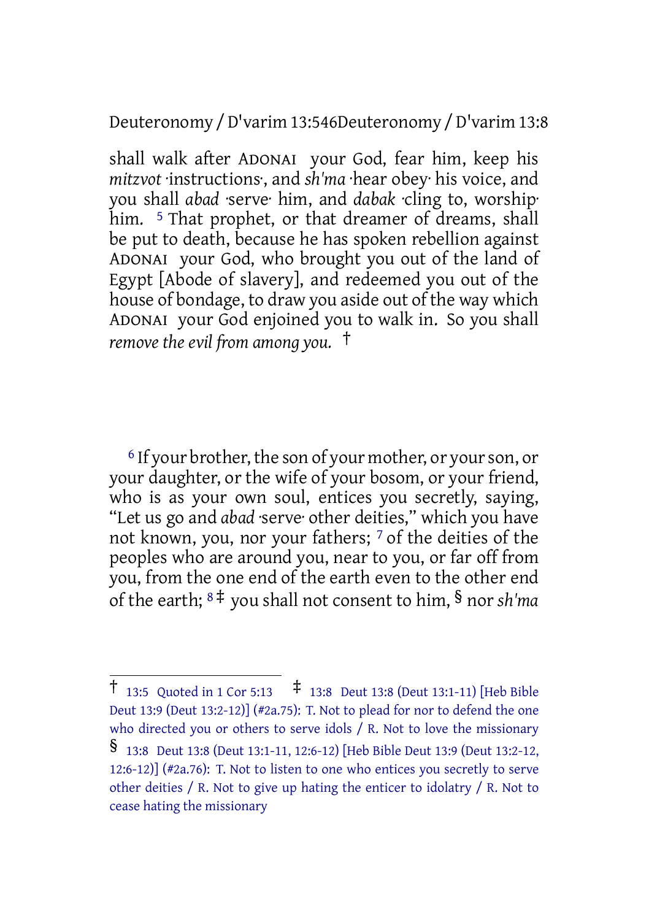shall walk after ADONAI your God, fear him, keep his *mitzvot* ·instructions·, and *sh'ma* ·hear obey· his voice, and you shall *abad* ·serve· him, and *dabak* ·cling to, worship· him. [5] That prophet, or that dreamer of dreams, shall be put to death, because he has spoken rebellion against ADONAI your God, who brought you out of the land of Egypt [Abode of slavery], and redeemed you out of the house of bondage, to draw you aside out of the way which ADONAI your God enjoined you to walk in. So you shall *remove the evil from among you.* †

[6] If your brother, the son of your mother, or your son, or your daughter, or the wife of your bosom, or your friend, who is as your own soul, entices you secretly, saying, "Let us go and *abad* ·serve· other deities," which you have not known, you, nor your fathers; [7] of the deities of the peoples who are around you, near to you, or far off from you, from the one end of the earth even to the other end of the earth; [8] ‡ you shall not consent to him, § nor *sh'ma*

---

† 13:5 Quoted in 1 Cor 5:13

‡ 13:8 Deut 13:8 (Deut 13:1-11) [Heb Bible Deut 13:9 (Deut 13:2-12)] (#2a.75): T. Not to plead for nor to defend the one who directed you or others to serve idols / R. Not to love the missionary

§ 13:8 Deut 13:8 (Deut 13:1-11, 12:6-12) [Heb Bible Deut 13:9 (Deut 13:2-12, 12:6-12)] (#2a.76): T. Not to listen to one who entices you secretly to serve other deities / R. Not to give up hating the enticer to idolatry / R. Not to cease hating the missionary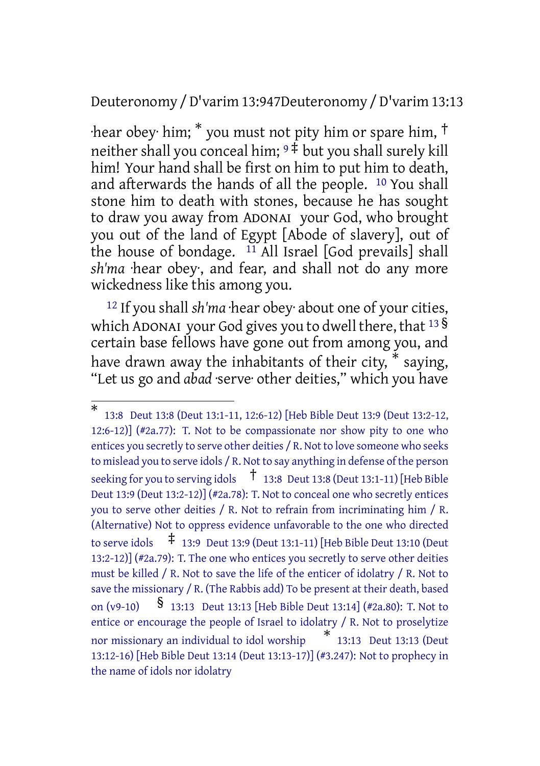·hear obey· him; * you must not pity him or spare him, † neither shall you conceal him; [9] ‡ but you shall surely kill him! Your hand shall be first on him to put him to death, and afterwards the hands of all the people. [10] You shall stone him to death with stones, because he has sought to draw you away from ADONAI your God, who brought you out of the land of Egypt [Abode of slavery], out of the house of bondage. [11] All Israel [God prevails] shall *sh'ma* ·hear obey·, and fear, and shall not do any more wickedness like this among you.

[12] If you shall *sh'ma* ·hear obey· about one of your cities, which ADONAI your God gives you to dwell there, that [13] § certain base fellows have gone out from among you, and have drawn away the inhabitants of their city, * saying, "Let us go and *abad* ·serve· other deities," which you have

---

* 13:8 Deut 13:8 (Deut 13:1-11, 12:6-12) [Heb Bible Deut 13:9 (Deut 13:2-12, 12:6-12)] (#2a.77): T. Not to be compassionate nor show pity to one who entices you secretly to serve other deities / R. Not to love someone who seeks to mislead you to serve idols / R. Not to say anything in defense of the person seeking for you to serving idols † 13:8 Deut 13:8 (Deut 13:1-11) [Heb Bible Deut 13:9 (Deut 13:2-12)] (#2a.78): T. Not to conceal one who secretly entices you to serve other deities / R. Not to refrain from incriminating him / R. (Alternative) Not to oppress evidence unfavorable to the one who directed to serve idols ‡ 13:9 Deut 13:9 (Deut 13:1-11) [Heb Bible Deut 13:10 (Deut 13:2-12)] (#2a.79): T. The one who entices you secretly to serve other deities must be killed / R. Not to save the life of the enticer of idolatry / R. Not to save the missionary / R. (The Rabbis add) To be present at their death, based on (v9-10) § 13:13 Deut 13:13 [Heb Bible Deut 13:14] (#2a.80): T. Not to entice or encourage the people of Israel to idolatry / R. Not to proselytize nor missionary an individual to idol worship * 13:13 Deut 13:13 (Deut 13:12-16) [Heb Bible Deut 13:14 (Deut 13:13-17)] (#3.247): Not to prophecy in the name of idols nor idolatry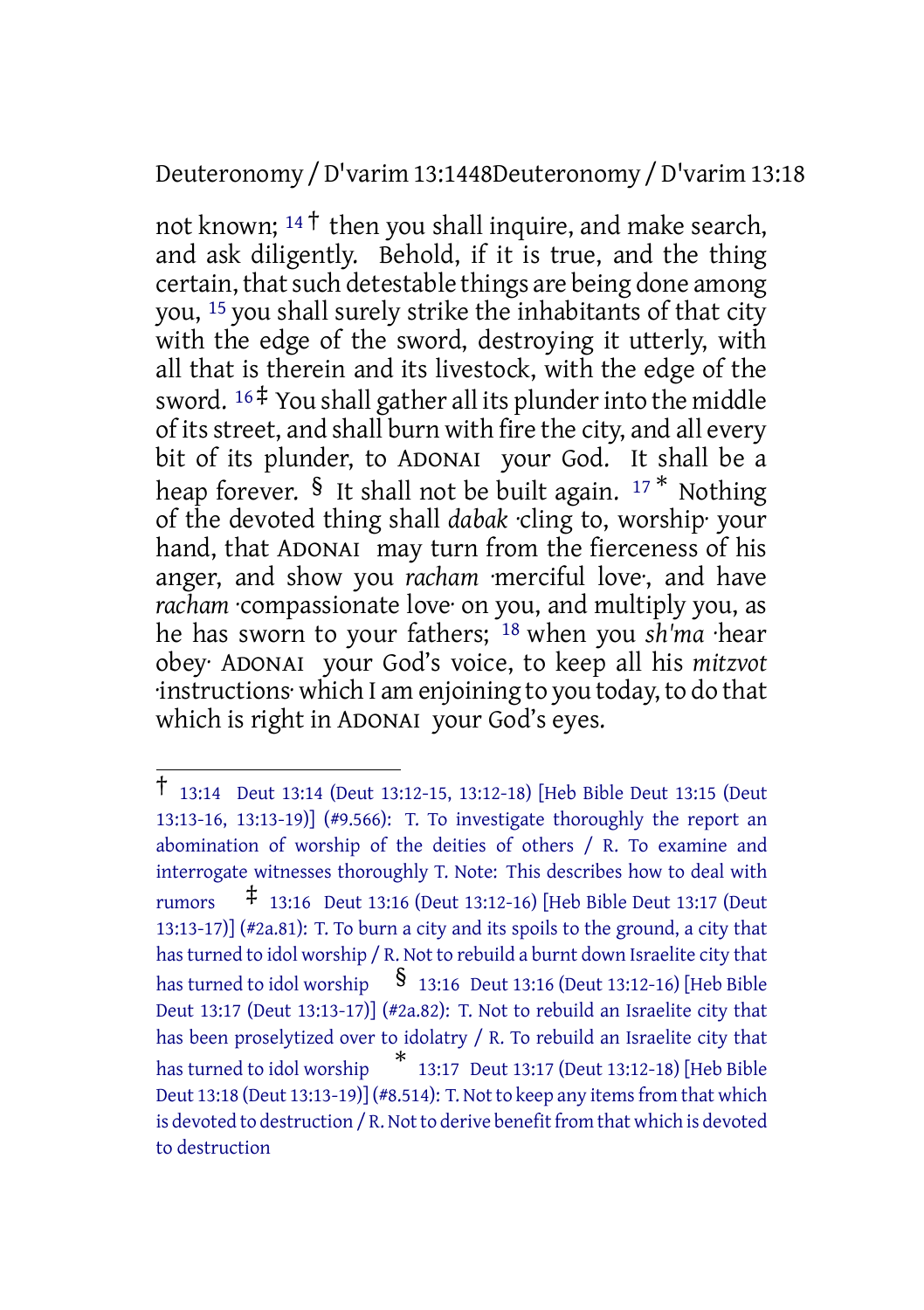not known; [14] † then you shall inquire, and make search, and ask diligently. Behold, if it is true, and the thing certain, that such detestable things are being done among you, [15] you shall surely strike the inhabitants of that city with the edge of the sword, destroying it utterly, with all that is therein and its livestock, with the edge of the sword. [16] ‡ You shall gather all its plunder into the middle of its street, and shall burn with fire the city, and all every bit of its plunder, to ADONAI your God. It shall be a heap forever. § It shall not be built again. [17] * Nothing of the devoted thing shall *dabak* ·cling to, worship· your hand, that ADONAI may turn from the fierceness of his anger, and show you *racham* ·merciful love·, and have *racham* ·compassionate love· on you, and multiply you, as he has sworn to your fathers; [18] when you *sh'ma* ·hear obey· ADONAI your God's voice, to keep all his *mitzvot* ·instructions· which I am enjoining to you today, to do that which is right in ADONAI your God's eyes.

---

† 13:14 Deut 13:14 (Deut 13:12-15, 13:12-18) [Heb Bible Deut 13:15 (Deut 13:13-16, 13:13-19)] (#9.566): T. To investigate thoroughly the report an abomination of worship of the deities of others / R. To examine and interrogate witnesses thoroughly T. Note: This describes how to deal with rumors ‡ 13:16 Deut 13:16 (Deut 13:12-16) [Heb Bible Deut 13:17 (Deut 13:13-17)] (#2a.81): T. To burn a city and its spoils to the ground, a city that has turned to idol worship / R. Not to rebuild a burnt down Israelite city that has turned to idol worship § 13:16 Deut 13:16 (Deut 13:12-16) [Heb Bible Deut 13:17 (Deut 13:13-17)] (#2a.82): T. Not to rebuild an Israelite city that has been proselytized over to idolatry / R. To rebuild an Israelite city that has turned to idol worship * 13:17 Deut 13:17 (Deut 13:12-18) [Heb Bible Deut 13:18 (Deut 13:13-19)] (#8.514): T. Not to keep any items from that which is devoted to destruction / R. Not to derive benefit from that which is devoted to destruction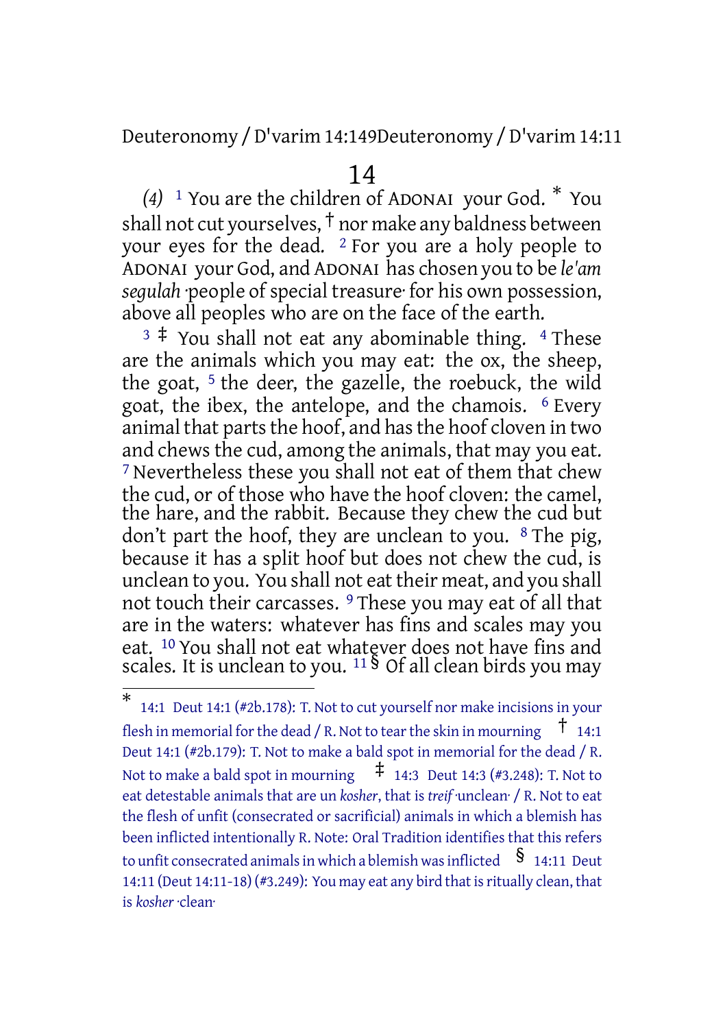# 14

*(4)* [1] You are the children of ADONAI your God. * You shall not cut yourselves, † nor make any baldness between your eyes for the dead. [2] For you are a holy people to ADONAI your God, and ADONAI has chosen you to be *le'am segulah* ·people of special treasure· for his own possession, above all peoples who are on the face of the earth.

[3] ‡ You shall not eat any abominable thing. [4] These are the animals which you may eat: the ox, the sheep, the goat, [5] the deer, the gazelle, the roebuck, the wild goat, the ibex, the antelope, and the chamois. [6] Every animal that parts the hoof, and has the hoof cloven in two and chews the cud, among the animals, that may you eat. [7] Nevertheless these you shall not eat of them that chew the cud, or of those who have the hoof cloven: the camel, the hare, and the rabbit. Because they chew the cud but don't part the hoof, they are unclean to you. [8] The pig, because it has a split hoof but does not chew the cud, is unclean to you. You shall not eat their meat, and you shall not touch their carcasses. [9] These you may eat of all that are in the waters: whatever has fins and scales may you eat. [10] You shall not eat whatever does not have fins and scales. It is unclean to you. [11] § Of all clean birds you may

---

\* 14:1 Deut 14:1 (#2b.178): T. Not to cut yourself nor make incisions in your flesh in memorial for the dead / R. Not to tear the skin in mourning † 14:1 Deut 14:1 (#2b.179): T. Not to make a bald spot in memorial for the dead / R. Not to make a bald spot in mourning ‡ 14:3 Deut 14:3 (#3.248): T. Not to eat detestable animals that are un *kosher*, that is *treif* ·unclean· / R. Not to eat the flesh of unfit (consecrated or sacrificial) animals in which a blemish has been inflicted intentionally R. Note: Oral Tradition identifies that this refers to unfit consecrated animals in which a blemish was inflicted § 14:11 Deut 14:11 (Deut 14:11-18) (#3.249): You may eat any bird that is ritually clean, that is *kosher* ·clean·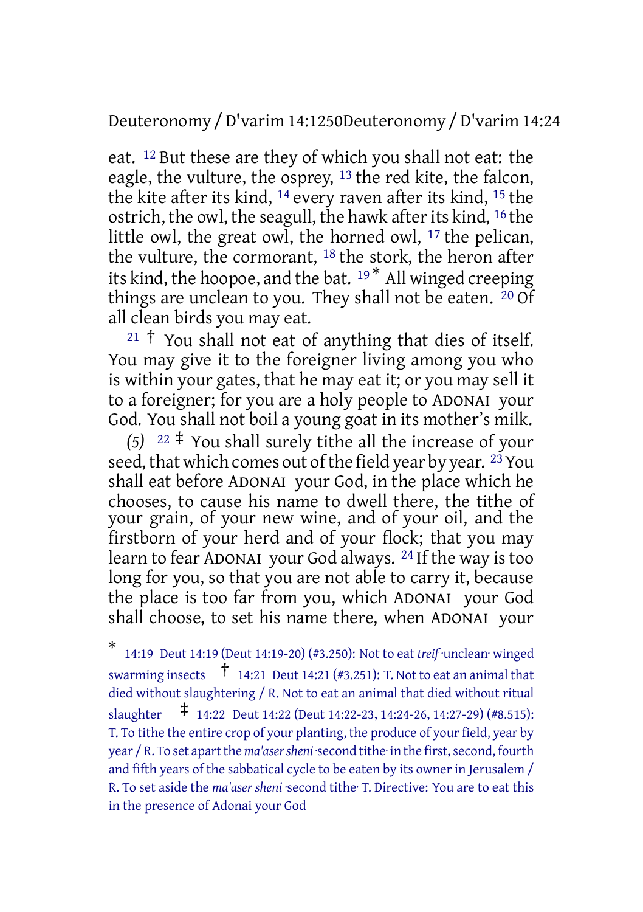eat. [12] But these are they of which you shall not eat: the eagle, the vulture, the osprey, [13] the red kite, the falcon, the kite after its kind, [14] every raven after its kind, [15] the ostrich, the owl, the seagull, the hawk after its kind, [16] the little owl, the great owl, the horned owl, [17] the pelican, the vulture, the cormorant, [18] the stork, the heron after its kind, the hoopoe, and the bat. [19] * All winged creeping things are unclean to you. They shall not be eaten. [20] Of all clean birds you may eat.

[21] † You shall not eat of anything that dies of itself. You may give it to the foreigner living among you who is within your gates, that he may eat it; or you may sell it to a foreigner; for you are a holy people to ADONAI your God. You shall not boil a young goat in its mother's milk.

*(5)* [22] ‡ You shall surely tithe all the increase of your seed, that which comes out of the field year by year. [23] You shall eat before ADONAI your God, in the place which he chooses, to cause his name to dwell there, the tithe of your grain, of your new wine, and of your oil, and the firstborn of your herd and of your flock; that you may learn to fear ADONAI your God always. [24] If the way is too long for you, so that you are not able to carry it, because the place is too far from you, which ADONAI your God shall choose, to set his name there, when ADONAI your

---

\* 14:19 Deut 14:19 (Deut 14:19-20) (#3.250): Not to eat *treif* ·unclean· winged swarming insects † 14:21 Deut 14:21 (#3.251): T. Not to eat an animal that died without slaughtering / R. Not to eat an animal that died without ritual slaughter ‡ 14:22 Deut 14:22 (Deut 14:22-23, 14:24-26, 14:27-29) (#8.515): T. To tithe the entire crop of your planting, the produce of your field, year by year / R. To set apart the *ma'aser sheni* ·second tithe· in the first, second, fourth and fifth years of the sabbatical cycle to be eaten by its owner in Jerusalem / R. To set aside the *ma'aser sheni* ·second tithe· T. Directive: You are to eat this in the presence of Adonai your God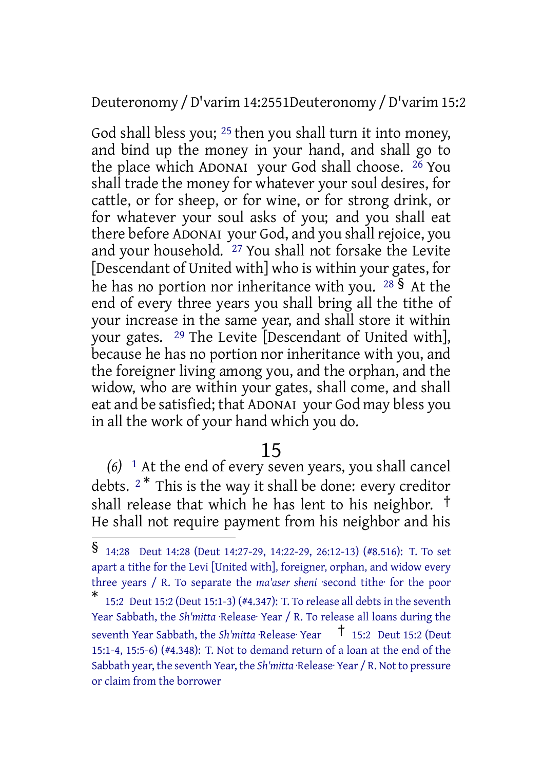God shall bless you; [25] then you shall turn it into money, and bind up the money in your hand, and shall go to the place which ADONAI your God shall choose. [26] You shall trade the money for whatever your soul desires, for cattle, or for sheep, or for wine, or for strong drink, or for whatever your soul asks of you; and you shall eat there before ADONAI your God, and you shall rejoice, you and your household. [27] You shall not forsake the Levite [Descendant of United with] who is within your gates, for he has no portion nor inheritance with you. [28] § At the end of every three years you shall bring all the tithe of your increase in the same year, and shall store it within your gates. [29] The Levite [Descendant of United with], because he has no portion nor inheritance with you, and the foreigner living among you, and the orphan, and the widow, who are within your gates, shall come, and shall eat and be satisfied; that ADONAI your God may bless you in all the work of your hand which you do.

## 15

*(6)* [1] At the end of every seven years, you shall cancel debts. [2] * This is the way it shall be done: every creditor shall release that which he has lent to his neighbor. † He shall not require payment from his neighbor and his

---

§ 14:28 Deut 14:28 (Deut 14:27-29, 14:22-29, 26:12-13) (#8.516): T. To set apart a tithe for the Levi [United with], foreigner, orphan, and widow every three years / R. To separate the *ma'aser sheni* ·second tithe· for the poor

* 15:2 Deut 15:2 (Deut 15:1-3) (#4.347): T. To release all debts in the seventh Year Sabbath, the *Sh'mitta* ·Release· Year / R. To release all loans during the seventh Year Sabbath, the *Sh'mitta* ·Release· Year

† 15:2 Deut 15:2 (Deut 15:1-4, 15:5-6) (#4.348): T. Not to demand return of a loan at the end of the Sabbath year, the seventh Year, the *Sh'mitta* ·Release· Year / R. Not to pressure or claim from the borrower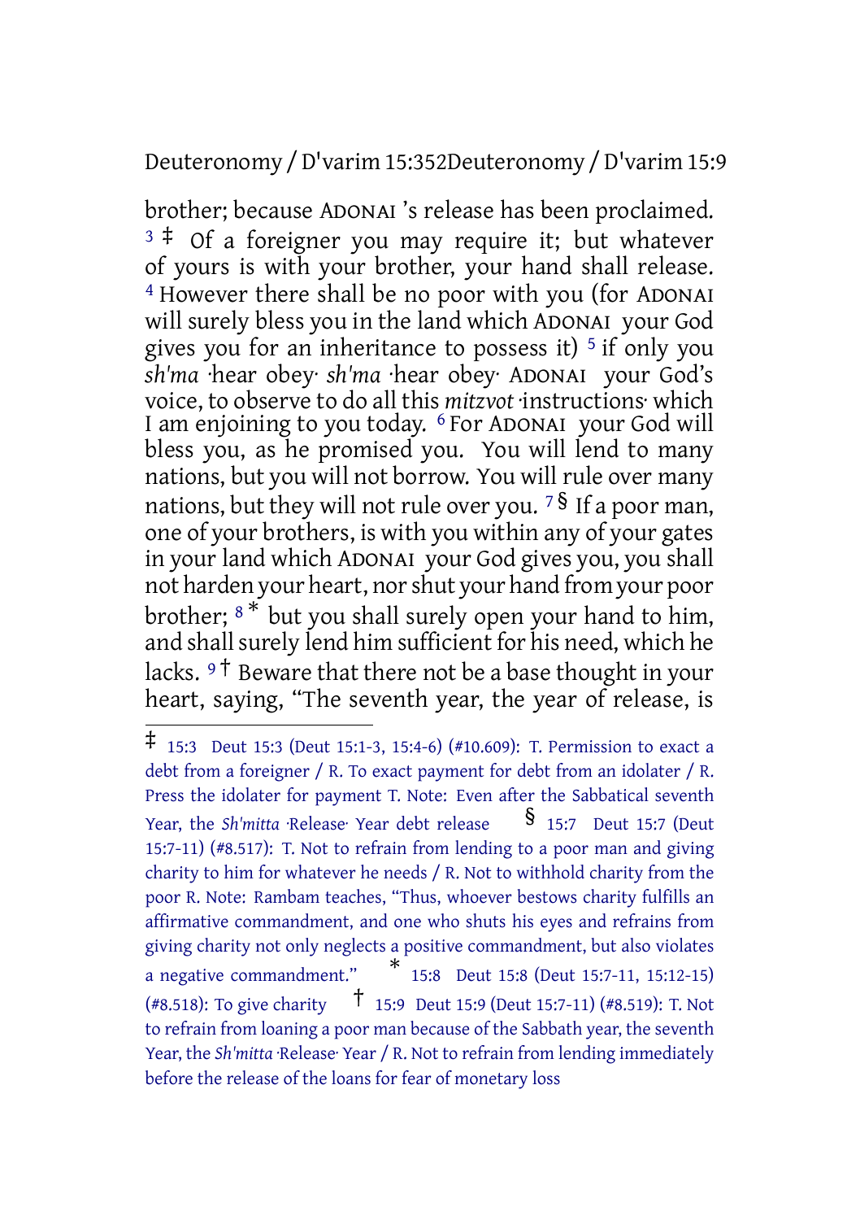brother; because ADONAI 's release has been proclaimed. [3] ‡ Of a foreigner you may require it; but whatever of yours is with your brother, your hand shall release. [4] However there shall be no poor with you (for ADONAI will surely bless you in the land which ADONAI your God gives you for an inheritance to possess it) [5] if only you *sh'ma* ·hear obey· *sh'ma* ·hear obey· ADONAI your God's voice, to observe to do all this *mitzvot* ·instructions· which I am enjoining to you today. [6] For ADONAI your God will bless you, as he promised you. You will lend to many nations, but you will not borrow. You will rule over many nations, but they will not rule over you. [7] § If a poor man, one of your brothers, is with you within any of your gates in your land which ADONAI your God gives you, you shall not harden your heart, nor shut your hand from your poor brother; [8] * but you shall surely open your hand to him, and shall surely lend him sufficient for his need, which he lacks. [9] † Beware that there not be a base thought in your heart, saying, "The seventh year, the year of release, is

---

‡ 15:3 Deut 15:3 (Deut 15:1-3, 15:4-6) (#10.609): T. Permission to exact a debt from a foreigner / R. To exact payment for debt from an idolater / R. Press the idolater for payment T. Note: Even after the Sabbatical seventh Year, the *Sh'mitta* ·Release· Year debt release § 15:7 Deut 15:7 (Deut 15:7-11) (#8.517): T. Not to refrain from lending to a poor man and giving charity to him for whatever he needs / R. Not to withhold charity from the poor R. Note: Rambam teaches, "Thus, whoever bestows charity fulfills an affirmative commandment, and one who shuts his eyes and refrains from giving charity not only neglects a positive commandment, but also violates a negative commandment." * 15:8 Deut 15:8 (Deut 15:7-11, 15:12-15) (#8.518): To give charity † 15:9 Deut 15:9 (Deut 15:7-11) (#8.519): T. Not to refrain from loaning a poor man because of the Sabbath year, the seventh Year, the *Sh'mitta* ·Release· Year / R. Not to refrain from lending immediately before the release of the loans for fear of monetary loss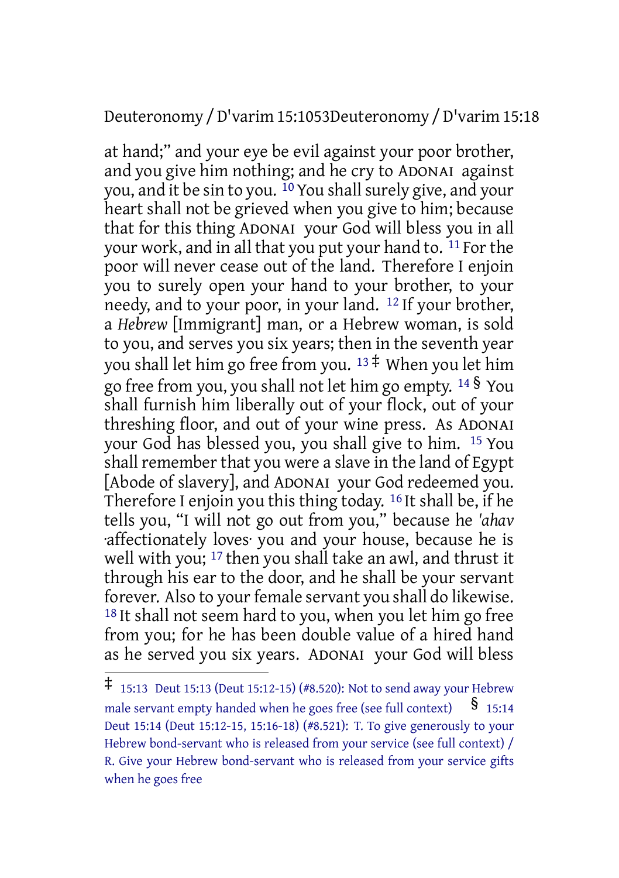at hand;" and your eye be evil against your poor brother, and you give him nothing; and he cry to ADONAI against you, and it be sin to you. [10] You shall surely give, and your heart shall not be grieved when you give to him; because that for this thing ADONAI your God will bless you in all your work, and in all that you put your hand to. [11] For the poor will never cease out of the land. Therefore I enjoin you to surely open your hand to your brother, to your needy, and to your poor, in your land. [12] If your brother, a *Hebrew* [Immigrant] man, or a Hebrew woman, is sold to you, and serves you six years; then in the seventh year you shall let him go free from you. [13] ‡ When you let him go free from you, you shall not let him go empty. [14] § You shall furnish him liberally out of your flock, out of your threshing floor, and out of your wine press. As ADONAI your God has blessed you, you shall give to him. [15] You shall remember that you were a slave in the land of Egypt [Abode of slavery], and ADONAI your God redeemed you. Therefore I enjoin you this thing today. [16] It shall be, if he tells you, "I will not go out from you," because he *'ahav* ·affectionately loves· you and your house, because he is well with you; [17] then you shall take an awl, and thrust it through his ear to the door, and he shall be your servant forever. Also to your female servant you shall do likewise. [18] It shall not seem hard to you, when you let him go free from you; for he has been double value of a hired hand as he served you six years. ADONAI your God will bless

---

‡ 15:13 Deut 15:13 (Deut 15:12-15) (#8.520): Not to send away your Hebrew male servant empty handed when he goes free (see full context)

§ 15:14 Deut 15:14 (Deut 15:12-15, 15:16-18) (#8.521): T. To give generously to your Hebrew bond-servant who is released from your service (see full context) / R. Give your Hebrew bond-servant who is released from your service gifts when he goes free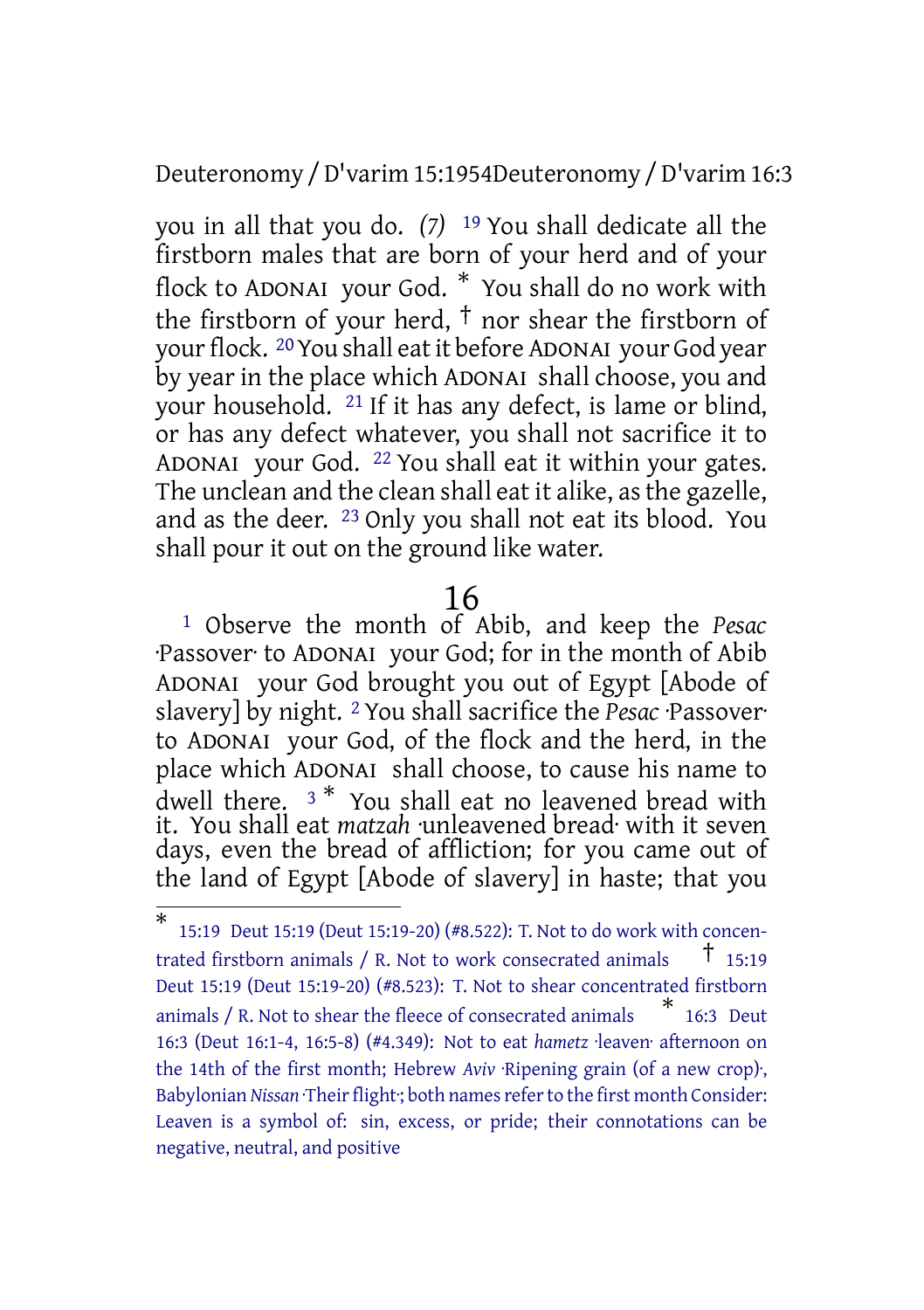you in all that you do. *(7)* [19] You shall dedicate all the firstborn males that are born of your herd and of your flock to ADONAI your God. * You shall do no work with the firstborn of your herd, † nor shear the firstborn of your flock. [20] You shall eat it before ADONAI your God year by year in the place which ADONAI shall choose, you and your household. [21] If it has any defect, is lame or blind, or has any defect whatever, you shall not sacrifice it to ADONAI your God. [22] You shall eat it within your gates. The unclean and the clean shall eat it alike, as the gazelle, and as the deer. [23] Only you shall not eat its blood. You shall pour it out on the ground like water.

## 16

[1] Observe the month of Abib, and keep the *Pesac* ·Passover· to ADONAI your God; for in the month of Abib ADONAI your God brought you out of Egypt [Abode of slavery] by night. [2] You shall sacrifice the *Pesac* ·Passover· to ADONAI your God, of the flock and the herd, in the place which ADONAI shall choose, to cause his name to dwell there. [3] * You shall eat no leavened bread with it. You shall eat *matzah* ·unleavened bread· with it seven days, even the bread of affliction; for you came out of the land of Egypt [Abode of slavery] in haste; that you

---

* 15:19 Deut 15:19 (Deut 15:19-20) (#8.522): T. Not to do work with concentrated firstborn animals / R. Not to work consecrated animals † 15:19 Deut 15:19 (Deut 15:19-20) (#8.523): T. Not to shear concentrated firstborn animals / R. Not to shear the fleece of consecrated animals * 16:3 Deut 16:3 (Deut 16:1-4, 16:5-8) (#4.349): Not to eat *hametz* ·leaven· afternoon on the 14th of the first month; Hebrew *Aviv* ·Ripening grain (of a new crop)·, Babylonian *Nissan* ·Their flight·; both names refer to the first month Consider: Leaven is a symbol of: sin, excess, or pride; their connotations can be negative, neutral, and positive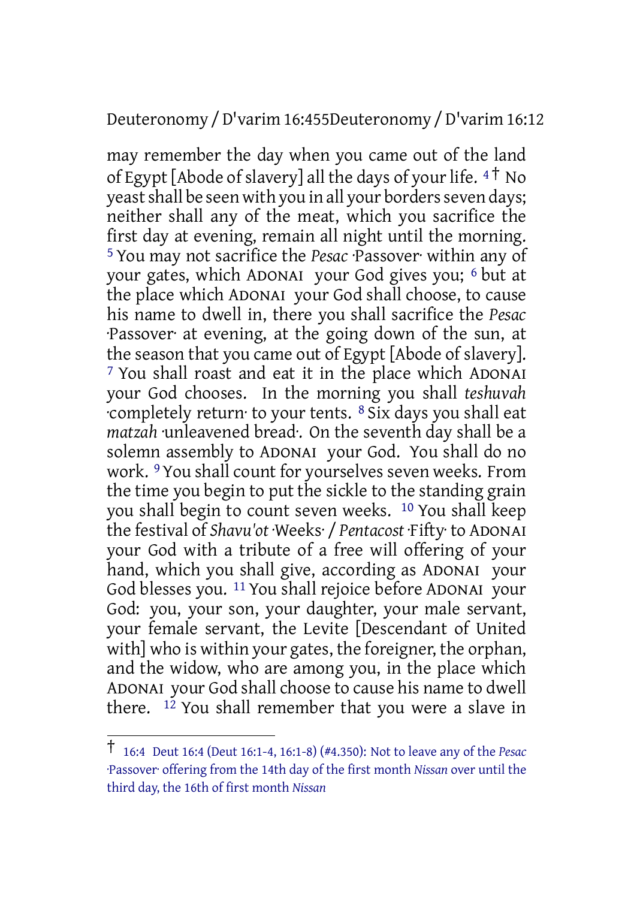may remember the day when you came out of the land of Egypt [Abode of slavery] all the days of your life. [4] † No yeast shall be seen with you in all your borders seven days; neither shall any of the meat, which you sacrifice the first day at evening, remain all night until the morning. [5] You may not sacrifice the *Pesac* ·Passover· within any of your gates, which ADONAI your God gives you; [6] but at the place which ADONAI your God shall choose, to cause his name to dwell in, there you shall sacrifice the *Pesac* ·Passover· at evening, at the going down of the sun, at the season that you came out of Egypt [Abode of slavery]. [7] You shall roast and eat it in the place which ADONAI your God chooses. In the morning you shall *teshuvah* ·completely return· to your tents. [8] Six days you shall eat *matzah* ·unleavened bread·. On the seventh day shall be a solemn assembly to ADONAI your God. You shall do no work. [9] You shall count for yourselves seven weeks. From the time you begin to put the sickle to the standing grain you shall begin to count seven weeks. [10] You shall keep the festival of *Shavu'ot* ·Weeks· / *Pentacost* ·Fifty· to ADONAI your God with a tribute of a free will offering of your hand, which you shall give, according as ADONAI your God blesses you. [11] You shall rejoice before ADONAI your God: you, your son, your daughter, your male servant, your female servant, the Levite [Descendant of United with] who is within your gates, the foreigner, the orphan, and the widow, who are among you, in the place which ADONAI your God shall choose to cause his name to dwell there. [12] You shall remember that you were a slave in

---

† 16:4 Deut 16:4 (Deut 16:1-4, 16:1-8) (#4.350): Not to leave any of the *Pesac* ·Passover· offering from the 14th day of the first month *Nissan* over until the third day, the 16th of first month *Nissan*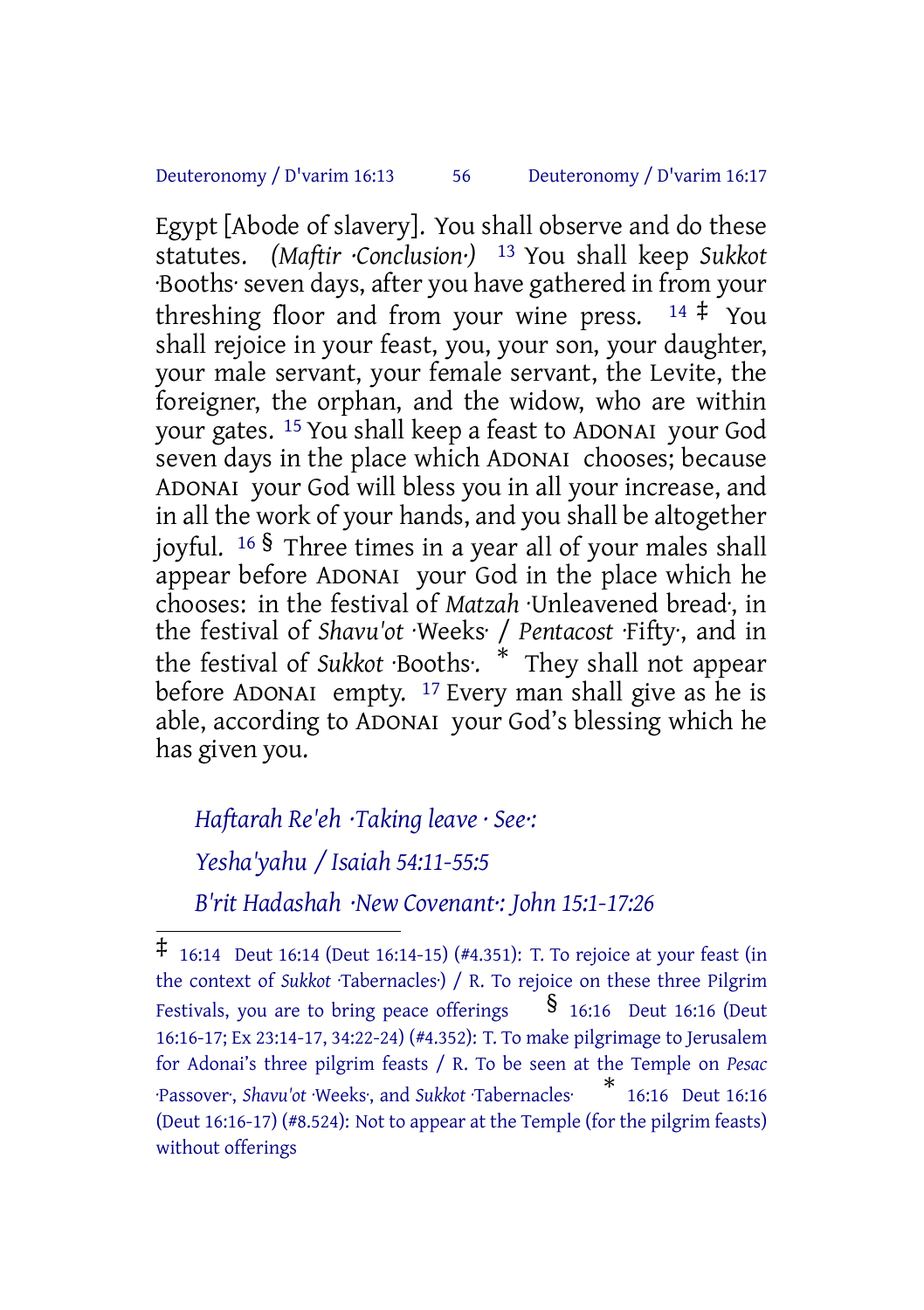Egypt [Abode of slavery]. You shall observe and do these statutes. *(Maftir ·Conclusion·)* [13] You shall keep *Sukkot* ·Booths· seven days, after you have gathered in from your threshing floor and from your wine press. [14] ‡ You shall rejoice in your feast, you, your son, your daughter, your male servant, your female servant, the Levite, the foreigner, the orphan, and the widow, who are within your gates. [15] You shall keep a feast to ADONAI your God seven days in the place which ADONAI chooses; because ADONAI your God will bless you in all your increase, and in all the work of your hands, and you shall be altogether joyful. [16] § Three times in a year all of your males shall appear before ADONAI your God in the place which he chooses: in the festival of *Matzah* ·Unleavened bread·, in the festival of *Shavu'ot* ·Weeks· / *Pentacost* ·Fifty·, and in the festival of *Sukkot* ·Booths·. * They shall not appear before ADONAI empty. [17] Every man shall give as he is able, according to ADONAI your God's blessing which he has given you.

*Haftarah Re'eh ·Taking leave · See·:*

*Yesha'yahu / Isaiah 54:11-55:5*

*B'rit Hadashah ·New Covenant·: John 15:1-17:26*

---

‡ 16:14 Deut 16:14 (Deut 16:14-15) (#4.351): T. To rejoice at your feast (in the context of *Sukkot* ·Tabernacles·) / R. To rejoice on these three Pilgrim Festivals, you are to bring peace offerings § 16:16 Deut 16:16 (Deut 16:16-17; Ex 23:14-17, 34:22-24) (#4.352): T. To make pilgrimage to Jerusalem for Adonai's three pilgrim feasts / R. To be seen at the Temple on *Pesac* ·Passover·, *Shavu'ot* ·Weeks·, and *Sukkot* ·Tabernacles· * 16:16 Deut 16:16 (Deut 16:16-17) (#8.524): Not to appear at the Temple (for the pilgrim feasts) without offerings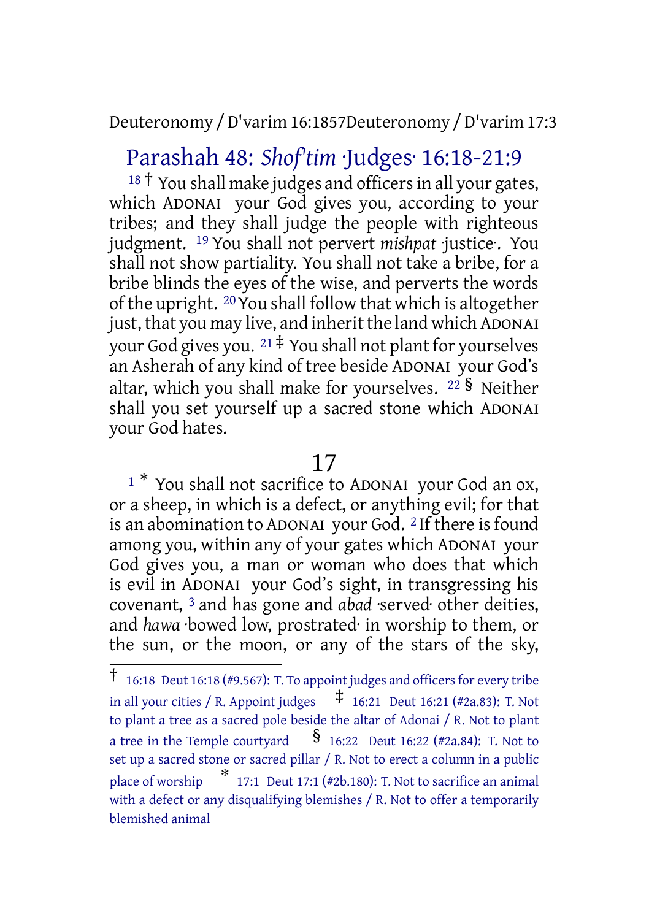## Parashah 48: *Shof'tim* ·Judges· 16:18-21:9

[18] † You shall make judges and officers in all your gates, which ADONAI your God gives you, according to your tribes; and they shall judge the people with righteous judgment. [19] You shall not pervert *mishpat* ·justice·. You shall not show partiality. You shall not take a bribe, for a bribe blinds the eyes of the wise, and perverts the words of the upright. [20] You shall follow that which is altogether just, that you may live, and inherit the land which ADONAI your God gives you. [21] ‡ You shall not plant for yourselves an Asherah of any kind of tree beside ADONAI your God's altar, which you shall make for yourselves. [22] § Neither shall you set yourself up a sacred stone which ADONAI your God hates.

# 17

[1] * You shall not sacrifice to ADONAI your God an ox, or a sheep, in which is a defect, or anything evil; for that is an abomination to ADONAI your God. [2] If there is found among you, within any of your gates which ADONAI your God gives you, a man or woman who does that which is evil in ADONAI your God's sight, in transgressing his covenant, [3] and has gone and *abad* ·served· other deities, and *hawa* ·bowed low, prostrated· in worship to them, or the sun, or the moon, or any of the stars of the sky,

---

† 16:18 Deut 16:18 (#9.567): T. To appoint judges and officers for every tribe in all your cities / R. Appoint judges ‡ 16:21 Deut 16:21 (#2a.83): T. Not to plant a tree as a sacred pole beside the altar of Adonai / R. Not to plant a tree in the Temple courtyard § 16:22 Deut 16:22 (#2a.84): T. Not to set up a sacred stone or sacred pillar / R. Not to erect a column in a public place of worship * 17:1 Deut 17:1 (#2b.180): T. Not to sacrifice an animal with a defect or any disqualifying blemishes / R. Not to offer a temporarily blemished animal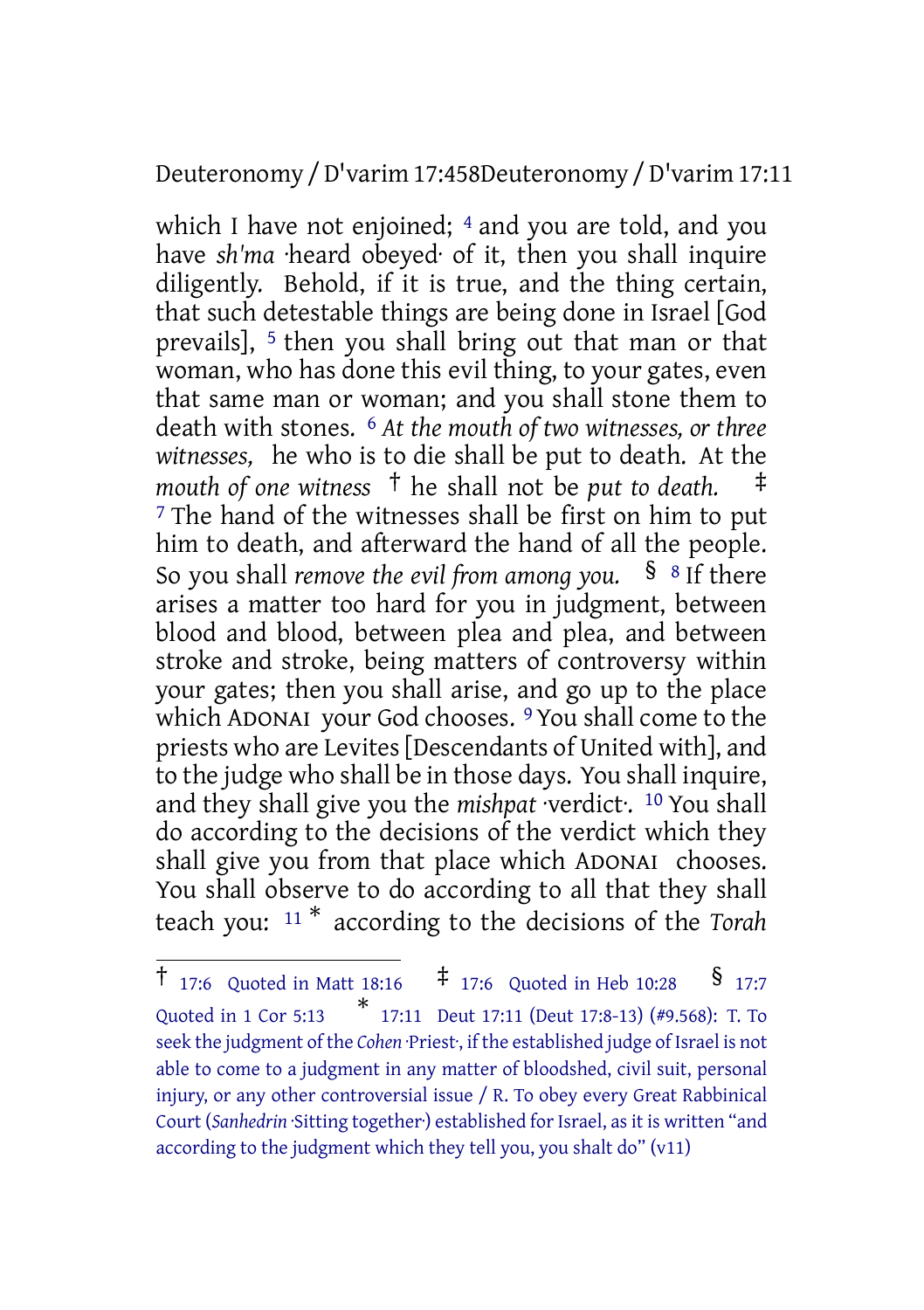which I have not enjoined; [4] and you are told, and you have *sh'ma* ·heard obeyed· of it, then you shall inquire diligently. Behold, if it is true, and the thing certain, that such detestable things are being done in Israel [God prevails], [5] then you shall bring out that man or that woman, who has done this evil thing, to your gates, even that same man or woman; and you shall stone them to death with stones. [6] *At the mouth of two witnesses, or three witnesses,* he who is to die shall be put to death. At the *mouth of one witness* † he shall not be *put to death.* ‡ [7] The hand of the witnesses shall be first on him to put him to death, and afterward the hand of all the people. So you shall *remove the evil from among you.* § [8] If there arises a matter too hard for you in judgment, between blood and blood, between plea and plea, and between stroke and stroke, being matters of controversy within your gates; then you shall arise, and go up to the place which ADONAI your God chooses. [9] You shall come to the priests who are Levites [Descendants of United with], and to the judge who shall be in those days. You shall inquire, and they shall give you the *mishpat* ·verdict·. [10] You shall do according to the decisions of the verdict which they shall give you from that place which ADONAI chooses. You shall observe to do according to all that they shall teach you: [11] * according to the decisions of the *Torah*

---

† 17:6 Quoted in Matt 18:16 ‡ 17:6 Quoted in Heb 10:28 § 17:7 Quoted in 1 Cor 5:13 * 17:11 Deut 17:11 (Deut 17:8-13) (#9.568): T. To seek the judgment of the *Cohen* ·Priest·, if the established judge of Israel is not able to come to a judgment in any matter of bloodshed, civil suit, personal injury, or any other controversial issue / R. To obey every Great Rabbinical Court (*Sanhedrin* ·Sitting together·) established for Israel, as it is written "and according to the judgment which they tell you, you shalt do" (v11)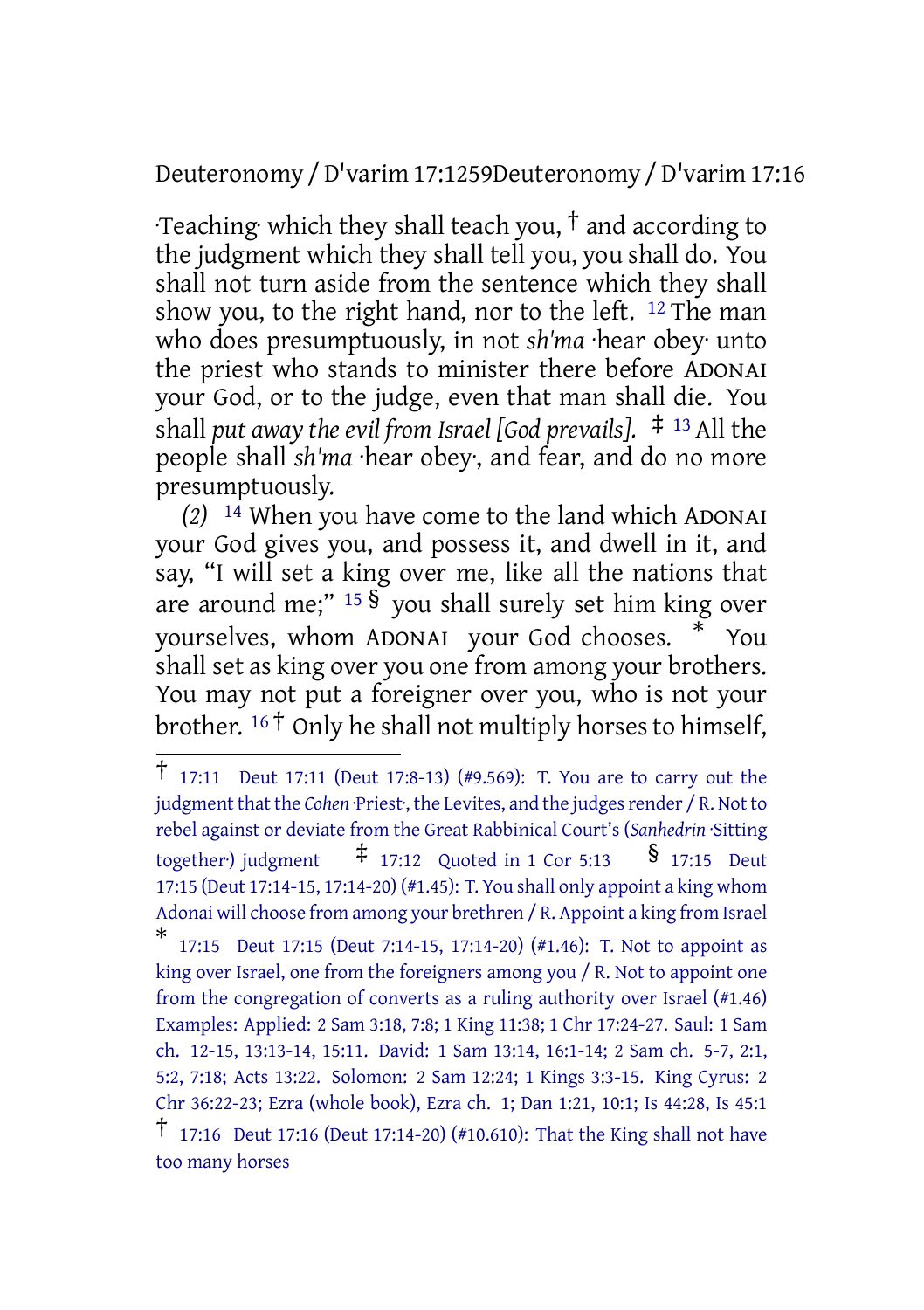·Teaching· which they shall teach you, † and according to the judgment which they shall tell you, you shall do. You shall not turn aside from the sentence which they shall show you, to the right hand, nor to the left. [12] The man who does presumptuously, in not *sh'ma* ·hear obey· unto the priest who stands to minister there before ADONAI your God, or to the judge, even that man shall die. You shall *put away the evil from Israel [God prevails].* ‡ [13] All the people shall *sh'ma* ·hear obey·, and fear, and do no more presumptuously.

*(2)* [14] When you have come to the land which ADONAI your God gives you, and possess it, and dwell in it, and say, "I will set a king over me, like all the nations that are around me;" [15] § you shall surely set him king over yourselves, whom ADONAI your God chooses. * You shall set as king over you one from among your brothers. You may not put a foreigner over you, who is not your brother. [16] † Only he shall not multiply horses to himself,

---

† 17:11 Deut 17:11 (Deut 17:8-13) (#9.569): T. You are to carry out the judgment that the *Cohen* ·Priest·, the Levites, and the judges render / R. Not to rebel against or deviate from the Great Rabbinical Court's (*Sanhedrin* ·Sitting together·) judgment ‡ 17:12 Quoted in 1 Cor 5:13 § 17:15 Deut 17:15 (Deut 17:14-15, 17:14-20) (#1.45): T. You shall only appoint a king whom Adonai will choose from among your brethren / R. Appoint a king from Israel
* 17:15 Deut 17:15 (Deut 7:14-15, 17:14-20) (#1.46): T. Not to appoint as king over Israel, one from the foreigners among you / R. Not to appoint one from the congregation of converts as a ruling authority over Israel (#1.46) Examples: Applied: 2 Sam 3:18, 7:8; 1 King 11:38; 1 Chr 17:24-27. Saul: 1 Sam ch. 12-15, 13:13-14, 15:11. David: 1 Sam 13:14, 16:1-14; 2 Sam ch. 5-7, 2:1, 5:2, 7:18; Acts 13:22. Solomon: 2 Sam 12:24; 1 Kings 3:3-15. King Cyrus: 2 Chr 36:22-23; Ezra (whole book), Ezra ch. 1; Dan 1:21, 10:1; Is 44:28, Is 45:1
† 17:16 Deut 17:16 (Deut 17:14-20) (#10.610): That the King shall not have too many horses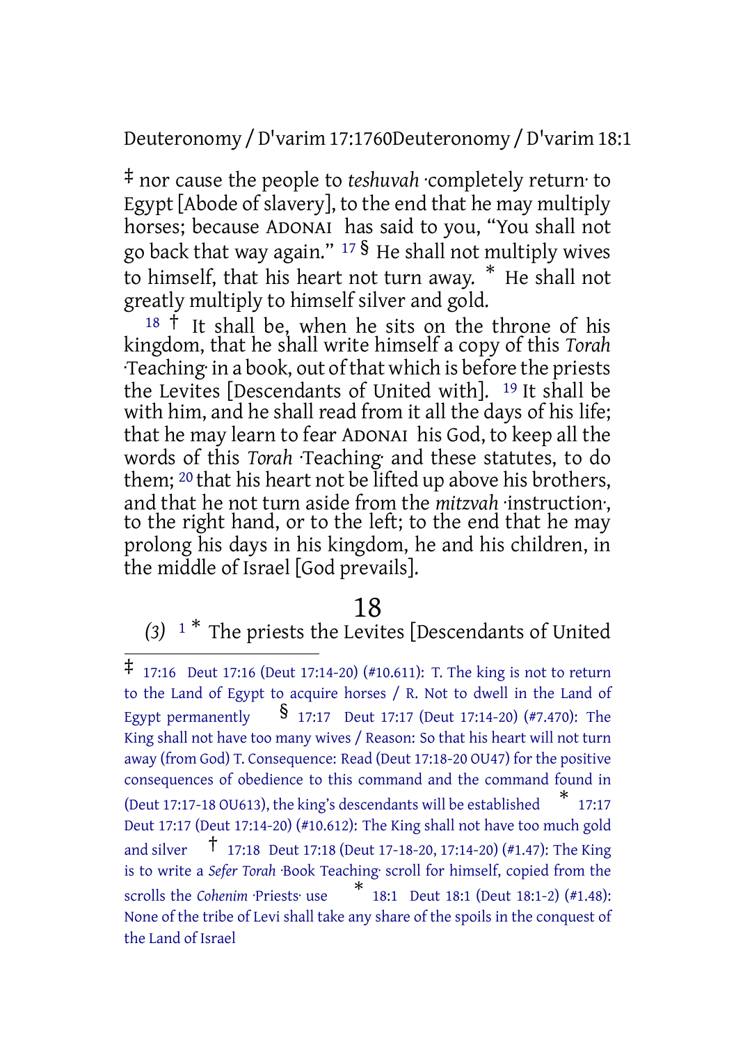‡ nor cause the people to *teshuvah* ·completely return· to Egypt [Abode of slavery], to the end that he may multiply horses; because Adonai has said to you, "You shall not go back that way again." 17 § He shall not multiply wives to himself, that his heart not turn away. * He shall not greatly multiply to himself silver and gold.

18 † It shall be, when he sits on the throne of his kingdom, that he shall write himself a copy of this *Torah* ·Teaching· in a book, out of that which is before the priests the Levites [Descendants of United with]. 19 It shall be with him, and he shall read from it all the days of his life; that he may learn to fear Adonai his God, to keep all the words of this *Torah* ·Teaching· and these statutes, to do them; 20 that his heart not be lifted up above his brothers, and that he not turn aside from the *mitzvah* ·instruction·, to the right hand, or to the left; to the end that he may prolong his days in his kingdom, he and his children, in the middle of Israel [God prevails].

## 18

*(3)* 1 * The priests the Levites [Descendants of United

---

‡ 17:16 Deut 17:16 (Deut 17:14-20) (#10.611): T. The king is not to return to the Land of Egypt to acquire horses / R. Not to dwell in the Land of Egypt permanently § 17:17 Deut 17:17 (Deut 17:14-20) (#7.470): The King shall not have too many wives / Reason: So that his heart will not turn away (from God) T. Consequence: Read (Deut 17:18-20 OU47) for the positive consequences of obedience to this command and the command found in (Deut 17:17-18 OU613), the king's descendants will be established * 17:17 Deut 17:17 (Deut 17:14-20) (#10.612): The King shall not have too much gold and silver † 17:18 Deut 17:18 (Deut 17-18-20, 17:14-20) (#1.47): The King is to write a *Sefer Torah* ·Book Teaching· scroll for himself, copied from the scrolls the *Cohenim* ·Priests· use * 18:1 Deut 18:1 (Deut 18:1-2) (#1.48): None of the tribe of Levi shall take any share of the spoils in the conquest of the Land of Israel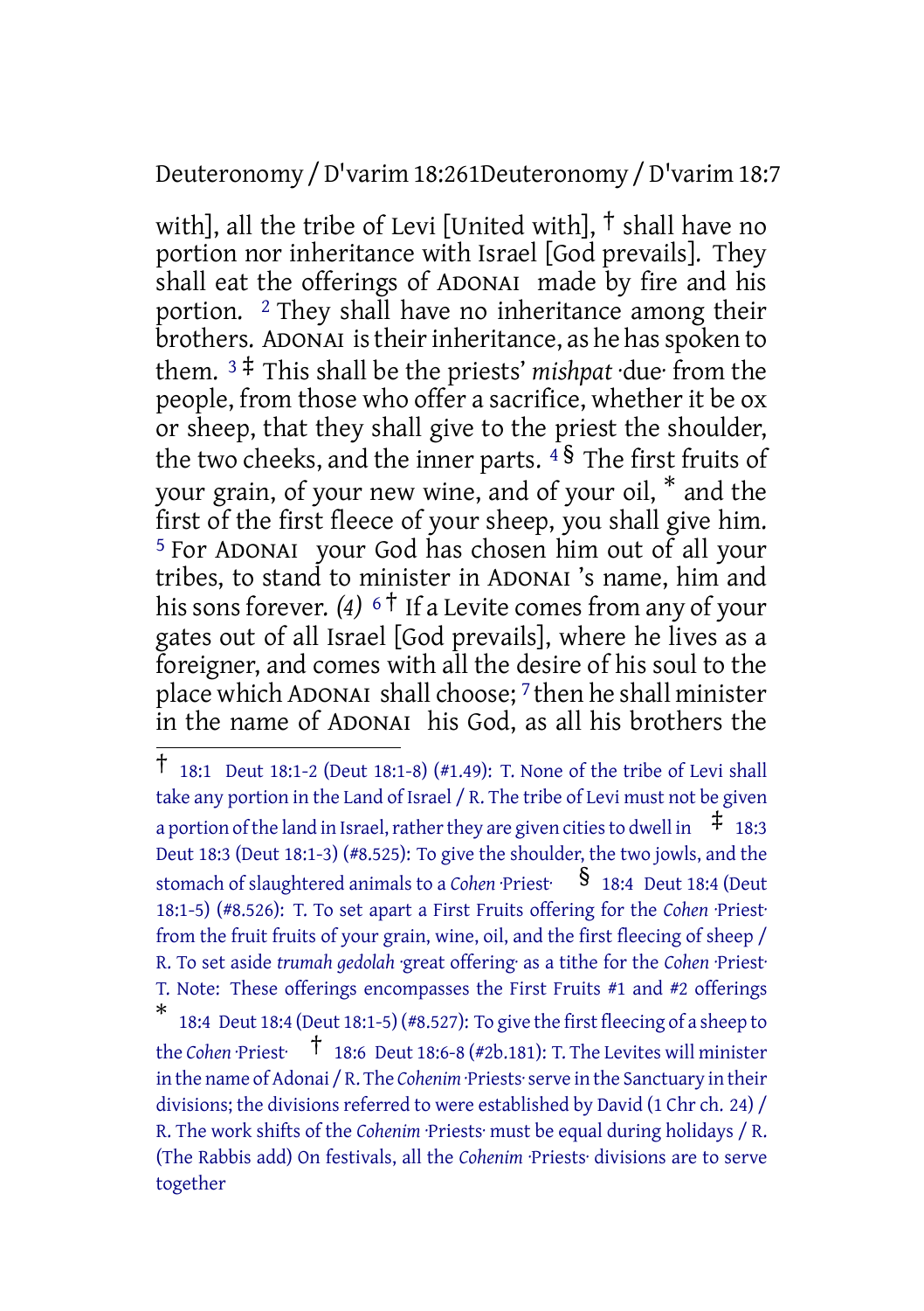with], all the tribe of Levi [United with], † shall have no portion nor inheritance with Israel [God prevails]. They shall eat the offerings of ADONAI made by fire and his portion. [2] They shall have no inheritance among their brothers. ADONAI is their inheritance, as he has spoken to them. [3] ‡ This shall be the priests' *mishpat* ·due· from the people, from those who offer a sacrifice, whether it be ox or sheep, that they shall give to the priest the shoulder, the two cheeks, and the inner parts. [4] § The first fruits of your grain, of your new wine, and of your oil, * and the first of the first fleece of your sheep, you shall give him. [5] For ADONAI your God has chosen him out of all your tribes, to stand to minister in ADONAI 's name, him and his sons forever. *(4)* [6] † If a Levite comes from any of your gates out of all Israel [God prevails], where he lives as a foreigner, and comes with all the desire of his soul to the place which ADONAI shall choose; [7] then he shall minister in the name of ADONAI his God, as all his brothers the

---

† 18:1 Deut 18:1-2 (Deut 18:1-8) (#1.49): T. None of the tribe of Levi shall take any portion in the Land of Israel / R. The tribe of Levi must not be given a portion of the land in Israel, rather they are given cities to dwell in ‡ 18:3 Deut 18:3 (Deut 18:1-3) (#8.525): To give the shoulder, the two jowls, and the stomach of slaughtered animals to a *Cohen* ·Priest· § 18:4 Deut 18:4 (Deut 18:1-5) (#8.526): T. To set apart a First Fruits offering for the *Cohen* ·Priest· from the fruit fruits of your grain, wine, oil, and the first fleecing of sheep / R. To set aside *trumah gedolah* ·great offering· as a tithe for the *Cohen* ·Priest· T. Note: These offerings encompasses the First Fruits #1 and #2 offerings * 18:4 Deut 18:4 (Deut 18:1-5) (#8.527): To give the first fleecing of a sheep to the *Cohen* ·Priest· † 18:6 Deut 18:6-8 (#2b.181): T. The Levites will minister in the name of Adonai / R. The *Cohenim* ·Priests· serve in the Sanctuary in their divisions; the divisions referred to were established by David (1 Chr ch. 24) / R. The work shifts of the *Cohenim* ·Priests· must be equal during holidays / R. (The Rabbis add) On festivals, all the *Cohenim* ·Priests· divisions are to serve together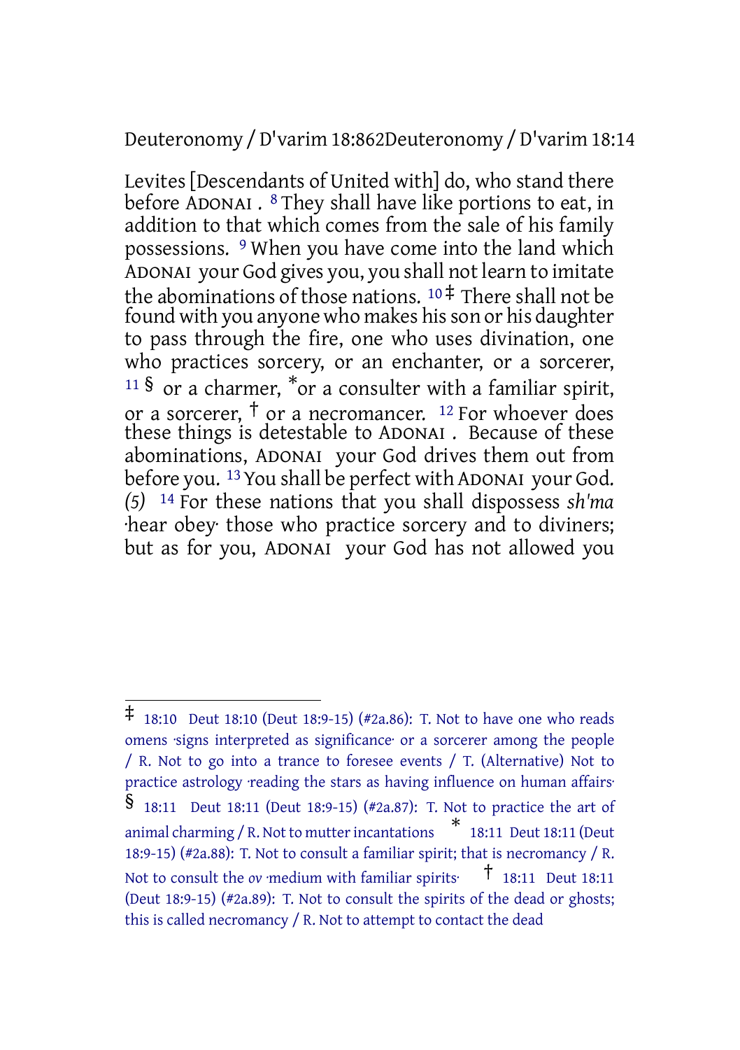Levites [Descendants of United with] do, who stand there before ADONAI . [8] They shall have like portions to eat, in addition to that which comes from the sale of his family possessions. [9] When you have come into the land which ADONAI your God gives you, you shall not learn to imitate the abominations of those nations. [10] ‡ There shall not be found with you anyone who makes his son or his daughter to pass through the fire, one who uses divination, one who practices sorcery, or an enchanter, or a sorcerer, [11] § or a charmer, * or a consulter with a familiar spirit, or a sorcerer, † or a necromancer. [12] For whoever does these things is detestable to ADONAI . Because of these abominations, ADONAI your God drives them out from before you. [13] You shall be perfect with ADONAI your God. *(5)* [14] For these nations that you shall dispossess *sh'ma* ·hear obey· those who practice sorcery and to diviners; but as for you, ADONAI your God has not allowed you

---

‡ 18:10 Deut 18:10 (Deut 18:9-15) (#2a.86): T. Not to have one who reads omens ·signs interpreted as significance· or a sorcerer among the people / R. Not to go into a trance to foresee events / T. (Alternative) Not to practice astrology ·reading the stars as having influence on human affairs·

§ 18:11 Deut 18:11 (Deut 18:9-15) (#2a.87): T. Not to practice the art of animal charming / R. Not to mutter incantations

* 18:11 Deut 18:11 (Deut 18:9-15) (#2a.88): T. Not to consult a familiar spirit; that is necromancy / R. Not to consult the *ov* ·medium with familiar spirits·

† 18:11 Deut 18:11 (Deut 18:9-15) (#2a.89): T. Not to consult the spirits of the dead or ghosts; this is called necromancy / R. Not to attempt to contact the dead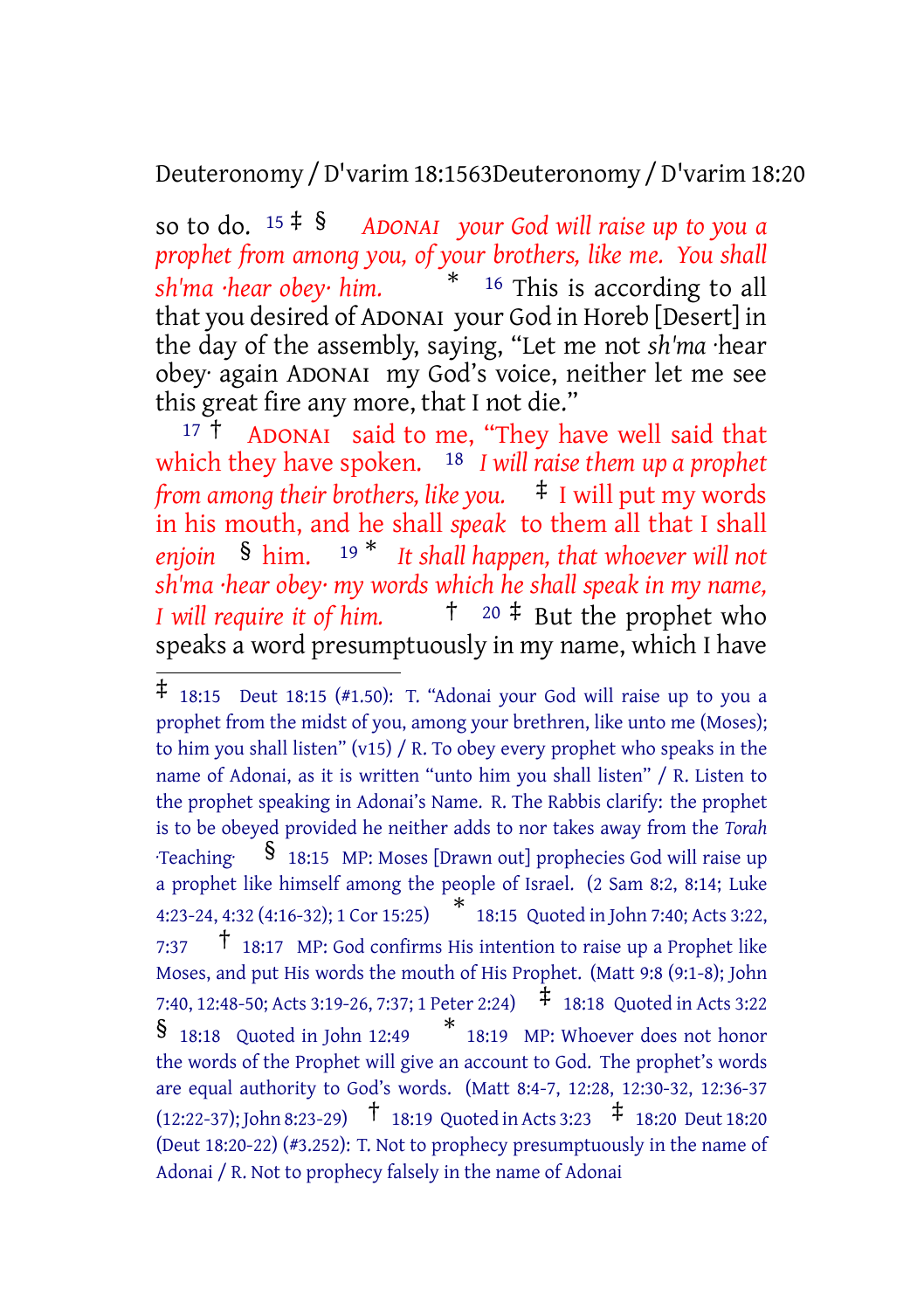so to do. [15] ‡ § *ADONAI your God will raise up to you a prophet from among you, of your brothers, like me. You shall sh'ma ·hear obey· him.* * [16] This is according to all that you desired of ADONAI your God in Horeb [Desert] in the day of the assembly, saying, "Let me not *sh'ma* ·hear obey· again ADONAI my God's voice, neither let me see this great fire any more, that I not die."

[17] † ADONAI said to me, "They have well said that which they have spoken. [18] *I will raise them up a prophet from among their brothers, like you.* ‡ I will put my words in his mouth, and he shall *speak* to them all that I shall *enjoin* § him. [19] * *It shall happen, that whoever will not sh'ma ·hear obey· my words which he shall speak in my name, I will require it of him.* † [20] ‡ But the prophet who speaks a word presumptuously in my name, which I have

---

‡ 18:15 Deut 18:15 (#1.50): T. "Adonai your God will raise up to you a prophet from the midst of you, among your brethren, like unto me (Moses); to him you shall listen" (v15) / R. To obey every prophet who speaks in the name of Adonai, as it is written "unto him you shall listen" / R. Listen to the prophet speaking in Adonai's Name. R. The Rabbis clarify: the prophet is to be obeyed provided he neither adds to nor takes away from the *Torah* ·Teaching· § 18:15 MP: Moses [Drawn out] prophecies God will raise up a prophet like himself among the people of Israel. (2 Sam 8:2, 8:14; Luke 4:23-24, 4:32 (4:16-32); 1 Cor 15:25) * 18:15 Quoted in John 7:40; Acts 3:22, 7:37 † 18:17 MP: God confirms His intention to raise up a Prophet like Moses, and put His words the mouth of His Prophet. (Matt 9:8 (9:1-8); John 7:40, 12:48-50; Acts 3:19-26, 7:37; 1 Peter 2:24) ‡ 18:18 Quoted in Acts 3:22 § 18:18 Quoted in John 12:49 * 18:19 MP: Whoever does not honor the words of the Prophet will give an account to God. The prophet's words are equal authority to God's words. (Matt 8:4-7, 12:28, 12:30-32, 12:36-37 (12:22-37); John 8:23-29) † 18:19 Quoted in Acts 3:23 ‡ 18:20 Deut 18:20 (Deut 18:20-22) (#3.252): T. Not to prophecy presumptuously in the name of Adonai / R. Not to prophecy falsely in the name of Adonai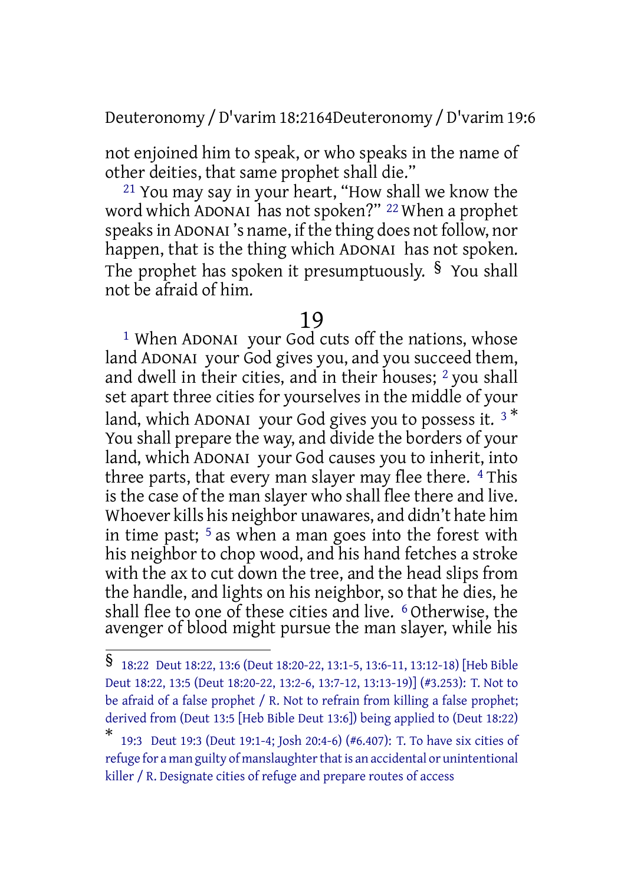not enjoined him to speak, or who speaks in the name of other deities, that same prophet shall die."

[21] You may say in your heart, "How shall we know the word which ADONAI has not spoken?" [22] When a prophet speaks in ADONAI's name, if the thing does not follow, nor happen, that is the thing which ADONAI has not spoken. The prophet has spoken it presumptuously. § You shall not be afraid of him.

## 19

[1] When ADONAI your God cuts off the nations, whose land ADONAI your God gives you, and you succeed them, and dwell in their cities, and in their houses; [2] you shall set apart three cities for yourselves in the middle of your land, which ADONAI your God gives you to possess it. [3] * You shall prepare the way, and divide the borders of your land, which ADONAI your God causes you to inherit, into three parts, that every man slayer may flee there. [4] This is the case of the man slayer who shall flee there and live. Whoever kills his neighbor unawares, and didn't hate him in time past; [5] as when a man goes into the forest with his neighbor to chop wood, and his hand fetches a stroke with the ax to cut down the tree, and the head slips from the handle, and lights on his neighbor, so that he dies, he shall flee to one of these cities and live. [6] Otherwise, the avenger of blood might pursue the man slayer, while his

---

§ 18:22 Deut 18:22, 13:6 (Deut 18:20-22, 13:1-5, 13:6-11, 13:12-18) [Heb Bible Deut 18:22, 13:5 (Deut 18:20-22, 13:2-6, 13:7-12, 13:13-19)] (#3.253): T. Not to be afraid of a false prophet / R. Not to refrain from killing a false prophet; derived from (Deut 13:5 [Heb Bible Deut 13:6]) being applied to (Deut 18:22)

* 19:3 Deut 19:3 (Deut 19:1-4; Josh 20:4-6) (#6.407): T. To have six cities of refuge for a man guilty of manslaughter that is an accidental or unintentional killer / R. Designate cities of refuge and prepare routes of access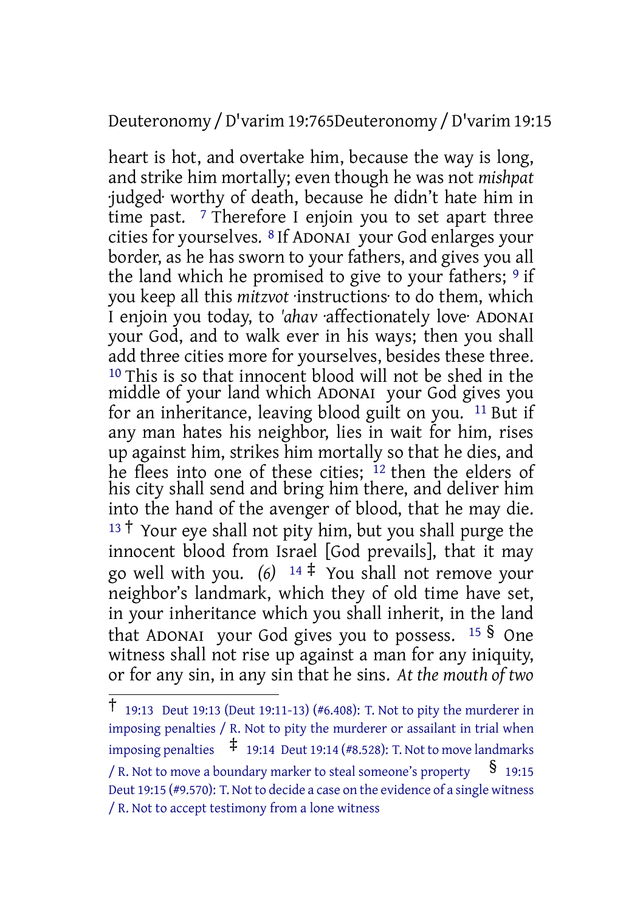heart is hot, and overtake him, because the way is long, and strike him mortally; even though he was not *mishpat* ·judged· worthy of death, because he didn't hate him in time past. [7] Therefore I enjoin you to set apart three cities for yourselves. [8] If ADONAI your God enlarges your border, as he has sworn to your fathers, and gives you all the land which he promised to give to your fathers; [9] if you keep all this *mitzvot* ·instructions· to do them, which I enjoin you today, to *'ahav* ·affectionately love· ADONAI your God, and to walk ever in his ways; then you shall add three cities more for yourselves, besides these three. [10] This is so that innocent blood will not be shed in the middle of your land which ADONAI your God gives you for an inheritance, leaving blood guilt on you. [11] But if any man hates his neighbor, lies in wait for him, rises up against him, strikes him mortally so that he dies, and he flees into one of these cities; [12] then the elders of his city shall send and bring him there, and deliver him into the hand of the avenger of blood, that he may die. [13] † Your eye shall not pity him, but you shall purge the innocent blood from Israel [God prevails], that it may go well with you. *(6)* [14] ‡ You shall not remove your neighbor's landmark, which they of old time have set, in your inheritance which you shall inherit, in the land that ADONAI your God gives you to possess. [15] § One witness shall not rise up against a man for any iniquity, or for any sin, in any sin that he sins. *At the mouth of two*

---

† 19:13 Deut 19:13 (Deut 19:11-13) (#6.408): T. Not to pity the murderer in imposing penalties / R. Not to pity the murderer or assailant in trial when imposing penalties ‡ 19:14 Deut 19:14 (#8.528): T. Not to move landmarks / R. Not to move a boundary marker to steal someone's property § 19:15 Deut 19:15 (#9.570): T. Not to decide a case on the evidence of a single witness / R. Not to accept testimony from a lone witness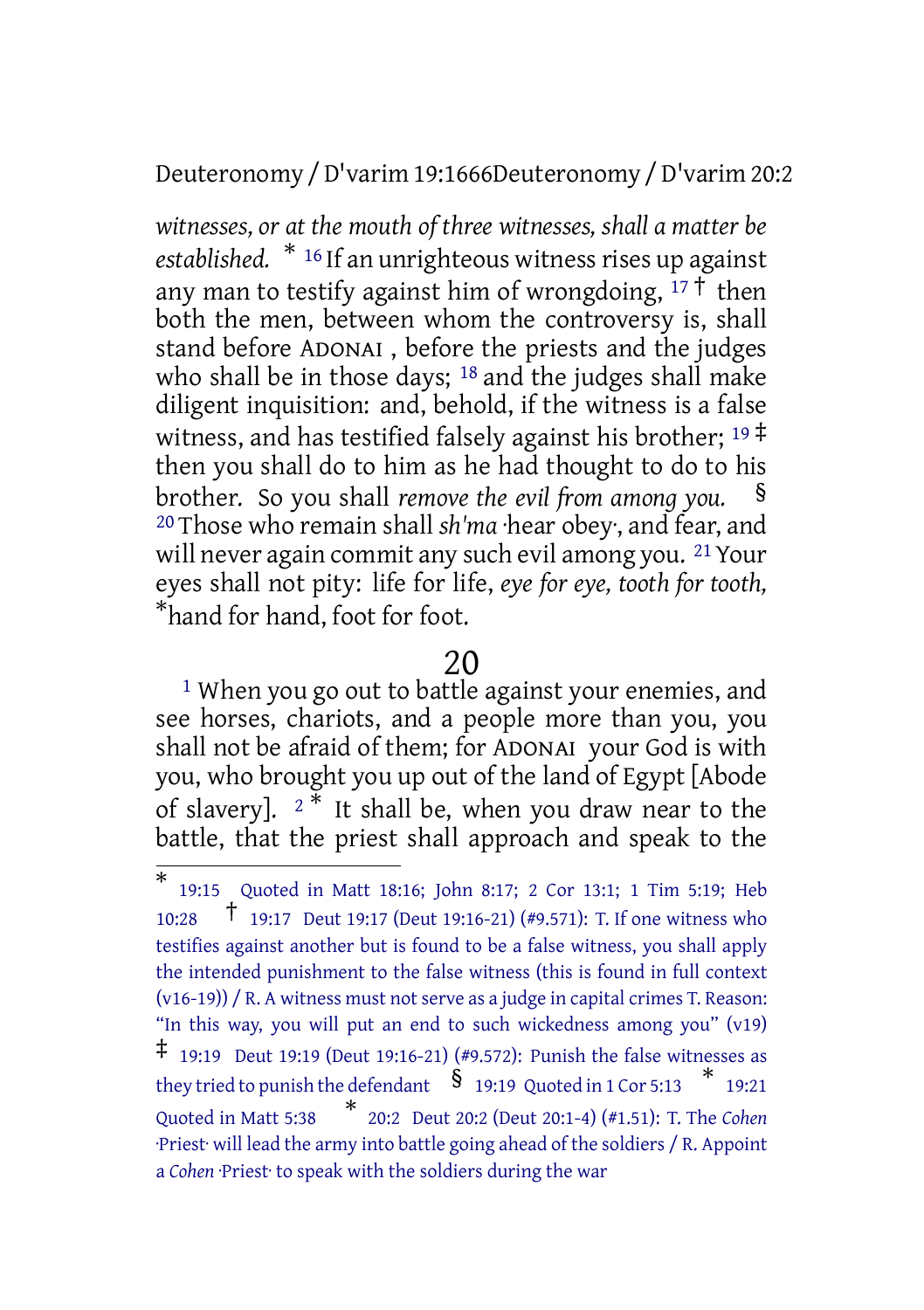*witnesses, or at the mouth of three witnesses, shall a matter be established.* * [16] If an unrighteous witness rises up against any man to testify against him of wrongdoing, [17] † then both the men, between whom the controversy is, shall stand before ADONAI , before the priests and the judges who shall be in those days; [18] and the judges shall make diligent inquisition: and, behold, if the witness is a false witness, and has testified falsely against his brother; [19] ‡ then you shall do to him as he had thought to do to his brother. So you shall *remove the evil from among you.* § [20] Those who remain shall *sh'ma* ·hear obey·, and fear, and will never again commit any such evil among you. [21] Your eyes shall not pity: life for life, *eye for eye, tooth for tooth,* *hand for hand, foot for foot.

# 20

[1] When you go out to battle against your enemies, and see horses, chariots, and a people more than you, you shall not be afraid of them; for ADONAI your God is with you, who brought you up out of the land of Egypt [Abode of slavery]. [2] * It shall be, when you draw near to the battle, that the priest shall approach and speak to the

---

* 19:15 Quoted in Matt 18:16; John 8:17; 2 Cor 13:1; 1 Tim 5:19; Heb 10:28 † 19:17 Deut 19:17 (Deut 19:16-21) (#9.571): T. If one witness who testifies against another but is found to be a false witness, you shall apply the intended punishment to the false witness (this is found in full context (v16-19)) / R. A witness must not serve as a judge in capital crimes T. Reason: "In this way, you will put an end to such wickedness among you" (v19) ‡ 19:19 Deut 19:19 (Deut 19:16-21) (#9.572): Punish the false witnesses as they tried to punish the defendant § 19:19 Quoted in 1 Cor 5:13 * 19:21 Quoted in Matt 5:38 * 20:2 Deut 20:2 (Deut 20:1-4) (#1.51): T. The *Cohen* ·Priest· will lead the army into battle going ahead of the soldiers / R. Appoint a *Cohen* ·Priest· to speak with the soldiers during the war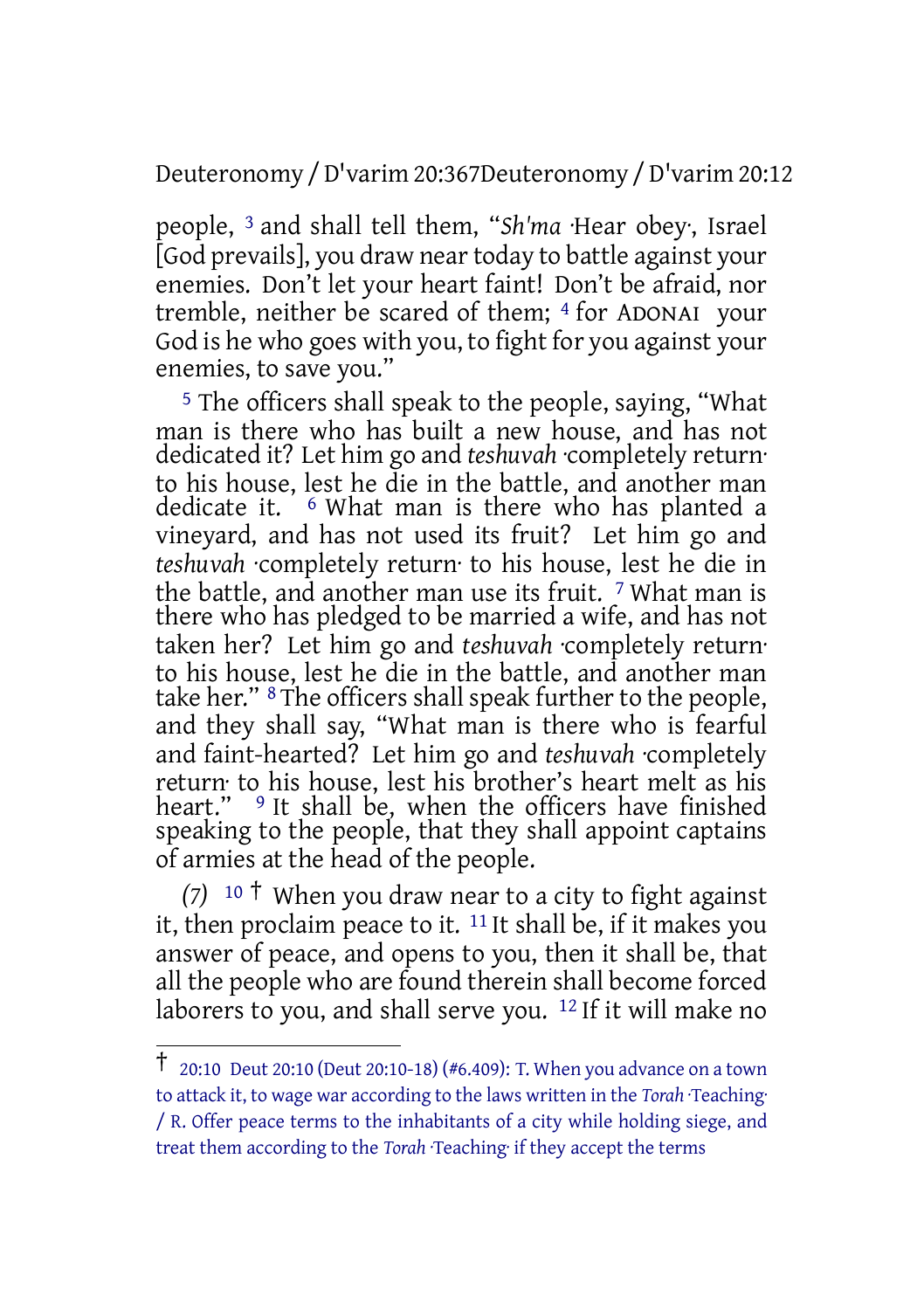people, [3] and shall tell them, "*Sh'ma* ·Hear obey·, Israel [God prevails], you draw near today to battle against your enemies. Don't let your heart faint! Don't be afraid, nor tremble, neither be scared of them; [4] for ADONAI your God is he who goes with you, to fight for you against your enemies, to save you."

[5] The officers shall speak to the people, saying, "What man is there who has built a new house, and has not dedicated it? Let him go and *teshuvah* ·completely return· to his house, lest he die in the battle, and another man dedicate it. [6] What man is there who has planted a vineyard, and has not used its fruit? Let him go and *teshuvah* ·completely return· to his house, lest he die in the battle, and another man use its fruit. [7] What man is there who has pledged to be married a wife, and has not taken her? Let him go and *teshuvah* ·completely return· to his house, lest he die in the battle, and another man take her." [8] The officers shall speak further to the people, and they shall say, "What man is there who is fearful and faint-hearted? Let him go and *teshuvah* ·completely return· to his house, lest his brother's heart melt as his heart." [9] It shall be, when the officers have finished speaking to the people, that they shall appoint captains of armies at the head of the people.

*(7)* [10] † When you draw near to a city to fight against it, then proclaim peace to it. [11] It shall be, if it makes you answer of peace, and opens to you, then it shall be, that all the people who are found therein shall become forced laborers to you, and shall serve you. [12] If it will make no

---

† 20:10 Deut 20:10 (Deut 20:10-18) (#6.409): T. When you advance on a town to attack it, to wage war according to the laws written in the *Torah* ·Teaching· / R. Offer peace terms to the inhabitants of a city while holding siege, and treat them according to the *Torah* ·Teaching· if they accept the terms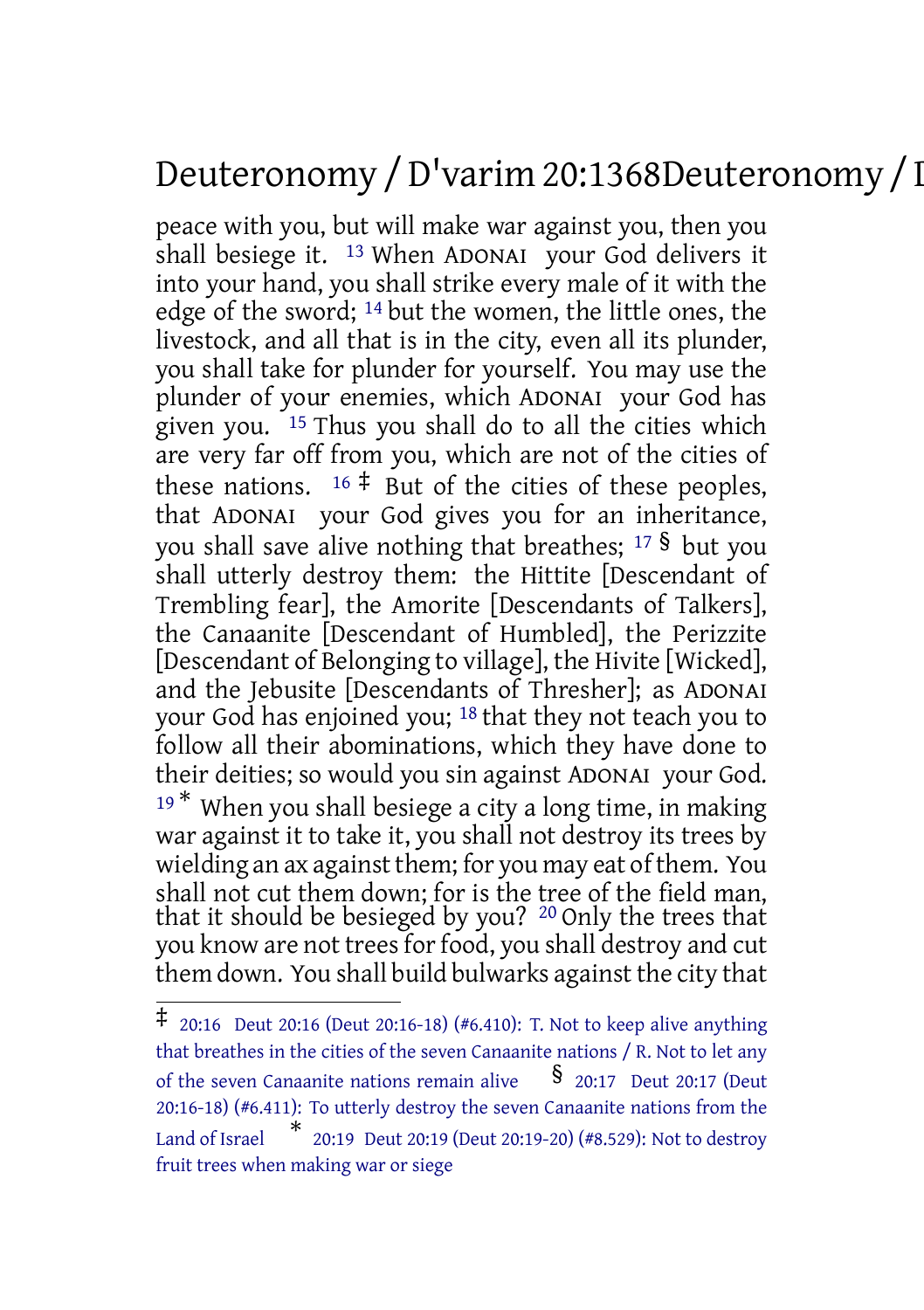peace with you, but will make war against you, then you shall besiege it. [13] When ADONAI your God delivers it into your hand, you shall strike every male of it with the edge of the sword; [14] but the women, the little ones, the livestock, and all that is in the city, even all its plunder, you shall take for plunder for yourself. You may use the plunder of your enemies, which ADONAI your God has given you. [15] Thus you shall do to all the cities which are very far off from you, which are not of the cities of these nations. [16] ‡ But of the cities of these peoples, that ADONAI your God gives you for an inheritance, you shall save alive nothing that breathes; [17] § but you shall utterly destroy them: the Hittite [Descendant of Trembling fear], the Amorite [Descendants of Talkers], the Canaanite [Descendant of Humbled], the Perizzite [Descendant of Belonging to village], the Hivite [Wicked], and the Jebusite [Descendants of Thresher]; as ADONAI your God has enjoined you; [18] that they not teach you to follow all their abominations, which they have done to their deities; so would you sin against ADONAI your God. [19] * When you shall besiege a city a long time, in making war against it to take it, you shall not destroy its trees by wielding an ax against them; for you may eat of them. You shall not cut them down; for is the tree of the field man, that it should be besieged by you? [20] Only the trees that you know are not trees for food, you shall destroy and cut them down. You shall build bulwarks against the city that

---

‡ 20:16 Deut 20:16 (Deut 20:16-18) (#6.410): T. Not to keep alive anything that breathes in the cities of the seven Canaanite nations / R. Not to let any of the seven Canaanite nations remain alive § 20:17 Deut 20:17 (Deut 20:16-18) (#6.411): To utterly destroy the seven Canaanite nations from the Land of Israel * 20:19 Deut 20:19 (Deut 20:19-20) (#8.529): Not to destroy fruit trees when making war or siege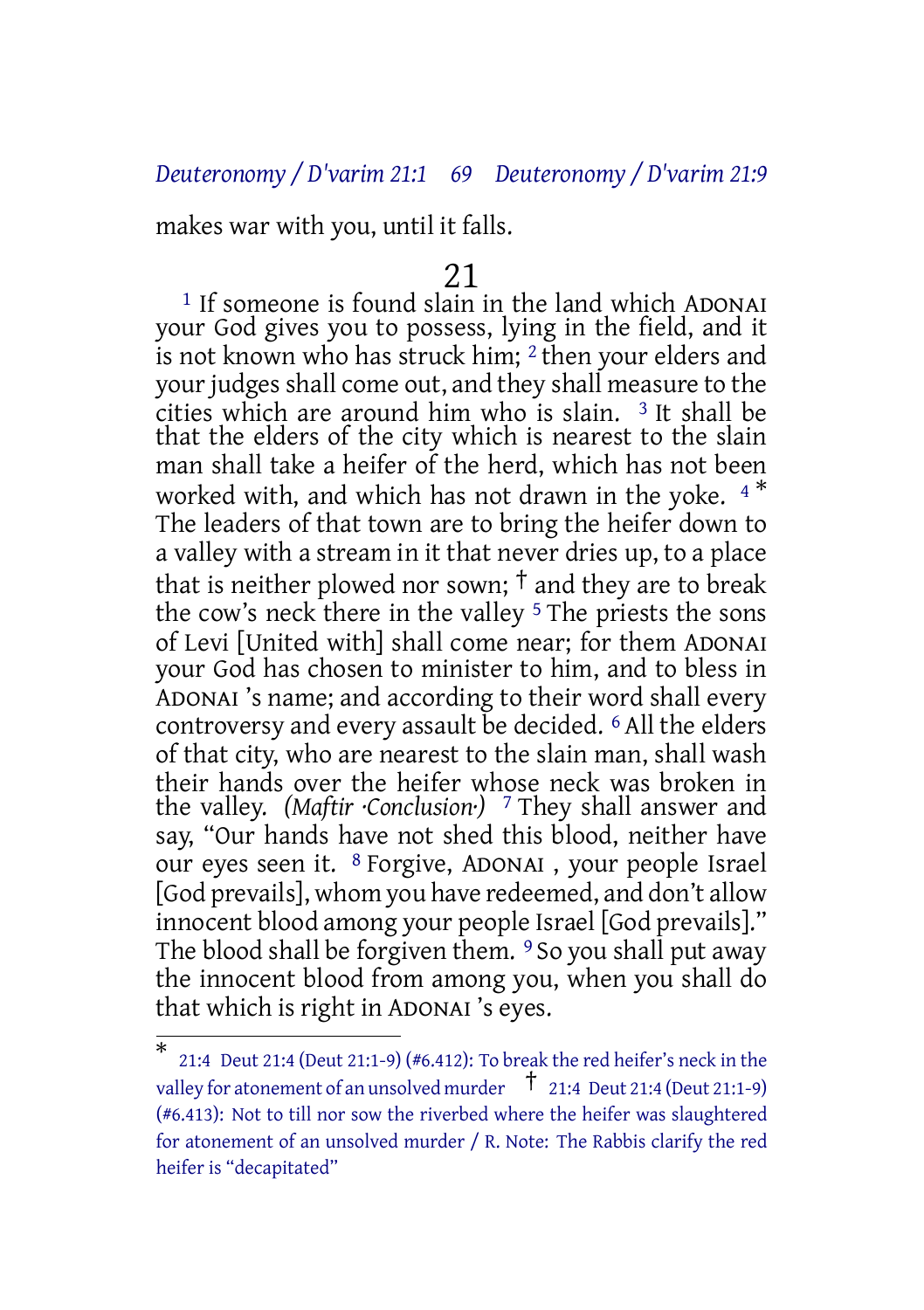makes war with you, until it falls.

# 21

[1] If someone is found slain in the land which ADONAI your God gives you to possess, lying in the field, and it is not known who has struck him; [2] then your elders and your judges shall come out, and they shall measure to the cities which are around him who is slain. [3] It shall be that the elders of the city which is nearest to the slain man shall take a heifer of the herd, which has not been worked with, and which has not drawn in the yoke. [4] * The leaders of that town are to bring the heifer down to a valley with a stream in it that never dries up, to a place that is neither plowed nor sown; † and they are to break the cow's neck there in the valley [5] The priests the sons of Levi [United with] shall come near; for them ADONAI your God has chosen to minister to him, and to bless in ADONAI 's name; and according to their word shall every controversy and every assault be decided. [6] All the elders of that city, who are nearest to the slain man, shall wash their hands over the heifer whose neck was broken in the valley. *(Maftir ·Conclusion·)* [7] They shall answer and say, "Our hands have not shed this blood, neither have our eyes seen it. [8] Forgive, ADONAI , your people Israel [God prevails], whom you have redeemed, and don't allow innocent blood among your people Israel [God prevails]." The blood shall be forgiven them. [9] So you shall put away the innocent blood from among you, when you shall do that which is right in ADONAI 's eyes.

---

* 21:4 Deut 21:4 (Deut 21:1-9) (#6.412): To break the red heifer's neck in the valley for atonement of an unsolved murder † 21:4 Deut 21:4 (Deut 21:1-9) (#6.413): Not to till nor sow the riverbed where the heifer was slaughtered for atonement of an unsolved murder / R. Note: The Rabbis clarify the red heifer is "decapitated"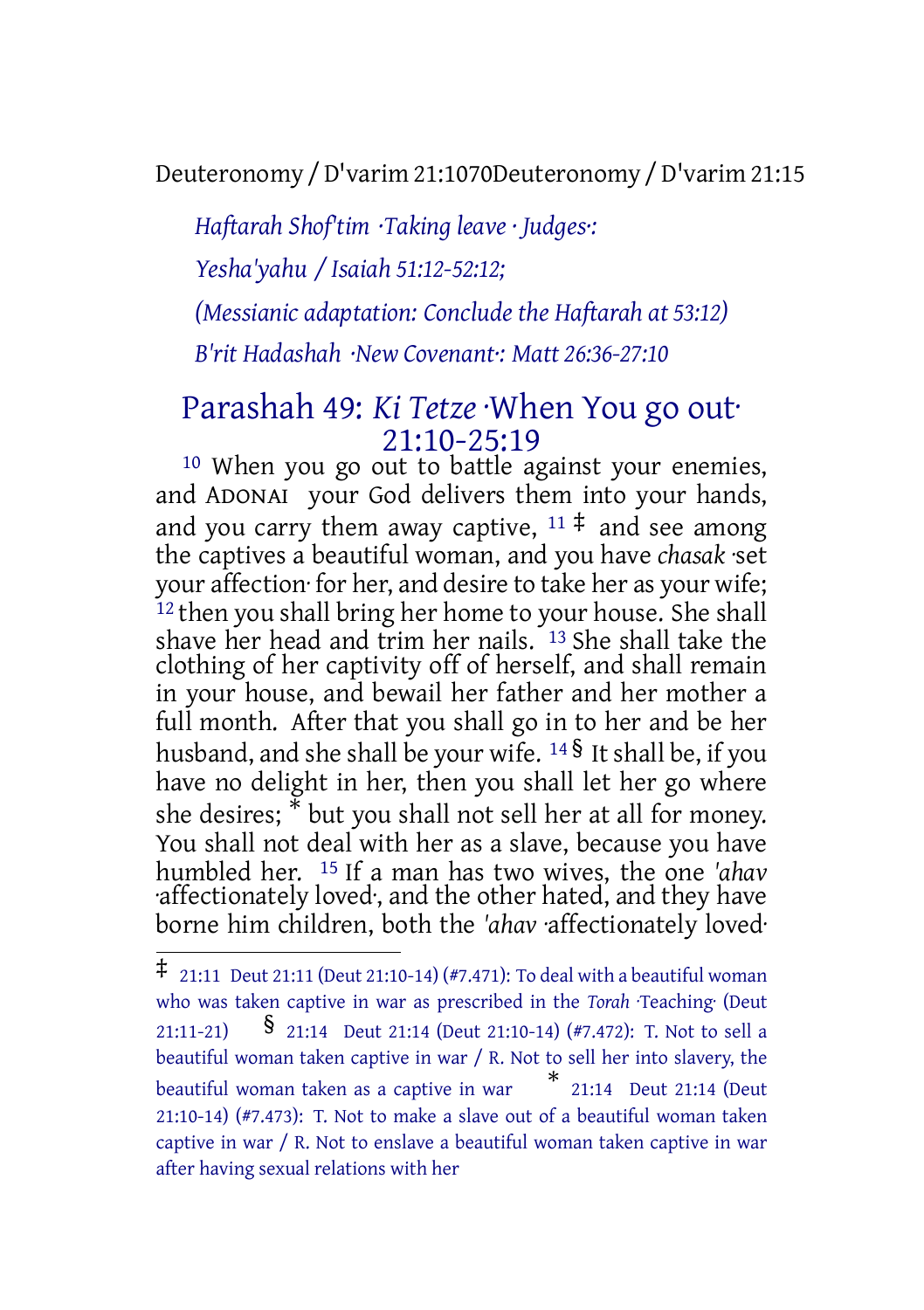*Haftarah Shof'tim ·Taking leave · Judges·:*

*Yesha'yahu / Isaiah 51:12-52:12;*

*(Messianic adaptation: Conclude the Haftarah at 53:12)*

*B'rit Hadashah ·New Covenant·: Matt 26:36-27:10*

## Parashah 49: *Ki Tetze* ·When You go out· 21:10-25:19

[10] When you go out to battle against your enemies, and ADONAI your God delivers them into your hands, and you carry them away captive, [11] ‡ and see among the captives a beautiful woman, and you have *chasak* ·set your affection· for her, and desire to take her as your wife; [12] then you shall bring her home to your house. She shall shave her head and trim her nails. [13] She shall take the clothing of her captivity off of herself, and shall remain in your house, and bewail her father and her mother a full month. After that you shall go in to her and be her husband, and she shall be your wife. [14] § It shall be, if you have no delight in her, then you shall let her go where she desires; * but you shall not sell her at all for money. You shall not deal with her as a slave, because you have humbled her. [15] If a man has two wives, the one *'ahav* ·affectionately loved·, and the other hated, and they have borne him children, both the *'ahav* ·affectionately loved·

---

‡ 21:11 Deut 21:11 (Deut 21:10-14) (#7.471): To deal with a beautiful woman who was taken captive in war as prescribed in the *Torah* ·Teaching· (Deut 21:11-21)

§ 21:14 Deut 21:14 (Deut 21:10-14) (#7.472): T. Not to sell a beautiful woman taken captive in war / R. Not to sell her into slavery, the beautiful woman taken as a captive in war

* 21:14 Deut 21:14 (Deut 21:10-14) (#7.473): T. Not to make a slave out of a beautiful woman taken captive in war / R. Not to enslave a beautiful woman taken captive in war after having sexual relations with her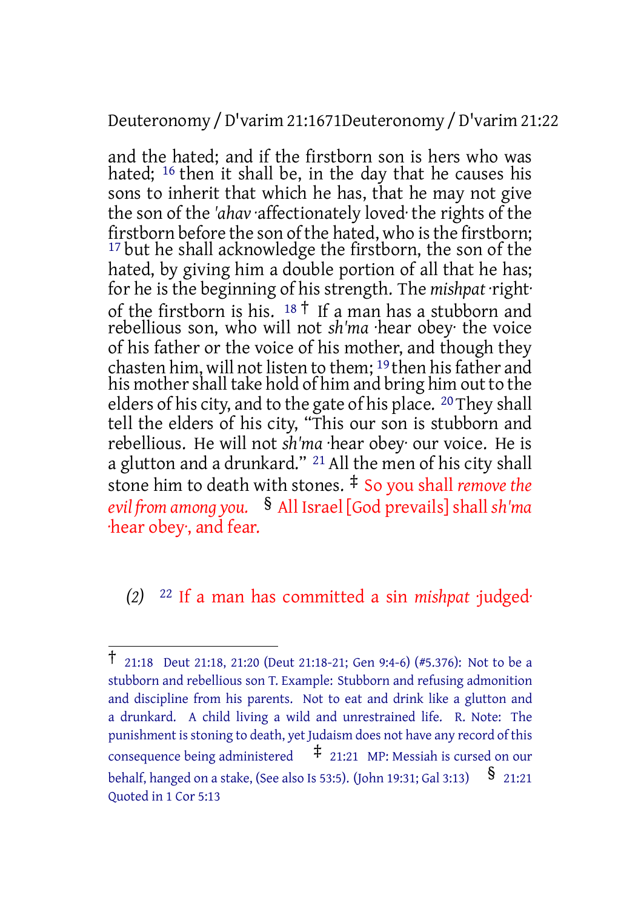and the hated; and if the firstborn son is hers who was hated; [16] then it shall be, in the day that he causes his sons to inherit that which he has, that he may not give the son of the *'ahav* ·affectionately loved· the rights of the firstborn before the son of the hated, who is the firstborn; [17] but he shall acknowledge the firstborn, the son of the hated, by giving him a double portion of all that he has; for he is the beginning of his strength. The *mishpat* ·right· of the firstborn is his. [18] † If a man has a stubborn and rebellious son, who will not *sh'ma* ·hear obey· the voice of his father or the voice of his mother, and though they chasten him, will not listen to them; [19] then his father and his mother shall take hold of him and bring him out to the elders of his city, and to the gate of his place. [20] They shall tell the elders of his city, "This our son is stubborn and rebellious. He will not *sh'ma* ·hear obey· our voice. He is a glutton and a drunkard." [21] All the men of his city shall stone him to death with stones. ‡ So you shall *remove the evil from among you.* § All Israel [God prevails] shall *sh'ma* ·hear obey·, and fear.

*(2)* [22] If a man has committed a sin *mishpat* ·judged·

---

† 21:18 Deut 21:18, 21:20 (Deut 21:18-21; Gen 9:4-6) (#5.376): Not to be a stubborn and rebellious son T. Example: Stubborn and refusing admonition and discipline from his parents. Not to eat and drink like a glutton and a drunkard. A child living a wild and unrestrained life. R. Note: The punishment is stoning to death, yet Judaism does not have any record of this consequence being administered ‡ 21:21 MP: Messiah is cursed on our behalf, hanged on a stake, (See also Is 53:5). (John 19:31; Gal 3:13) § 21:21 Quoted in 1 Cor 5:13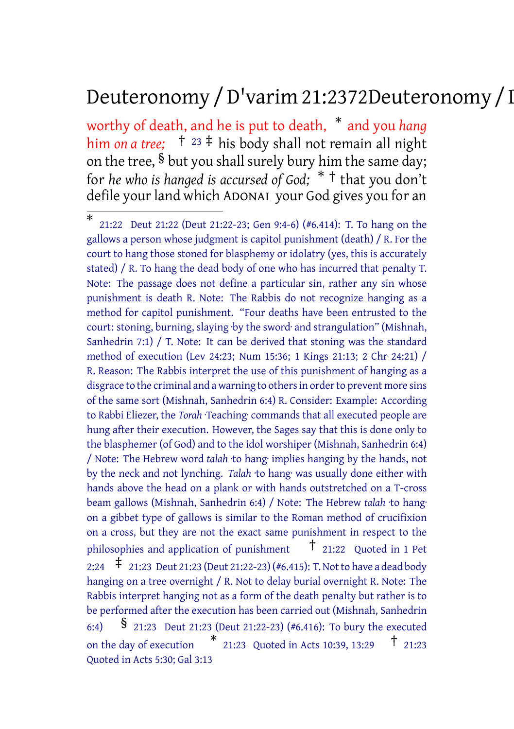worthy of death, and he is put to death, * and you *hang* him *on a tree;* † 23 ‡ his body shall not remain all night on the tree, § but you shall surely bury him the same day; for *he who is hanged is accursed of God;* * † that you don't defile your land which ADONAI your God gives you for an

---

* 21:22 Deut 21:22 (Deut 21:22-23; Gen 9:4-6) (#6.414): T. To hang on the gallows a person whose judgment is capitol punishment (death) / R. For the court to hang those stoned for blasphemy or idolatry (yes, this is accurately stated) / R. To hang the dead body of one who has incurred that penalty T. Note: The passage does not define a particular sin, rather any sin whose punishment is death R. Note: The Rabbis do not recognize hanging as a method for capitol punishment. "Four deaths have been entrusted to the court: stoning, burning, slaying ·by the sword· and strangulation" (Mishnah, Sanhedrin 7:1) / T. Note: It can be derived that stoning was the standard method of execution (Lev 24:23; Num 15:36; 1 Kings 21:13; 2 Chr 24:21) / R. Reason: The Rabbis interpret the use of this punishment of hanging as a disgrace to the criminal and a warning to others in order to prevent more sins of the same sort (Mishnah, Sanhedrin 6:4) R. Consider: Example: According to Rabbi Eliezer, the *Torah* ·Teaching· commands that all executed people are hung after their execution. However, the Sages say that this is done only to the blasphemer (of God) and to the idol worshiper (Mishnah, Sanhedrin 6:4) / Note: The Hebrew word *talah* ·to hang· implies hanging by the hands, not by the neck and not lynching. *Talah* ·to hang· was usually done either with hands above the head on a plank or with hands outstretched on a T-cross beam gallows (Mishnah, Sanhedrin 6:4) / Note: The Hebrew *talah* ·to hang· on a gibbet type of gallows is similar to the Roman method of crucifixion on a cross, but they are not the exact same punishment in respect to the philosophies and application of punishment † 21:22 Quoted in 1 Pet 2:24 ‡ 21:23 Deut 21:23 (Deut 21:22-23) (#6.415): T. Not to have a dead body hanging on a tree overnight / R. Not to delay burial overnight R. Note: The Rabbis interpret hanging not as a form of the death penalty but rather is to be performed after the execution has been carried out (Mishnah, Sanhedrin 6:4) § 21:23 Deut 21:23 (Deut 21:22-23) (#6.416): To bury the executed on the day of execution * 21:23 Quoted in Acts 10:39, 13:29 † 21:23 Quoted in Acts 5:30; Gal 3:13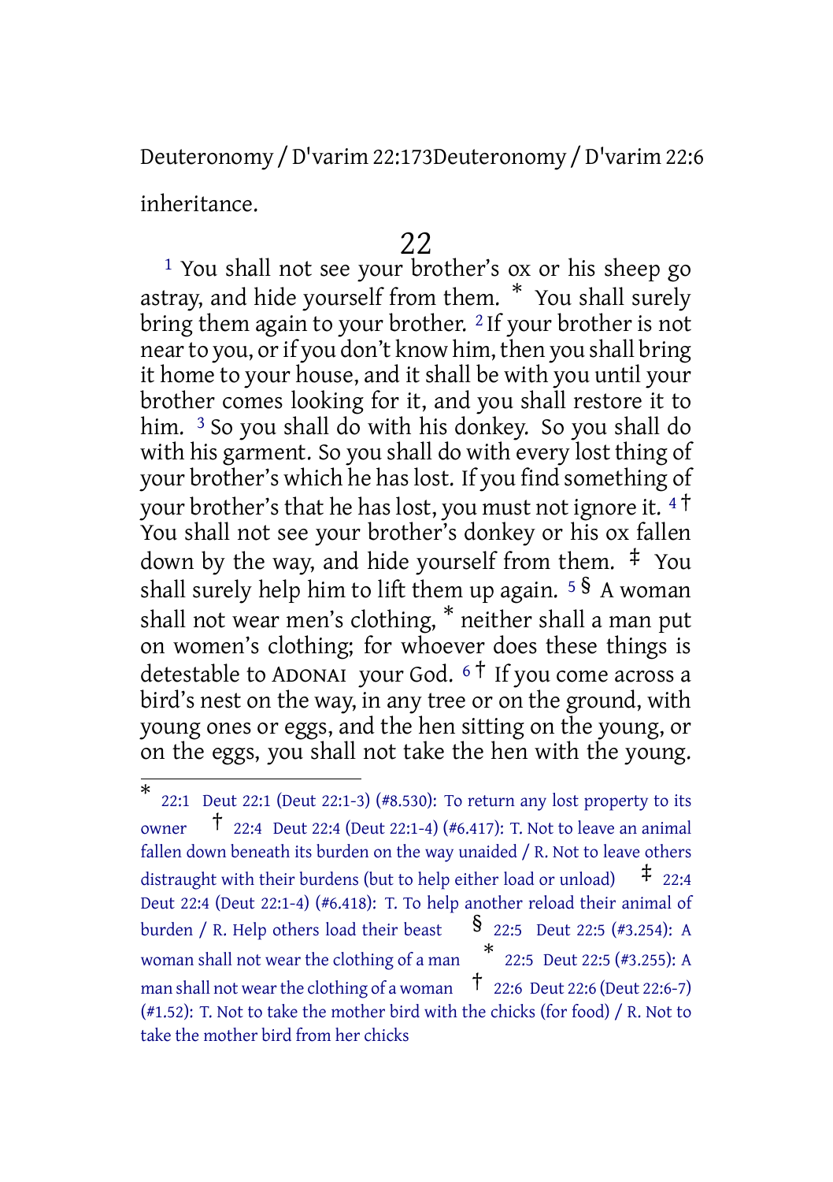inheritance.

## 22

[1] You shall not see your brother's ox or his sheep go astray, and hide yourself from them. * You shall surely bring them again to your brother. [2] If your brother is not near to you, or if you don't know him, then you shall bring it home to your house, and it shall be with you until your brother comes looking for it, and you shall restore it to him. [3] So you shall do with his donkey. So you shall do with his garment. So you shall do with every lost thing of your brother's which he has lost. If you find something of your brother's that he has lost, you must not ignore it. [4] † You shall not see your brother's donkey or his ox fallen down by the way, and hide yourself from them. ‡ You shall surely help him to lift them up again. [5] § A woman shall not wear men's clothing, * neither shall a man put on women's clothing; for whoever does these things is detestable to ADONAI your God. [6] † If you come across a bird's nest on the way, in any tree or on the ground, with young ones or eggs, and the hen sitting on the young, or on the eggs, you shall not take the hen with the young.

---

* 22:1 Deut 22:1 (Deut 22:1-3) (#8.530): To return any lost property to its owner † 22:4 Deut 22:4 (Deut 22:1-4) (#6.417): T. Not to leave an animal fallen down beneath its burden on the way unaided / R. Not to leave others distraught with their burdens (but to help either load or unload) ‡ 22:4 Deut 22:4 (Deut 22:1-4) (#6.418): T. To help another reload their animal of burden / R. Help others load their beast § 22:5 Deut 22:5 (#3.254): A woman shall not wear the clothing of a man * 22:5 Deut 22:5 (#3.255): A man shall not wear the clothing of a woman † 22:6 Deut 22:6 (Deut 22:6-7) (#1.52): T. Not to take the mother bird with the chicks (for food) / R. Not to take the mother bird from her chicks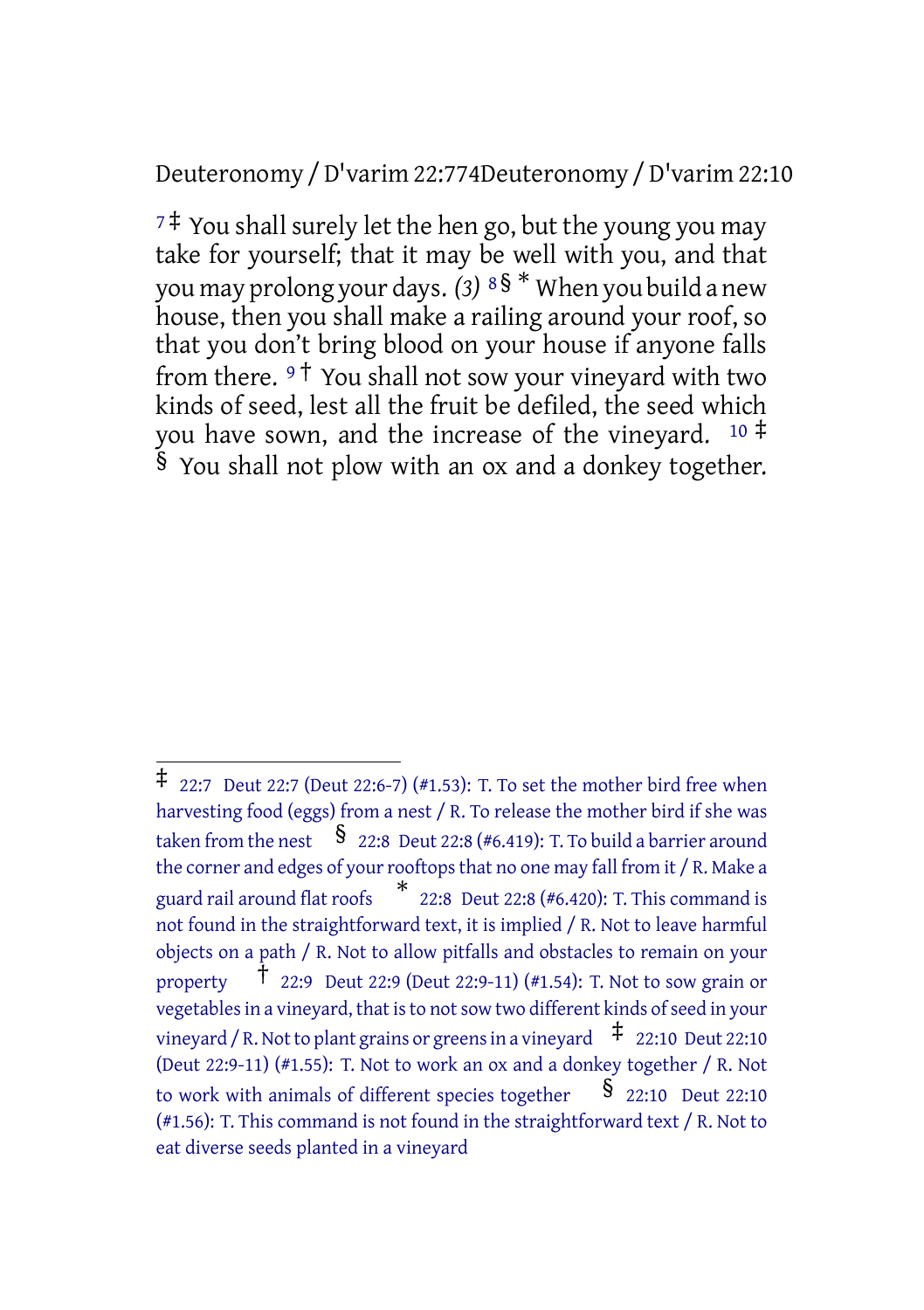[7] ‡ You shall surely let the hen go, but the young you may take for yourself; that it may be well with you, and that you may prolong your days. *(3)* [8] § * When you build a new house, then you shall make a railing around your roof, so that you don't bring blood on your house if anyone falls from there. [9] † You shall not sow your vineyard with two kinds of seed, lest all the fruit be defiled, the seed which you have sown, and the increase of the vineyard. [10] ‡ § You shall not plow with an ox and a donkey together.

---

‡ 22:7 Deut 22:7 (Deut 22:6-7) (#1.53): T. To set the mother bird free when harvesting food (eggs) from a nest / R. To release the mother bird if she was taken from the nest

§ 22:8 Deut 22:8 (#6.419): T. To build a barrier around the corner and edges of your rooftops that no one may fall from it / R. Make a guard rail around flat roofs

* 22:8 Deut 22:8 (#6.420): T. This command is not found in the straightforward text, it is implied / R. Not to leave harmful objects on a path / R. Not to allow pitfalls and obstacles to remain on your property

† 22:9 Deut 22:9 (Deut 22:9-11) (#1.54): T. Not to sow grain or vegetables in a vineyard, that is to not sow two different kinds of seed in your vineyard / R. Not to plant grains or greens in a vineyard

‡ 22:10 Deut 22:10 (Deut 22:9-11) (#1.55): T. Not to work an ox and a donkey together / R. Not to work with animals of different species together

§ 22:10 Deut 22:10 (#1.56): T. This command is not found in the straightforward text / R. Not to eat diverse seeds planted in a vineyard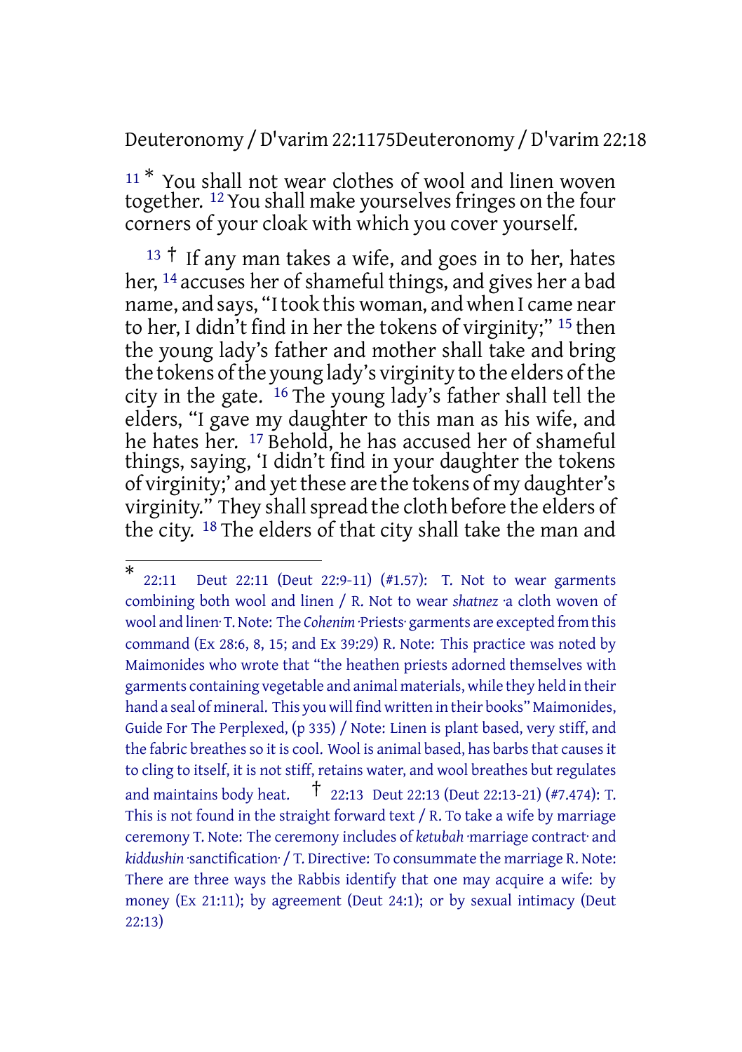[11] * You shall not wear clothes of wool and linen woven together. [12] You shall make yourselves fringes on the four corners of your cloak with which you cover yourself.

[13] † If any man takes a wife, and goes in to her, hates her, [14] accuses her of shameful things, and gives her a bad name, and says, "I took this woman, and when I came near to her, I didn't find in her the tokens of virginity;" [15] then the young lady's father and mother shall take and bring the tokens of the young lady's virginity to the elders of the city in the gate. [16] The young lady's father shall tell the elders, "I gave my daughter to this man as his wife, and he hates her. [17] Behold, he has accused her of shameful things, saying, 'I didn't find in your daughter the tokens of virginity;' and yet these are the tokens of my daughter's virginity." They shall spread the cloth before the elders of the city. [18] The elders of that city shall take the man and

---

\* 22:11 Deut 22:11 (Deut 22:9-11) (#1.57): T. Not to wear garments combining both wool and linen / R. Not to wear *shatnez* ·a cloth woven of wool and linen· T. Note: The *Cohenim* ·Priests· garments are excepted from this command (Ex 28:6, 8, 15; and Ex 39:29) R. Note: This practice was noted by Maimonides who wrote that "the heathen priests adorned themselves with garments containing vegetable and animal materials, while they held in their hand a seal of mineral. This you will find written in their books" Maimonides, Guide For The Perplexed, (p 335) / Note: Linen is plant based, very stiff, and the fabric breathes so it is cool. Wool is animal based, has barbs that causes it to cling to itself, it is not stiff, retains water, and wool breathes but regulates and maintains body heat. † 22:13 Deut 22:13 (Deut 22:13-21) (#7.474): T. This is not found in the straight forward text / R. To take a wife by marriage ceremony T. Note: The ceremony includes of *ketubah* ·marriage contract· and *kiddushin* ·sanctification· / T. Directive: To consummate the marriage R. Note: There are three ways the Rabbis identify that one may acquire a wife: by money (Ex 21:11); by agreement (Deut 24:1); or by sexual intimacy (Deut 22:13)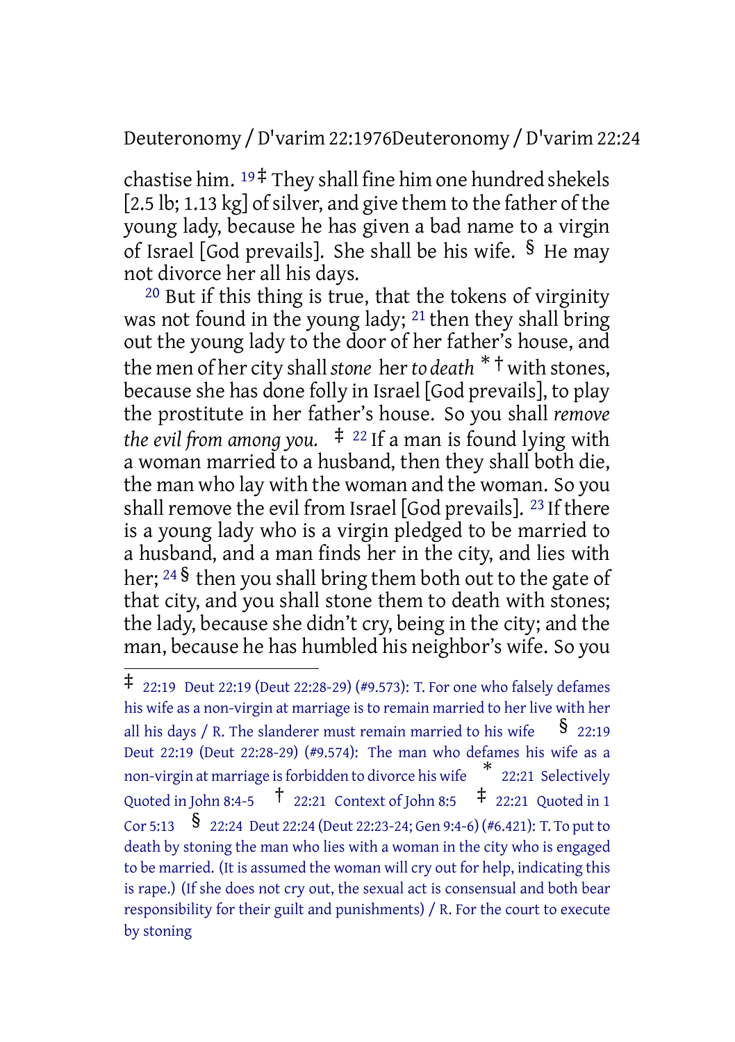chastise him. [19] ‡ They shall fine him one hundred shekels [2.5 lb; 1.13 kg] of silver, and give them to the father of the young lady, because he has given a bad name to a virgin of Israel [God prevails]. She shall be his wife. § He may not divorce her all his days.

[20] But if this thing is true, that the tokens of virginity was not found in the young lady; [21] then they shall bring out the young lady to the door of her father's house, and the men of her city shall *stone* her *to death* * † with stones, because she has done folly in Israel [God prevails], to play the prostitute in her father's house. So you shall *remove the evil from among you.* ‡ [22] If a man is found lying with a woman married to a husband, then they shall both die, the man who lay with the woman and the woman. So you shall remove the evil from Israel [God prevails]. [23] If there is a young lady who is a virgin pledged to be married to a husband, and a man finds her in the city, and lies with her; [24] § then you shall bring them both out to the gate of that city, and you shall stone them to death with stones; the lady, because she didn't cry, being in the city; and the man, because he has humbled his neighbor's wife. So you

---

‡ 22:19 Deut 22:19 (Deut 22:28-29) (#9.573): T. For one who falsely defames his wife as a non-virgin at marriage is to remain married to her live with her all his days / R. The slanderer must remain married to his wife § 22:19 Deut 22:19 (Deut 22:28-29) (#9.574): The man who defames his wife as a non-virgin at marriage is forbidden to divorce his wife * 22:21 Selectively Quoted in John 8:4-5 † 22:21 Context of John 8:5 ‡ 22:21 Quoted in 1 Cor 5:13 § 22:24 Deut 22:24 (Deut 22:23-24; Gen 9:4-6) (#6.421): T. To put to death by stoning the man who lies with a woman in the city who is engaged to be married. (It is assumed the woman will cry out for help, indicating this is rape.) (If she does not cry out, the sexual act is consensual and both bear responsibility for their guilt and punishments) / R. For the court to execute by stoning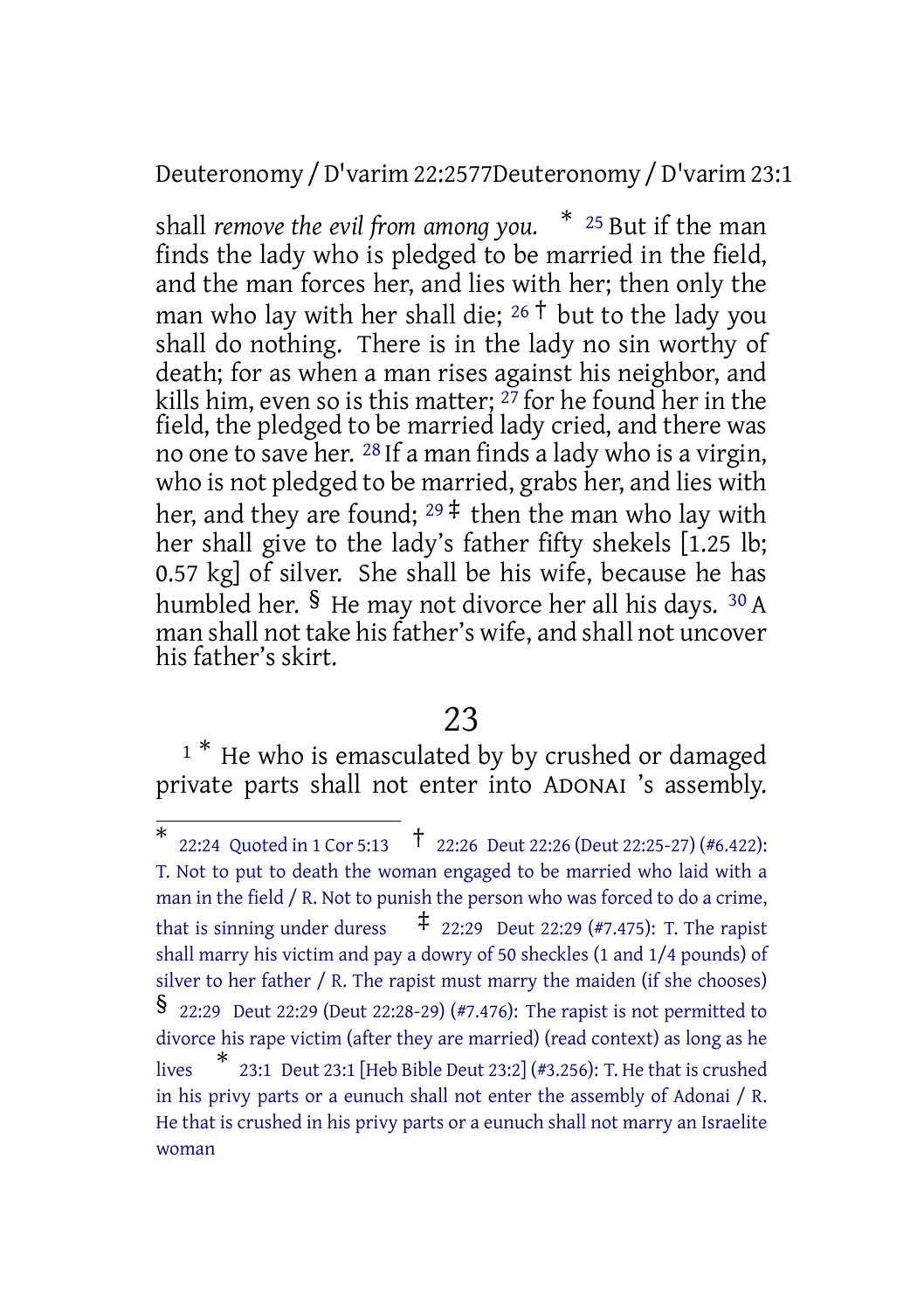shall *remove the evil from among you.* * [25] But if the man finds the lady who is pledged to be married in the field, and the man forces her, and lies with her; then only the man who lay with her shall die; [26] † but to the lady you shall do nothing. There is in the lady no sin worthy of death; for as when a man rises against his neighbor, and kills him, even so is this matter; [27] for he found her in the field, the pledged to be married lady cried, and there was no one to save her. [28] If a man finds a lady who is a virgin, who is not pledged to be married, grabs her, and lies with her, and they are found; [29] ‡ then the man who lay with her shall give to the lady's father fifty shekels [1.25 lb; 0.57 kg] of silver. She shall be his wife, because he has humbled her. § He may not divorce her all his days. [30] A man shall not take his father's wife, and shall not uncover his father's skirt.

## 23

[1] * He who is emasculated by by crushed or damaged private parts shall not enter into ADONAI 's assembly.

---

\* 22:24 Quoted in 1 Cor 5:13 † 22:26 Deut 22:26 (Deut 22:25-27) (#6.422): T. Not to put to death the woman engaged to be married who laid with a man in the field / R. Not to punish the person who was forced to do a crime, that is sinning under duress ‡ 22:29 Deut 22:29 (#7.475): T. The rapist shall marry his victim and pay a dowry of 50 sheckles (1 and 1/4 pounds) of silver to her father / R. The rapist must marry the maiden (if she chooses) § 22:29 Deut 22:29 (Deut 22:28-29) (#7.476): The rapist is not permitted to divorce his rape victim (after they are married) (read context) as long as he lives * 23:1 Deut 23:1 [Heb Bible Deut 23:2] (#3.256): T. He that is crushed in his privy parts or a eunuch shall not enter the assembly of Adonai / R. He that is crushed in his privy parts or a eunuch shall not marry an Israelite woman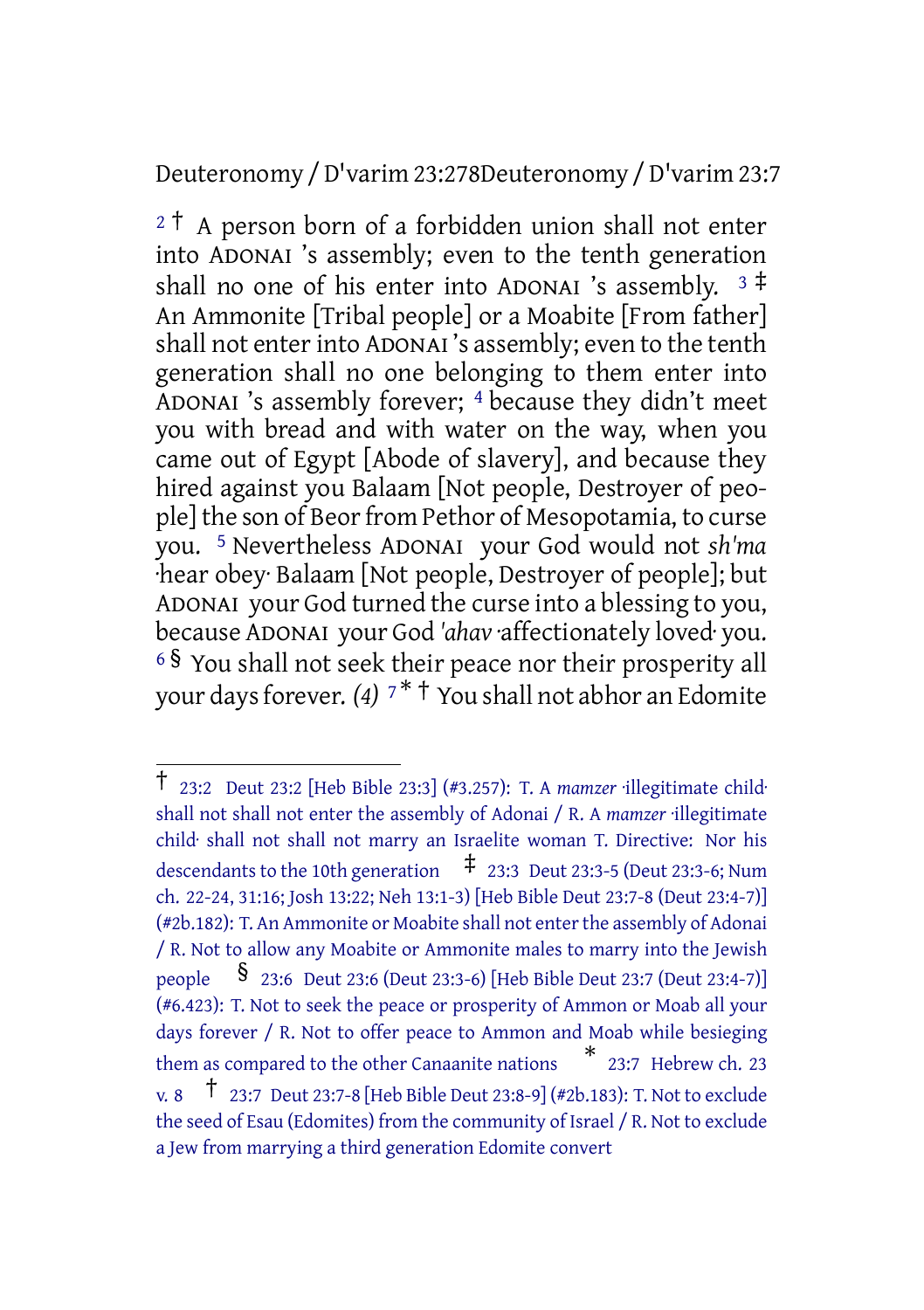[2] † A person born of a forbidden union shall not enter into ADONAI 's assembly; even to the tenth generation shall no one of his enter into ADONAI 's assembly. [3] ‡ An Ammonite [Tribal people] or a Moabite [From father] shall not enter into ADONAI 's assembly; even to the tenth generation shall no one belonging to them enter into ADONAI 's assembly forever; [4] because they didn't meet you with bread and with water on the way, when you came out of Egypt [Abode of slavery], and because they hired against you Balaam [Not people, Destroyer of people] the son of Beor from Pethor of Mesopotamia, to curse you. [5] Nevertheless ADONAI your God would not *sh'ma* ·hear obey· Balaam [Not people, Destroyer of people]; but ADONAI your God turned the curse into a blessing to you, because ADONAI your God *'ahav* ·affectionately loved· you. [6] § You shall not seek their peace nor their prosperity all your days forever. *(4)* [7] * † You shall not abhor an Edomite

---

† 23:2 Deut 23:2 [Heb Bible 23:3] (#3.257): T. A *mamzer* ·illegitimate child· shall not shall not enter the assembly of Adonai / R. A *mamzer* ·illegitimate child· shall not shall not marry an Israelite woman T. Directive: Nor his descendants to the 10th generation ‡ 23:3 Deut 23:3-5 (Deut 23:3-6; Num ch. 22-24, 31:16; Josh 13:22; Neh 13:1-3) [Heb Bible Deut 23:7-8 (Deut 23:4-7)] (#2b.182): T. An Ammonite or Moabite shall not enter the assembly of Adonai / R. Not to allow any Moabite or Ammonite males to marry into the Jewish people § 23:6 Deut 23:6 (Deut 23:3-6) [Heb Bible Deut 23:7 (Deut 23:4-7)] (#6.423): T. Not to seek the peace or prosperity of Ammon or Moab all your days forever / R. Not to offer peace to Ammon and Moab while besieging them as compared to the other Canaanite nations * 23:7 Hebrew ch. 23 v. 8 † 23:7 Deut 23:7-8 [Heb Bible Deut 23:8-9] (#2b.183): T. Not to exclude the seed of Esau (Edomites) from the community of Israel / R. Not to exclude a Jew from marrying a third generation Edomite convert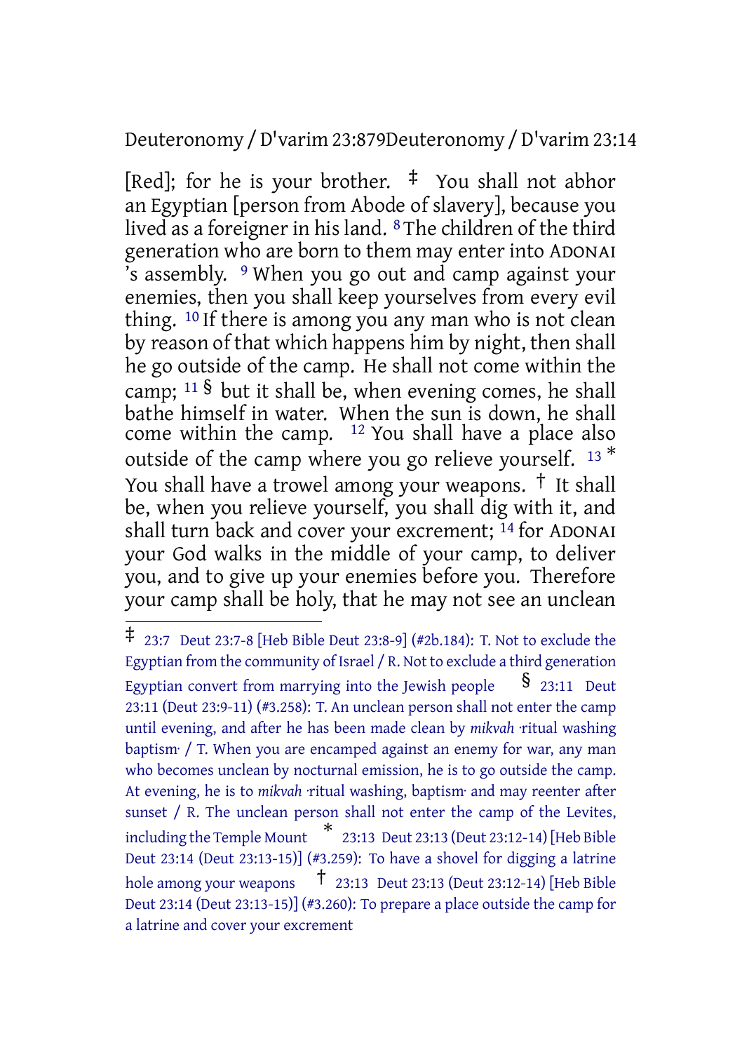[Red]; for he is your brother. ‡ You shall not abhor an Egyptian [person from Abode of slavery], because you lived as a foreigner in his land. [8] The children of the third generation who are born to them may enter into ADONAI 's assembly. [9] When you go out and camp against your enemies, then you shall keep yourselves from every evil thing. [10] If there is among you any man who is not clean by reason of that which happens him by night, then shall he go outside of the camp. He shall not come within the camp; [11] § but it shall be, when evening comes, he shall bathe himself in water. When the sun is down, he shall come within the camp. [12] You shall have a place also outside of the camp where you go relieve yourself. [13] * You shall have a trowel among your weapons. † It shall be, when you relieve yourself, you shall dig with it, and shall turn back and cover your excrement; [14] for ADONAI your God walks in the middle of your camp, to deliver you, and to give up your enemies before you. Therefore your camp shall be holy, that he may not see an unclean

---

‡ 23:7 Deut 23:7-8 [Heb Bible Deut 23:8-9] (#2b.184): T. Not to exclude the Egyptian from the community of Israel / R. Not to exclude a third generation Egyptian convert from marrying into the Jewish people

§ 23:11 Deut 23:11 (Deut 23:9-11) (#3.258): T. An unclean person shall not enter the camp until evening, and after he has been made clean by *mikvah* ·ritual washing baptism· / T. When you are encamped against an enemy for war, any man who becomes unclean by nocturnal emission, he is to go outside the camp. At evening, he is to *mikvah* ·ritual washing, baptism· and may reenter after sunset / R. The unclean person shall not enter the camp of the Levites, including the Temple Mount

* 23:13 Deut 23:13 (Deut 23:12-14) [Heb Bible Deut 23:14 (Deut 23:13-15)] (#3.259): To have a shovel for digging a latrine hole among your weapons

† 23:13 Deut 23:13 (Deut 23:12-14) [Heb Bible Deut 23:14 (Deut 23:13-15)] (#3.260): To prepare a place outside the camp for a latrine and cover your excrement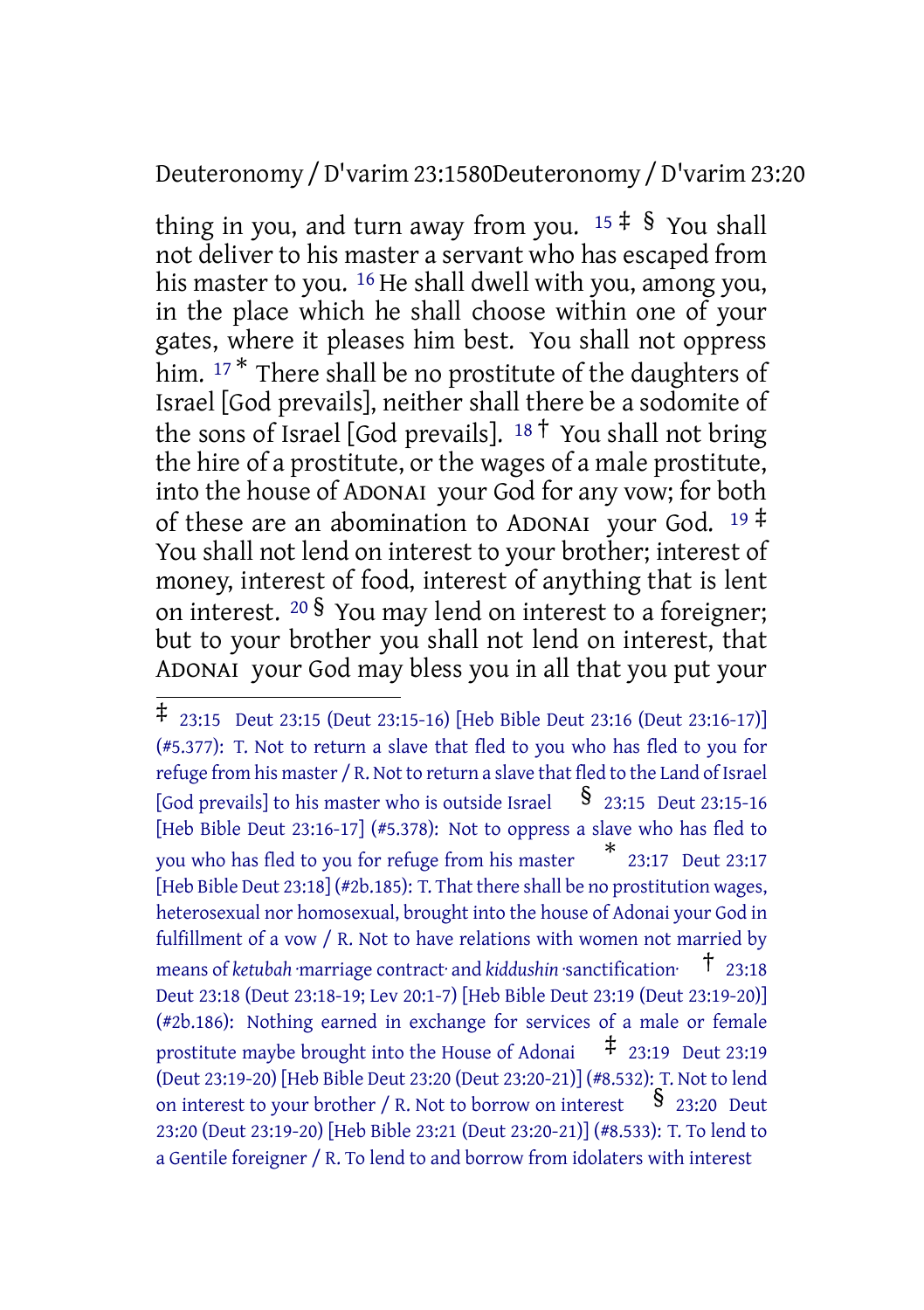thing in you, and turn away from you. [15] ‡ § You shall not deliver to his master a servant who has escaped from his master to you. [16] He shall dwell with you, among you, in the place which he shall choose within one of your gates, where it pleases him best. You shall not oppress him. [17] * There shall be no prostitute of the daughters of Israel [God prevails], neither shall there be a sodomite of the sons of Israel [God prevails]. [18] † You shall not bring the hire of a prostitute, or the wages of a male prostitute, into the house of ADONAI your God for any vow; for both of these are an abomination to ADONAI your God. [19] ‡ You shall not lend on interest to your brother; interest of money, interest of food, interest of anything that is lent on interest. [20] § You may lend on interest to a foreigner; but to your brother you shall not lend on interest, that ADONAI your God may bless you in all that you put your

---

‡ 23:15 Deut 23:15 (Deut 23:15-16) [Heb Bible Deut 23:16 (Deut 23:16-17)] (#5.377): T. Not to return a slave that fled to you who has fled to you for refuge from his master / R. Not to return a slave that fled to the Land of Israel [God prevails] to his master who is outside Israel § 23:15 Deut 23:15-16 [Heb Bible Deut 23:16-17] (#5.378): Not to oppress a slave who has fled to you who has fled to you for refuge from his master * 23:17 Deut 23:17 [Heb Bible Deut 23:18] (#2b.185): T. That there shall be no prostitution wages, heterosexual nor homosexual, brought into the house of Adonai your God in fulfillment of a vow / R. Not to have relations with women not married by means of *ketubah* ·marriage contract· and *kiddushin* ·sanctification· † 23:18 Deut 23:18 (Deut 23:18-19; Lev 20:1-7) [Heb Bible Deut 23:19 (Deut 23:19-20)] (#2b.186): Nothing earned in exchange for services of a male or female prostitute maybe brought into the House of Adonai ‡ 23:19 Deut 23:19 (Deut 23:19-20) [Heb Bible Deut 23:20 (Deut 23:20-21)] (#8.532): T. Not to lend on interest to your brother / R. Not to borrow on interest § 23:20 Deut 23:20 (Deut 23:19-20) [Heb Bible 23:21 (Deut 23:20-21)] (#8.533): T. To lend to a Gentile foreigner / R. To lend to and borrow from idolaters with interest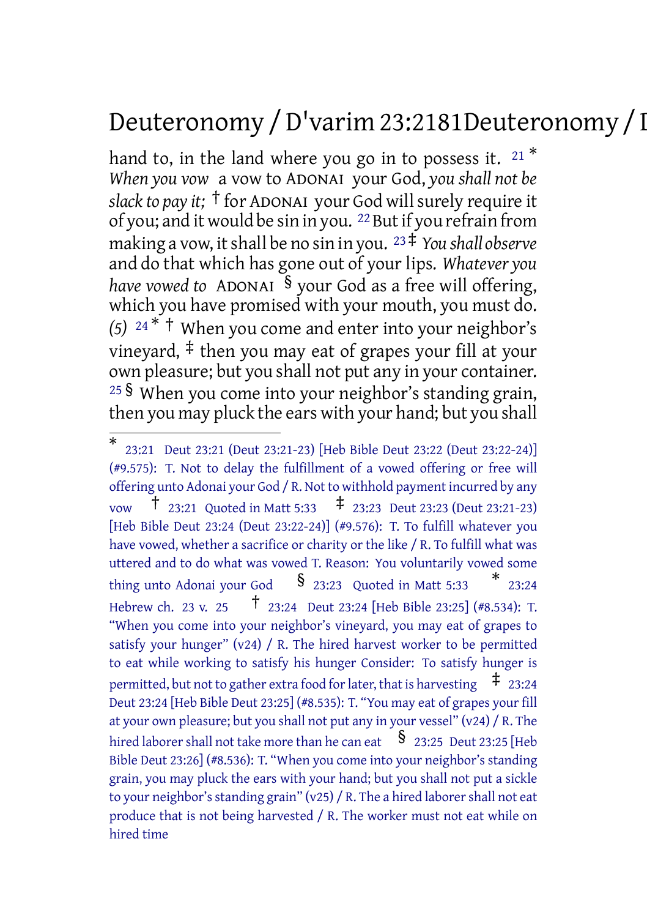hand to, in the land where you go in to possess it. 21 * *When you vow* a vow to ADONAI your God, *you shall not be slack to pay it;* † for ADONAI your God will surely require it of you; and it would be sin in you. 22 But if you refrain from making a vow, it shall be no sin in you. 23 ‡ *You shall observe* and do that which has gone out of your lips. *Whatever you have vowed to* ADONAI § your God as a free will offering, which you have promised with your mouth, you must do. *(5)* 24 * † When you come and enter into your neighbor's vineyard, ‡ then you may eat of grapes your fill at your own pleasure; but you shall not put any in your container. 25 § When you come into your neighbor's standing grain, then you may pluck the ears with your hand; but you shall

---

\* 23:21 Deut 23:21 (Deut 23:21-23) [Heb Bible Deut 23:22 (Deut 23:22-24)] (#9.575): T. Not to delay the fulfillment of a vowed offering or free will offering unto Adonai your God / R. Not to withhold payment incurred by any vow † 23:21 Quoted in Matt 5:33 ‡ 23:23 Deut 23:23 (Deut 23:21-23) [Heb Bible Deut 23:24 (Deut 23:22-24)] (#9.576): T. To fulfill whatever you have vowed, whether a sacrifice or charity or the like / R. To fulfill what was uttered and to do what was vowed T. Reason: You voluntarily vowed some thing unto Adonai your God § 23:23 Quoted in Matt 5:33 * 23:24 Hebrew ch. 23 v. 25 † 23:24 Deut 23:24 [Heb Bible 23:25] (#8.534): T. "When you come into your neighbor's vineyard, you may eat of grapes to satisfy your hunger" (v24) / R. The hired harvest worker to be permitted to eat while working to satisfy his hunger Consider: To satisfy hunger is permitted, but not to gather extra food for later, that is harvesting ‡ 23:24 Deut 23:24 [Heb Bible Deut 23:25] (#8.535): T. "You may eat of grapes your fill at your own pleasure; but you shall not put any in your vessel" (v24) / R. The hired laborer shall not take more than he can eat § 23:25 Deut 23:25 [Heb Bible Deut 23:26] (#8.536): T. "When you come into your neighbor's standing grain, you may pluck the ears with your hand; but you shall not put a sickle to your neighbor's standing grain" (v25) / R. The a hired laborer shall not eat produce that is not being harvested / R. The worker must not eat while on hired time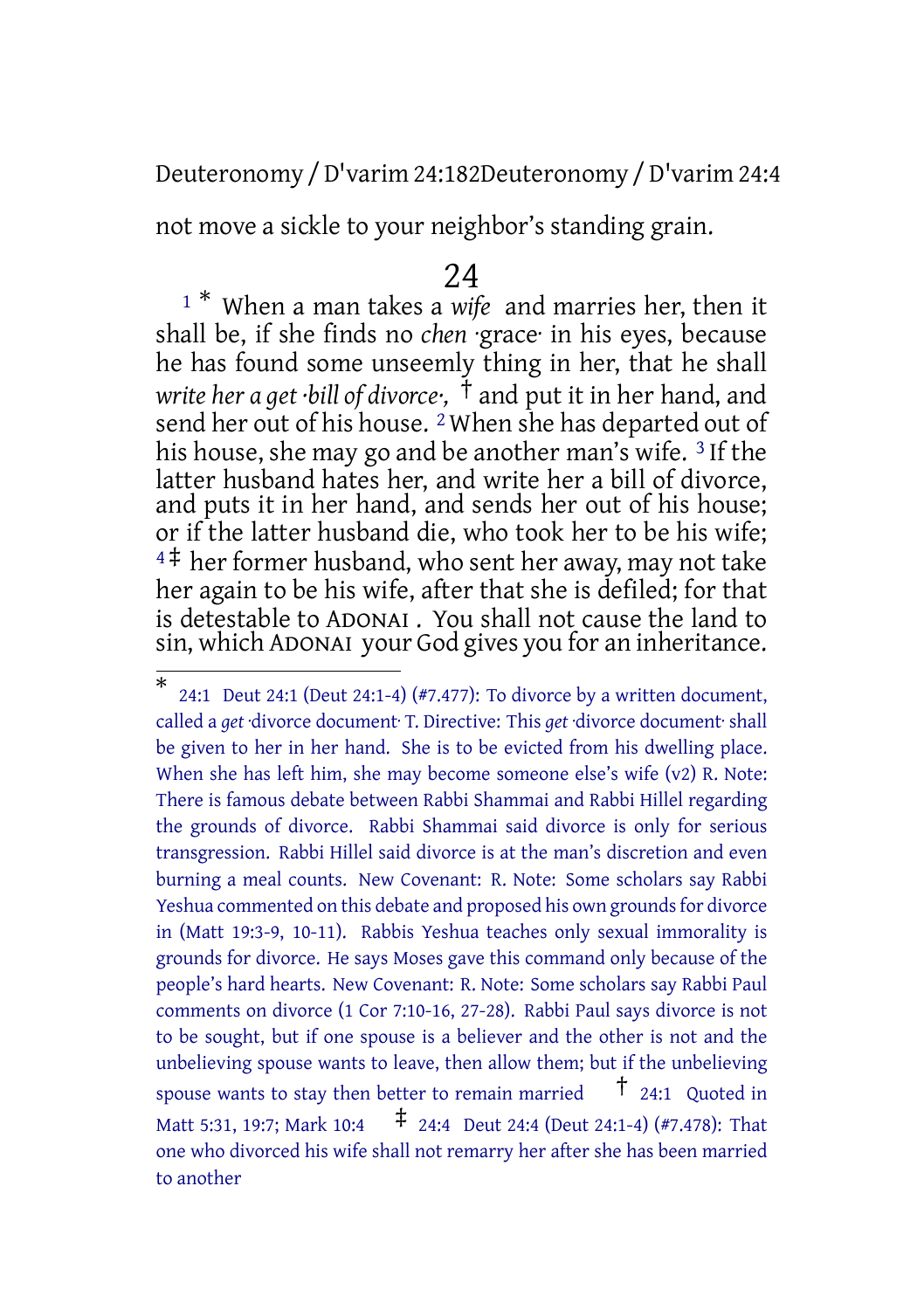not move a sickle to your neighbor's standing grain.

# 24

[1] * When a man takes a *wife* and marries her, then it shall be, if she finds no *chen* ·grace· in his eyes, because he has found some unseemly thing in her, that he shall *write her a get ·bill of divorce·,* † and put it in her hand, and send her out of his house. [2] When she has departed out of his house, she may go and be another man's wife. [3] If the latter husband hates her, and write her a bill of divorce, and puts it in her hand, and sends her out of his house; or if the latter husband die, who took her to be his wife; [4] ‡ her former husband, who sent her away, may not take her again to be his wife, after that she is defiled; for that is detestable to ADONAI. You shall not cause the land to sin, which ADONAI your God gives you for an inheritance.

---

* 24:1 Deut 24:1 (Deut 24:1-4) (#7.477): To divorce by a written document, called a *get* ·divorce document· T. Directive: This *get* ·divorce document· shall be given to her in her hand. She is to be evicted from his dwelling place. When she has left him, she may become someone else's wife (v2) R. Note: There is famous debate between Rabbi Shammai and Rabbi Hillel regarding the grounds of divorce. Rabbi Shammai said divorce is only for serious transgression. Rabbi Hillel said divorce is at the man's discretion and even burning a meal counts. New Covenant: R. Note: Some scholars say Rabbi Yeshua commented on this debate and proposed his own grounds for divorce in (Matt 19:3-9, 10-11). Rabbis Yeshua teaches only sexual immorality is grounds for divorce. He says Moses gave this command only because of the people's hard hearts. New Covenant: R. Note: Some scholars say Rabbi Paul comments on divorce (1 Cor 7:10-16, 27-28). Rabbi Paul says divorce is not to be sought, but if one spouse is a believer and the other is not and the unbelieving spouse wants to leave, then allow them; but if the unbelieving spouse wants to stay then better to remain married

† 24:1 Quoted in Matt 5:31, 19:7; Mark 10:4

‡ 24:4 Deut 24:4 (Deut 24:1-4) (#7.478): That one who divorced his wife shall not remarry her after she has been married to another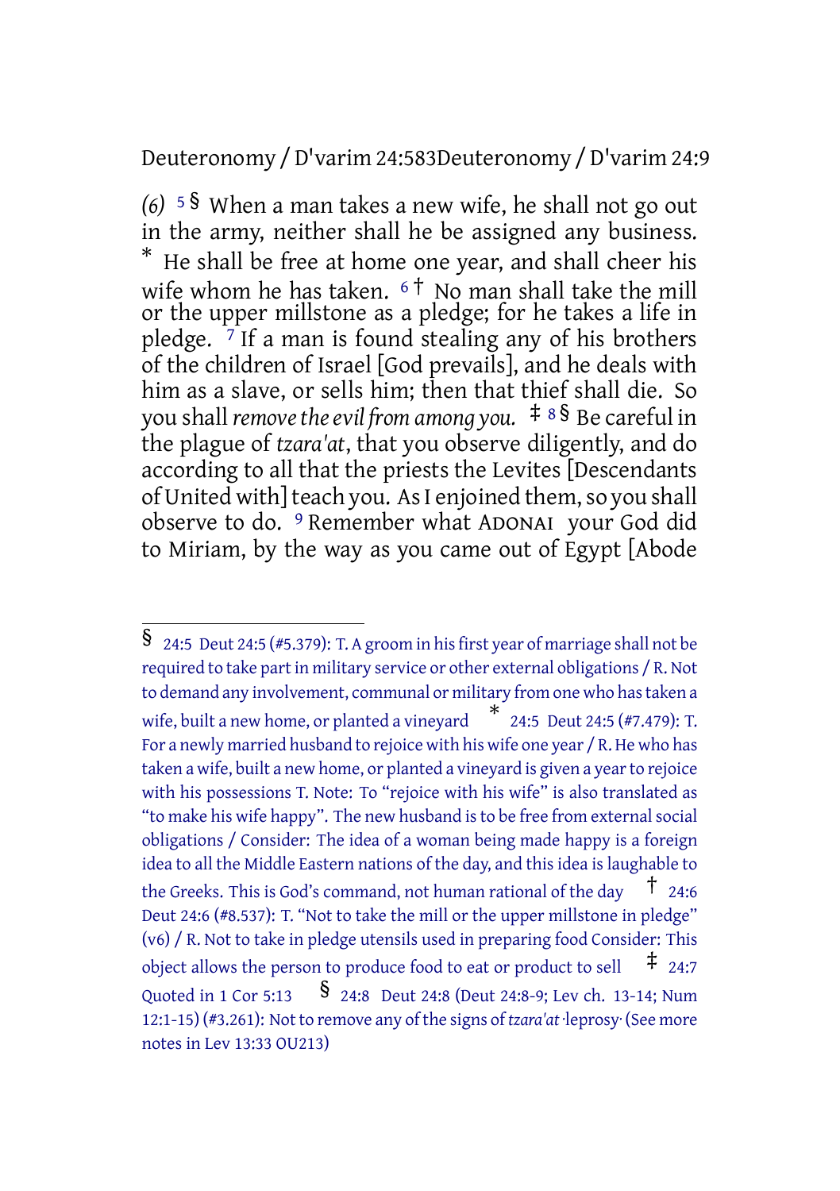*(6)* 5 § When a man takes a new wife, he shall not go out in the army, neither shall he be assigned any business. * He shall be free at home one year, and shall cheer his wife whom he has taken. 6 † No man shall take the mill or the upper millstone as a pledge; for he takes a life in pledge. 7 If a man is found stealing any of his brothers of the children of Israel [God prevails], and he deals with him as a slave, or sells him; then that thief shall die. So you shall *remove the evil from among you.* ‡ 8 § Be careful in the plague of *tzara'at*, that you observe diligently, and do according to all that the priests the Levites [Descendants of United with] teach you. As I enjoined them, so you shall observe to do. 9 Remember what ADONAI your God did to Miriam, by the way as you came out of Egypt [Abode

---

§ 24:5 Deut 24:5 (#5.379): T. A groom in his first year of marriage shall not be required to take part in military service or other external obligations / R. Not to demand any involvement, communal or military from one who has taken a wife, built a new home, or planted a vineyard * 24:5 Deut 24:5 (#7.479): T. For a newly married husband to rejoice with his wife one year / R. He who has taken a wife, built a new home, or planted a vineyard is given a year to rejoice with his possessions T. Note: To "rejoice with his wife" is also translated as "to make his wife happy". The new husband is to be free from external social obligations / Consider: The idea of a woman being made happy is a foreign idea to all the Middle Eastern nations of the day, and this idea is laughable to the Greeks. This is God's command, not human rational of the day † 24:6 Deut 24:6 (#8.537): T. "Not to take the mill or the upper millstone in pledge" (v6) / R. Not to take in pledge utensils used in preparing food Consider: This object allows the person to produce food to eat or product to sell ‡ 24:7 Quoted in 1 Cor 5:13 § 24:8 Deut 24:8 (Deut 24:8-9; Lev ch. 13-14; Num 12:1-15) (#3.261): Not to remove any of the signs of *tzara'at*·leprosy· (See more notes in Lev 13:33 OU213)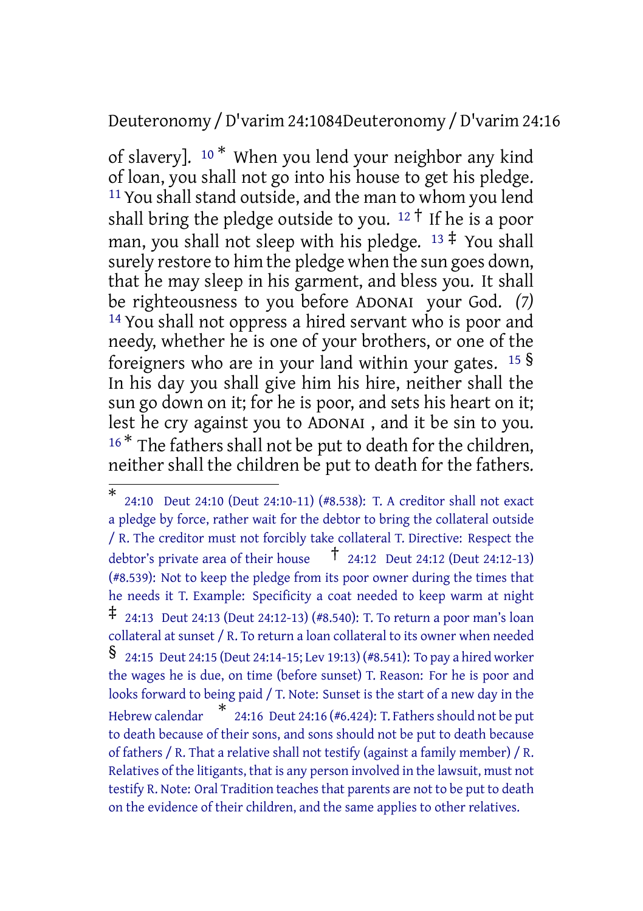of slavery]. 10 * When you lend your neighbor any kind of loan, you shall not go into his house to get his pledge. 11 You shall stand outside, and the man to whom you lend shall bring the pledge outside to you. 12 † If he is a poor man, you shall not sleep with his pledge. 13 ‡ You shall surely restore to him the pledge when the sun goes down, that he may sleep in his garment, and bless you. It shall be righteousness to you before ADONAI your God. *(7)* 14 You shall not oppress a hired servant who is poor and needy, whether he is one of your brothers, or one of the foreigners who are in your land within your gates. 15 § In his day you shall give him his hire, neither shall the sun go down on it; for he is poor, and sets his heart on it; lest he cry against you to ADONAI , and it be sin to you. 16 * The fathers shall not be put to death for the children, neither shall the children be put to death for the fathers.

---

* 24:10 Deut 24:10 (Deut 24:10-11) (#8.538): T. A creditor shall not exact a pledge by force, rather wait for the debtor to bring the collateral outside / R. The creditor must not forcibly take collateral T. Directive: Respect the debtor's private area of their house † 24:12 Deut 24:12 (Deut 24:12-13) (#8.539): Not to keep the pledge from its poor owner during the times that he needs it T. Example: Specificity a coat needed to keep warm at night ‡ 24:13 Deut 24:13 (Deut 24:12-13) (#8.540): T. To return a poor man's loan collateral at sunset / R. To return a loan collateral to its owner when needed § 24:15 Deut 24:15 (Deut 24:14-15; Lev 19:13) (#8.541): To pay a hired worker the wages he is due, on time (before sunset) T. Reason: For he is poor and looks forward to being paid / T. Note: Sunset is the start of a new day in the Hebrew calendar * 24:16 Deut 24:16 (#6.424): T. Fathers should not be put to death because of their sons, and sons should not be put to death because of fathers / R. That a relative shall not testify (against a family member) / R. Relatives of the litigants, that is any person involved in the lawsuit, must not testify R. Note: Oral Tradition teaches that parents are not to be put to death on the evidence of their children, and the same applies to other relatives.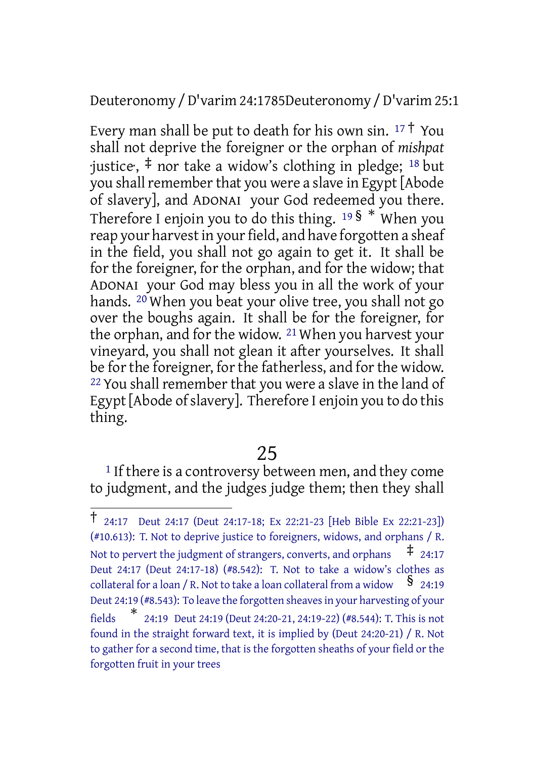Every man shall be put to death for his own sin. [17] † You shall not deprive the foreigner or the orphan of *mishpat* ·justice·, ‡ nor take a widow's clothing in pledge; [18] but you shall remember that you were a slave in Egypt [Abode of slavery], and ADONAI your God redeemed you there. Therefore I enjoin you to do this thing. [19] § * When you reap your harvest in your field, and have forgotten a sheaf in the field, you shall not go again to get it. It shall be for the foreigner, for the orphan, and for the widow; that ADONAI your God may bless you in all the work of your hands. [20] When you beat your olive tree, you shall not go over the boughs again. It shall be for the foreigner, for the orphan, and for the widow. [21] When you harvest your vineyard, you shall not glean it after yourselves. It shall be for the foreigner, for the fatherless, and for the widow. [22] You shall remember that you were a slave in the land of Egypt [Abode of slavery]. Therefore I enjoin you to do this thing.

## 25

[1] If there is a controversy between men, and they come to judgment, and the judges judge them; then they shall

---

† 24:17 Deut 24:17 (Deut 24:17-18; Ex 22:21-23 [Heb Bible Ex 22:21-23]) (#10.613): T. Not to deprive justice to foreigners, widows, and orphans / R. Not to pervert the judgment of strangers, converts, and orphans ‡ 24:17 Deut 24:17 (Deut 24:17-18) (#8.542): T. Not to take a widow's clothes as collateral for a loan / R. Not to take a loan collateral from a widow § 24:19 Deut 24:19 (#8.543): To leave the forgotten sheaves in your harvesting of your fields * 24:19 Deut 24:19 (Deut 24:20-21, 24:19-22) (#8.544): T. This is not found in the straight forward text, it is implied by (Deut 24:20-21) / R. Not to gather for a second time, that is the forgotten sheaths of your field or the forgotten fruit in your trees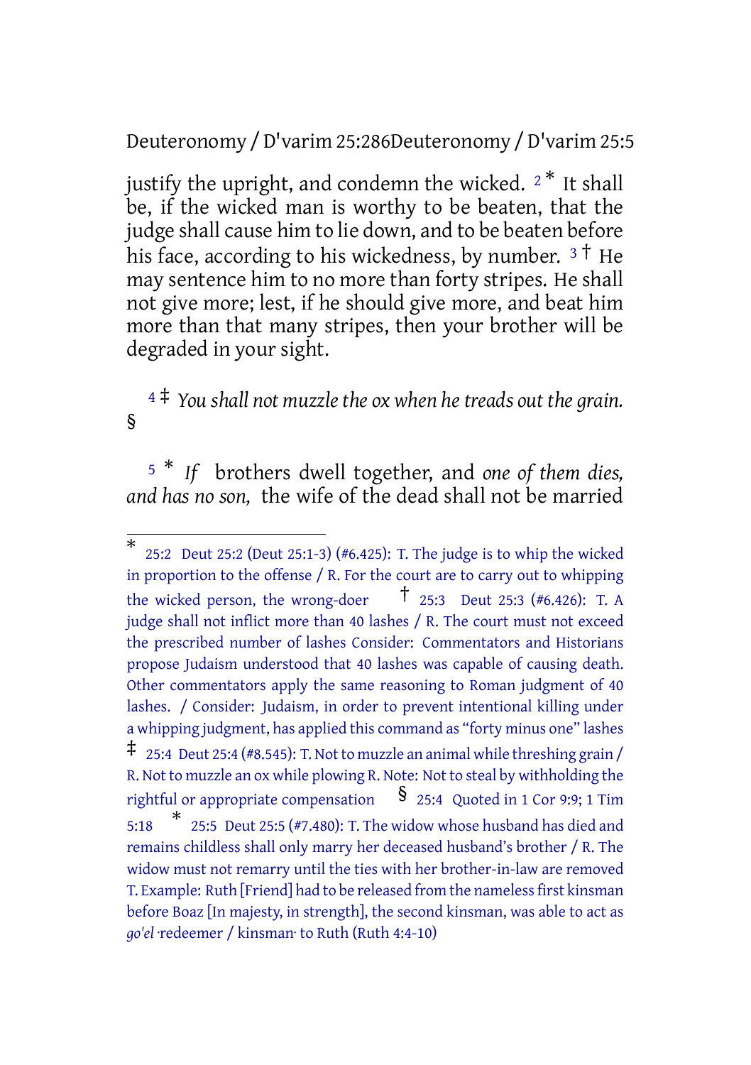justify the upright, and condemn the wicked. 2 * It shall be, if the wicked man is worthy to be beaten, that the judge shall cause him to lie down, and to be beaten before his face, according to his wickedness, by number. 3 † He may sentence him to no more than forty stripes. He shall not give more; lest, if he should give more, and beat him more than that many stripes, then your brother will be degraded in your sight.

4 ‡ *You shall not muzzle the ox when he treads out the grain.* §

5 * *If* brothers dwell together, and *one of them dies, and has no son,* the wife of the dead shall not be married

---

* 25:2 Deut 25:2 (Deut 25:1-3) (#6.425): T. The judge is to whip the wicked in proportion to the offense / R. For the court are to carry out to whipping the wicked person, the wrong-doer † 25:3 Deut 25:3 (#6.426): T. A judge shall not inflict more than 40 lashes / R. The court must not exceed the prescribed number of lashes Consider: Commentators and Historians propose Judaism understood that 40 lashes was capable of causing death. Other commentators apply the same reasoning to Roman judgment of 40 lashes. / Consider: Judaism, in order to prevent intentional killing under a whipping judgment, has applied this command as "forty minus one" lashes ‡ 25:4 Deut 25:4 (#8.545): T. Not to muzzle an animal while threshing grain / R. Not to muzzle an ox while plowing R. Note: Not to steal by withholding the rightful or appropriate compensation § 25:4 Quoted in 1 Cor 9:9; 1 Tim 5:18 * 25:5 Deut 25:5 (#7.480): T. The widow whose husband has died and remains childless shall only marry her deceased husband's brother / R. The widow must not remarry until the ties with her brother-in-law are removed T. Example: Ruth [Friend] had to be released from the nameless first kinsman before Boaz [In majesty, in strength], the second kinsman, was able to act as *go'el* ·redeemer / kinsman· to Ruth (Ruth 4:4-10)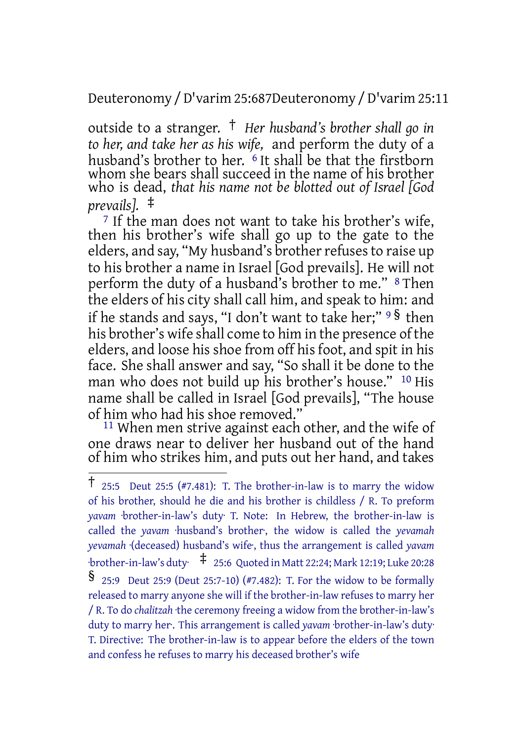outside to a stranger. † *Her husband's brother shall go in to her, and take her as his wife,* and perform the duty of a husband's brother to her. 6 It shall be that the firstborn whom she bears shall succeed in the name of his brother who is dead, *that his name not be blotted out of Israel [God prevails].* ‡

7 If the man does not want to take his brother's wife, then his brother's wife shall go up to the gate to the elders, and say, "My husband's brother refuses to raise up to his brother a name in Israel [God prevails]. He will not perform the duty of a husband's brother to me." 8 Then the elders of his city shall call him, and speak to him: and if he stands and says, "I don't want to take her;" 9 § then his brother's wife shall come to him in the presence of the elders, and loose his shoe from off his foot, and spit in his face. She shall answer and say, "So shall it be done to the man who does not build up his brother's house." 10 His name shall be called in Israel [God prevails], "The house of him who had his shoe removed."

11 When men strive against each other, and the wife of one draws near to deliver her husband out of the hand of him who strikes him, and puts out her hand, and takes

---

† 25:5 Deut 25:5 (#7.481): T. The brother-in-law is to marry the widow of his brother, should he die and his brother is childless / R. To preform *yavam* ·brother-in-law's duty· T. Note: In Hebrew, the brother-in-law is called the *yavam* ·husband's brother·, the widow is called the *yevamah yevamah* ·(deceased) husband's wife·, thus the arrangement is called *yavam* ·brother-in-law's duty· ‡ 25:6 Quoted in Matt 22:24; Mark 12:19; Luke 20:28

§ 25:9 Deut 25:9 (Deut 25:7-10) (#7.482): T. For the widow to be formally released to marry anyone she will if the brother-in-law refuses to marry her / R. To do *chalitzah* ·the ceremony freeing a widow from the brother-in-law's duty to marry her·. This arrangement is called *yavam* ·brother-in-law's duty· T. Directive: The brother-in-law is to appear before the elders of the town and confess he refuses to marry his deceased brother's wife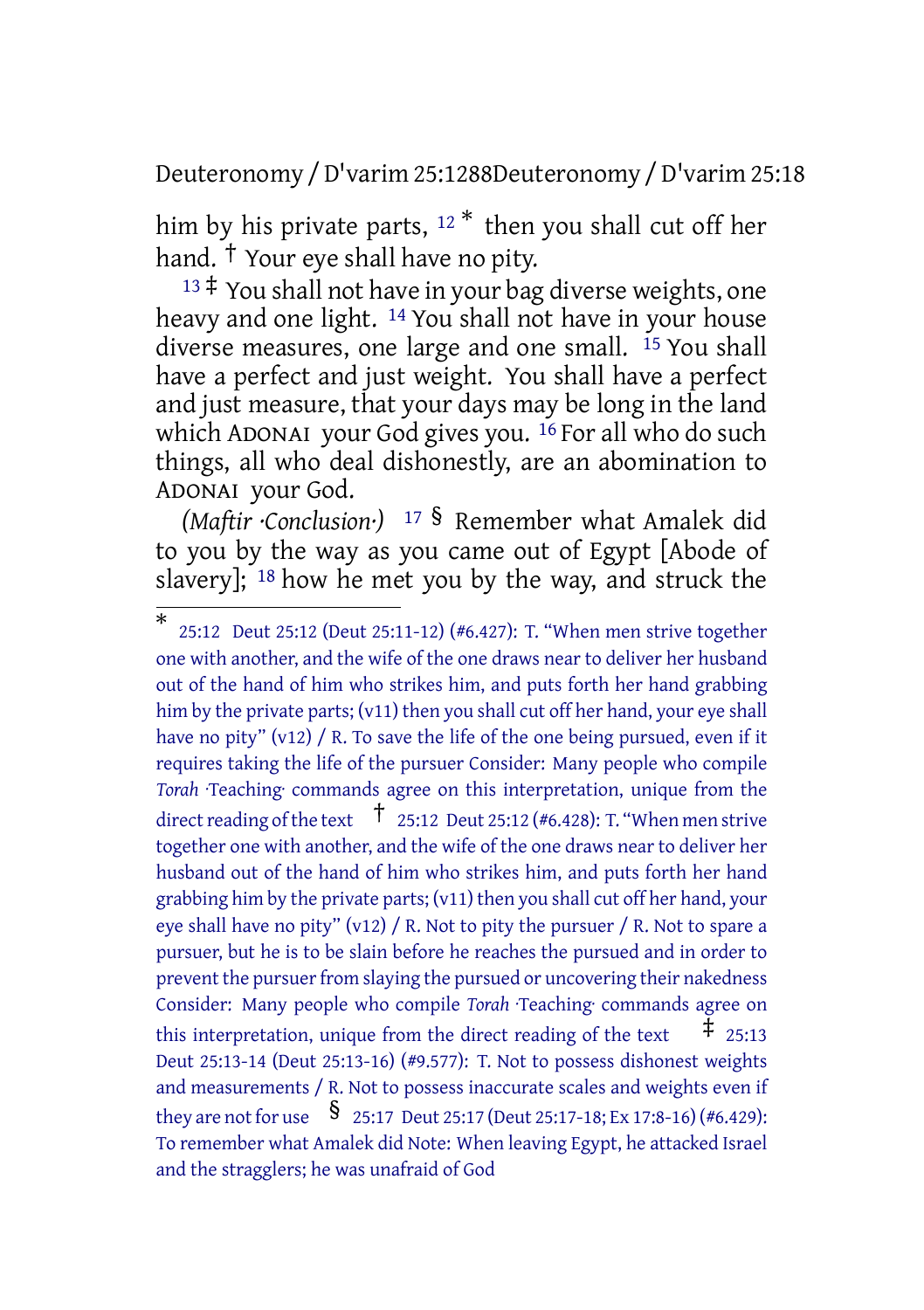him by his private parts, [12] * then you shall cut off her hand. † Your eye shall have no pity.

[13] ‡ You shall not have in your bag diverse weights, one heavy and one light. [14] You shall not have in your house diverse measures, one large and one small. [15] You shall have a perfect and just weight. You shall have a perfect and just measure, that your days may be long in the land which ADONAI your God gives you. [16] For all who do such things, all who deal dishonestly, are an abomination to ADONAI your God.

*(Maftir ·Conclusion·)* [17] § Remember what Amalek did to you by the way as you came out of Egypt [Abode of slavery]; [18] how he met you by the way, and struck the

---

\* 25:12 Deut 25:12 (Deut 25:11-12) (#6.427): T. "When men strive together one with another, and the wife of the one draws near to deliver her husband out of the hand of him who strikes him, and puts forth her hand grabbing him by the private parts; (v11) then you shall cut off her hand, your eye shall have no pity" (v12) / R. To save the life of the one being pursued, even if it requires taking the life of the pursuer Consider: Many people who compile *Torah* ·Teaching· commands agree on this interpretation, unique from the direct reading of the text † 25:12 Deut 25:12 (#6.428): T. "When men strive together one with another, and the wife of the one draws near to deliver her husband out of the hand of him who strikes him, and puts forth her hand grabbing him by the private parts; (v11) then you shall cut off her hand, your eye shall have no pity" (v12) / R. Not to pity the pursuer / R. Not to spare a pursuer, but he is to be slain before he reaches the pursued and in order to prevent the pursuer from slaying the pursued or uncovering their nakedness Consider: Many people who compile *Torah* ·Teaching· commands agree on this interpretation, unique from the direct reading of the text ‡ 25:13 Deut 25:13-14 (Deut 25:13-16) (#9.577): T. Not to possess dishonest weights and measurements / R. Not to possess inaccurate scales and weights even if they are not for use § 25:17 Deut 25:17 (Deut 25:17-18; Ex 17:8-16) (#6.429): To remember what Amalek did Note: When leaving Egypt, he attacked Israel and the stragglers; he was unafraid of God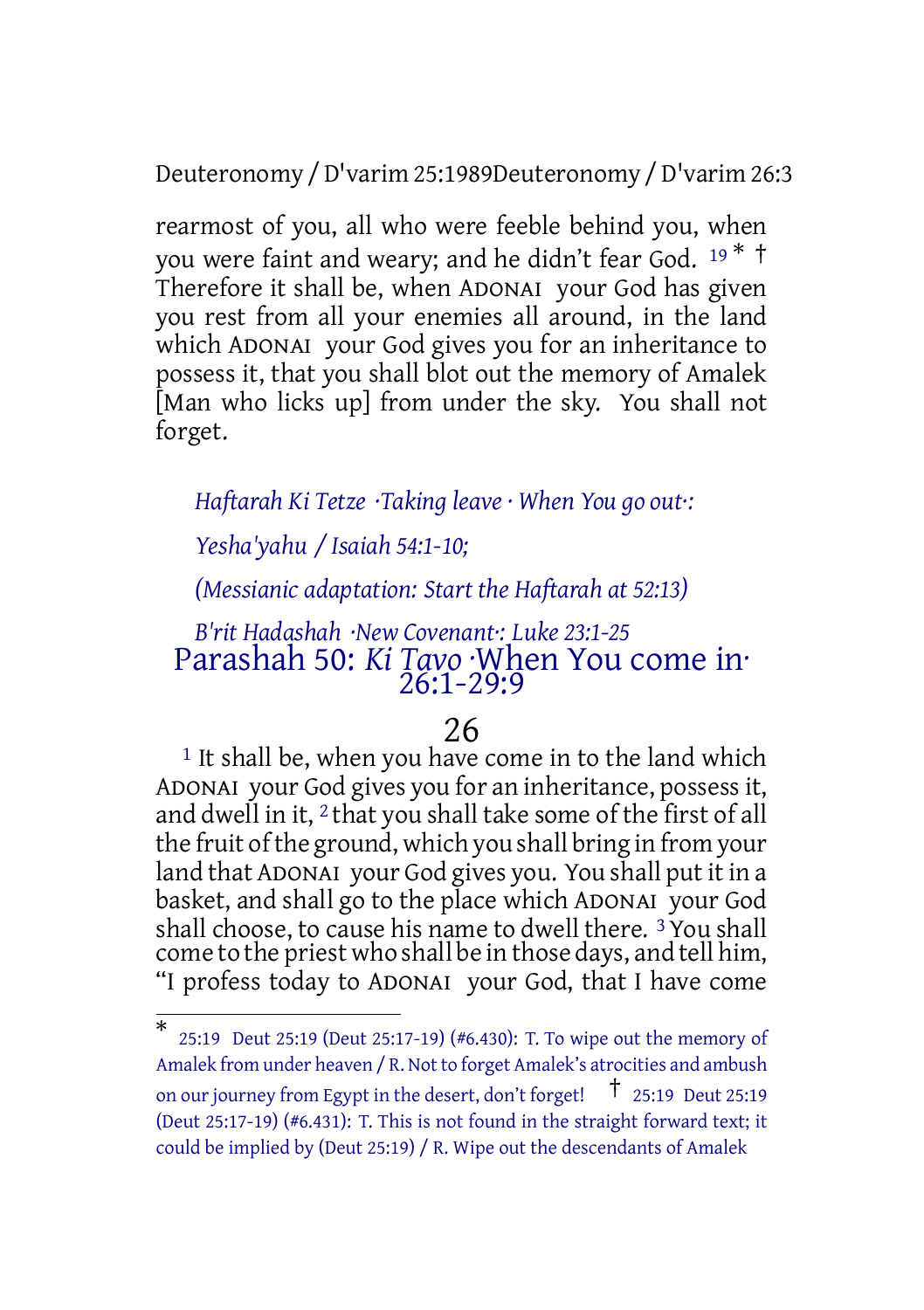rearmost of you, all who were feeble behind you, when you were faint and weary; and he didn't fear God. [19] * † Therefore it shall be, when ADONAI your God has given you rest from all your enemies all around, in the land which ADONAI your God gives you for an inheritance to possess it, that you shall blot out the memory of Amalek [Man who licks up] from under the sky. You shall not forget.

*Haftarah Ki Tetze ·Taking leave · When You go out·:*

*Yesha'yahu / Isaiah 54:1-10;*

*(Messianic adaptation: Start the Haftarah at 52:13)*

*B'rit Hadashah ·New Covenant·: Luke 23:1-25*

## Parashah 50: *Ki Tavo* ·When You come in· 26:1-29:9

### 26

[1] It shall be, when you have come in to the land which ADONAI your God gives you for an inheritance, possess it, and dwell in it, [2] that you shall take some of the first of all the fruit of the ground, which you shall bring in from your land that ADONAI your God gives you. You shall put it in a basket, and shall go to the place which ADONAI your God shall choose, to cause his name to dwell there. [3] You shall come to the priest who shall be in those days, and tell him, "I profess today to ADONAI your God, that I have come

---

* 25:19 Deut 25:19 (Deut 25:17-19) (#6.430): T. To wipe out the memory of Amalek from under heaven / R. Not to forget Amalek's atrocities and ambush on our journey from Egypt in the desert, don't forget! † 25:19 Deut 25:19 (Deut 25:17-19) (#6.431): T. This is not found in the straight forward text; it could be implied by (Deut 25:19) / R. Wipe out the descendants of Amalek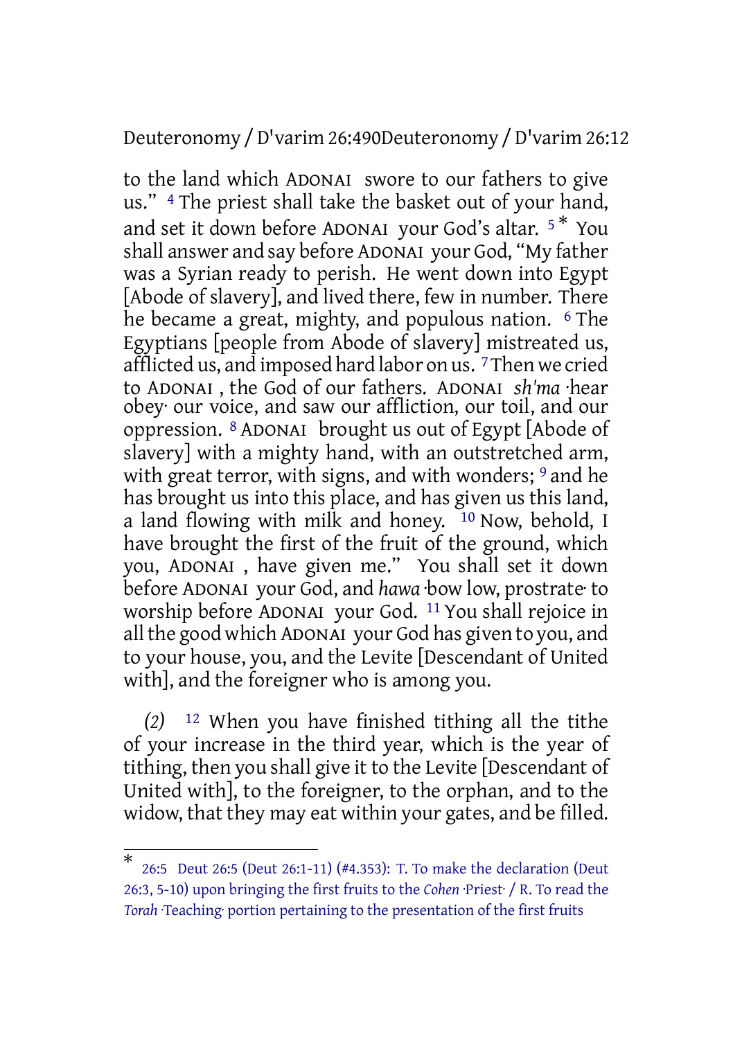to the land which ADONAI swore to our fathers to give us." [4] The priest shall take the basket out of your hand, and set it down before ADONAI your God's altar. [5] * You shall answer and say before ADONAI your God, "My father was a Syrian ready to perish. He went down into Egypt [Abode of slavery], and lived there, few in number. There he became a great, mighty, and populous nation. [6] The Egyptians [people from Abode of slavery] mistreated us, afflicted us, and imposed hard labor on us. [7] Then we cried to ADONAI , the God of our fathers. ADONAI *sh'ma* ·hear obey· our voice, and saw our affliction, our toil, and our oppression. [8] ADONAI brought us out of Egypt [Abode of slavery] with a mighty hand, with an outstretched arm, with great terror, with signs, and with wonders; [9] and he has brought us into this place, and has given us this land, a land flowing with milk and honey. [10] Now, behold, I have brought the first of the fruit of the ground, which you, ADONAI , have given me." You shall set it down before ADONAI your God, and *hawa* ·bow low, prostrate· to worship before ADONAI your God. [11] You shall rejoice in all the good which ADONAI your God has given to you, and to your house, you, and the Levite [Descendant of United with], and the foreigner who is among you.

*(2)* [12] When you have finished tithing all the tithe of your increase in the third year, which is the year of tithing, then you shall give it to the Levite [Descendant of United with], to the foreigner, to the orphan, and to the widow, that they may eat within your gates, and be filled.

---

\* 26:5 Deut 26:5 (Deut 26:1-11) (#4.353): T. To make the declaration (Deut 26:3, 5-10) upon bringing the first fruits to the *Cohen* ·Priest· / R. To read the *Torah* ·Teaching· portion pertaining to the presentation of the first fruits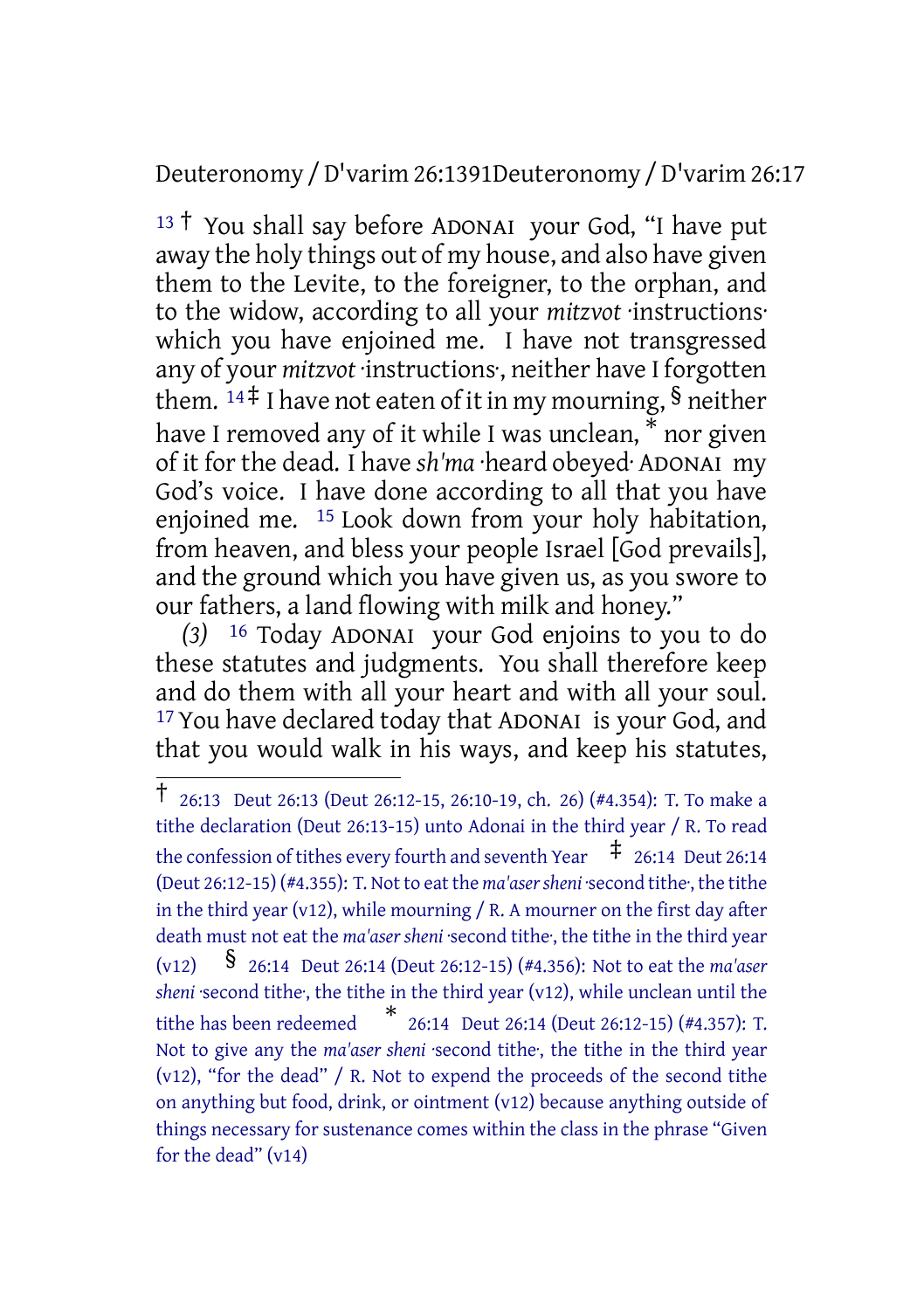13 † You shall say before ADONAI your God, "I have put away the holy things out of my house, and also have given them to the Levite, to the foreigner, to the orphan, and to the widow, according to all your *mitzvot* ·instructions· which you have enjoined me. I have not transgressed any of your *mitzvot* ·instructions·, neither have I forgotten them. 14 ‡ I have not eaten of it in my mourning, § neither have I removed any of it while I was unclean, * nor given of it for the dead. I have *sh'ma* ·heard obeyed· ADONAI my God's voice. I have done according to all that you have enjoined me. 15 Look down from your holy habitation, from heaven, and bless your people Israel [God prevails], and the ground which you have given us, as you swore to our fathers, a land flowing with milk and honey."

*(3)* 16 Today ADONAI your God enjoins to you to do these statutes and judgments. You shall therefore keep and do them with all your heart and with all your soul. 17 You have declared today that ADONAI is your God, and that you would walk in his ways, and keep his statutes,

---

† 26:13 Deut 26:13 (Deut 26:12-15, 26:10-19, ch. 26) (#4.354): T. To make a tithe declaration (Deut 26:13-15) unto Adonai in the third year / R. To read the confession of tithes every fourth and seventh Year ‡ 26:14 Deut 26:14 (Deut 26:12-15) (#4.355): T. Not to eat the *ma'aser sheni* ·second tithe·, the tithe in the third year (v12), while mourning / R. A mourner on the first day after death must not eat the *ma'aser sheni* ·second tithe·, the tithe in the third year (v12) § 26:14 Deut 26:14 (Deut 26:12-15) (#4.356): Not to eat the *ma'aser sheni* ·second tithe·, the tithe in the third year (v12), while unclean until the tithe has been redeemed * 26:14 Deut 26:14 (Deut 26:12-15) (#4.357): T. Not to give any the *ma'aser sheni* ·second tithe·, the tithe in the third year (v12), "for the dead" / R. Not to expend the proceeds of the second tithe on anything but food, drink, or ointment (v12) because anything outside of things necessary for sustenance comes within the class in the phrase "Given for the dead" (v14)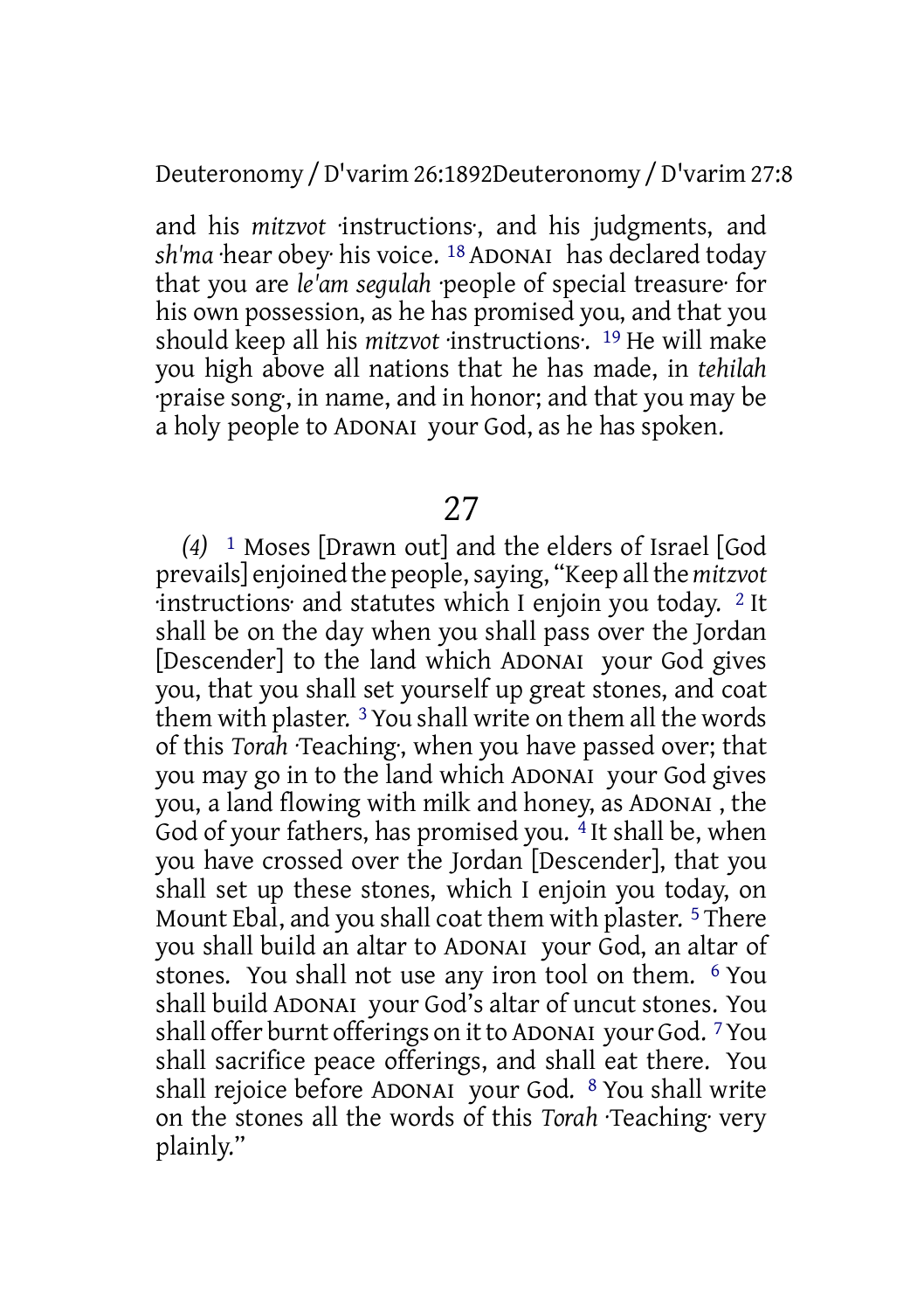and his *mitzvot* ·instructions·, and his judgments, and *sh'ma* ·hear obey· his voice. 18 ADONAI has declared today that you are *le'am segulah* ·people of special treasure· for his own possession, as he has promised you, and that you should keep all his *mitzvot* ·instructions·. 19 He will make you high above all nations that he has made, in *tehilah* ·praise song·, in name, and in honor; and that you may be a holy people to ADONAI your God, as he has spoken.

## 27

*(4)* 1 Moses [Drawn out] and the elders of Israel [God prevails] enjoined the people, saying, "Keep all the *mitzvot* ·instructions· and statutes which I enjoin you today. 2 It shall be on the day when you shall pass over the Jordan [Descender] to the land which ADONAI your God gives you, that you shall set yourself up great stones, and coat them with plaster. 3 You shall write on them all the words of this *Torah* ·Teaching·, when you have passed over; that you may go in to the land which ADONAI your God gives you, a land flowing with milk and honey, as ADONAI , the God of your fathers, has promised you. 4 It shall be, when you have crossed over the Jordan [Descender], that you shall set up these stones, which I enjoin you today, on Mount Ebal, and you shall coat them with plaster. 5 There you shall build an altar to ADONAI your God, an altar of stones. You shall not use any iron tool on them. 6 You shall build ADONAI your God's altar of uncut stones. You shall offer burnt offerings on it to ADONAI your God. 7 You shall sacrifice peace offerings, and shall eat there. You shall rejoice before ADONAI your God. 8 You shall write on the stones all the words of this *Torah* ·Teaching· very plainly."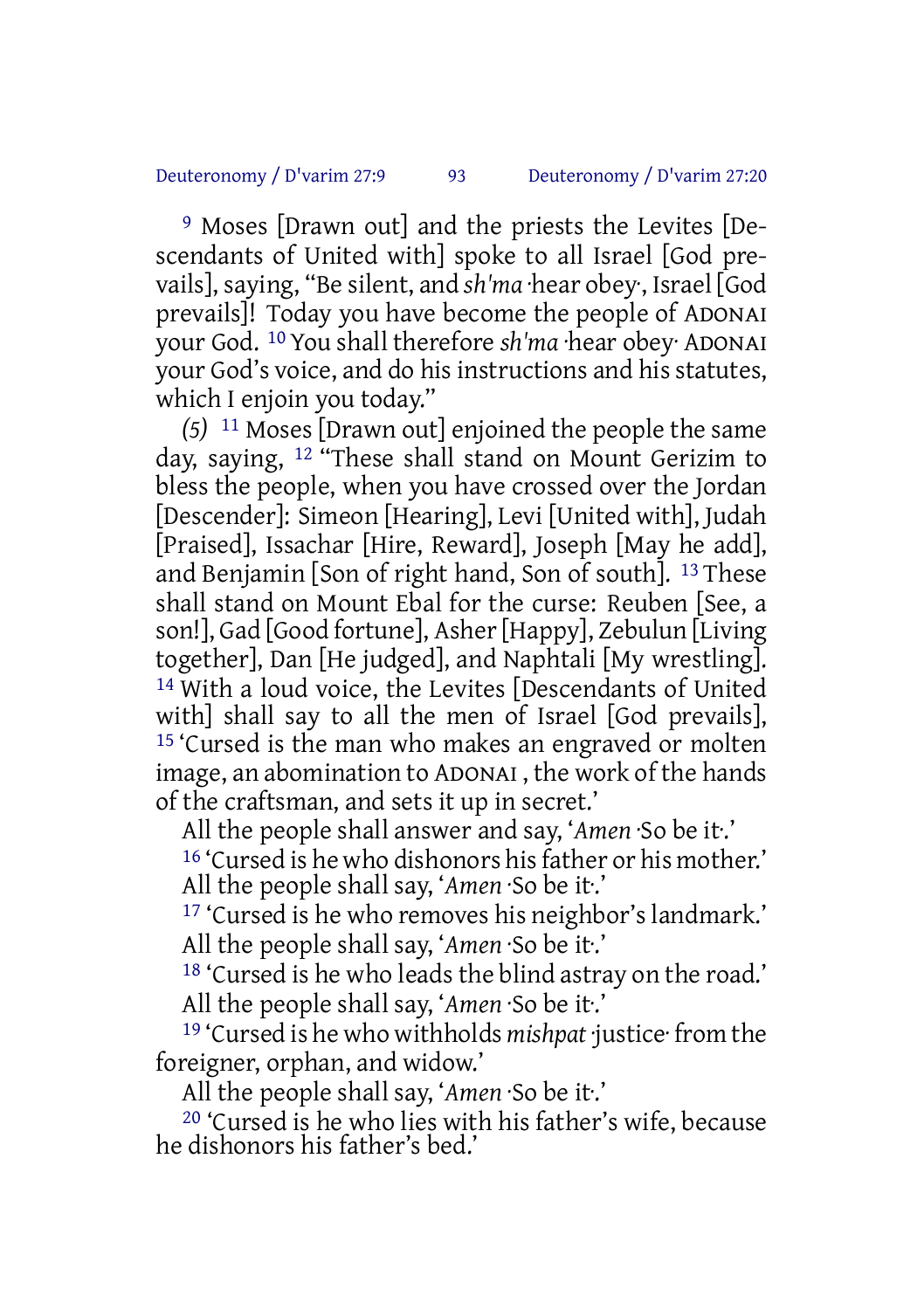[9] Moses [Drawn out] and the priests the Levites [Descendants of United with] spoke to all Israel [God prevails], saying, "Be silent, and *sh'ma* ·hear obey·, Israel [God prevails]! Today you have become the people of ADONAI your God. [10] You shall therefore *sh'ma* ·hear obey· ADONAI your God's voice, and do his instructions and his statutes, which I enjoin you today."

*(5)* [11] Moses [Drawn out] enjoined the people the same day, saying, [12] "These shall stand on Mount Gerizim to bless the people, when you have crossed over the Jordan [Descender]: Simeon [Hearing], Levi [United with], Judah [Praised], Issachar [Hire, Reward], Joseph [May he add], and Benjamin [Son of right hand, Son of south]. [13] These shall stand on Mount Ebal for the curse: Reuben [See, a son!], Gad [Good fortune], Asher [Happy], Zebulun [Living together], Dan [He judged], and Naphtali [My wrestling]. [14] With a loud voice, the Levites [Descendants of United with] shall say to all the men of Israel [God prevails], [15] 'Cursed is the man who makes an engraved or molten image, an abomination to ADONAI , the work of the hands of the craftsman, and sets it up in secret.'

All the people shall answer and say, '*Amen* ·So be it·.'

[16] 'Cursed is he who dishonors his father or his mother.'
All the people shall say, '*Amen* ·So be it·.'

[17] 'Cursed is he who removes his neighbor's landmark.'
All the people shall say, '*Amen* ·So be it·.'

[18] 'Cursed is he who leads the blind astray on the road.'
All the people shall say, '*Amen* ·So be it·.'

[19] 'Cursed is he who withholds *mishpat* ·justice· from the foreigner, orphan, and widow.'

All the people shall say, '*Amen* ·So be it·.'

[20] 'Cursed is he who lies with his father's wife, because he dishonors his father's bed.'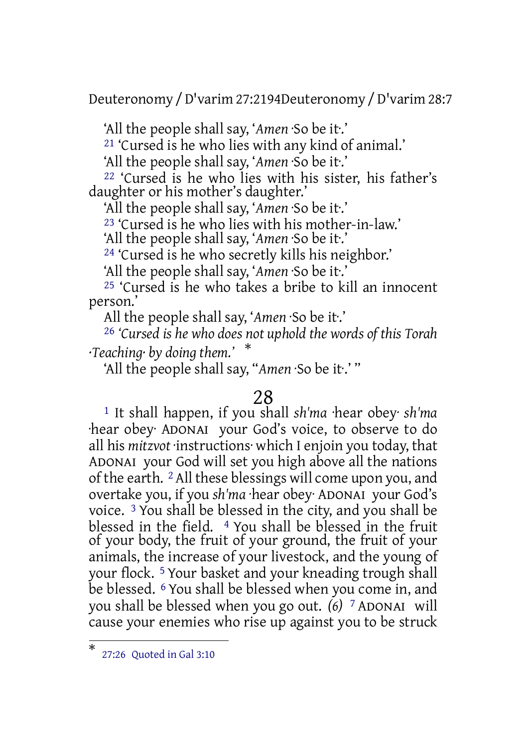'All the people shall say, '*Amen* ·So be it·.'

[21] 'Cursed is he who lies with any kind of animal.'

'All the people shall say, '*Amen* ·So be it·.'

[22] 'Cursed is he who lies with his sister, his father's daughter or his mother's daughter.'

'All the people shall say, '*Amen* ·So be it·.'

[23] 'Cursed is he who lies with his mother-in-law.'

'All the people shall say, '*Amen* ·So be it·.'

[24] 'Cursed is he who secretly kills his neighbor.'

'All the people shall say, '*Amen* ·So be it·.'

[25] 'Cursed is he who takes a bribe to kill an innocent person.'

All the people shall say, '*Amen* ·So be it·.'

[26] *'Cursed is he who does not uphold the words of this Torah ·Teaching· by doing them.'* *

'All the people shall say, "*Amen* ·So be it·.' "

# 28

[1] It shall happen, if you shall *sh'ma* ·hear obey· *sh'ma* ·hear obey· ADONAI your God's voice, to observe to do all his *mitzvot* ·instructions· which I enjoin you today, that ADONAI your God will set you high above all the nations of the earth. [2] All these blessings will come upon you, and overtake you, if you *sh'ma* ·hear obey· ADONAI your God's voice. [3] You shall be blessed in the city, and you shall be blessed in the field. [4] You shall be blessed in the fruit of your body, the fruit of your ground, the fruit of your animals, the increase of your livestock, and the young of your flock. [5] Your basket and your kneading trough shall be blessed. [6] You shall be blessed when you come in, and you shall be blessed when you go out. *(6)* [7] ADONAI will cause your enemies who rise up against you to be struck

---

\* 27:26 Quoted in Gal 3:10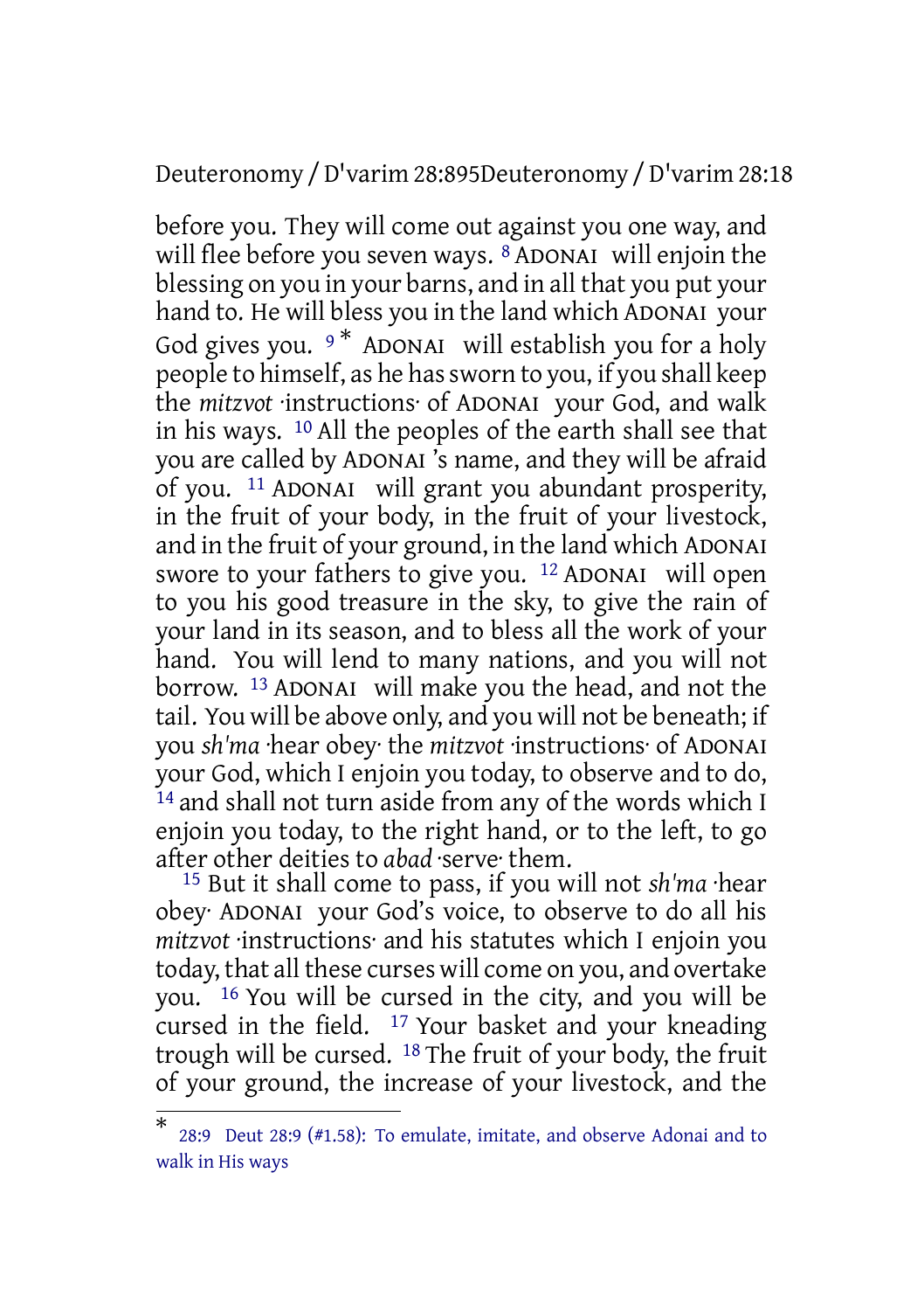before you. They will come out against you one way, and will flee before you seven ways. [8] ADONAI will enjoin the blessing on you in your barns, and in all that you put your hand to. He will bless you in the land which ADONAI your God gives you. [9] * ADONAI will establish you for a holy people to himself, as he has sworn to you, if you shall keep the *mitzvot* ·instructions· of ADONAI your God, and walk in his ways. [10] All the peoples of the earth shall see that you are called by ADONAI 's name, and they will be afraid of you. [11] ADONAI will grant you abundant prosperity, in the fruit of your body, in the fruit of your livestock, and in the fruit of your ground, in the land which ADONAI swore to your fathers to give you. [12] ADONAI will open to you his good treasure in the sky, to give the rain of your land in its season, and to bless all the work of your hand. You will lend to many nations, and you will not borrow. [13] ADONAI will make you the head, and not the tail. You will be above only, and you will not be beneath; if you *sh'ma* ·hear obey· the *mitzvot* ·instructions· of ADONAI your God, which I enjoin you today, to observe and to do, [14] and shall not turn aside from any of the words which I enjoin you today, to the right hand, or to the left, to go after other deities to *abad* ·serve· them.

[15] But it shall come to pass, if you will not *sh'ma* ·hear obey· ADONAI your God's voice, to observe to do all his *mitzvot* ·instructions· and his statutes which I enjoin you today, that all these curses will come on you, and overtake you. [16] You will be cursed in the city, and you will be cursed in the field. [17] Your basket and your kneading trough will be cursed. [18] The fruit of your body, the fruit of your ground, the increase of your livestock, and the

---

* 28:9 Deut 28:9 (#1.58): To emulate, imitate, and observe Adonai and to walk in His ways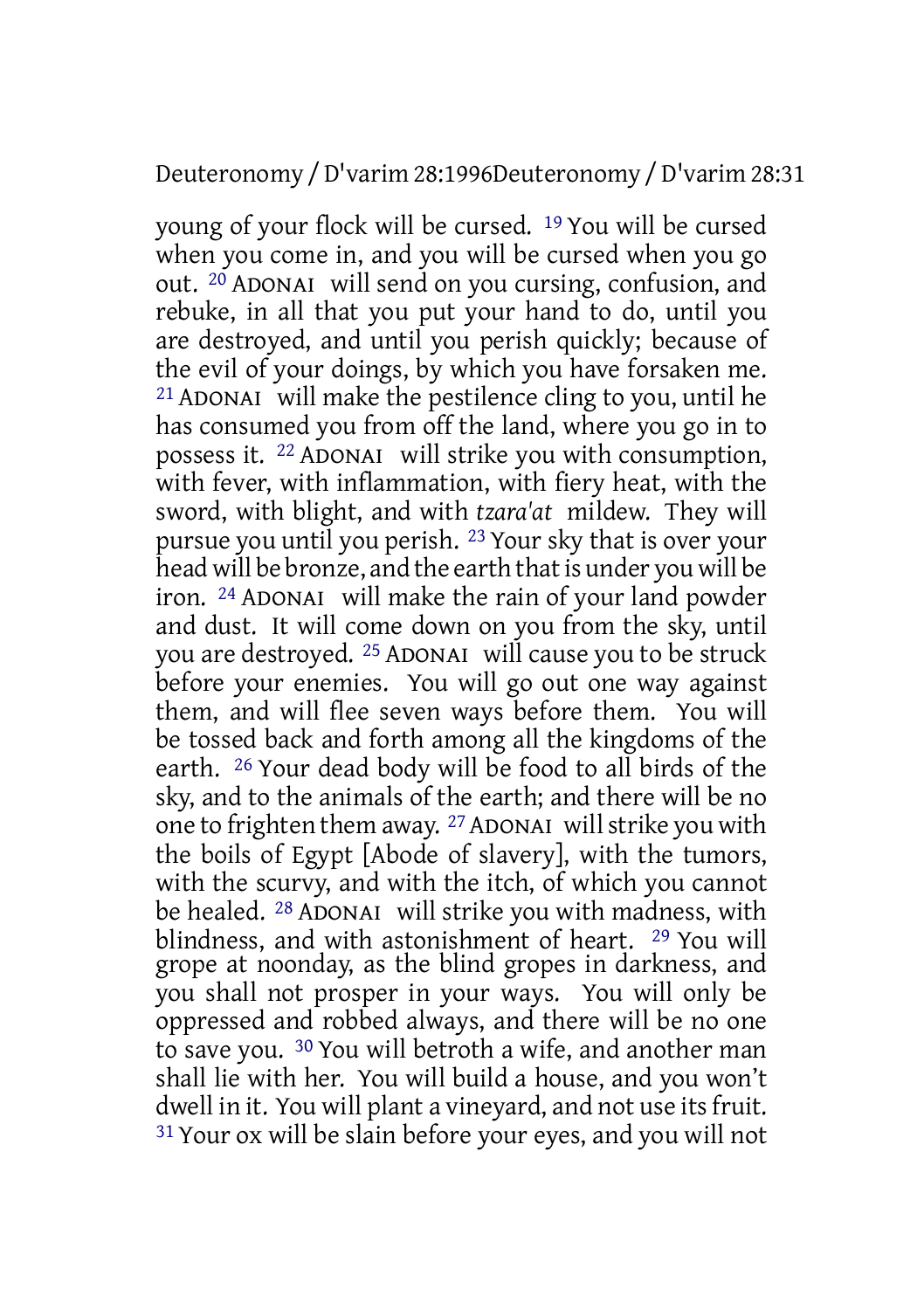young of your flock will be cursed. [19] You will be cursed when you come in, and you will be cursed when you go out. [20] ADONAI will send on you cursing, confusion, and rebuke, in all that you put your hand to do, until you are destroyed, and until you perish quickly; because of the evil of your doings, by which you have forsaken me. [21] ADONAI will make the pestilence cling to you, until he has consumed you from off the land, where you go in to possess it. [22] ADONAI will strike you with consumption, with fever, with inflammation, with fiery heat, with the sword, with blight, and with *tzara'at* mildew. They will pursue you until you perish. [23] Your sky that is over your head will be bronze, and the earth that is under you will be iron. [24] ADONAI will make the rain of your land powder and dust. It will come down on you from the sky, until you are destroyed. [25] ADONAI will cause you to be struck before your enemies. You will go out one way against them, and will flee seven ways before them. You will be tossed back and forth among all the kingdoms of the earth. [26] Your dead body will be food to all birds of the sky, and to the animals of the earth; and there will be no one to frighten them away. [27] ADONAI will strike you with the boils of Egypt [Abode of slavery], with the tumors, with the scurvy, and with the itch, of which you cannot be healed. [28] ADONAI will strike you with madness, with blindness, and with astonishment of heart. [29] You will grope at noonday, as the blind gropes in darkness, and you shall not prosper in your ways. You will only be oppressed and robbed always, and there will be no one to save you. [30] You will betroth a wife, and another man shall lie with her. You will build a house, and you won't dwell in it. You will plant a vineyard, and not use its fruit. [31] Your ox will be slain before your eyes, and you will not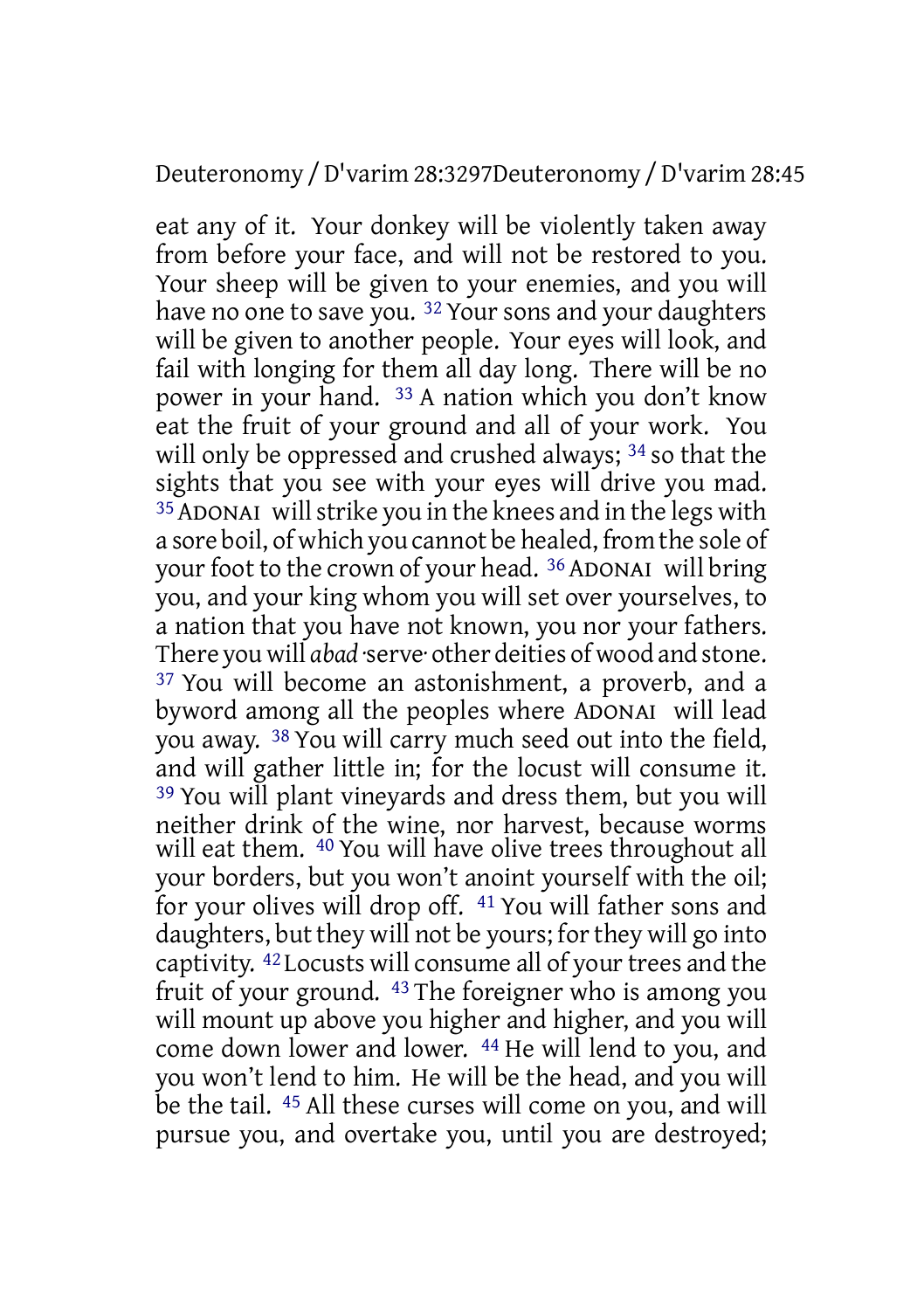eat any of it. Your donkey will be violently taken away from before your face, and will not be restored to you. Your sheep will be given to your enemies, and you will have no one to save you. [32] Your sons and your daughters will be given to another people. Your eyes will look, and fail with longing for them all day long. There will be no power in your hand. [33] A nation which you don't know eat the fruit of your ground and all of your work. You will only be oppressed and crushed always; [34] so that the sights that you see with your eyes will drive you mad. [35] ADONAI will strike you in the knees and in the legs with a sore boil, of which you cannot be healed, from the sole of your foot to the crown of your head. [36] ADONAI will bring you, and your king whom you will set over yourselves, to a nation that you have not known, you nor your fathers. There you will *abad* ·serve· other deities of wood and stone. [37] You will become an astonishment, a proverb, and a byword among all the peoples where ADONAI will lead you away. [38] You will carry much seed out into the field, and will gather little in; for the locust will consume it. [39] You will plant vineyards and dress them, but you will neither drink of the wine, nor harvest, because worms will eat them. [40] You will have olive trees throughout all your borders, but you won't anoint yourself with the oil; for your olives will drop off. [41] You will father sons and daughters, but they will not be yours; for they will go into captivity. [42] Locusts will consume all of your trees and the fruit of your ground. [43] The foreigner who is among you will mount up above you higher and higher, and you will come down lower and lower. [44] He will lend to you, and you won't lend to him. He will be the head, and you will be the tail. [45] All these curses will come on you, and will pursue you, and overtake you, until you are destroyed;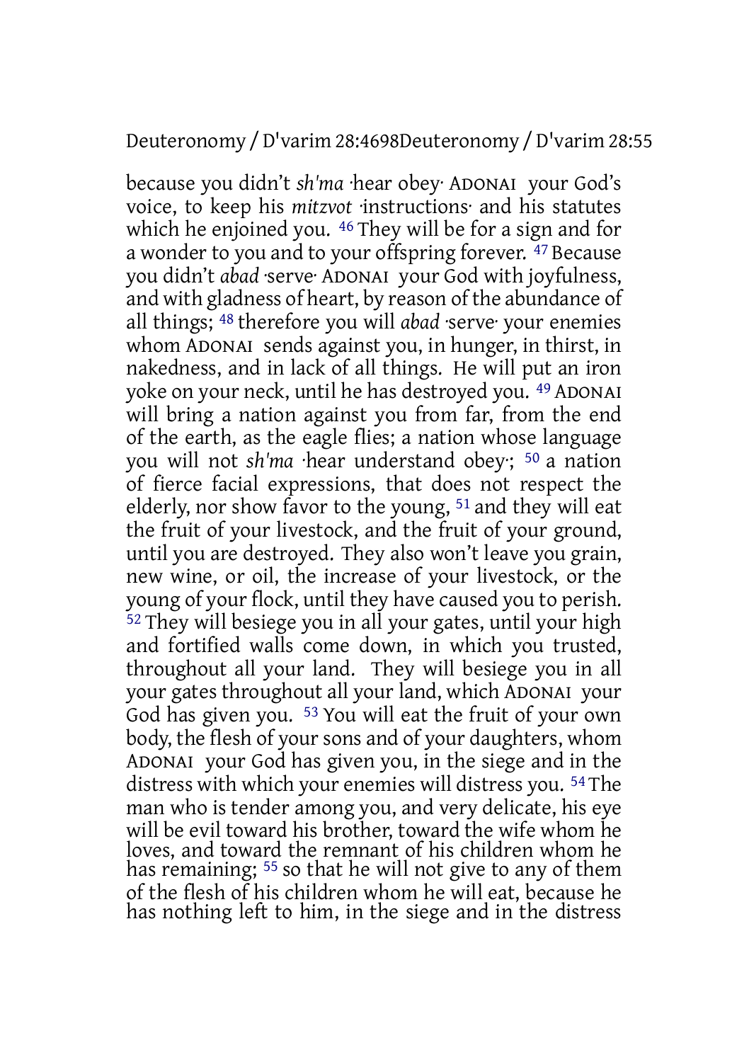because you didn't *sh'ma* ·hear obey· ADONAI your God's voice, to keep his *mitzvot* ·instructions· and his statutes which he enjoined you. 46 They will be for a sign and for a wonder to you and to your offspring forever. 47 Because you didn't *abad* ·serve· ADONAI your God with joyfulness, and with gladness of heart, by reason of the abundance of all things; 48 therefore you will *abad* ·serve· your enemies whom ADONAI sends against you, in hunger, in thirst, in nakedness, and in lack of all things. He will put an iron yoke on your neck, until he has destroyed you. 49 ADONAI will bring a nation against you from far, from the end of the earth, as the eagle flies; a nation whose language you will not *sh'ma* ·hear understand obey·; 50 a nation of fierce facial expressions, that does not respect the elderly, nor show favor to the young, 51 and they will eat the fruit of your livestock, and the fruit of your ground, until you are destroyed. They also won't leave you grain, new wine, or oil, the increase of your livestock, or the young of your flock, until they have caused you to perish. 52 They will besiege you in all your gates, until your high and fortified walls come down, in which you trusted, throughout all your land. They will besiege you in all your gates throughout all your land, which ADONAI your God has given you. 53 You will eat the fruit of your own body, the flesh of your sons and of your daughters, whom ADONAI your God has given you, in the siege and in the distress with which your enemies will distress you. 54 The man who is tender among you, and very delicate, his eye will be evil toward his brother, toward the wife whom he loves, and toward the remnant of his children whom he has remaining; 55 so that he will not give to any of them of the flesh of his children whom he will eat, because he has nothing left to him, in the siege and in the distress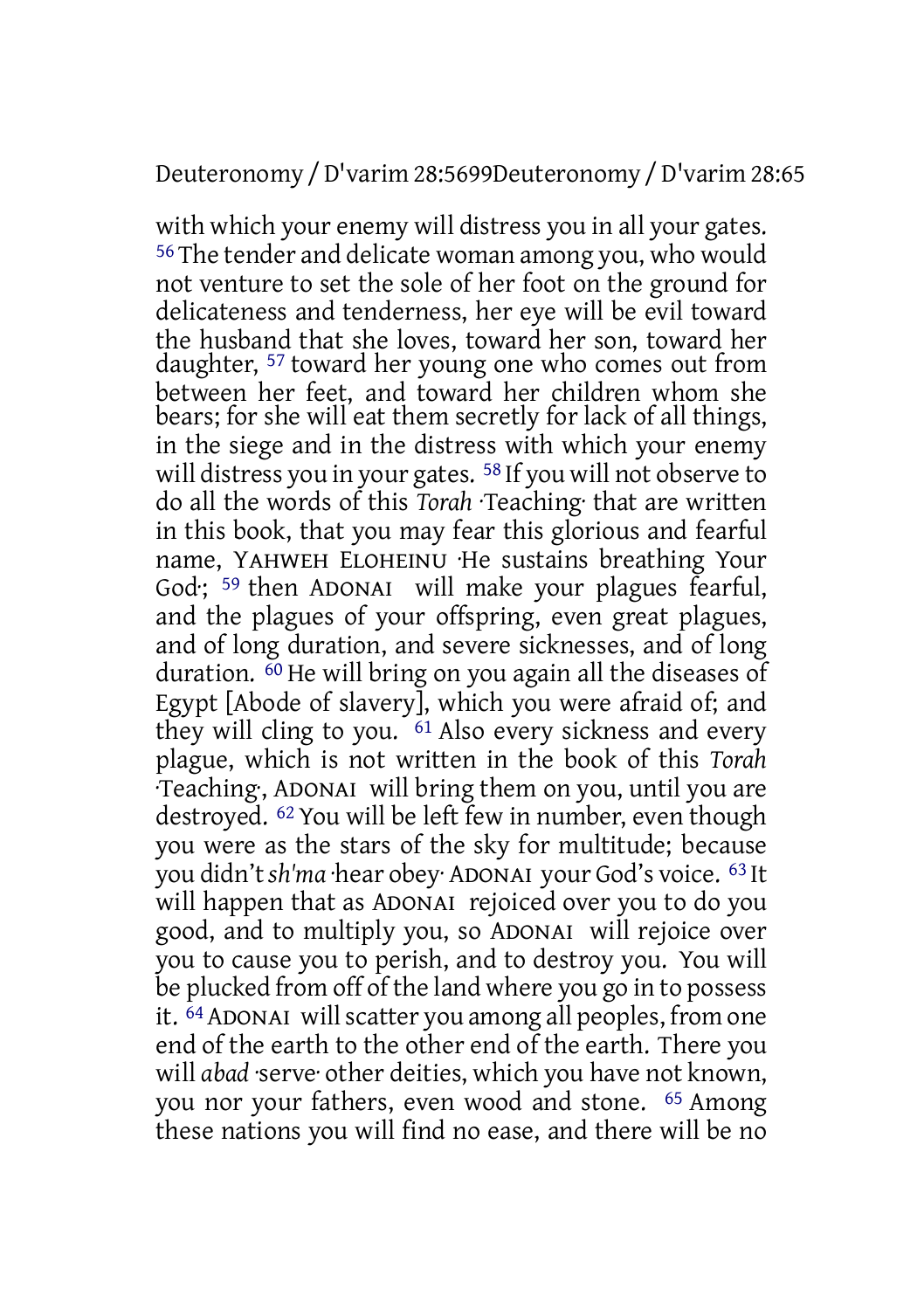with which your enemy will distress you in all your gates. [56] The tender and delicate woman among you, who would not venture to set the sole of her foot on the ground for delicateness and tenderness, her eye will be evil toward the husband that she loves, toward her son, toward her daughter, [57] toward her young one who comes out from between her feet, and toward her children whom she bears; for she will eat them secretly for lack of all things, in the siege and in the distress with which your enemy will distress you in your gates. [58] If you will not observe to do all the words of this *Torah* ·Teaching· that are written in this book, that you may fear this glorious and fearful name, YAHWEH ELOHEINU ·He sustains breathing Your God·; [59] then ADONAI will make your plagues fearful, and the plagues of your offspring, even great plagues, and of long duration, and severe sicknesses, and of long duration. [60] He will bring on you again all the diseases of Egypt [Abode of slavery], which you were afraid of; and they will cling to you. [61] Also every sickness and every plague, which is not written in the book of this *Torah* ·Teaching·, ADONAI will bring them on you, until you are destroyed. [62] You will be left few in number, even though you were as the stars of the sky for multitude; because you didn't *sh'ma* ·hear obey· ADONAI your God's voice. [63] It will happen that as ADONAI rejoiced over you to do you good, and to multiply you, so ADONAI will rejoice over you to cause you to perish, and to destroy you. You will be plucked from off of the land where you go in to possess it. [64] ADONAI will scatter you among all peoples, from one end of the earth to the other end of the earth. There you will *abad* ·serve· other deities, which you have not known, you nor your fathers, even wood and stone. [65] Among these nations you will find no ease, and there will be no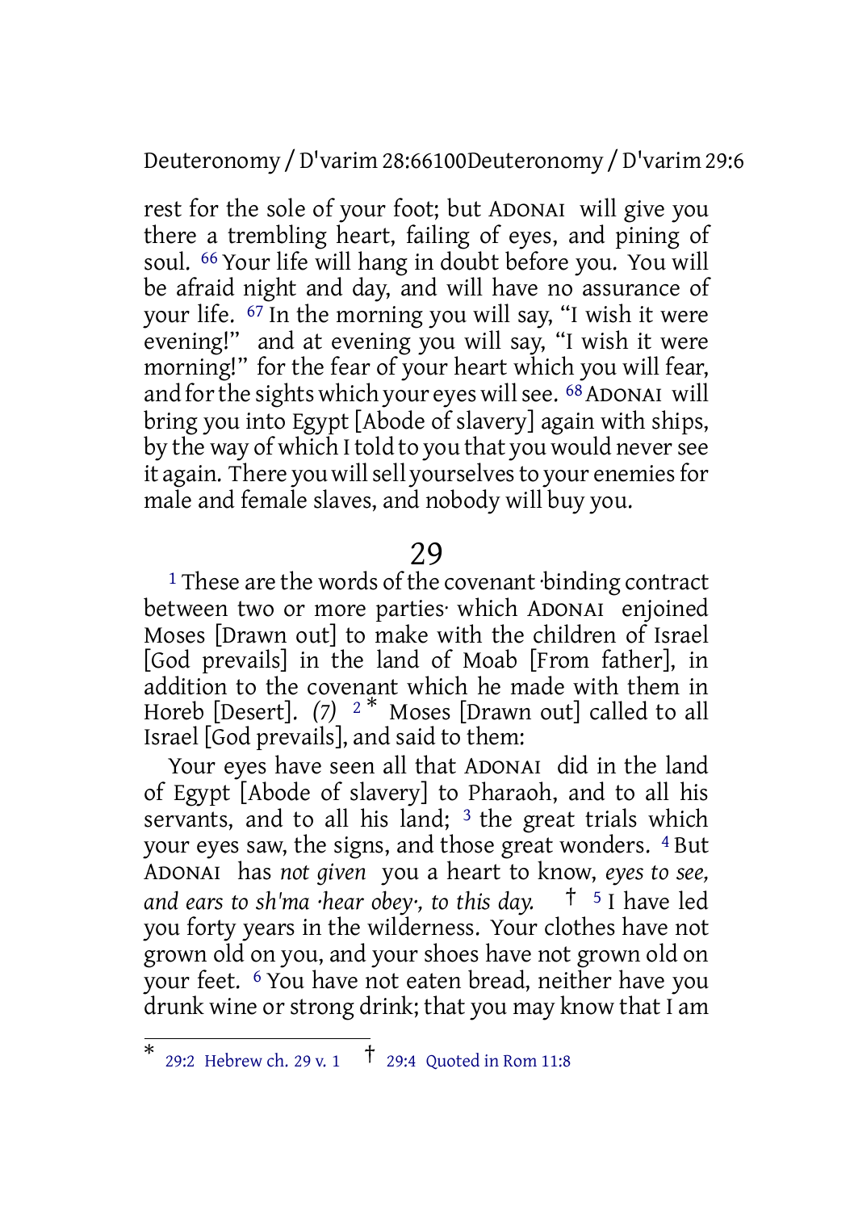rest for the sole of your foot; but ADONAI will give you there a trembling heart, failing of eyes, and pining of soul. [66] Your life will hang in doubt before you. You will be afraid night and day, and will have no assurance of your life. [67] In the morning you will say, “I wish it were evening!” and at evening you will say, “I wish it were morning!” for the fear of your heart which you will fear, and for the sights which your eyes will see. [68] ADONAI will bring you into Egypt [Abode of slavery] again with ships, by the way of which I told to you that you would never see it again. There you will sell yourselves to your enemies for male and female slaves, and nobody will buy you.

## 29

[1] These are the words of the covenant ·binding contract between two or more parties· which ADONAI enjoined Moses [Drawn out] to make with the children of Israel [God prevails] in the land of Moab [From father], in addition to the covenant which he made with them in Horeb [Desert]. *(7)* [2] [*] Moses [Drawn out] called to all Israel [God prevails], and said to them:

Your eyes have seen all that ADONAI did in the land of Egypt [Abode of slavery] to Pharaoh, and to all his servants, and to all his land; [3] the great trials which your eyes saw, the signs, and those great wonders. [4] But ADONAI has *not given* you a heart to know, *eyes to see, and ears to sh'ma ·hear obey·, to this day.* [†] [5] I have led you forty years in the wilderness. Your clothes have not grown old on you, and your shoes have not grown old on your feet. [6] You have not eaten bread, neither have you drunk wine or strong drink; that you may know that I am

---

[*] 29:2 Hebrew ch. 29 v. 1 [†] 29:4 Quoted in Rom 11:8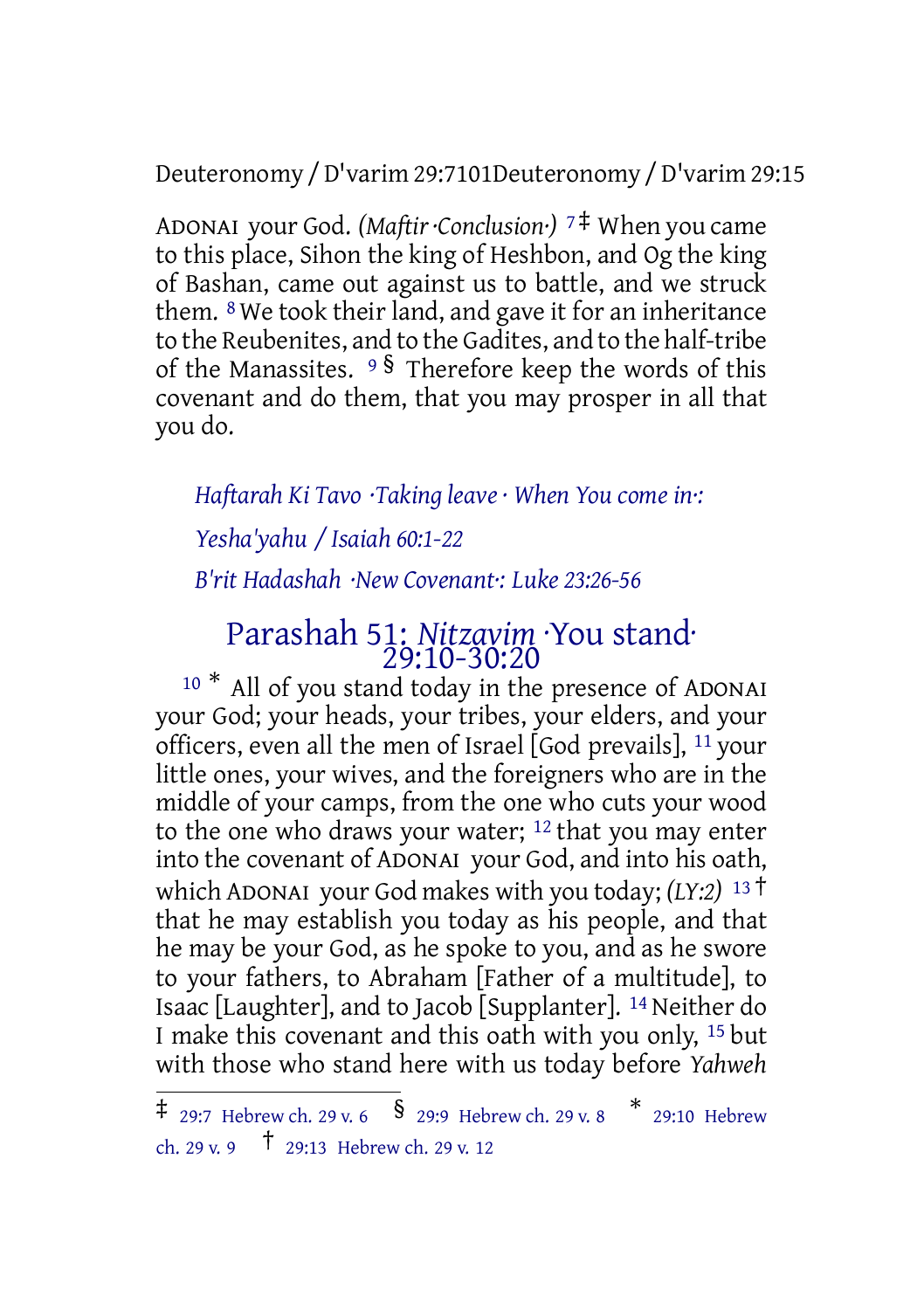ADONAI your God. *(Maftir ·Conclusion·)* [7] [‡] When you came to this place, Sihon the king of Heshbon, and Og the king of Bashan, came out against us to battle, and we struck them. [8] We took their land, and gave it for an inheritance to the Reubenites, and to the Gadites, and to the half-tribe of the Manassites. [9] [§] Therefore keep the words of this covenant and do them, that you may prosper in all that you do.

*Haftarah Ki Tavo ·Taking leave · When You come in·:*

*Yesha'yahu / Isaiah 60:1-22*

*B'rit Hadashah ·New Covenant·: Luke 23:26-56*

## Parashah 51: *Nitzavim* ·You stand· 29:10-30:20

[10] [*] All of you stand today in the presence of ADONAI your God; your heads, your tribes, your elders, and your officers, even all the men of Israel [God prevails], [11] your little ones, your wives, and the foreigners who are in the middle of your camps, from the one who cuts your wood to the one who draws your water; [12] that you may enter into the covenant of ADONAI your God, and into his oath, which ADONAI your God makes with you today; *(LY:2)* [13] [†] that he may establish you today as his people, and that he may be your God, as he spoke to you, and as he swore to your fathers, to Abraham [Father of a multitude], to Isaac [Laughter], and to Jacob [Supplanter]. [14] Neither do I make this covenant and this oath with you only, [15] but with those who stand here with us today before *Yahweh*

---

‡ 29:7 Hebrew ch. 29 v. 6 § 29:9 Hebrew ch. 29 v. 8 * 29:10 Hebrew ch. 29 v. 9 † 29:13 Hebrew ch. 29 v. 12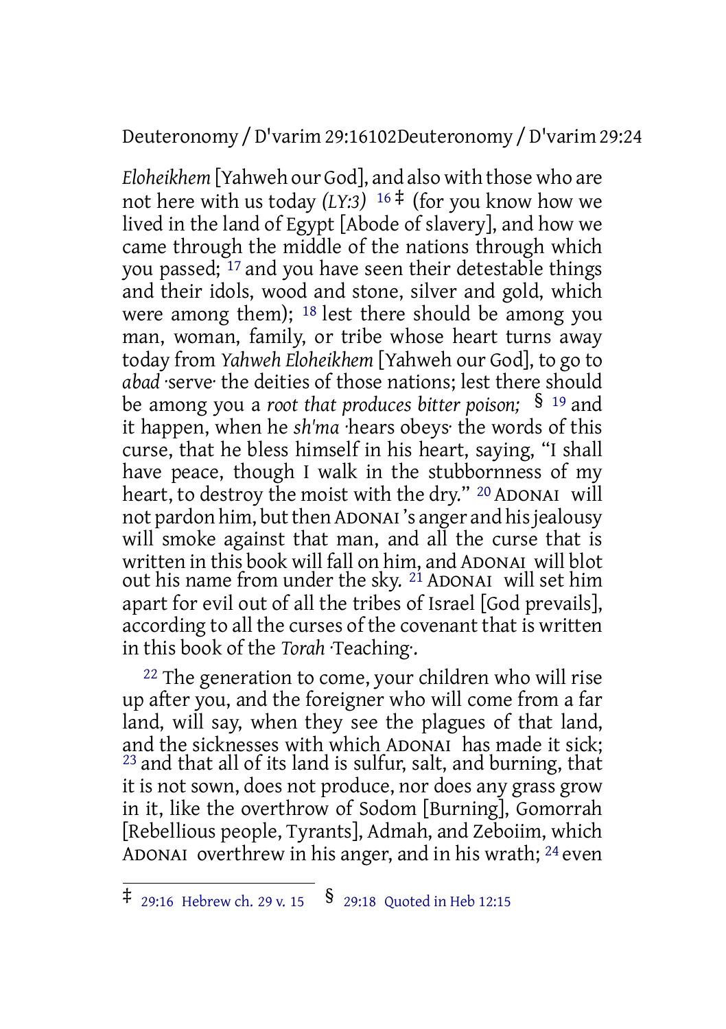*Eloheikhem* [Yahweh our God], and also with those who are not here with us today *(LY:3)* [16] ‡ (for you know how we lived in the land of Egypt [Abode of slavery], and how we came through the middle of the nations through which you passed; [17] and you have seen their detestable things and their idols, wood and stone, silver and gold, which were among them); [18] lest there should be among you man, woman, family, or tribe whose heart turns away today from *Yahweh Eloheikhem* [Yahweh our God], to go to *abad* ·serve· the deities of those nations; lest there should be among you a *root that produces bitter poison;* § [19] and it happen, when he *sh'ma* ·hears obeys· the words of this curse, that he bless himself in his heart, saying, "I shall have peace, though I walk in the stubbornness of my heart, to destroy the moist with the dry." [20] ADONAI will not pardon him, but then ADONAI's anger and his jealousy will smoke against that man, and all the curse that is written in this book will fall on him, and ADONAI will blot out his name from under the sky. [21] ADONAI will set him apart for evil out of all the tribes of Israel [God prevails], according to all the curses of the covenant that is written in this book of the *Torah* ·Teaching·.

[22] The generation to come, your children who will rise up after you, and the foreigner who will come from a far land, will say, when they see the plagues of that land, and the sicknesses with which ADONAI has made it sick; [23] and that all of its land is sulfur, salt, and burning, that it is not sown, does not produce, nor does any grass grow in it, like the overthrow of Sodom [Burning], Gomorrah [Rebellious people, Tyrants], Admah, and Zeboiim, which ADONAI overthrew in his anger, and in his wrath; [24] even

---

‡ 29:16 Hebrew ch. 29 v. 15 § 29:18 Quoted in Heb 12:15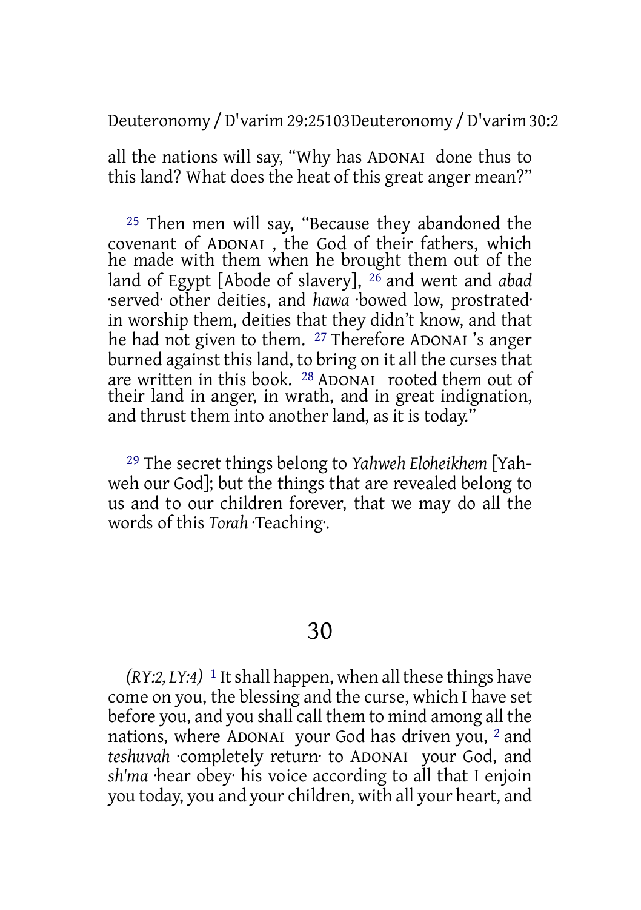all the nations will say, "Why has ADONAI done thus to this land? What does the heat of this great anger mean?"

25 Then men will say, "Because they abandoned the covenant of ADONAI , the God of their fathers, which he made with them when he brought them out of the land of Egypt [Abode of slavery], 26 and went and *abad* ·served· other deities, and *hawa* ·bowed low, prostrated· in worship them, deities that they didn't know, and that he had not given to them. 27 Therefore ADONAI 's anger burned against this land, to bring on it all the curses that are written in this book. 28 ADONAI rooted them out of their land in anger, in wrath, and in great indignation, and thrust them into another land, as it is today."

29 The secret things belong to *Yahweh Eloheikhem* [Yahweh our God]; but the things that are revealed belong to us and to our children forever, that we may do all the words of this *Torah* ·Teaching·.

# 30

*(RY:2, LY:4)* 1 It shall happen, when all these things have come on you, the blessing and the curse, which I have set before you, and you shall call them to mind among all the nations, where ADONAI your God has driven you, 2 and *teshuvah* ·completely return· to ADONAI your God, and *sh'ma* ·hear obey· his voice according to all that I enjoin you today, you and your children, with all your heart, and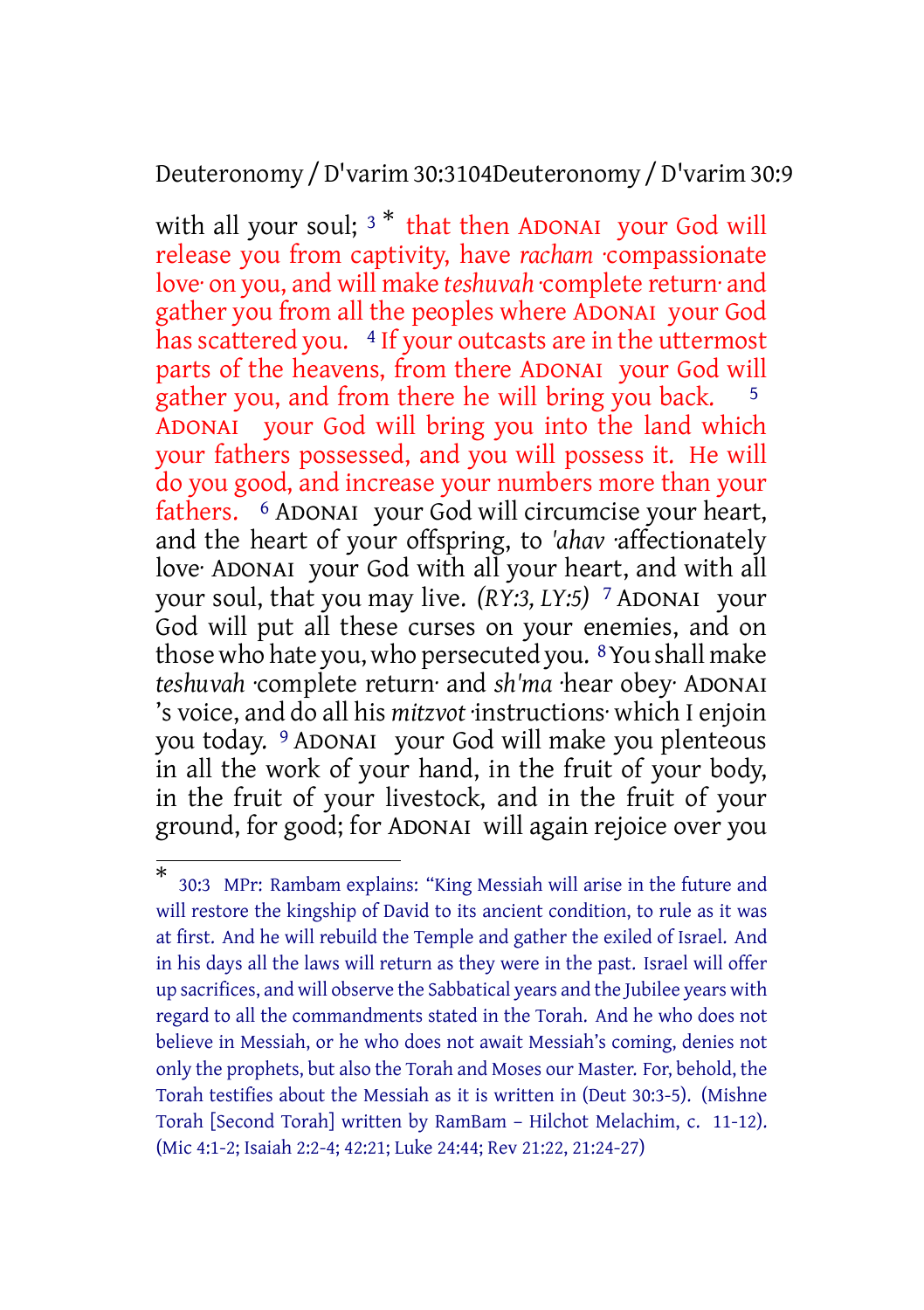with all your soul; 3 * that then ADONAI your God will release you from captivity, have *racham* ·compassionate love· on you, and will make *teshuvah* ·complete return· and gather you from all the peoples where ADONAI your God has scattered you. 4 If your outcasts are in the uttermost parts of the heavens, from there ADONAI your God will gather you, and from there he will bring you back. 5 ADONAI your God will bring you into the land which your fathers possessed, and you will possess it. He will do you good, and increase your numbers more than your fathers. 6 ADONAI your God will circumcise your heart, and the heart of your offspring, to *'ahav* ·affectionately love· ADONAI your God with all your heart, and with all your soul, that you may live. *(RY:3, LY:5)* 7 ADONAI your God will put all these curses on your enemies, and on those who hate you, who persecuted you. 8 You shall make *teshuvah* ·complete return· and *sh'ma* ·hear obey· ADONAI 's voice, and do all his *mitzvot* ·instructions· which I enjoin you today. 9 ADONAI your God will make you plenteous in all the work of your hand, in the fruit of your body, in the fruit of your livestock, and in the fruit of your ground, for good; for ADONAI will again rejoice over you

---

\* 30:3 MPr: Rambam explains: "King Messiah will arise in the future and will restore the kingship of David to its ancient condition, to rule as it was at first. And he will rebuild the Temple and gather the exiled of Israel. And in his days all the laws will return as they were in the past. Israel will offer up sacrifices, and will observe the Sabbatical years and the Jubilee years with regard to all the commandments stated in the Torah. And he who does not believe in Messiah, or he who does not await Messiah's coming, denies not only the prophets, but also the Torah and Moses our Master. For, behold, the Torah testifies about the Messiah as it is written in (Deut 30:3-5). (Mishne Torah [Second Torah] written by RamBam – Hilchot Melachim, c. 11-12). (Mic 4:1-2; Isaiah 2:2-4; 42:21; Luke 24:44; Rev 21:22, 21:24-27)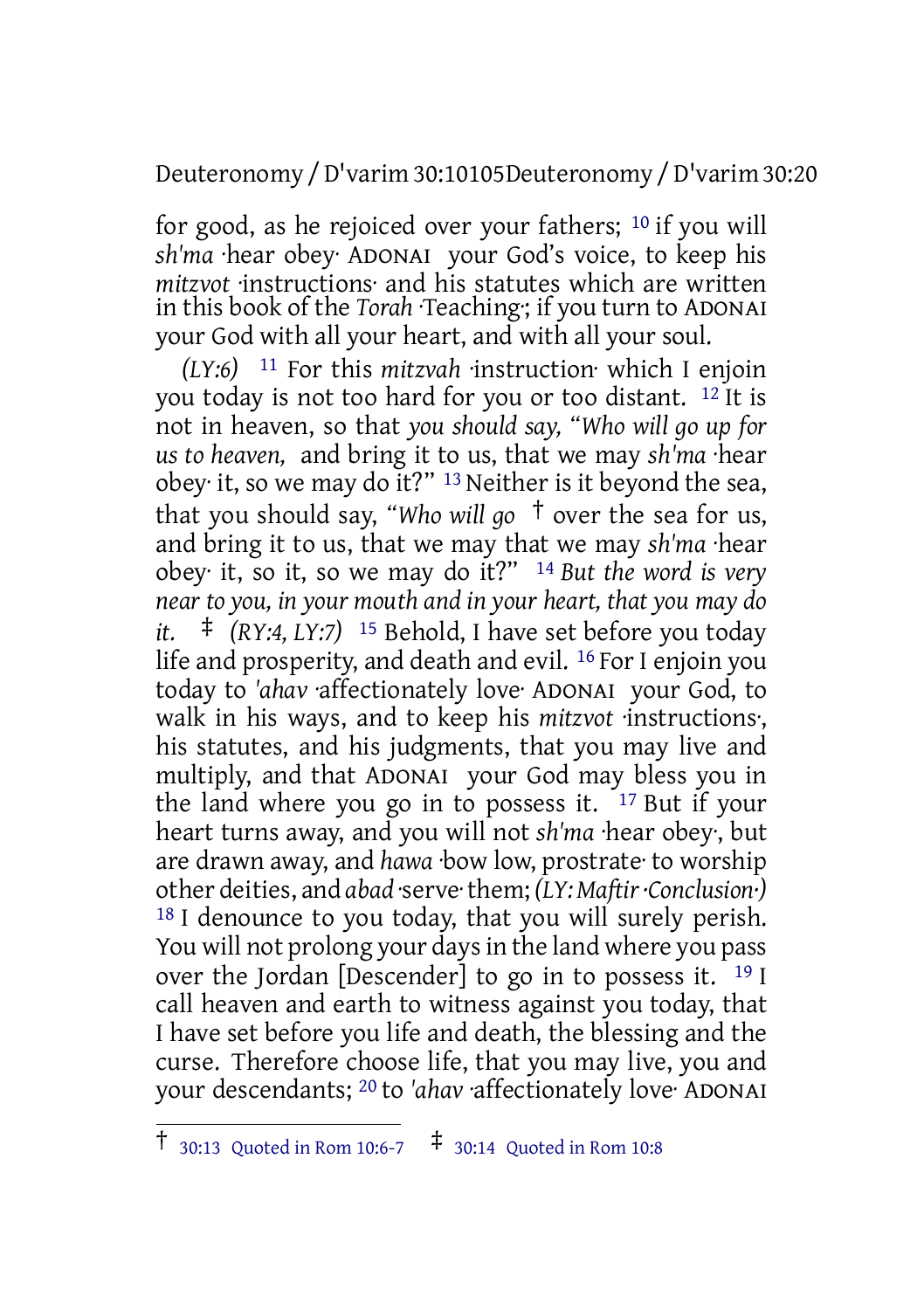for good, as he rejoiced over your fathers; [10] if you will *sh'ma* ·hear obey· ADONAI your God's voice, to keep his *mitzvot* ·instructions· and his statutes which are written in this book of the *Torah* ·Teaching·; if you turn to ADONAI your God with all your heart, and with all your soul.

*(LY:6)* [11] For this *mitzvah* ·instruction· which I enjoin you today is not too hard for you or too distant. [12] It is not in heaven, so that *you should say, "Who will go up for us to heaven,* and bring it to us, that we may *sh'ma* ·hear obey· it, so we may do it?" [13] Neither is it beyond the sea, that you should say, "*Who will go* † over the sea for us, and bring it to us, that we may that we may *sh'ma* ·hear obey· it, so it, so we may do it?" [14] *But the word is very near to you, in your mouth and in your heart, that you may do it.* ‡ *(RY:4, LY:7)* [15] Behold, I have set before you today life and prosperity, and death and evil. [16] For I enjoin you today to *'ahav* ·affectionately love· ADONAI your God, to walk in his ways, and to keep his *mitzvot* ·instructions·, his statutes, and his judgments, that you may live and multiply, and that ADONAI your God may bless you in the land where you go in to possess it. [17] But if your heart turns away, and you will not *sh'ma* ·hear obey·, but are drawn away, and *hawa* ·bow low, prostrate· to worship other deities, and *abad* ·serve· them; *(LY: Maftir ·Conclusion·)* [18] I denounce to you today, that you will surely perish. You will not prolong your days in the land where you pass over the Jordan [Descender] to go in to possess it. [19] I call heaven and earth to witness against you today, that I have set before you life and death, the blessing and the curse. Therefore choose life, that you may live, you and your descendants; [20] to *'ahav* ·affectionately love· ADONAI

---

† 30:13 Quoted in Rom 10:6-7 ‡ 30:14 Quoted in Rom 10:8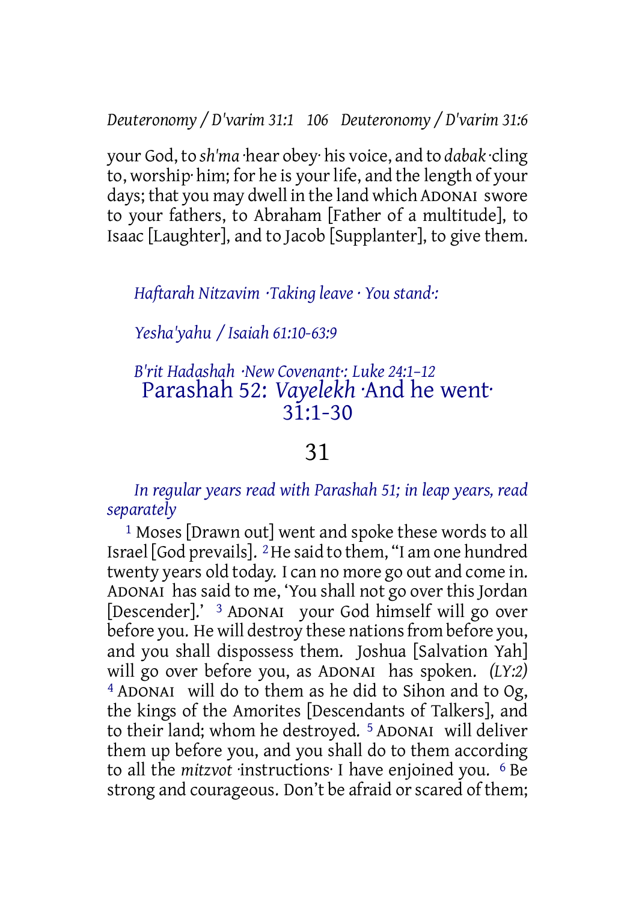your God, to *sh'ma* ·hear obey· his voice, and to *dabak* ·cling to, worship· him; for he is your life, and the length of your days; that you may dwell in the land which ADONAI swore to your fathers, to Abraham [Father of a multitude], to Isaac [Laughter], and to Jacob [Supplanter], to give them.

*Haftarah Nitzavim ·Taking leave · You stand·:*

*Yesha'yahu / Isaiah 61:10-63:9*

*B'rit Hadashah ·New Covenant·: Luke 24:1–12*

## Parashah 52: *Vayelekh* ·And he went· 31:1-30

# 31

*In regular years read with Parashah 51; in leap years, read separately*

1 Moses [Drawn out] went and spoke these words to all Israel [God prevails]. 2 He said to them, "I am one hundred twenty years old today. I can no more go out and come in. ADONAI has said to me, 'You shall not go over this Jordan [Descender].' 3 ADONAI your God himself will go over before you. He will destroy these nations from before you, and you shall dispossess them. Joshua [Salvation Yah] will go over before you, as ADONAI has spoken. *(LY:2)* 4 ADONAI will do to them as he did to Sihon and to Og, the kings of the Amorites [Descendants of Talkers], and to their land; whom he destroyed. 5 ADONAI will deliver them up before you, and you shall do to them according to all the *mitzvot* ·instructions· I have enjoined you. 6 Be strong and courageous. Don't be afraid or scared of them;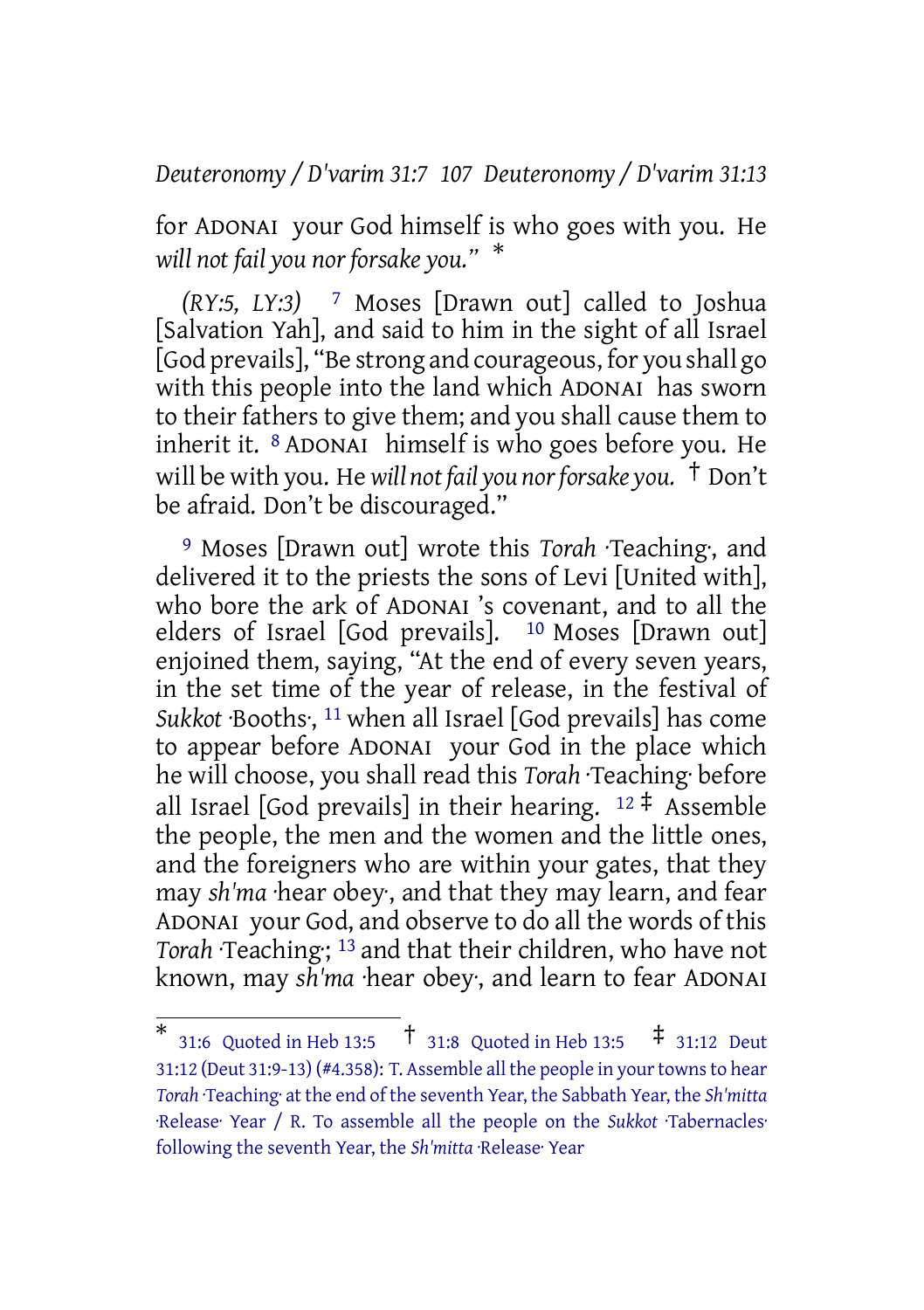for ADONAI your God himself is who goes with you. He *will not fail you nor forsake you."* *

*(RY:5, LY:3)* 7 Moses [Drawn out] called to Joshua [Salvation Yah], and said to him in the sight of all Israel [God prevails], "Be strong and courageous, for you shall go with this people into the land which ADONAI has sworn to their fathers to give them; and you shall cause them to inherit it. 8 ADONAI himself is who goes before you. He will be with you. He *will not fail you nor forsake you.* † Don't be afraid. Don't be discouraged."

9 Moses [Drawn out] wrote this *Torah* ·Teaching·, and delivered it to the priests the sons of Levi [United with], who bore the ark of ADONAI 's covenant, and to all the elders of Israel [God prevails]. 10 Moses [Drawn out] enjoined them, saying, "At the end of every seven years, in the set time of the year of release, in the festival of *Sukkot* ·Booths·, 11 when all Israel [God prevails] has come to appear before ADONAI your God in the place which he will choose, you shall read this *Torah* ·Teaching· before all Israel [God prevails] in their hearing. 12 ‡ Assemble the people, the men and the women and the little ones, and the foreigners who are within your gates, that they may *sh'ma* ·hear obey·, and that they may learn, and fear ADONAI your God, and observe to do all the words of this *Torah* ·Teaching·; 13 and that their children, who have not known, may *sh'ma* ·hear obey·, and learn to fear ADONAI

---

\* 31:6 Quoted in Heb 13:5 † 31:8 Quoted in Heb 13:5 ‡ 31:12 Deut 31:12 (Deut 31:9-13) (#4.358): T. Assemble all the people in your towns to hear *Torah* ·Teaching· at the end of the seventh Year, the Sabbath Year, the *Sh'mitta* ·Release· Year / R. To assemble all the people on the *Sukkot* ·Tabernacles· following the seventh Year, the *Sh'mitta* ·Release· Year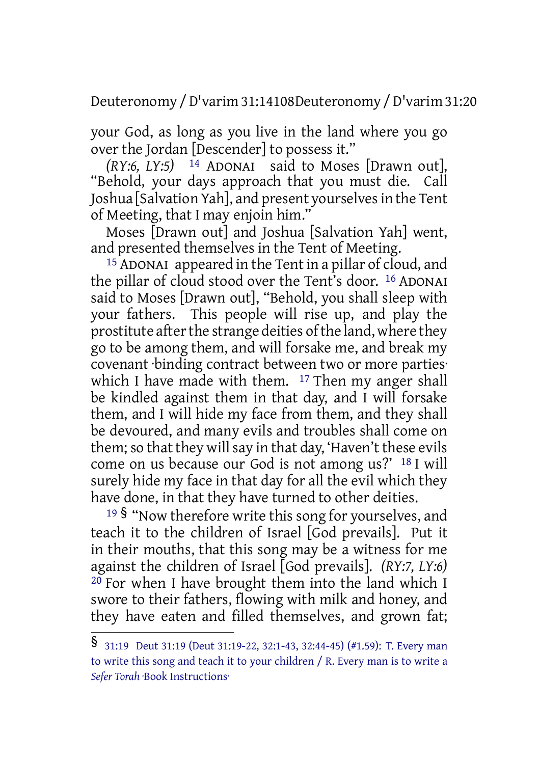your God, as long as you live in the land where you go over the Jordan [Descender] to possess it."

*(RY:6, LY:5)* 14 ADONAI said to Moses [Drawn out], "Behold, your days approach that you must die. Call Joshua [Salvation Yah], and present yourselves in the Tent of Meeting, that I may enjoin him."

Moses [Drawn out] and Joshua [Salvation Yah] went, and presented themselves in the Tent of Meeting.

15 ADONAI appeared in the Tent in a pillar of cloud, and the pillar of cloud stood over the Tent's door. 16 ADONAI said to Moses [Drawn out], "Behold, you shall sleep with your fathers. This people will rise up, and play the prostitute after the strange deities of the land, where they go to be among them, and will forsake me, and break my covenant ·binding contract between two or more parties· which I have made with them. 17 Then my anger shall be kindled against them in that day, and I will forsake them, and I will hide my face from them, and they shall be devoured, and many evils and troubles shall come on them; so that they will say in that day, 'Haven't these evils come on us because our God is not among us?' 18 I will surely hide my face in that day for all the evil which they have done, in that they have turned to other deities.

19 § "Now therefore write this song for yourselves, and teach it to the children of Israel [God prevails]. Put it in their mouths, that this song may be a witness for me against the children of Israel [God prevails]. *(RY:7, LY:6)* 20 For when I have brought them into the land which I swore to their fathers, flowing with milk and honey, and they have eaten and filled themselves, and grown fat;

---

§ 31:19 Deut 31:19 (Deut 31:19-22, 32:1-43, 32:44-45) (#1.59): T. Every man to write this song and teach it to your children / R. Every man is to write a *Sefer Torah* ·Book Instructions·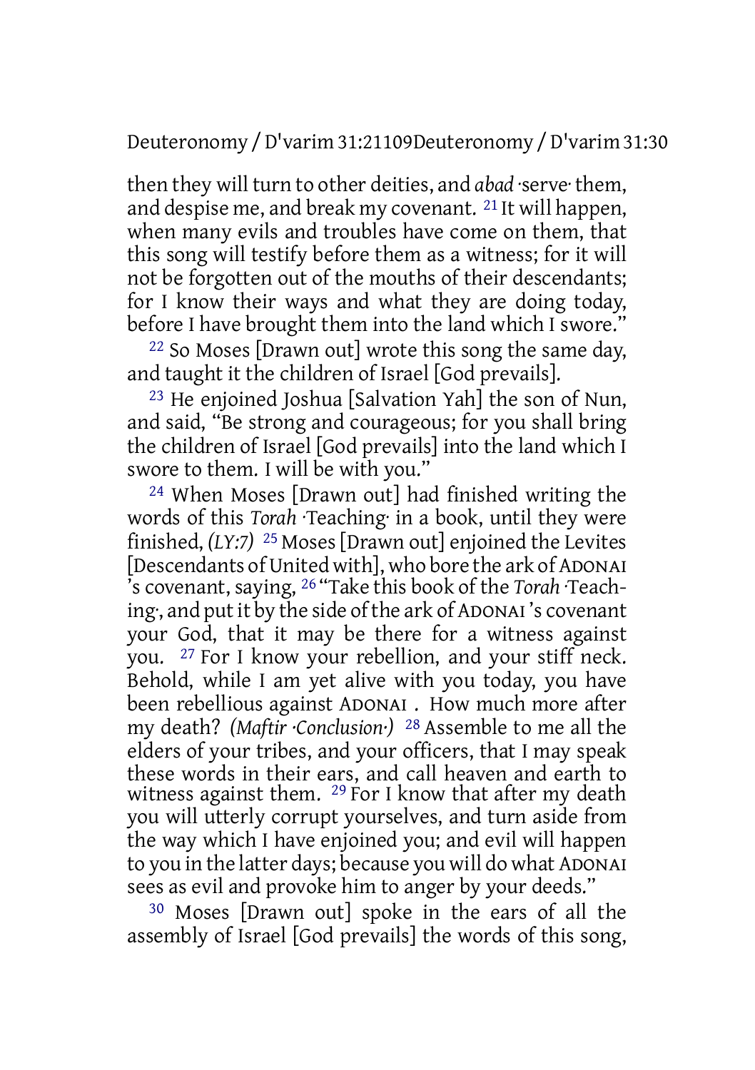then they will turn to other deities, and *abad* ·serve· them, and despise me, and break my covenant. [21] It will happen, when many evils and troubles have come on them, that this song will testify before them as a witness; for it will not be forgotten out of the mouths of their descendants; for I know their ways and what they are doing today, before I have brought them into the land which I swore."

[22] So Moses [Drawn out] wrote this song the same day, and taught it the children of Israel [God prevails].

[23] He enjoined Joshua [Salvation Yah] the son of Nun, and said, "Be strong and courageous; for you shall bring the children of Israel [God prevails] into the land which I swore to them. I will be with you."

[24] When Moses [Drawn out] had finished writing the words of this *Torah* ·Teaching· in a book, until they were finished, *(LY:7)* [25] Moses [Drawn out] enjoined the Levites [Descendants of United with], who bore the ark of ADONAI 's covenant, saying, [26] "Take this book of the *Torah* ·Teaching·, and put it by the side of the ark of ADONAI 's covenant your God, that it may be there for a witness against you. [27] For I know your rebellion, and your stiff neck. Behold, while I am yet alive with you today, you have been rebellious against ADONAI . How much more after my death? *(Maftir ·Conclusion·)* [28] Assemble to me all the elders of your tribes, and your officers, that I may speak these words in their ears, and call heaven and earth to witness against them. [29] For I know that after my death you will utterly corrupt yourselves, and turn aside from the way which I have enjoined you; and evil will happen to you in the latter days; because you will do what ADONAI sees as evil and provoke him to anger by your deeds."

[30] Moses [Drawn out] spoke in the ears of all the assembly of Israel [God prevails] the words of this song,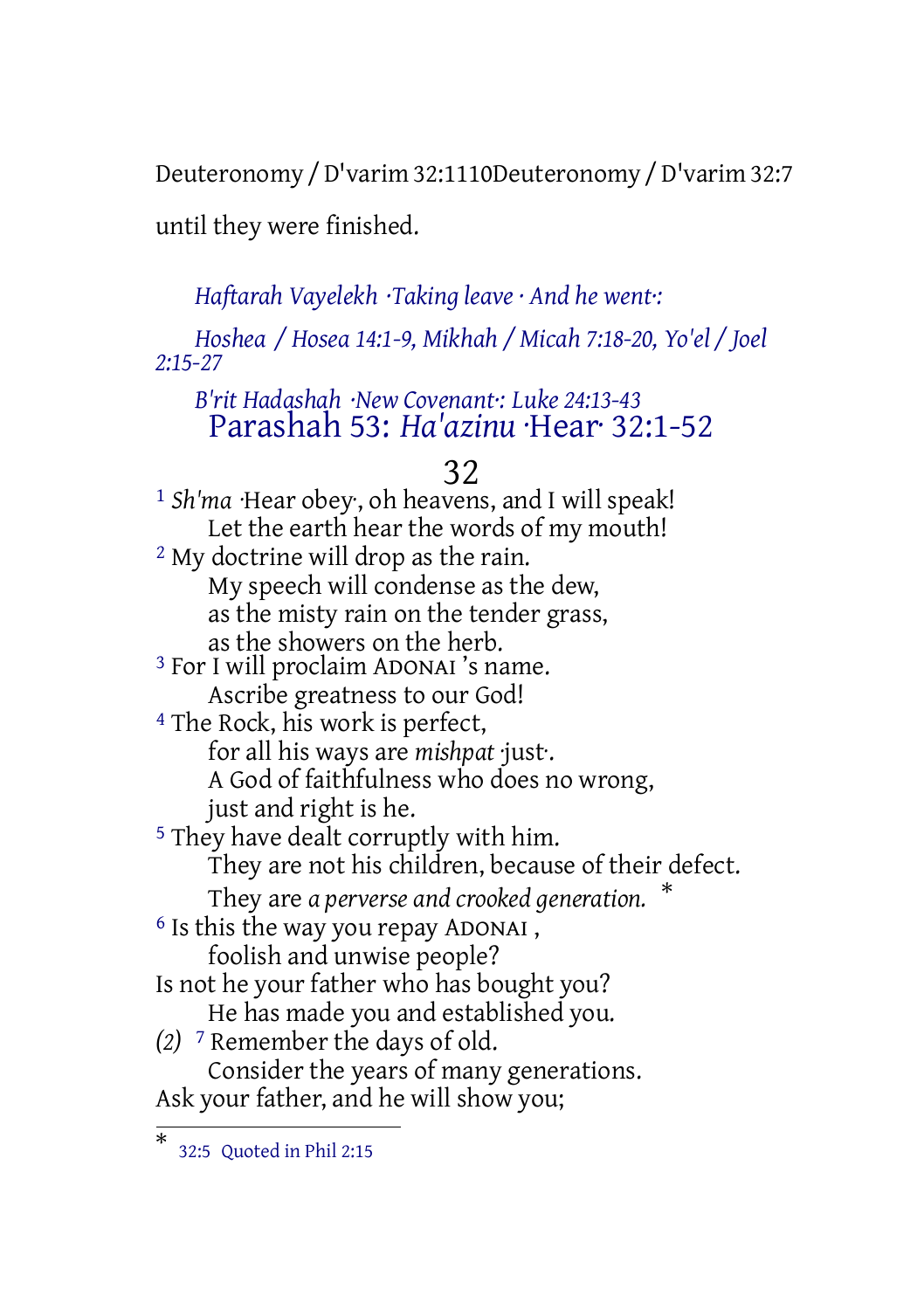until they were finished.

*Haftarah Vayelekh ·Taking leave · And he went·:*

*Hoshea / Hosea 14:1-9, Mikhah / Micah 7:18-20, Yo'el / Joel 2:15-27*

*B'rit Hadashah ·New Covenant·: Luke 24:13-43*

## Parashah 53: *Ha'azinu* ·Hear· 32:1-52

### 32

[1] *Sh'ma* ·Hear obey·, oh heavens, and I will speak!
Let the earth hear the words of my mouth!
[2] My doctrine will drop as the rain.
My speech will condense as the dew,
as the misty rain on the tender grass,
as the showers on the herb.
[3] For I will proclaim ADONAI 's name.
Ascribe greatness to our God!
[4] The Rock, his work is perfect,
for all his ways are *mishpat* ·just·.
A God of faithfulness who does no wrong,
just and right is he.
[5] They have dealt corruptly with him.
They are not his children, because of their defect.
They are *a perverse and crooked generation.* *
[6] Is this the way you repay ADONAI ,
foolish and unwise people?
Is not he your father who has bought you?
He has made you and established you.
*(2)* [7] Remember the days of old.
Consider the years of many generations.
Ask your father, and he will show you;

* 32:5 Quoted in Phil 2:15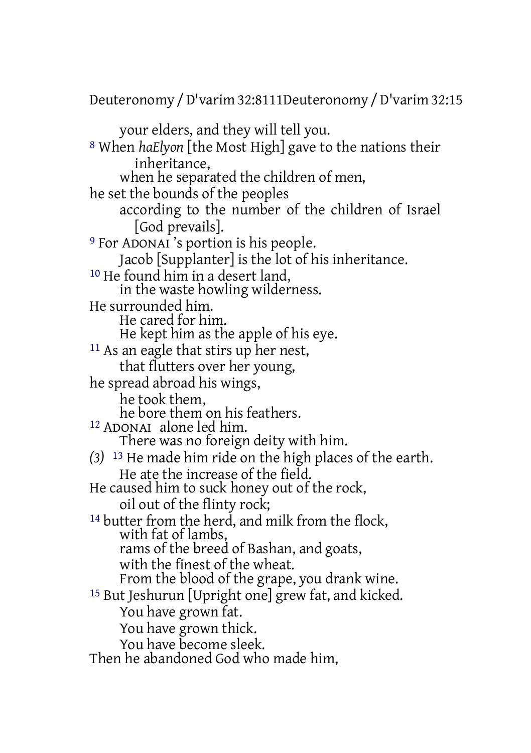your elders, and they will tell you.

[8] When *haElyon* [the Most High] gave to the nations their inheritance,
when he separated the children of men,
he set the bounds of the peoples
according to the number of the children of Israel [God prevails].

[9] For ADONAI 's portion is his people.
Jacob [Supplanter] is the lot of his inheritance.

[10] He found him in a desert land,
in the waste howling wilderness.
He surrounded him.
He cared for him.
He kept him as the apple of his eye.

[11] As an eagle that stirs up her nest,
that flutters over her young,
he spread abroad his wings,
he took them,
he bore them on his feathers.

[12] ADONAI alone led him.
There was no foreign deity with him.

*(3)* [13] He made him ride on the high places of the earth.
He ate the increase of the field.
He caused him to suck honey out of the rock,
oil out of the flinty rock;

[14] butter from the herd, and milk from the flock,
with fat of lambs,
rams of the breed of Bashan, and goats,
with the finest of the wheat.
From the blood of the grape, you drank wine.

[15] But Jeshurun [Upright one] grew fat, and kicked.
You have grown fat.
You have grown thick.
You have become sleek.
Then he abandoned God who made him,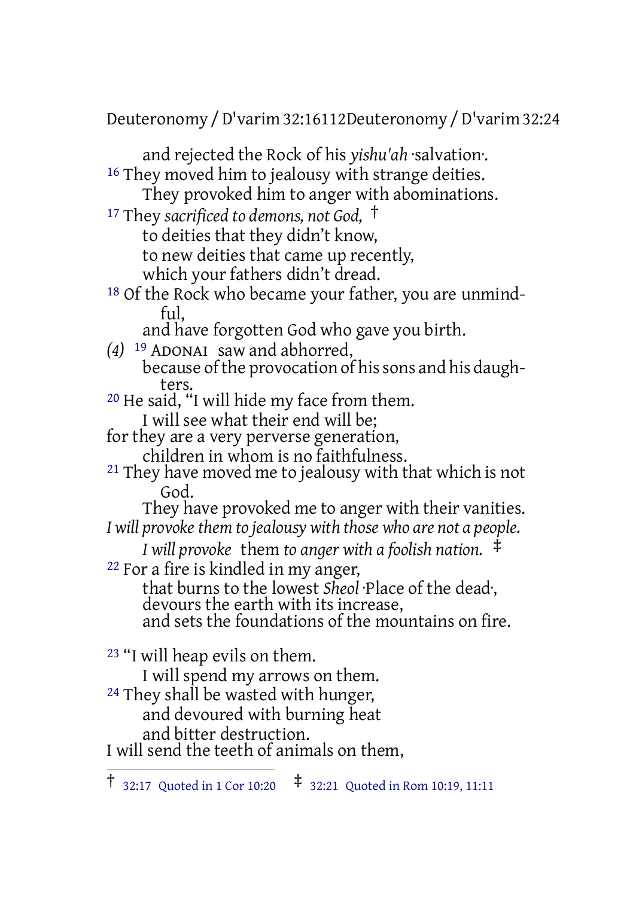and rejected the Rock of his *yishu'ah* ·salvation·.

16 They moved him to jealousy with strange deities.
They provoked him to anger with abominations.

17 They *sacrificed to demons, not God,* †
to deities that they didn't know,
to new deities that came up recently,
which your fathers didn't dread.

18 Of the Rock who became your father, you are unmindful,
and have forgotten God who gave you birth.

*(4)* 19 ADONAI saw and abhorred,
because of the provocation of his sons and his daughters.

20 He said, "I will hide my face from them.
I will see what their end will be;
for they are a very perverse generation,
children in whom is no faithfulness.

21 They have moved me to jealousy with that which is not God.
They have provoked me to anger with their vanities.
*I will provoke them to jealousy with those who are not a people.*
*I will provoke* them *to anger with a foolish nation.* ‡

22 For a fire is kindled in my anger,
that burns to the lowest *Sheol* ·Place of the dead·,
devours the earth with its increase,
and sets the foundations of the mountains on fire.

23 "I will heap evils on them.
I will spend my arrows on them.

24 They shall be wasted with hunger,
and devoured with burning heat
and bitter destruction.
I will send the teeth of animals on them,

---

† 32:17 Quoted in 1 Cor 10:20 ‡ 32:21 Quoted in Rom 10:19, 11:11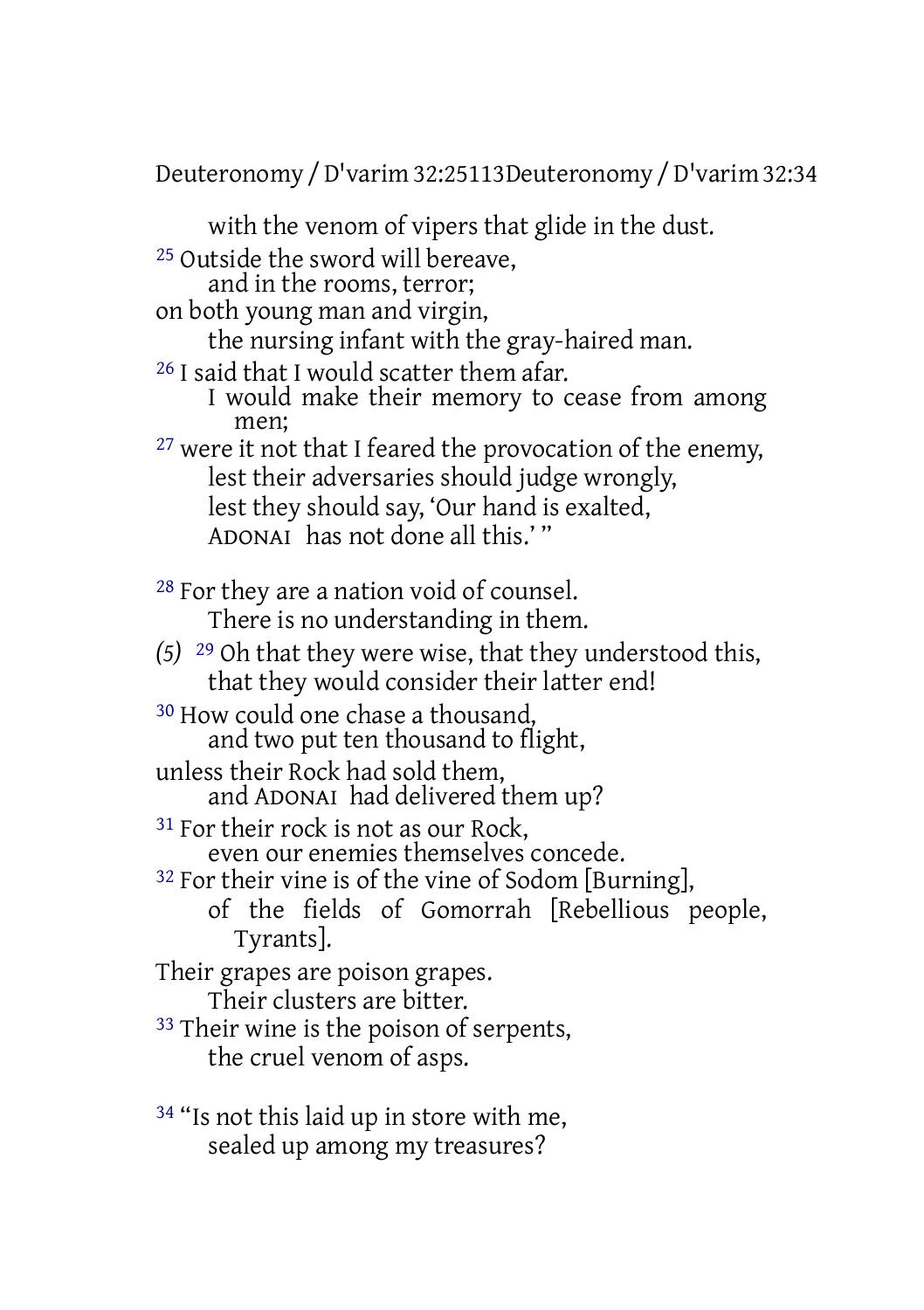with the venom of vipers that glide in the dust.

[25] Outside the sword will bereave,
and in the rooms, terror;
on both young man and virgin,
the nursing infant with the gray-haired man.

[26] I said that I would scatter them afar.
I would make their memory to cease from among men;

[27] were it not that I feared the provocation of the enemy,
lest their adversaries should judge wrongly,
lest they should say, 'Our hand is exalted,
ADONAI has not done all this.' "

[28] For they are a nation void of counsel.
There is no understanding in them.

*(5)* [29] Oh that they were wise, that they understood this,
that they would consider their latter end!

[30] How could one chase a thousand,
and two put ten thousand to flight,
unless their Rock had sold them,
and ADONAI had delivered them up?

[31] For their rock is not as our Rock,
even our enemies themselves concede.

[32] For their vine is of the vine of Sodom [Burning],
of the fields of Gomorrah [Rebellious people, Tyrants].
Their grapes are poison grapes.
Their clusters are bitter.

[33] Their wine is the poison of serpents,
the cruel venom of asps.

[34] "Is not this laid up in store with me,
sealed up among my treasures?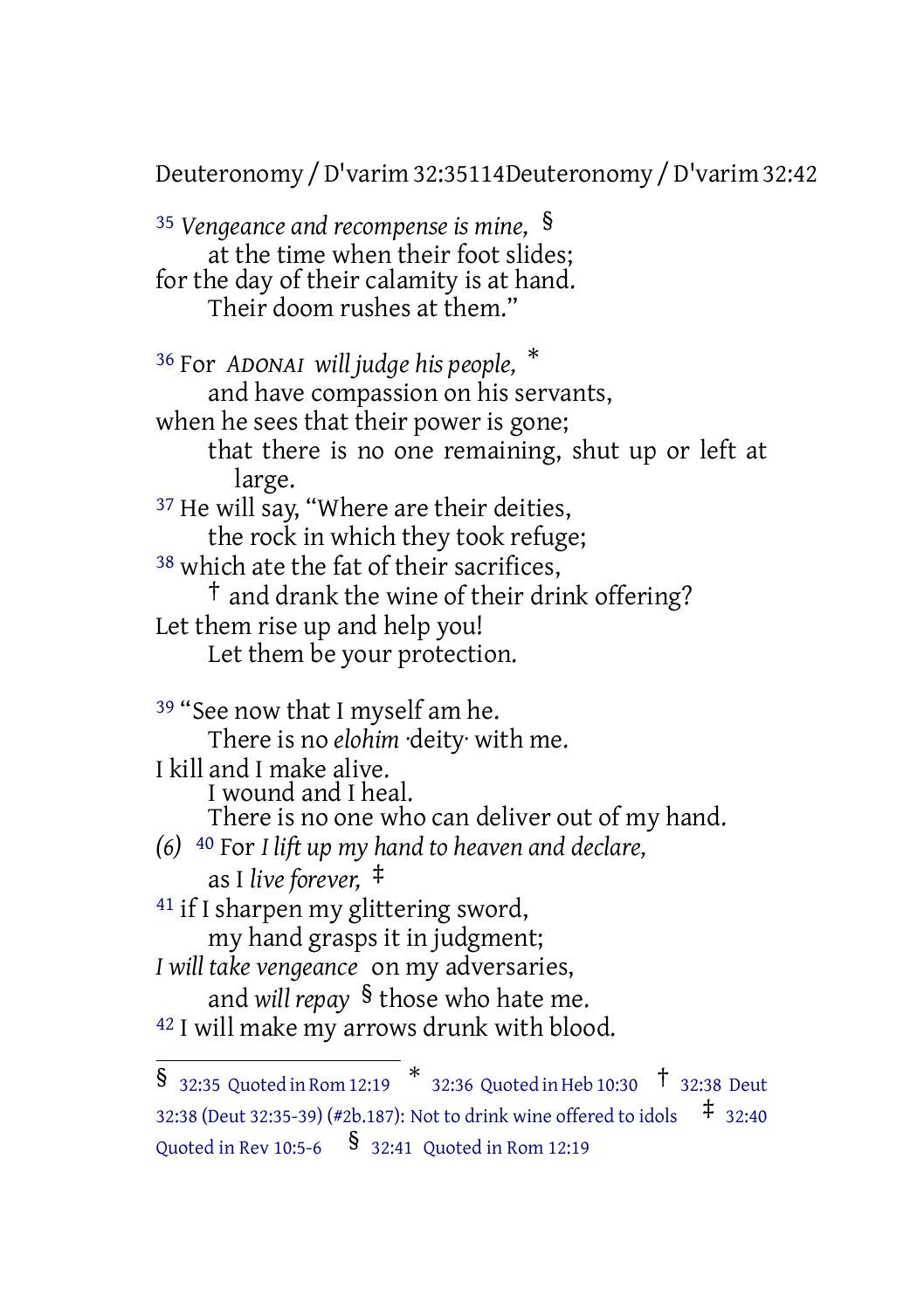[35] *Vengeance and recompense is mine,* [§]
at the time when their foot slides;
for the day of their calamity is at hand.
Their doom rushes at them."

[36] For *ADONAI* *will judge his people,* [*]
and have compassion on his servants,
when he sees that their power is gone;
that there is no one remaining, shut up or left at large.
[37] He will say, "Where are their deities,
the rock in which they took refuge;
[38] which ate the fat of their sacrifices,
[†] and drank the wine of their drink offering?
Let them rise up and help you!
Let them be your protection.

[39] "See now that I myself am he.
There is no *elohim* ·deity· with me.
I kill and I make alive.
I wound and I heal.
There is no one who can deliver out of my hand.
*(6)* [40] For *I lift up my hand to heaven and declare,*
as I *live forever,* [‡]
[41] if I sharpen my glittering sword,
my hand grasps it in judgment;
*I will take vengeance* on my adversaries,
and *will repay* [§] those who hate me.
[42] I will make my arrows drunk with blood.

---

§ 32:35 Quoted in Rom 12:19 * 32:36 Quoted in Heb 10:30 † 32:38 Deut 32:38 (Deut 32:35-39) (#2b.187): Not to drink wine offered to idols ‡ 32:40 Quoted in Rev 10:5-6 § 32:41 Quoted in Rom 12:19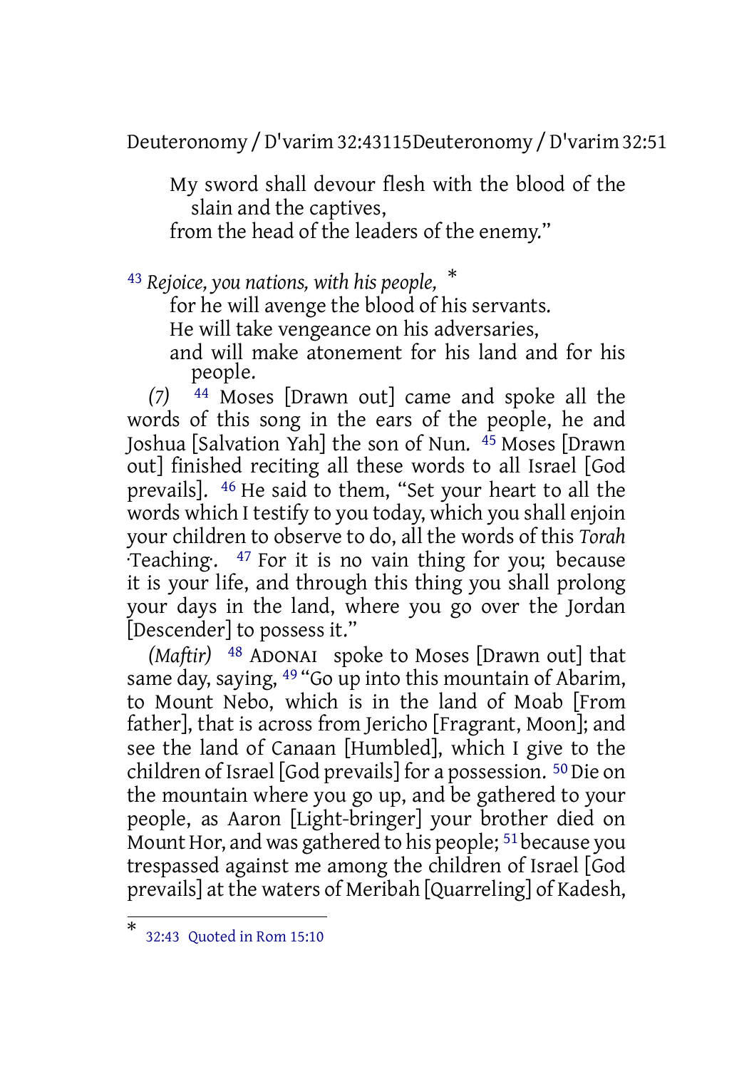My sword shall devour flesh with the blood of the slain and the captives,
from the head of the leaders of the enemy."

[43] *Rejoice, you nations, with his people,* [*]
for he will avenge the blood of his servants.
He will take vengeance on his adversaries,
and will make atonement for his land and for his people.

*(7)* [44] Moses [Drawn out] came and spoke all the words of this song in the ears of the people, he and Joshua [Salvation Yah] the son of Nun. [45] Moses [Drawn out] finished reciting all these words to all Israel [God prevails]. [46] He said to them, "Set your heart to all the words which I testify to you today, which you shall enjoin your children to observe to do, all the words of this *Torah* ·Teaching·. [47] For it is no vain thing for you; because it is your life, and through this thing you shall prolong your days in the land, where you go over the Jordan [Descender] to possess it."

*(Maftir)* [48] ADONAI spoke to Moses [Drawn out] that same day, saying, [49] "Go up into this mountain of Abarim, to Mount Nebo, which is in the land of Moab [From father], that is across from Jericho [Fragrant, Moon]; and see the land of Canaan [Humbled], which I give to the children of Israel [God prevails] for a possession. [50] Die on the mountain where you go up, and be gathered to your people, as Aaron [Light-bringer] your brother died on Mount Hor, and was gathered to his people; [51] because you trespassed against me among the children of Israel [God prevails] at the waters of Meribah [Quarreling] of Kadesh,

---

[*] 32:43 Quoted in Rom 15:10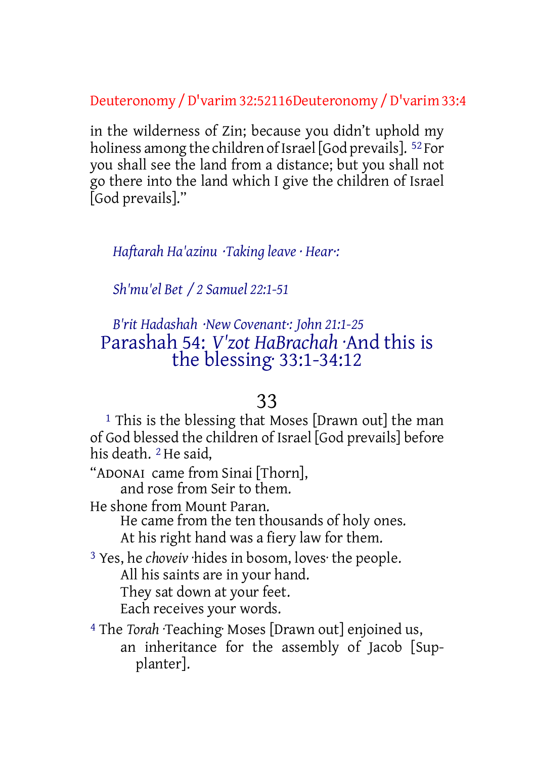in the wilderness of Zin; because you didn't uphold my holiness among the children of Israel [God prevails]. 52 For you shall see the land from a distance; but you shall not go there into the land which I give the children of Israel [God prevails]."

*Haftarah Ha'azinu ·Taking leave · Hear·:*

*Sh'mu'el Bet / 2 Samuel 22:1-51*

*B'rit Hadashah ·New Covenant·: John 21:1-25*

## Parashah 54: *V'zot HaBrachah* ·And this is the blessing· 33:1-34:12

### 33

1 This is the blessing that Moses [Drawn out] the man of God blessed the children of Israel [God prevails] before his death. 2 He said,

"ADONAI came from Sinai [Thorn],
and rose from Seir to them.
He shone from Mount Paran.
He came from the ten thousands of holy ones.
At his right hand was a fiery law for them.

3 Yes, he *choveiv* ·hides in bosom, loves· the people.
All his saints are in your hand.
They sat down at your feet.
Each receives your words.

4 The *Torah* ·Teaching· Moses [Drawn out] enjoined us,
an inheritance for the assembly of Jacob [Supplanter].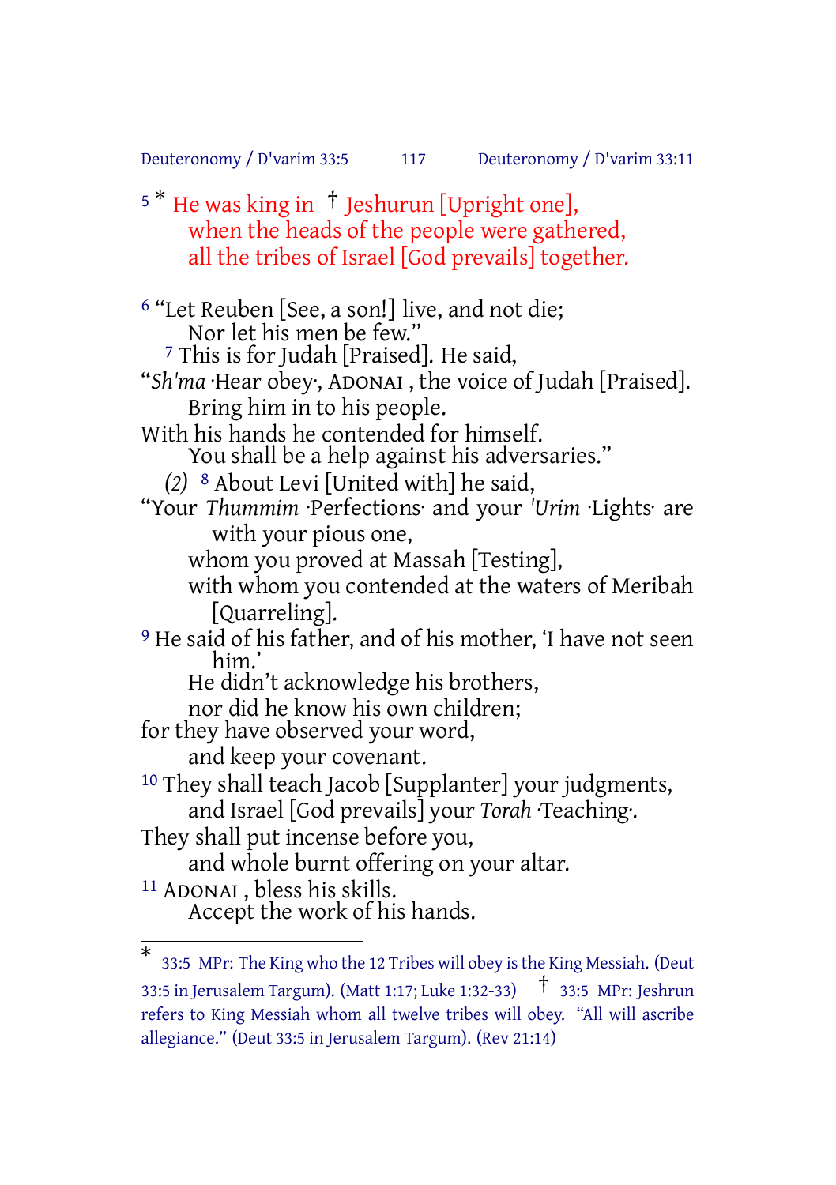5 * He was king in † Jeshurun [Upright one],
when the heads of the people were gathered,
all the tribes of Israel [God prevails] together.

6 "Let Reuben [See, a son!] live, and not die;
Nor let his men be few."
7 This is for Judah [Praised]. He said,
"*Sh'ma* ·Hear obey·, ADONAI , the voice of Judah [Praised].
Bring him in to his people.
With his hands he contended for himself.
You shall be a help against his adversaries."
*(2)* 8 About Levi [United with] he said,
"Your *Thummim* ·Perfections· and your *'Urim* ·Lights· are with your pious one,
whom you proved at Massah [Testing],
with whom you contended at the waters of Meribah [Quarreling].
9 He said of his father, and of his mother, 'I have not seen him.'
He didn't acknowledge his brothers,
nor did he know his own children;
for they have observed your word,
and keep your covenant.
10 They shall teach Jacob [Supplanter] your judgments,
and Israel [God prevails] your *Torah* ·Teaching·.
They shall put incense before you,
and whole burnt offering on your altar.
11 ADONAI , bless his skills.
Accept the work of his hands.

---

* 33:5 MPr: The King who the 12 Tribes will obey is the King Messiah. (Deut 33:5 in Jerusalem Targum). (Matt 1:17; Luke 1:32-33) † 33:5 MPr: Jeshrun refers to King Messiah whom all twelve tribes will obey. "All will ascribe allegiance." (Deut 33:5 in Jerusalem Targum). (Rev 21:14)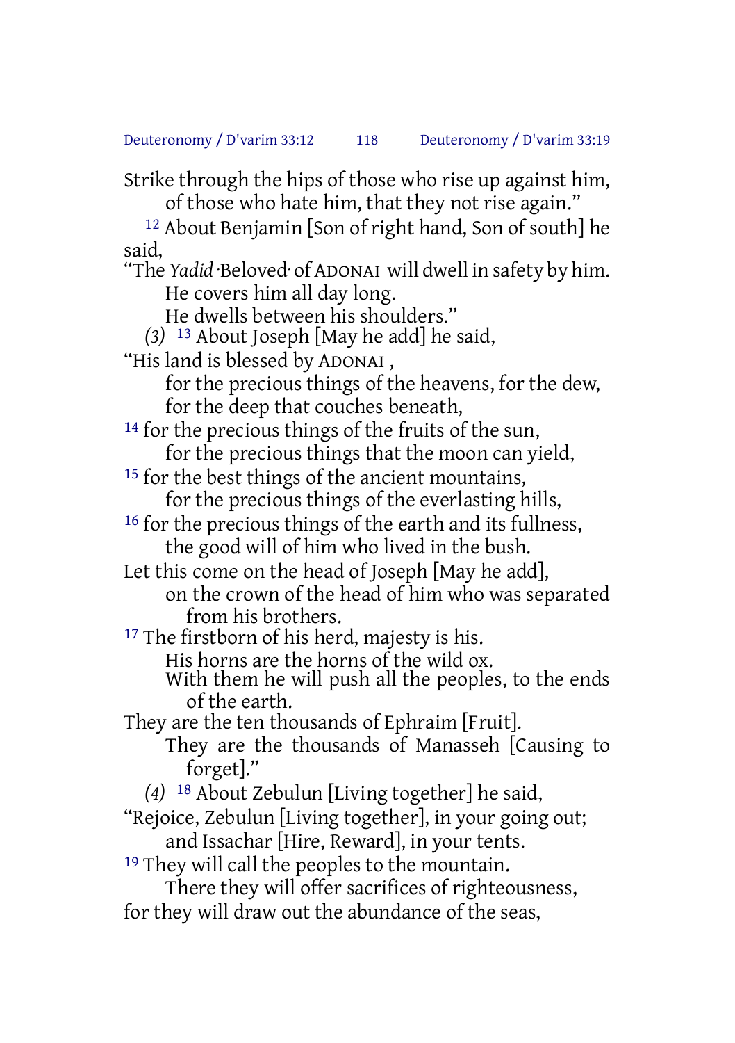Strike through the hips of those who rise up against him,
of those who hate him, that they not rise again."

[12] About Benjamin [Son of right hand, Son of south] he said,

"The *Yadid* ·Beloved· of ADONAI will dwell in safety by him.
He covers him all day long.
He dwells between his shoulders."

*(3)* [13] About Joseph [May he add] he said,

"His land is blessed by ADONAI ,
for the precious things of the heavens, for the dew,
for the deep that couches beneath,
[14] for the precious things of the fruits of the sun,
for the precious things that the moon can yield,
[15] for the best things of the ancient mountains,
for the precious things of the everlasting hills,
[16] for the precious things of the earth and its fullness,
the good will of him who lived in the bush.
Let this come on the head of Joseph [May he add],
on the crown of the head of him who was separated from his brothers.
[17] The firstborn of his herd, majesty is his.
His horns are the horns of the wild ox.
With them he will push all the peoples, to the ends of the earth.
They are the ten thousands of Ephraim [Fruit].
They are the thousands of Manasseh [Causing to forget]."

*(4)* [18] About Zebulun [Living together] he said,

"Rejoice, Zebulun [Living together], in your going out;
and Issachar [Hire, Reward], in your tents.
[19] They will call the peoples to the mountain.
There they will offer sacrifices of righteousness,
for they will draw out the abundance of the seas,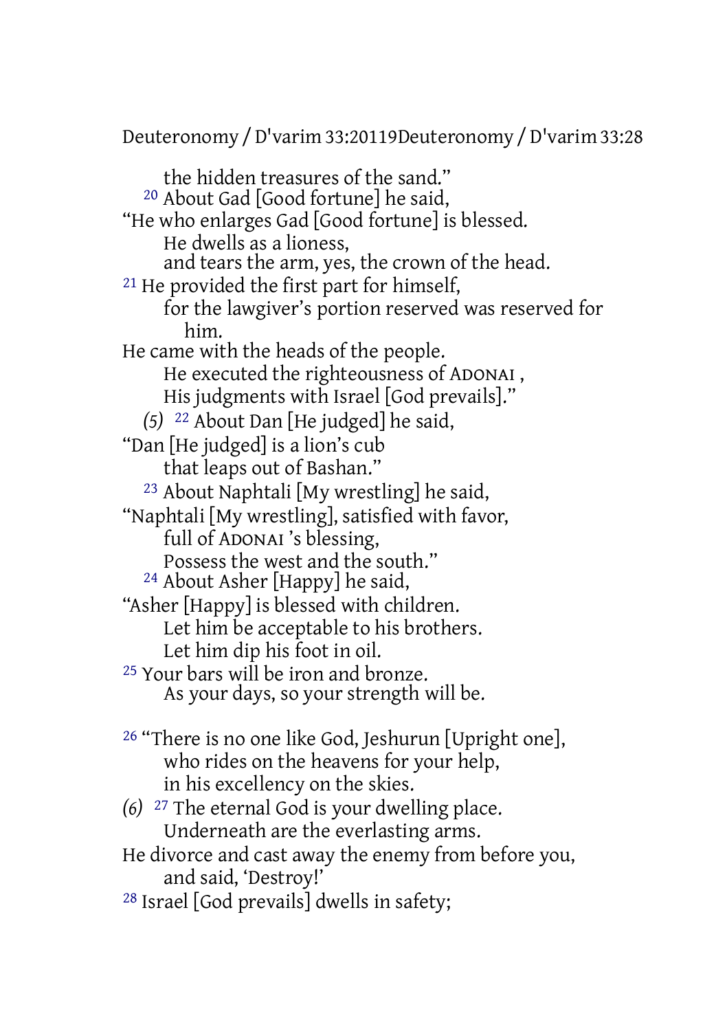the hidden treasures of the sand."

20 About Gad [Good fortune] he said,

"He who enlarges Gad [Good fortune] is blessed.
He dwells as a lioness,
and tears the arm, yes, the crown of the head.

21 He provided the first part for himself,
for the lawgiver's portion reserved was reserved for him.
He came with the heads of the people.
He executed the righteousness of ADONAI ,
His judgments with Israel [God prevails]."

*(5)* 22 About Dan [He judged] he said,

"Dan [He judged] is a lion's cub
that leaps out of Bashan."

23 About Naphtali [My wrestling] he said,

"Naphtali [My wrestling], satisfied with favor,
full of ADONAI 's blessing,
Possess the west and the south."

24 About Asher [Happy] he said,

"Asher [Happy] is blessed with children.
Let him be acceptable to his brothers.
Let him dip his foot in oil.

25 Your bars will be iron and bronze.
As your days, so your strength will be.

26 "There is no one like God, Jeshurun [Upright one],
who rides on the heavens for your help,
in his excellency on the skies.

*(6)* 27 The eternal God is your dwelling place.
Underneath are the everlasting arms.
He divorce and cast away the enemy from before you,
and said, 'Destroy!'

28 Israel [God prevails] dwells in safety;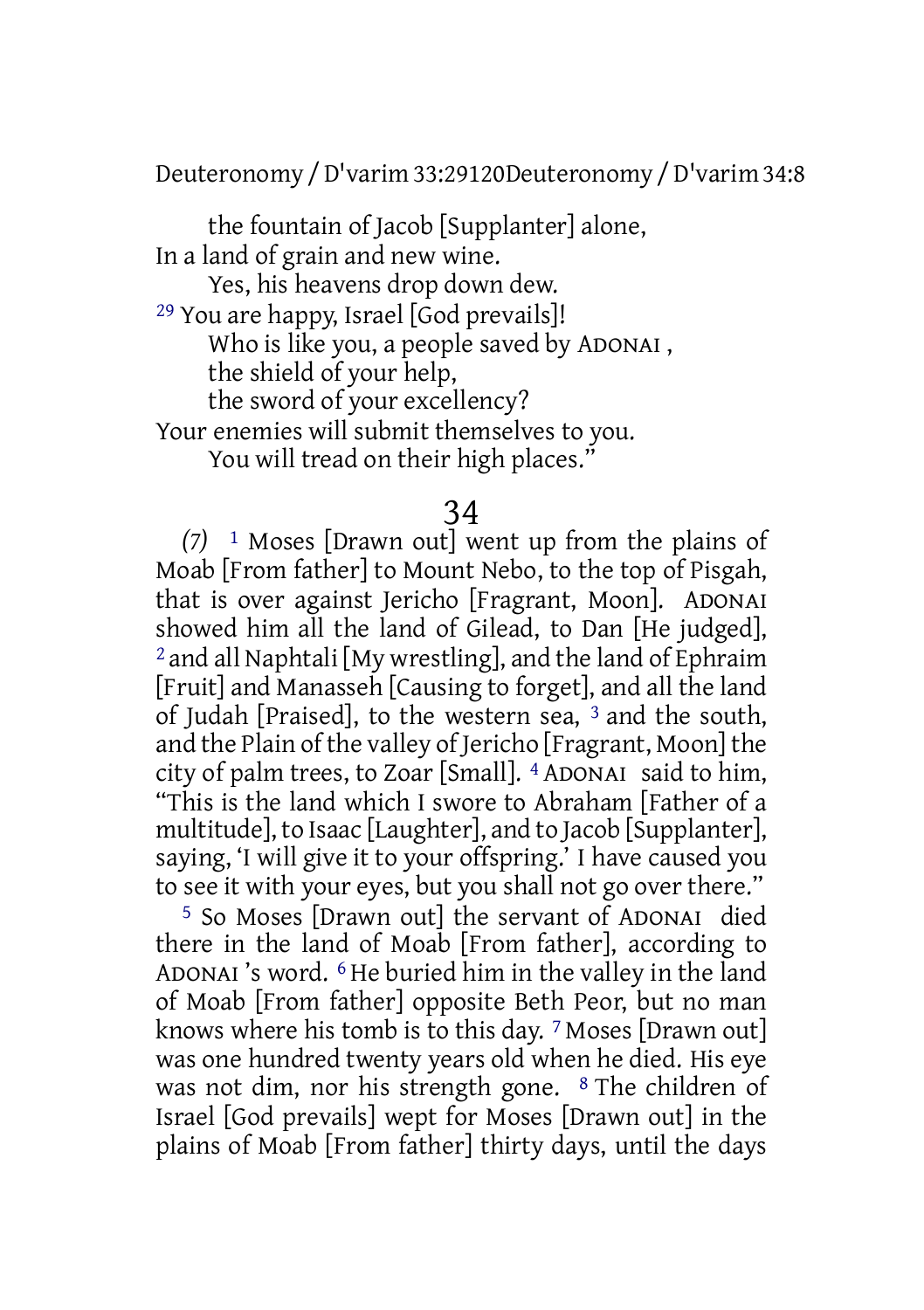the fountain of Jacob [Supplanter] alone,
In a land of grain and new wine.
Yes, his heavens drop down dew.
[29] You are happy, Israel [God prevails]!
Who is like you, a people saved by ADONAI ,
the shield of your help,
the sword of your excellency?
Your enemies will submit themselves to you.
You will tread on their high places."

# 34

*(7)* [1] Moses [Drawn out] went up from the plains of Moab [From father] to Mount Nebo, to the top of Pisgah, that is over against Jericho [Fragrant, Moon]. ADONAI showed him all the land of Gilead, to Dan [He judged], [2] and all Naphtali [My wrestling], and the land of Ephraim [Fruit] and Manasseh [Causing to forget], and all the land of Judah [Praised], to the western sea, [3] and the south, and the Plain of the valley of Jericho [Fragrant, Moon] the city of palm trees, to Zoar [Small]. [4] ADONAI said to him, "This is the land which I swore to Abraham [Father of a multitude], to Isaac [Laughter], and to Jacob [Supplanter], saying, 'I will give it to your offspring.' I have caused you to see it with your eyes, but you shall not go over there."

[5] So Moses [Drawn out] the servant of ADONAI died there in the land of Moab [From father], according to ADONAI 's word. [6] He buried him in the valley in the land of Moab [From father] opposite Beth Peor, but no man knows where his tomb is to this day. [7] Moses [Drawn out] was one hundred twenty years old when he died. His eye was not dim, nor his strength gone. [8] The children of Israel [God prevails] wept for Moses [Drawn out] in the plains of Moab [From father] thirty days, until the days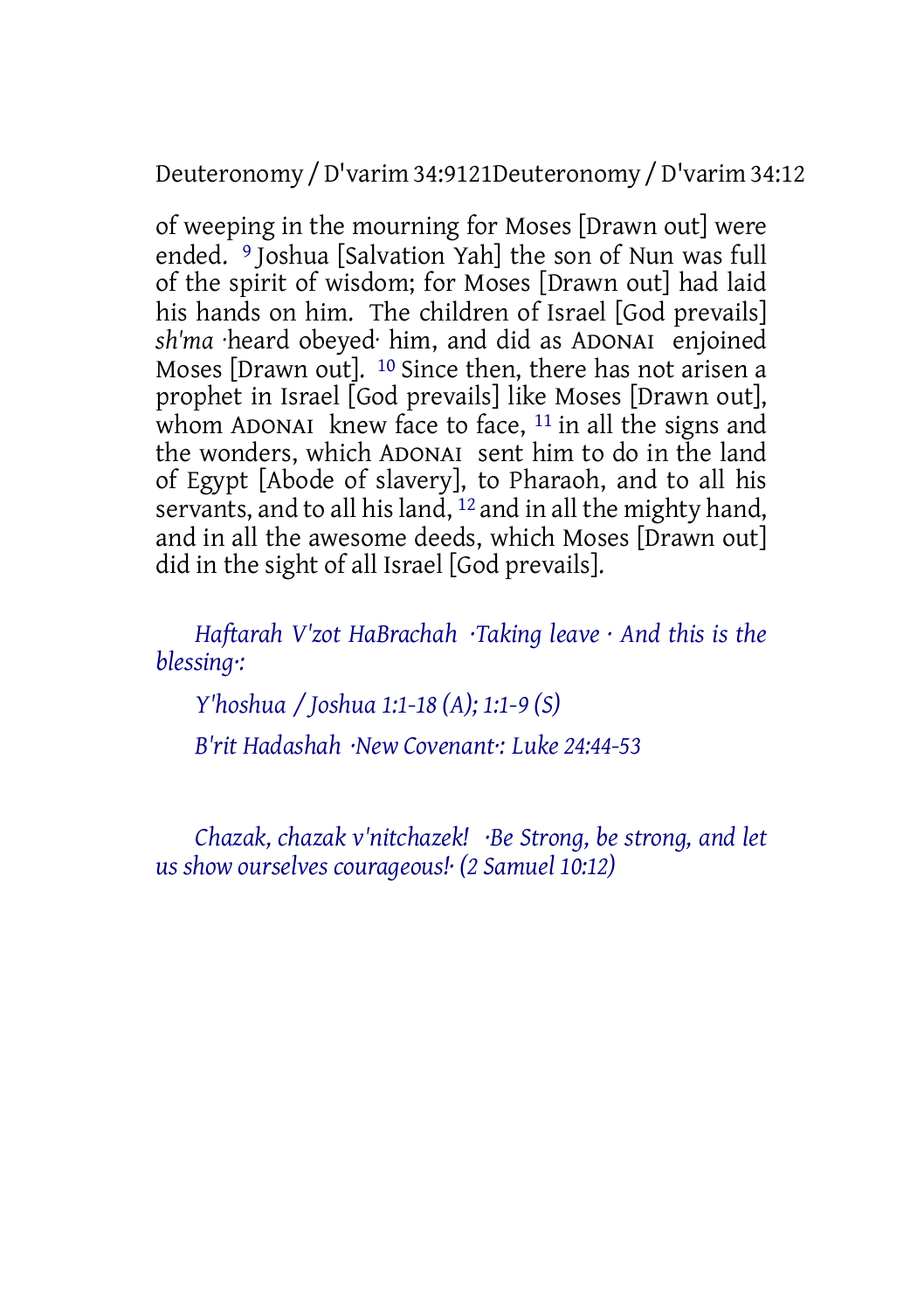of weeping in the mourning for Moses [Drawn out] were ended. [9] Joshua [Salvation Yah] the son of Nun was full of the spirit of wisdom; for Moses [Drawn out] had laid his hands on him. The children of Israel [God prevails] *sh'ma* ·heard obeyed· him, and did as ADONAI enjoined Moses [Drawn out]. [10] Since then, there has not arisen a prophet in Israel [God prevails] like Moses [Drawn out], whom ADONAI knew face to face, [11] in all the signs and the wonders, which ADONAI sent him to do in the land of Egypt [Abode of slavery], to Pharaoh, and to all his servants, and to all his land, [12] and in all the mighty hand, and in all the awesome deeds, which Moses [Drawn out] did in the sight of all Israel [God prevails].

*Haftarah V'zot HaBrachah ·Taking leave · And this is the blessing·:*

*Y'hoshua / Joshua 1:1-18 (A); 1:1-9 (S)*

*B'rit Hadashah ·New Covenant·: Luke 24:44-53*

*Chazak, chazak v'nitchazek! ·Be Strong, be strong, and let us show ourselves courageous!· (2 Samuel 10:12)*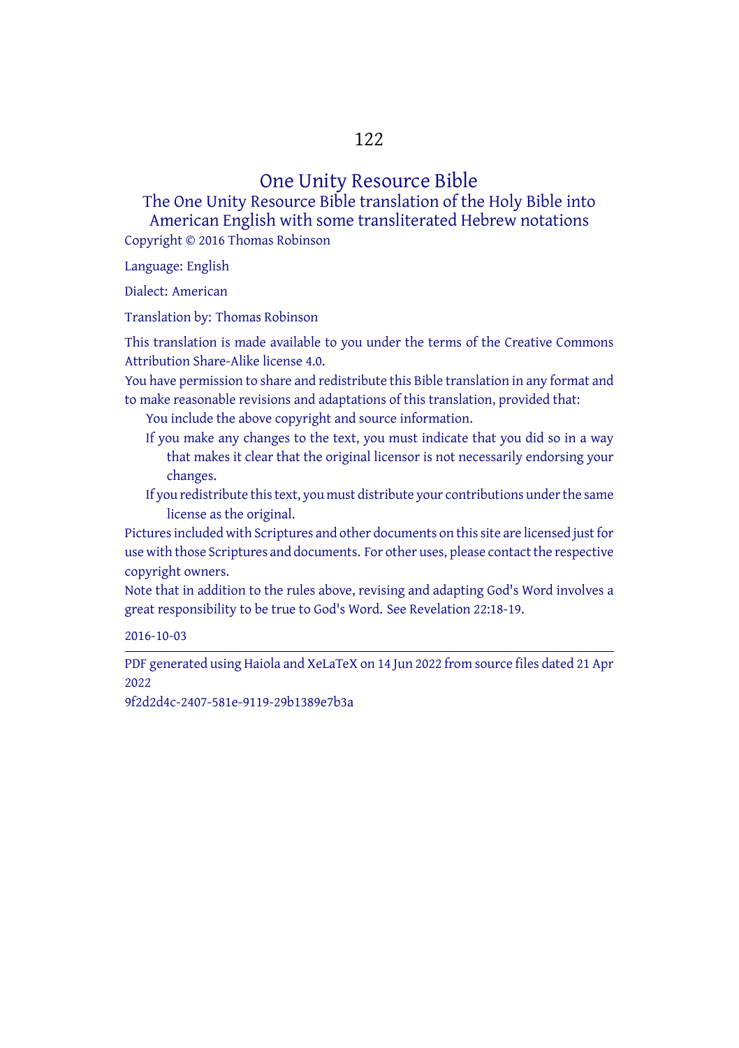# One Unity Resource Bible

## The One Unity Resource Bible translation of the Holy Bible into American English with some transliterated Hebrew notations

Copyright © 2016 Thomas Robinson

Language: English

Dialect: American

Translation by: Thomas Robinson

This translation is made available to you under the terms of the Creative Commons Attribution Share-Alike license 4.0.

You have permission to share and redistribute this Bible translation in any format and to make reasonable revisions and adaptations of this translation, provided that:

- You include the above copyright and source information.
- If you make any changes to the text, you must indicate that you did so in a way that makes it clear that the original licensor is not necessarily endorsing your changes.
- If you redistribute this text, you must distribute your contributions under the same license as the original.

Pictures included with Scriptures and other documents on this site are licensed just for use with those Scriptures and documents. For other uses, please contact the respective copyright owners.

Note that in addition to the rules above, revising and adapting God's Word involves a great responsibility to be true to God's Word. See Revelation 22:18-19.

2016-10-03

---

PDF generated using Haiola and XeLaTeX on 14 Jun 2022 from source files dated 21 Apr 2022

9f2d2d4c-2407-581e-9119-29b1389e7b3a